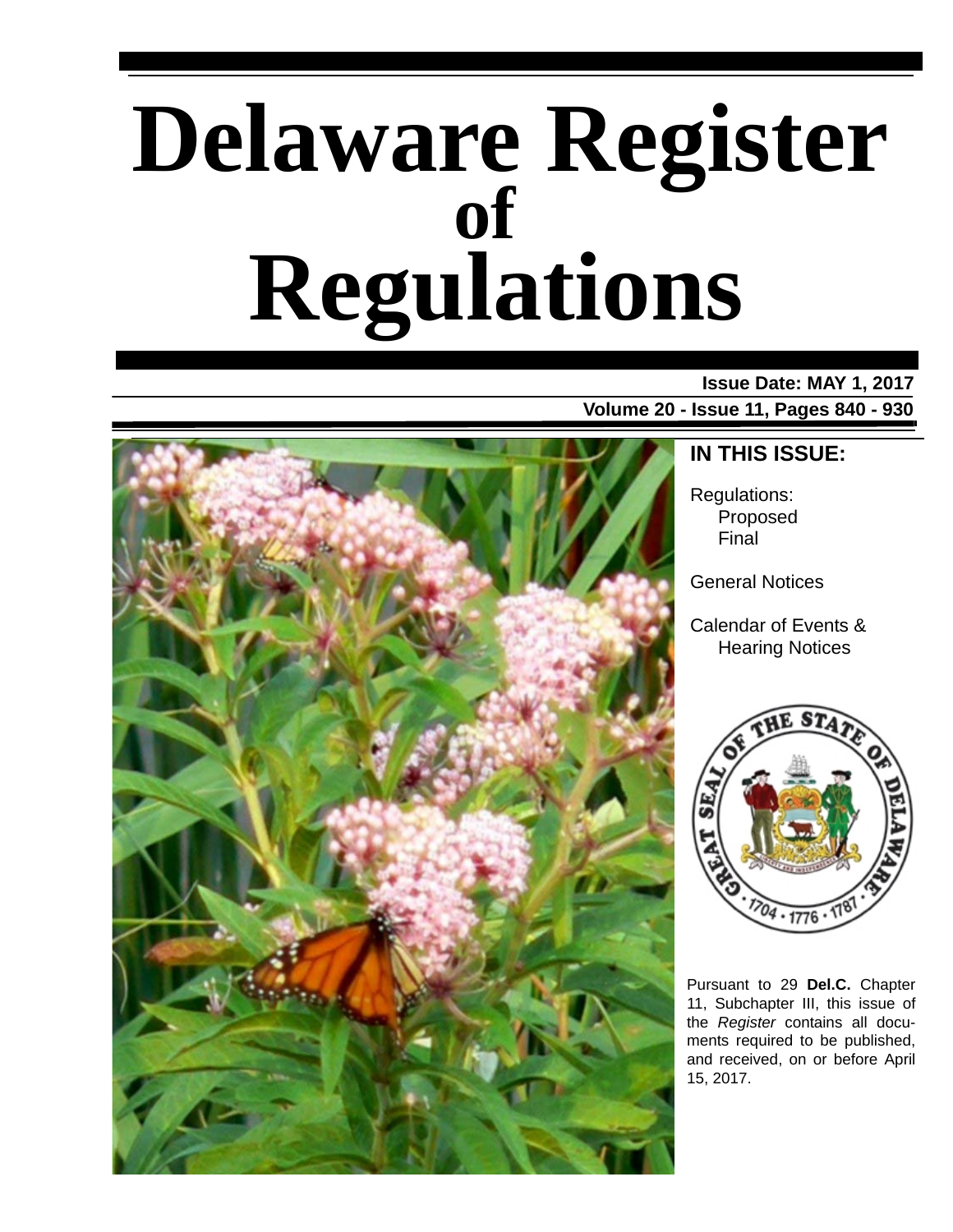# Delaware Register of Regulations

**Issue Date: MAY 1, 2017**

**Volume 20 - Issue 11, Pages 840 - 930**

## IN THIS ISSUE:

Regulations:
- Proposed
- Final

General Notices

Calendar of Events & Hearing Notices

Pursuant to 29 **Del.C.** Chapter 11, Subchapter III, this issue of the *Register* contains all documents required to be published, and received, on or before April 15, 2017.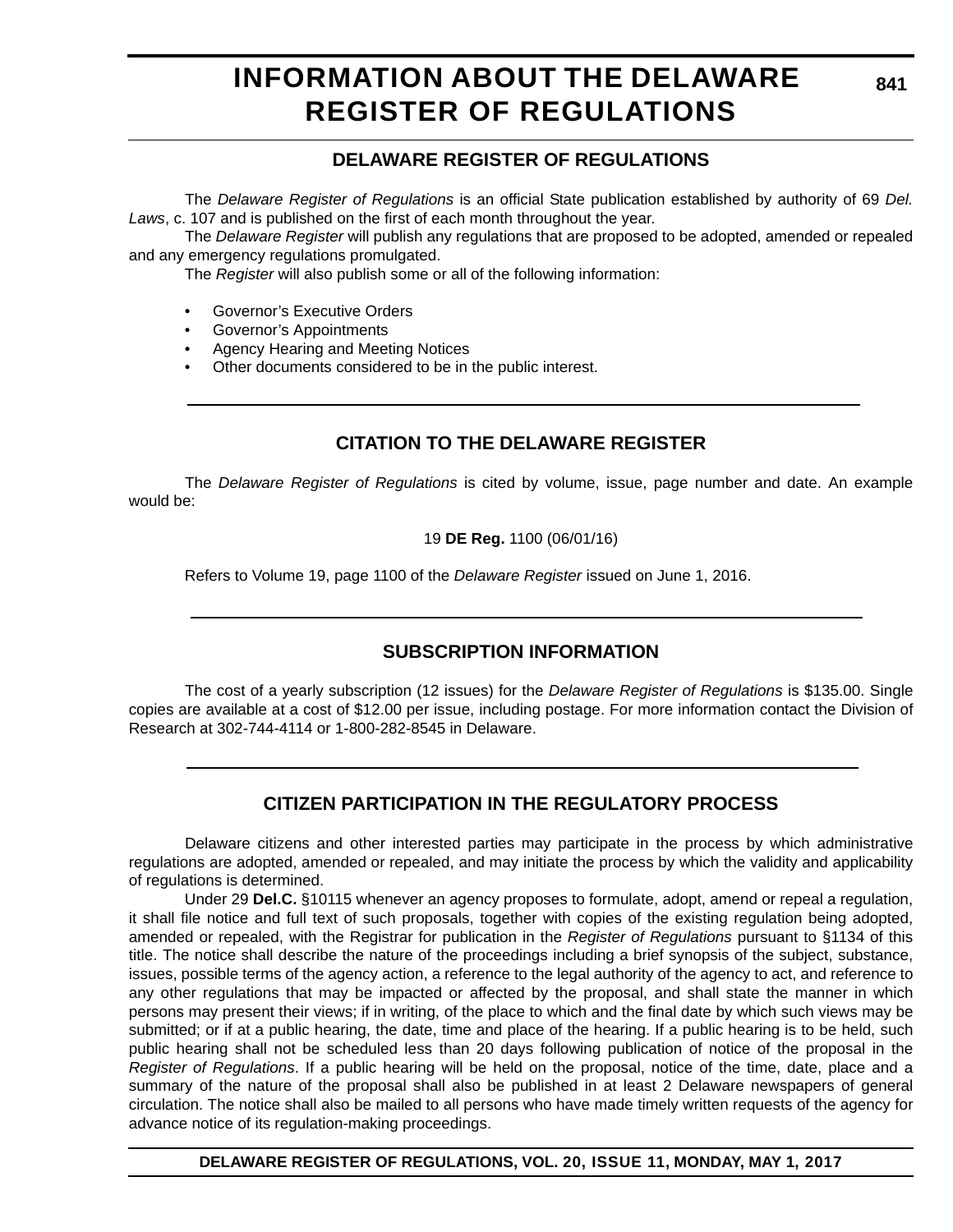# INFORMATION ABOUT THE DELAWARE REGISTER OF REGULATIONS

## DELAWARE REGISTER OF REGULATIONS

The *Delaware Register of Regulations* is an official State publication established by authority of 69 *Del. Laws*, c. 107 and is published on the first of each month throughout the year.

The *Delaware Register* will publish any regulations that are proposed to be adopted, amended or repealed and any emergency regulations promulgated.

The *Register* will also publish some or all of the following information:

- Governor's Executive Orders
- Governor's Appointments
- Agency Hearing and Meeting Notices
- Other documents considered to be in the public interest.

## CITATION TO THE DELAWARE REGISTER

The *Delaware Register of Regulations* is cited by volume, issue, page number and date. An example would be:

19 **DE Reg.** 1100 (06/01/16)

Refers to Volume 19, page 1100 of the *Delaware Register* issued on June 1, 2016.

## SUBSCRIPTION INFORMATION

The cost of a yearly subscription (12 issues) for the *Delaware Register of Regulations* is $135.00. Single copies are available at a cost of $12.00 per issue, including postage. For more information contact the Division of Research at 302-744-4114 or 1-800-282-8545 in Delaware.

## CITIZEN PARTICIPATION IN THE REGULATORY PROCESS

Delaware citizens and other interested parties may participate in the process by which administrative regulations are adopted, amended or repealed, and may initiate the process by which the validity and applicability of regulations is determined.

Under 29 **Del.C.** §10115 whenever an agency proposes to formulate, adopt, amend or repeal a regulation, it shall file notice and full text of such proposals, together with copies of the existing regulation being adopted, amended or repealed, with the Registrar for publication in the *Register of Regulations* pursuant to §1134 of this title. The notice shall describe the nature of the proceedings including a brief synopsis of the subject, substance, issues, possible terms of the agency action, a reference to the legal authority of the agency to act, and reference to any other regulations that may be impacted or affected by the proposal, and shall state the manner in which persons may present their views; if in writing, of the place to which and the final date by which such views may be submitted; or if at a public hearing, the date, time and place of the hearing. If a public hearing is to be held, such public hearing shall not be scheduled less than 20 days following publication of notice of the proposal in the *Register of Regulations*. If a public hearing will be held on the proposal, notice of the time, date, place and a summary of the nature of the proposal shall also be published in at least 2 Delaware newspapers of general circulation. The notice shall also be mailed to all persons who have made timely written requests of the agency for advance notice of its regulation-making proceedings.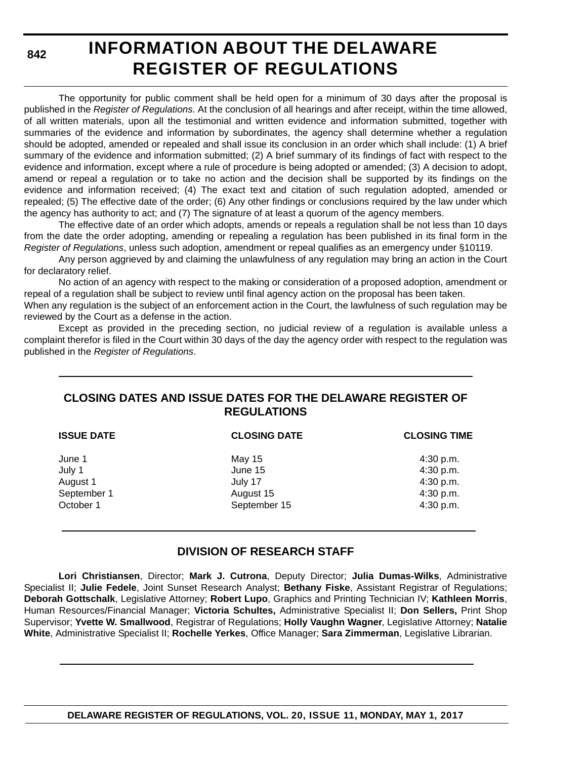# INFORMATION ABOUT THE DELAWARE REGISTER OF REGULATIONS

The opportunity for public comment shall be held open for a minimum of 30 days after the proposal is published in the *Register of Regulations*. At the conclusion of all hearings and after receipt, within the time allowed, of all written materials, upon all the testimonial and written evidence and information submitted, together with summaries of the evidence and information by subordinates, the agency shall determine whether a regulation should be adopted, amended or repealed and shall issue its conclusion in an order which shall include: (1) A brief summary of the evidence and information submitted; (2) A brief summary of its findings of fact with respect to the evidence and information, except where a rule of procedure is being adopted or amended; (3) A decision to adopt, amend or repeal a regulation or to take no action and the decision shall be supported by its findings on the evidence and information received; (4) The exact text and citation of such regulation adopted, amended or repealed; (5) The effective date of the order; (6) Any other findings or conclusions required by the law under which the agency has authority to act; and (7) The signature of at least a quorum of the agency members.

The effective date of an order which adopts, amends or repeals a regulation shall be not less than 10 days from the date the order adopting, amending or repealing a regulation has been published in its final form in the *Register of Regulations*, unless such adoption, amendment or repeal qualifies as an emergency under §10119.

Any person aggrieved by and claiming the unlawfulness of any regulation may bring an action in the Court for declaratory relief.

No action of an agency with respect to the making or consideration of a proposed adoption, amendment or repeal of a regulation shall be subject to review until final agency action on the proposal has been taken.

When any regulation is the subject of an enforcement action in the Court, the lawfulness of such regulation may be reviewed by the Court as a defense in the action.

Except as provided in the preceding section, no judicial review of a regulation is available unless a complaint therefor is filed in the Court within 30 days of the day the agency order with respect to the regulation was published in the *Register of Regulations*.

## CLOSING DATES AND ISSUE DATES FOR THE DELAWARE REGISTER OF REGULATIONS

| ISSUE DATE | CLOSING DATE | CLOSING TIME |
|---|---|---|
| June 1 | May 15 | 4:30 p.m. |
| July 1 | June 15 | 4:30 p.m. |
| August 1 | July 17 | 4:30 p.m. |
| September 1 | August 15 | 4:30 p.m. |
| October 1 | September 15 | 4:30 p.m. |

## DIVISION OF RESEARCH STAFF

**Lori Christiansen**, Director; **Mark J. Cutrona**, Deputy Director; **Julia Dumas-Wilks**, Administrative Specialist II; **Julie Fedele**, Joint Sunset Research Analyst; **Bethany Fiske**, Assistant Registrar of Regulations; **Deborah Gottschalk**, Legislative Attorney; **Robert Lupo**, Graphics and Printing Technician IV; **Kathleen Morris**, Human Resources/Financial Manager; **Victoria Schultes,** Administrative Specialist II; **Don Sellers,** Print Shop Supervisor; **Yvette W. Smallwood**, Registrar of Regulations; **Holly Vaughn Wagner**, Legislative Attorney; **Natalie White**, Administrative Specialist II; **Rochelle Yerkes**, Office Manager; **Sara Zimmerman**, Legislative Librarian.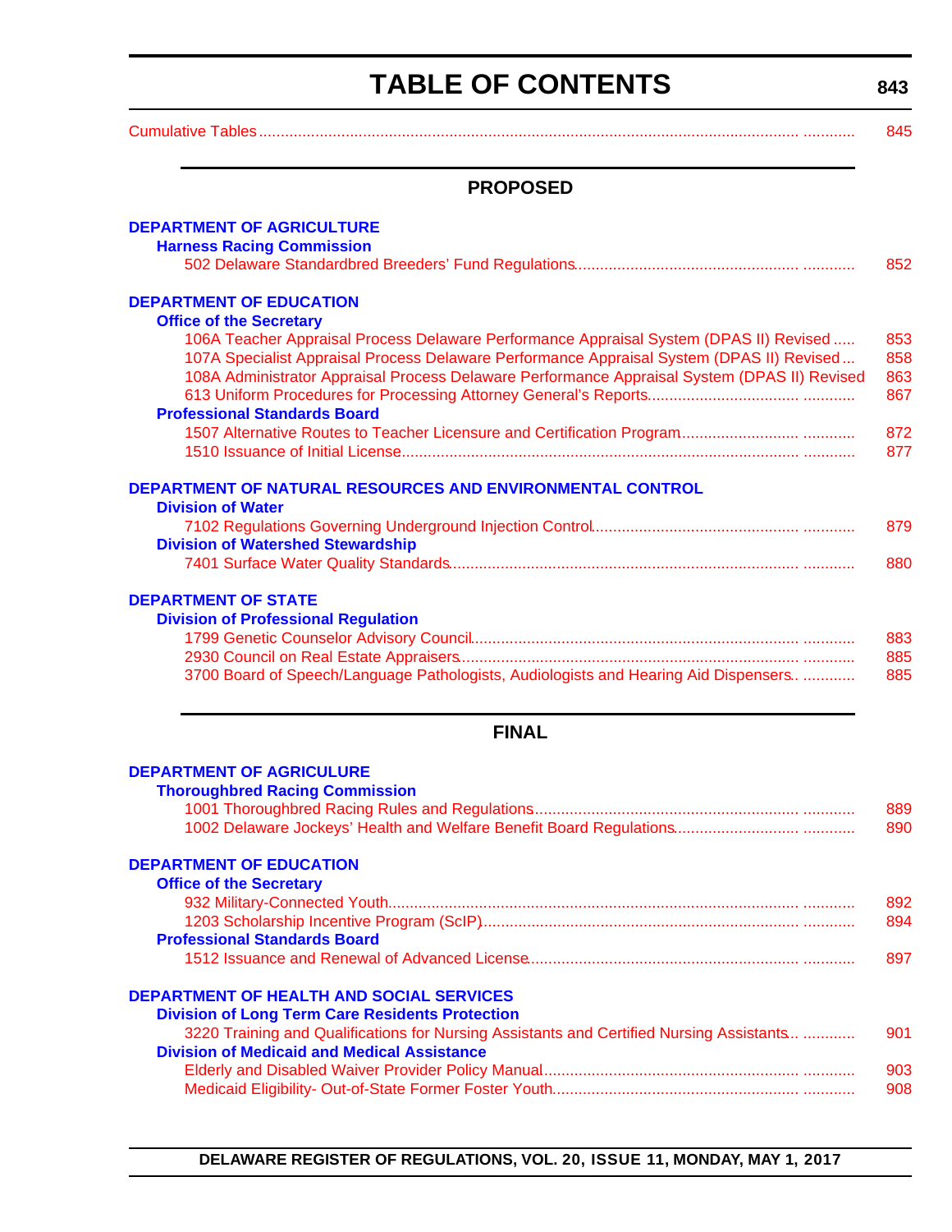# TABLE OF CONTENTS

Cumulative Tables ........................................ 845

## PROPOSED

### DEPARTMENT OF AGRICULTURE

**Harness Racing Commission**

502 Delaware Standardbred Breeders' Fund Regulations ........................................ 852

### DEPARTMENT OF EDUCATION

**Office of the Secretary**

106A Teacher Appraisal Process Delaware Performance Appraisal System (DPAS II) Revised ..... 853

107A Specialist Appraisal Process Delaware Performance Appraisal System (DPAS II) Revised ... 858

108A Administrator Appraisal Process Delaware Performance Appraisal System (DPAS II) Revised 863

613 Uniform Procedures for Processing Attorney General's Reports ........................................ 867

**Professional Standards Board**

1507 Alternative Routes to Teacher Licensure and Certification Program ........................................ 872

1510 Issuance of Initial License ........................................ 877

### DEPARTMENT OF NATURAL RESOURCES AND ENVIRONMENTAL CONTROL

**Division of Water**

7102 Regulations Governing Underground Injection Control ........................................ 879

**Division of Watershed Stewardship**

7401 Surface Water Quality Standards ........................................ 880

### DEPARTMENT OF STATE

**Division of Professional Regulation**

1799 Genetic Counselor Advisory Council ........................................ 883

2930 Council on Real Estate Appraisers ........................................ 885

3700 Board of Speech/Language Pathologists, Audiologists and Hearing Aid Dispensers ........................................ 885

## FINAL

### DEPARTMENT OF AGRICULURE

**Thoroughbred Racing Commission**

1001 Thoroughbred Racing Rules and Regulations ........................................ 889

1002 Delaware Jockeys' Health and Welfare Benefit Board Regulations ........................................ 890

### DEPARTMENT OF EDUCATION

**Office of the Secretary**

932 Military-Connected Youth ........................................ 892

1203 Scholarship Incentive Program (ScIP) ........................................ 894

**Professional Standards Board**

1512 Issuance and Renewal of Advanced License ........................................ 897

### DEPARTMENT OF HEALTH AND SOCIAL SERVICES

**Division of Long Term Care Residents Protection**

3220 Training and Qualifications for Nursing Assistants and Certified Nursing Assistants ........................................ 901

**Division of Medicaid and Medical Assistance**

Elderly and Disabled Waiver Provider Policy Manual ........................................ 903

Medicaid Eligibility- Out-of-State Former Foster Youth ........................................ 908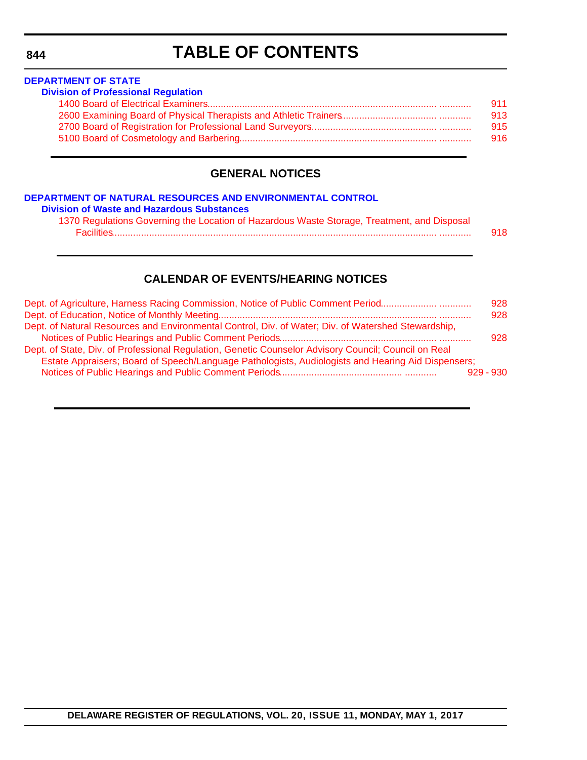# TABLE OF CONTENTS

**DEPARTMENT OF STATE**

**Division of Professional Regulation**

1400 Board of Electrical Examiners............................................................................................ ............ 911

2600 Examining Board of Physical Therapists and Athletic Trainers.................................... ............ 913

2700 Board of Registration for Professional Land Surveyors................................................ ............ 915

5100 Board of Cosmetology and Barbering.......................................................................... ............ 916

## GENERAL NOTICES

**DEPARTMENT OF NATURAL RESOURCES AND ENVIRONMENTAL CONTROL**

**Division of Waste and Hazardous Substances**

1370 Regulations Governing the Location of Hazardous Waste Storage, Treatment, and Disposal Facilities............................................................................................................................ ............ 918

## CALENDAR OF EVENTS/HEARING NOTICES

Dept. of Agriculture, Harness Racing Commission, Notice of Public Comment Period.................... ............ 928

Dept. of Education, Notice of Monthly Meeting................................................................................. ............ 928

Dept. of Natural Resources and Environmental Control, Div. of Water; Div. of Watershed Stewardship, Notices of Public Hearings and Public Comment Periods......................................................... ............ 928

Dept. of State, Div. of Professional Regulation, Genetic Counselor Advisory Council; Council on Real Estate Appraisers; Board of Speech/Language Pathologists, Audiologists and Hearing Aid Dispensers; Notices of Public Hearings and Public Comment Periods............................................ ............ 929 - 930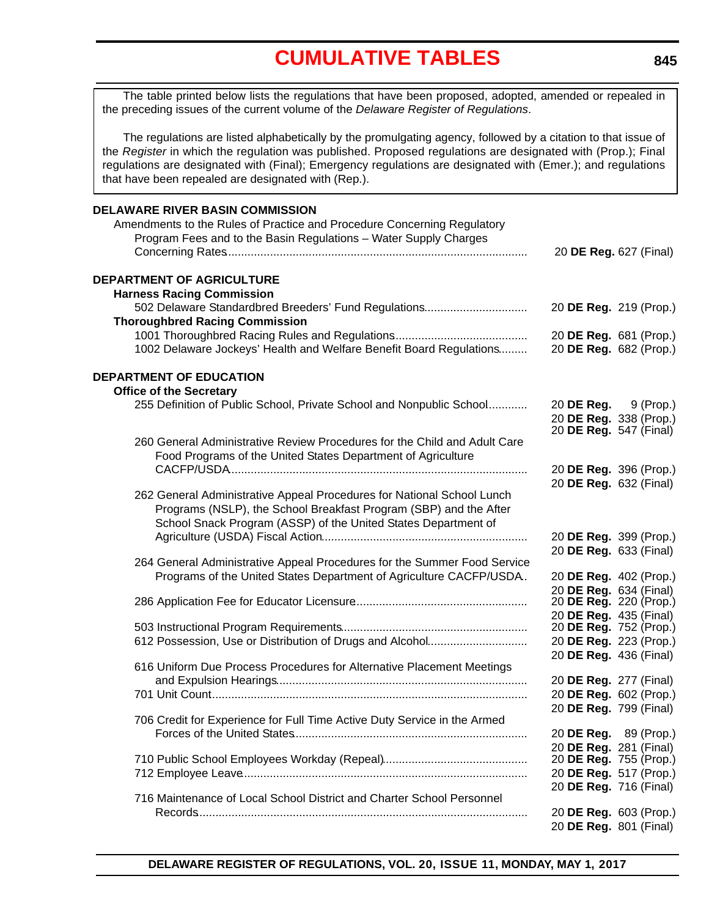# CUMULATIVE TABLES

The table printed below lists the regulations that have been proposed, adopted, amended or repealed in the preceding issues of the current volume of the *Delaware Register of Regulations*.

The regulations are listed alphabetically by the promulgating agency, followed by a citation to that issue of the *Register* in which the regulation was published. Proposed regulations are designated with (Prop.); Final regulations are designated with (Final); Emergency regulations are designated with (Emer.); and regulations that have been repealed are designated with (Rep.).

**DELAWARE RIVER BASIN COMMISSION**

| Regulation | Citation |
|---|---|
| Amendments to the Rules of Practice and Procedure Concerning Regulatory Program Fees and to the Basin Regulations – Water Supply Charges Concerning Rates | 20 **DE Reg.** 627 (Final) |

**DEPARTMENT OF AGRICULTURE**

| Regulation | Citation |
|---|---|
| **Harness Racing Commission** | |
| 502 Delaware Standardbred Breeders' Fund Regulations | 20 **DE Reg.** 219 (Prop.) |
| **Thoroughbred Racing Commission** | |
| 1001 Thoroughbred Racing Rules and Regulations | 20 **DE Reg.** 681 (Prop.) |
| 1002 Delaware Jockeys' Health and Welfare Benefit Board Regulations | 20 **DE Reg.** 682 (Prop.) |

**DEPARTMENT OF EDUCATION**

| Regulation | Citation |
|---|---|
| **Office of the Secretary** | |
| 255 Definition of Public School, Private School and Nonpublic School | 20 **DE Reg.** 9 (Prop.) |
| | 20 **DE Reg.** 338 (Prop.) |
| | 20 **DE Reg.** 547 (Final) |
| 260 General Administrative Review Procedures for the Child and Adult Care Food Programs of the United States Department of Agriculture CACFP/USDA | 20 **DE Reg.** 396 (Prop.) |
| | 20 **DE Reg.** 632 (Final) |
| 262 General Administrative Appeal Procedures for National School Lunch Programs (NSLP), the School Breakfast Program (SBP) and the After School Snack Program (ASSP) of the United States Department of Agriculture (USDA) Fiscal Action | 20 **DE Reg.** 399 (Prop.) |
| | 20 **DE Reg.** 633 (Final) |
| 264 General Administrative Appeal Procedures for the Summer Food Service Programs of the United States Department of Agriculture CACFP/USDA | 20 **DE Reg.** 402 (Prop.) |
| | 20 **DE Reg.** 634 (Final) |
| 286 Application Fee for Educator Licensure | 20 **DE Reg.** 220 (Prop.) |
| | 20 **DE Reg.** 435 (Final) |
| 503 Instructional Program Requirements | 20 **DE Reg.** 752 (Prop.) |
| 612 Possession, Use or Distribution of Drugs and Alcohol | 20 **DE Reg.** 223 (Prop.) |
| | 20 **DE Reg.** 436 (Final) |
| 616 Uniform Due Process Procedures for Alternative Placement Meetings and Expulsion Hearings | 20 **DE Reg.** 277 (Final) |
| 701 Unit Count | 20 **DE Reg.** 602 (Prop.) |
| | 20 **DE Reg.** 799 (Final) |
| 706 Credit for Experience for Full Time Active Duty Service in the Armed Forces of the United States | 20 **DE Reg.** 89 (Prop.) |
| | 20 **DE Reg.** 281 (Final) |
| 710 Public School Employees Workday (Repeal) | 20 **DE Reg.** 755 (Prop.) |
| 712 Employee Leave | 20 **DE Reg.** 517 (Prop.) |
| | 20 **DE Reg.** 716 (Final) |
| 716 Maintenance of Local School District and Charter School Personnel Records | 20 **DE Reg.** 603 (Prop.) |
| | 20 **DE Reg.** 801 (Final) |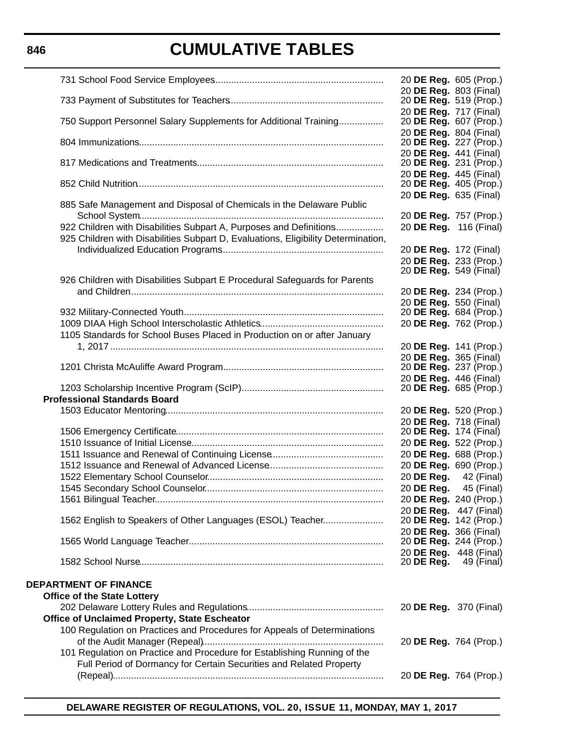# CUMULATIVE TABLES

| Regulation | Citation |
|---|---|
| 731 School Food Service Employees | 20 **DE Reg.** 605 (Prop.)<br>20 **DE Reg.** 803 (Final) |
| 733 Payment of Substitutes for Teachers | 20 **DE Reg.** 519 (Prop.)<br>20 **DE Reg.** 717 (Final) |
| 750 Support Personnel Salary Supplements for Additional Training | 20 **DE Reg.** 607 (Prop.)<br>20 **DE Reg.** 804 (Final) |
| 804 Immunizations | 20 **DE Reg.** 227 (Prop.)<br>20 **DE Reg.** 441 (Final) |
| 817 Medications and Treatments | 20 **DE Reg.** 231 (Prop.)<br>20 **DE Reg.** 445 (Final) |
| 852 Child Nutrition | 20 **DE Reg.** 405 (Prop.)<br>20 **DE Reg.** 635 (Final) |
| 885 Safe Management and Disposal of Chemicals in the Delaware Public School System | 20 **DE Reg.** 757 (Prop.) |
| 922 Children with Disabilities Subpart A, Purposes and Definitions | 20 **DE Reg.** 116 (Final) |
| 925 Children with Disabilities Subpart D, Evaluations, Eligibility Determination, Individualized Education Programs | 20 **DE Reg.** 172 (Final)<br>20 **DE Reg.** 233 (Prop.)<br>20 **DE Reg.** 549 (Final) |
| 926 Children with Disabilities Subpart E Procedural Safeguards for Parents and Children | 20 **DE Reg.** 234 (Prop.)<br>20 **DE Reg.** 550 (Final) |
| 932 Military-Connected Youth | 20 **DE Reg.** 684 (Prop.) |
| 1009 DIAA High School Interscholastic Athletics | 20 **DE Reg.** 762 (Prop.) |
| 1105 Standards for School Buses Placed in Production on or after January 1, 2017 | 20 **DE Reg.** 141 (Prop.)<br>20 **DE Reg.** 365 (Final) |
| 1201 Christa McAuliffe Award Program | 20 **DE Reg.** 237 (Prop.)<br>20 **DE Reg.** 446 (Final) |
| 1203 Scholarship Incentive Program (ScIP) | 20 **DE Reg.** 685 (Prop.) |
| **Professional Standards Board** | |
| 1503 Educator Mentoring | 20 **DE Reg.** 520 (Prop.)<br>20 **DE Reg.** 718 (Final) |
| 1506 Emergency Certificate | 20 **DE Reg.** 174 (Final) |
| 1510 Issuance of Initial License | 20 **DE Reg.** 522 (Prop.) |
| 1511 Issuance and Renewal of Continuing License | 20 **DE Reg.** 688 (Prop.) |
| 1512 Issuance and Renewal of Advanced License | 20 **DE Reg.** 690 (Prop.) |
| 1522 Elementary School Counselor | 20 **DE Reg.** 42 (Final) |
| 1545 Secondary School Counselor | 20 **DE Reg.** 45 (Final) |
| 1561 Bilingual Teacher | 20 **DE Reg.** 240 (Prop.)<br>20 **DE Reg.** 447 (Final) |
| 1562 English to Speakers of Other Languages (ESOL) Teacher | 20 **DE Reg.** 142 (Prop.)<br>20 **DE Reg.** 366 (Final) |
| 1565 World Language Teacher | 20 **DE Reg.** 244 (Prop.)<br>20 **DE Reg.** 448 (Final) |
| 1582 School Nurse | 20 **DE Reg.** 49 (Final) |

**DEPARTMENT OF FINANCE**

| Regulation | Citation |
|---|---|
| **Office of the State Lottery** | |
| 202 Delaware Lottery Rules and Regulations | 20 **DE Reg.** 370 (Final) |
| **Office of Unclaimed Property, State Escheator** | |
| 100 Regulation on Practices and Procedures for Appeals of Determinations of the Audit Manager (Repeal) | 20 **DE Reg.** 764 (Prop.) |
| 101 Regulation on Practice and Procedure for Establishing Running of the Full Period of Dormancy for Certain Securities and Related Property (Repeal) | 20 **DE Reg.** 764 (Prop.) |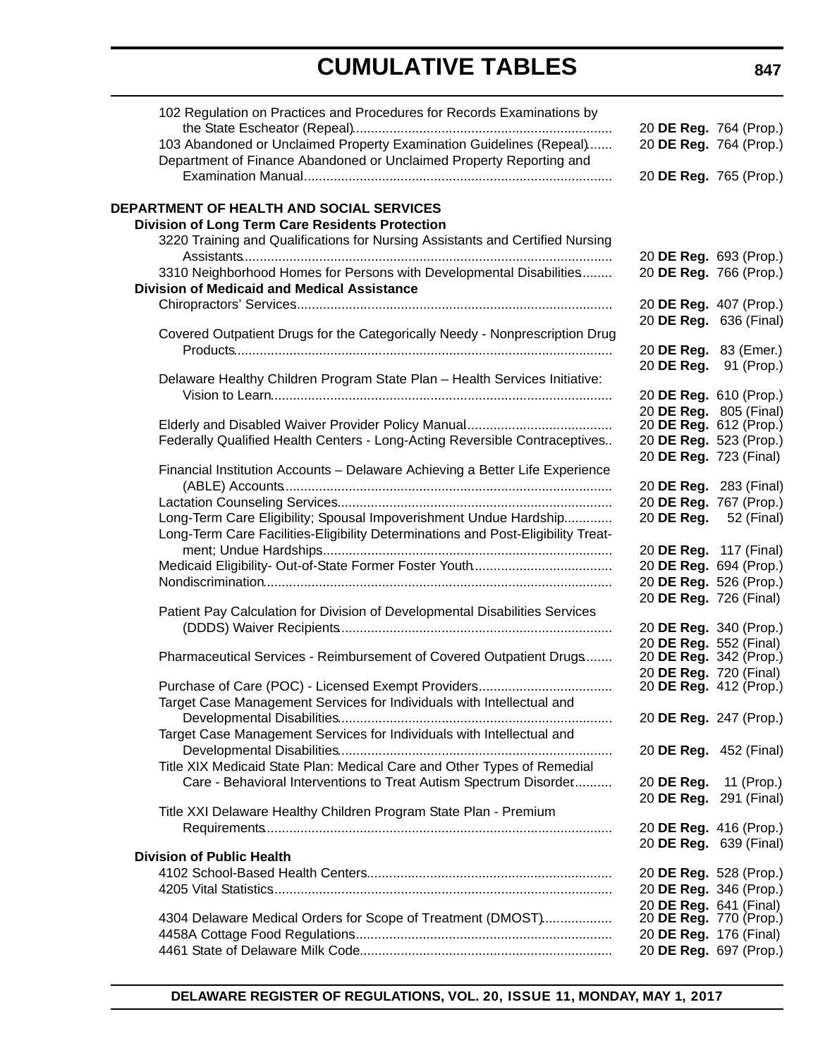102 Regulation on Practices and Procedures for Records Examinations by the State Escheator (Repeal).......... 20 **DE Reg.** 764 (Prop.)
103 Abandoned or Unclaimed Property Examination Guidelines (Repeal)....... 20 **DE Reg.** 764 (Prop.)
Department of Finance Abandoned or Unclaimed Property Reporting and Examination Manual.......... 20 **DE Reg.** 765 (Prop.)

**DEPARTMENT OF HEALTH AND SOCIAL SERVICES**

**Division of Long Term Care Residents Protection**

3220 Training and Qualifications for Nursing Assistants and Certified Nursing Assistants.......... 20 **DE Reg.** 693 (Prop.)
3310 Neighborhood Homes for Persons with Developmental Disabilities........ 20 **DE Reg.** 766 (Prop.)

**Division of Medicaid and Medical Assistance**

Chiropractors' Services.......... 20 **DE Reg.** 407 (Prop.)
20 **DE Reg.** 636 (Final)
Covered Outpatient Drugs for the Categorically Needy - Nonprescription Drug Products.......... 20 **DE Reg.** 83 (Emer.)
20 **DE Reg.** 91 (Prop.)
Delaware Healthy Children Program State Plan – Health Services Initiative: Vision to Learn.......... 20 **DE Reg.** 610 (Prop.)
20 **DE Reg.** 805 (Final)
Elderly and Disabled Waiver Provider Policy Manual.......... 20 **DE Reg.** 612 (Prop.)
Federally Qualified Health Centers - Long-Acting Reversible Contraceptives.. 20 **DE Reg.** 523 (Prop.)
20 **DE Reg.** 723 (Final)
Financial Institution Accounts – Delaware Achieving a Better Life Experience (ABLE) Accounts.......... 20 **DE Reg.** 283 (Final)
Lactation Counseling Services.......... 20 **DE Reg.** 767 (Prop.)
Long-Term Care Eligibility; Spousal Impoverishment Undue Hardship.......... 20 **DE Reg.** 52 (Final)
Long-Term Care Facilities-Eligibility Determinations and Post-Eligibility Treatment; Undue Hardships.......... 20 **DE Reg.** 117 (Final)
Medicaid Eligibility- Out-of-State Former Foster Youth.......... 20 **DE Reg.** 694 (Prop.)
Nondiscrimination.......... 20 **DE Reg.** 526 (Prop.)
20 **DE Reg.** 726 (Final)
Patient Pay Calculation for Division of Developmental Disabilities Services (DDDS) Waiver Recipients.......... 20 **DE Reg.** 340 (Prop.)
20 **DE Reg.** 552 (Final)
Pharmaceutical Services - Reimbursement of Covered Outpatient Drugs....... 20 **DE Reg.** 342 (Prop.)
20 **DE Reg.** 720 (Final)
Purchase of Care (POC) - Licensed Exempt Providers.......... 20 **DE Reg.** 412 (Prop.)
Target Case Management Services for Individuals with Intellectual and Developmental Disabilities.......... 20 **DE Reg.** 247 (Prop.)
Target Case Management Services for Individuals with Intellectual and Developmental Disabilities.......... 20 **DE Reg.** 452 (Final)
Title XIX Medicaid State Plan: Medical Care and Other Types of Remedial Care - Behavioral Interventions to Treat Autism Spectrum Disorder.......... 20 **DE Reg.** 11 (Prop.)
20 **DE Reg.** 291 (Final)
Title XXI Delaware Healthy Children Program State Plan - Premium Requirements.......... 20 **DE Reg.** 416 (Prop.)
20 **DE Reg.** 639 (Final)

**Division of Public Health**

4102 School-Based Health Centers.......... 20 **DE Reg.** 528 (Prop.)
4205 Vital Statistics.......... 20 **DE Reg.** 346 (Prop.)
20 **DE Reg.** 641 (Final)
4304 Delaware Medical Orders for Scope of Treatment (DMOST).......... 20 **DE Reg.** 770 (Prop.)
4458A Cottage Food Regulations.......... 20 **DE Reg.** 176 (Final)
4461 State of Delaware Milk Code.......... 20 **DE Reg.** 697 (Prop.)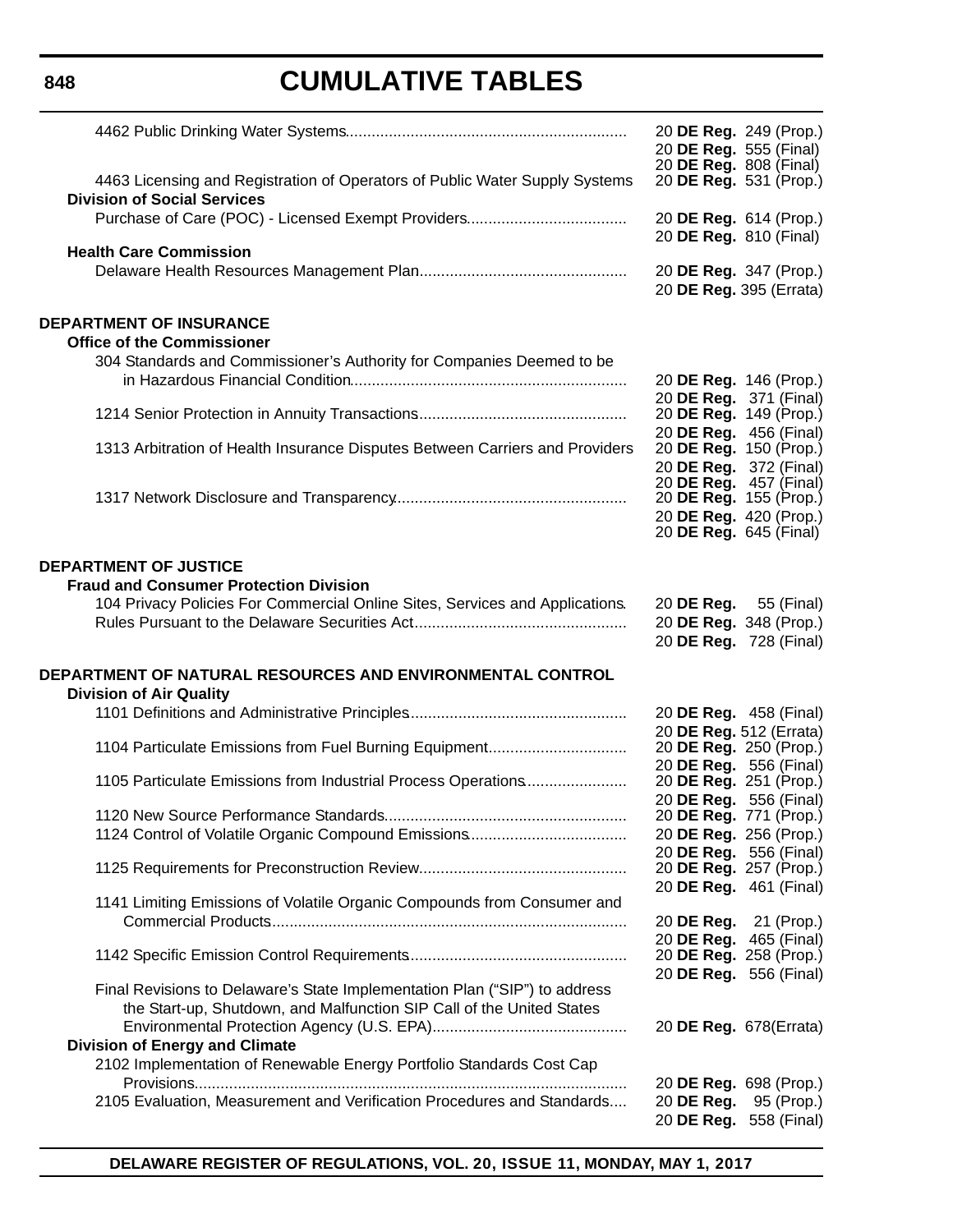| | |
|---|---|
| 4462 Public Drinking Water Systems | 20 **DE Reg.** 249 (Prop.)<br>20 **DE Reg.** 555 (Final)<br>20 **DE Reg.** 808 (Final) |
| 4463 Licensing and Registration of Operators of Public Water Supply Systems | 20 **DE Reg.** 531 (Prop.) |
| **Division of Social Services** | |
| Purchase of Care (POC) - Licensed Exempt Providers | 20 **DE Reg.** 614 (Prop.)<br>20 **DE Reg.** 810 (Final) |
| **Health Care Commission** | |
| Delaware Health Resources Management Plan | 20 **DE Reg.** 347 (Prop.)<br>20 **DE Reg.** 395 (Errata) |

**DEPARTMENT OF INSURANCE**

| | |
|---|---|
| **Office of the Commissioner** | |
| 304 Standards and Commissioner's Authority for Companies Deemed to be in Hazardous Financial Condition | 20 **DE Reg.** 146 (Prop.)<br>20 **DE Reg.** 371 (Final) |
| 1214 Senior Protection in Annuity Transactions | 20 **DE Reg.** 149 (Prop.)<br>20 **DE Reg.** 456 (Final) |
| 1313 Arbitration of Health Insurance Disputes Between Carriers and Providers | 20 **DE Reg.** 150 (Prop.)<br>20 **DE Reg.** 372 (Final)<br>20 **DE Reg.** 457 (Final) |
| 1317 Network Disclosure and Transparency | 20 **DE Reg.** 155 (Prop.)<br>20 **DE Reg.** 420 (Prop.)<br>20 **DE Reg.** 645 (Final) |

**DEPARTMENT OF JUSTICE**

| | |
|---|---|
| **Fraud and Consumer Protection Division** | |
| 104 Privacy Policies For Commercial Online Sites, Services and Applications | 20 **DE Reg.** 55 (Final) |
| Rules Pursuant to the Delaware Securities Act | 20 **DE Reg.** 348 (Prop.)<br>20 **DE Reg.** 728 (Final) |

**DEPARTMENT OF NATURAL RESOURCES AND ENVIRONMENTAL CONTROL**

| | |
|---|---|
| **Division of Air Quality** | |
| 1101 Definitions and Administrative Principles | 20 **DE Reg.** 458 (Final)<br>20 **DE Reg.** 512 (Errata) |
| 1104 Particulate Emissions from Fuel Burning Equipment | 20 **DE Reg.** 250 (Prop.)<br>20 **DE Reg.** 556 (Final) |
| 1105 Particulate Emissions from Industrial Process Operations | 20 **DE Reg.** 251 (Prop.)<br>20 **DE Reg.** 556 (Final) |
| 1120 New Source Performance Standards | 20 **DE Reg.** 771 (Prop.) |
| 1124 Control of Volatile Organic Compound Emissions | 20 **DE Reg.** 256 (Prop.)<br>20 **DE Reg.** 556 (Final) |
| 1125 Requirements for Preconstruction Review | 20 **DE Reg.** 257 (Prop.)<br>20 **DE Reg.** 461 (Final) |
| 1141 Limiting Emissions of Volatile Organic Compounds from Consumer and Commercial Products | 20 **DE Reg.** 21 (Prop.)<br>20 **DE Reg.** 465 (Final) |
| 1142 Specific Emission Control Requirements | 20 **DE Reg.** 258 (Prop.)<br>20 **DE Reg.** 556 (Final) |
| Final Revisions to Delaware's State Implementation Plan ("SIP") to address the Start-up, Shutdown, and Malfunction SIP Call of the United States Environmental Protection Agency (U.S. EPA) | 20 **DE Reg.** 678(Errata) |
| **Division of Energy and Climate** | |
| 2102 Implementation of Renewable Energy Portfolio Standards Cost Cap Provisions | 20 **DE Reg.** 698 (Prop.) |
| 2105 Evaluation, Measurement and Verification Procedures and Standards | 20 **DE Reg.** 95 (Prop.)<br>20 **DE Reg.** 558 (Final) |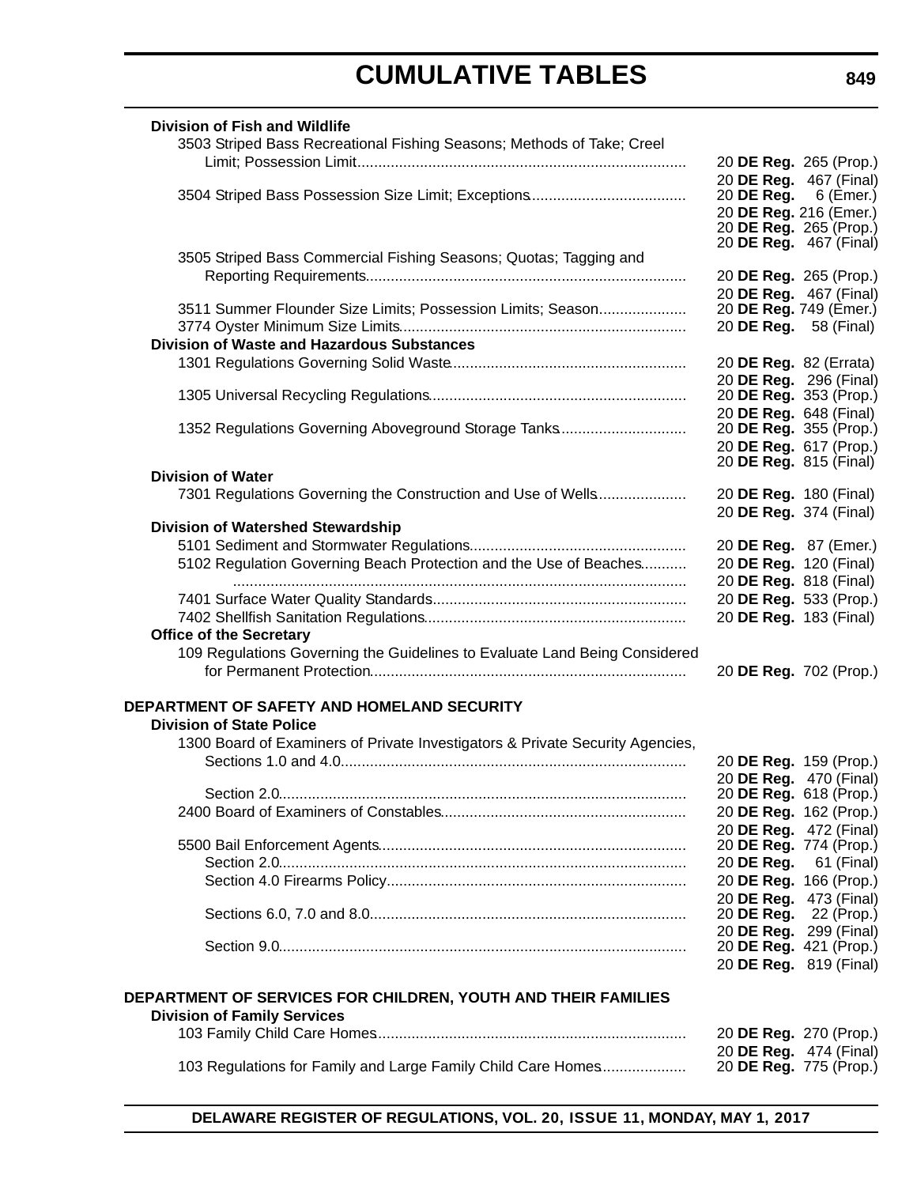**Division of Fish and Wildlife**

| | |
|---|---|
| 3503 Striped Bass Recreational Fishing Seasons; Methods of Take; Creel Limit; Possession Limit | 20 **DE Reg.** 265 (Prop.) |
| | 20 **DE Reg.** 467 (Final) |
| 3504 Striped Bass Possession Size Limit; Exceptions | 20 **DE Reg.** 6 (Emer.) |
| | 20 **DE Reg.** 216 (Emer.) |
| | 20 **DE Reg.** 265 (Prop.) |
| | 20 **DE Reg.** 467 (Final) |
| 3505 Striped Bass Commercial Fishing Seasons; Quotas; Tagging and Reporting Requirements | 20 **DE Reg.** 265 (Prop.) |
| | 20 **DE Reg.** 467 (Final) |
| 3511 Summer Flounder Size Limits; Possession Limits; Season | 20 **DE Reg.** 749 (Emer.) |
| 3774 Oyster Minimum Size Limits | 20 **DE Reg.** 58 (Final) |

**Division of Waste and Hazardous Substances**

| | |
|---|---|
| 1301 Regulations Governing Solid Waste | 20 **DE Reg.** 82 (Errata) |
| | 20 **DE Reg.** 296 (Final) |
| 1305 Universal Recycling Regulations | 20 **DE Reg.** 353 (Prop.) |
| | 20 **DE Reg.** 648 (Final) |
| 1352 Regulations Governing Aboveground Storage Tanks | 20 **DE Reg.** 355 (Prop.) |
| | 20 **DE Reg.** 617 (Prop.) |
| | 20 **DE Reg.** 815 (Final) |

**Division of Water**

| | |
|---|---|
| 7301 Regulations Governing the Construction and Use of Wells | 20 **DE Reg.** 180 (Final) |
| | 20 **DE Reg.** 374 (Final) |

**Division of Watershed Stewardship**

| | |
|---|---|
| 5101 Sediment and Stormwater Regulations | 20 **DE Reg.** 87 (Emer.) |
| 5102 Regulation Governing Beach Protection and the Use of Beaches | 20 **DE Reg.** 120 (Final) |
| | 20 **DE Reg.** 818 (Final) |
| 7401 Surface Water Quality Standards | 20 **DE Reg.** 533 (Prop.) |
| 7402 Shellfish Sanitation Regulations | 20 **DE Reg.** 183 (Final) |

**Office of the Secretary**

| | |
|---|---|
| 109 Regulations Governing the Guidelines to Evaluate Land Being Considered for Permanent Protection | 20 **DE Reg.** 702 (Prop.) |

**DEPARTMENT OF SAFETY AND HOMELAND SECURITY**

**Division of State Police**

| | |
|---|---|
| 1300 Board of Examiners of Private Investigators & Private Security Agencies, Sections 1.0 and 4.0 | 20 **DE Reg.** 159 (Prop.) |
| | 20 **DE Reg.** 470 (Final) |
| Section 2.0 | 20 **DE Reg.** 618 (Prop.) |
| 2400 Board of Examiners of Constables | 20 **DE Reg.** 162 (Prop.) |
| | 20 **DE Reg.** 472 (Final) |
| 5500 Bail Enforcement Agents | 20 **DE Reg.** 774 (Prop.) |
| Section 2.0 | 20 **DE Reg.** 61 (Final) |
| Section 4.0 Firearms Policy | 20 **DE Reg.** 166 (Prop.) |
| | 20 **DE Reg.** 473 (Final) |
| Sections 6.0, 7.0 and 8.0 | 20 **DE Reg.** 22 (Prop.) |
| | 20 **DE Reg.** 299 (Final) |
| Section 9.0 | 20 **DE Reg.** 421 (Prop.) |
| | 20 **DE Reg.** 819 (Final) |

**DEPARTMENT OF SERVICES FOR CHILDREN, YOUTH AND THEIR FAMILIES**

**Division of Family Services**

| | |
|---|---|
| 103 Family Child Care Homes | 20 **DE Reg.** 270 (Prop.) |
| | 20 **DE Reg.** 474 (Final) |
| 103 Regulations for Family and Large Family Child Care Homes | 20 **DE Reg.** 775 (Prop.) |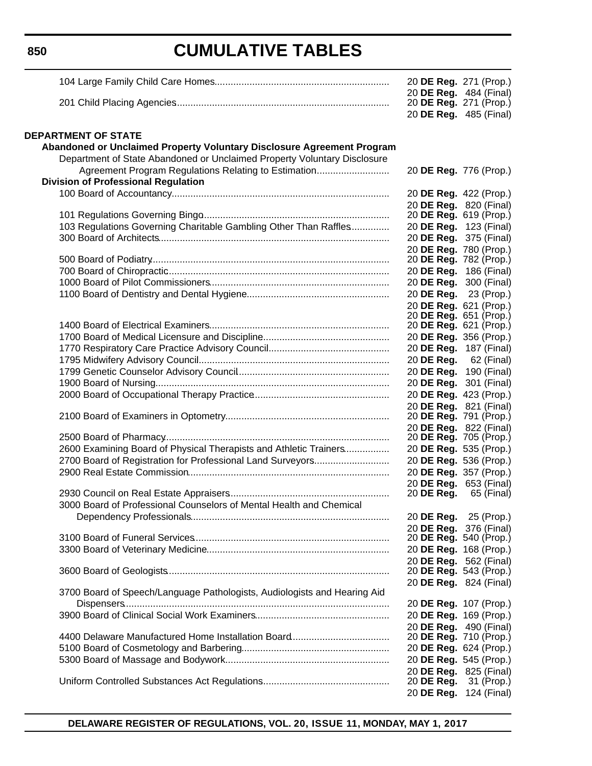## CUMULATIVE TABLES

| | |
|---|---|
| 104 Large Family Child Care Homes | 20 **DE Reg.** 271 (Prop.) |
| | 20 **DE Reg.** 484 (Final) |
| 201 Child Placing Agencies | 20 **DE Reg.** 271 (Prop.) |
| | 20 **DE Reg.** 485 (Final) |

**DEPARTMENT OF STATE**

**Abandoned or Unclaimed Property Voluntary Disclosure Agreement Program**

| | |
|---|---|
| Department of State Abandoned or Unclaimed Property Voluntary Disclosure Agreement Program Regulations Relating to Estimation | 20 **DE Reg.** 776 (Prop.) |

**Division of Professional Regulation**

| | |
|---|---|
| 100 Board of Accountancy | 20 **DE Reg.** 422 (Prop.) |
| | 20 **DE Reg.** 820 (Final) |
| 101 Regulations Governing Bingo | 20 **DE Reg.** 619 (Prop.) |
| 103 Regulations Governing Charitable Gambling Other Than Raffles | 20 **DE Reg.** 123 (Final) |
| 300 Board of Architects | 20 **DE Reg.** 375 (Final) |
| | 20 **DE Reg.** 780 (Prop.) |
| 500 Board of Podiatry | 20 **DE Reg.** 782 (Prop.) |
| 700 Board of Chiropractic | 20 **DE Reg.** 186 (Final) |
| 1000 Board of Pilot Commissioners | 20 **DE Reg.** 300 (Final) |
| 1100 Board of Dentistry and Dental Hygiene | 20 **DE Reg.** 23 (Prop.) |
| | 20 **DE Reg.** 621 (Prop.) |
| | 20 **DE Reg.** 651 (Prop.) |
| 1400 Board of Electrical Examiners | 20 **DE Reg.** 621 (Prop.) |
| 1700 Board of Medical Licensure and Discipline | 20 **DE Reg.** 356 (Prop.) |
| 1770 Respiratory Care Practice Advisory Council | 20 **DE Reg.** 187 (Final) |
| 1795 Midwifery Advisory Council | 20 **DE Reg.** 62 (Final) |
| 1799 Genetic Counselor Advisory Council | 20 **DE Reg.** 190 (Final) |
| 1900 Board of Nursing | 20 **DE Reg.** 301 (Final) |
| 2000 Board of Occupational Therapy Practice | 20 **DE Reg.** 423 (Prop.) |
| | 20 **DE Reg.** 821 (Final) |
| 2100 Board of Examiners in Optometry | 20 **DE Reg.** 791 (Prop.) |
| | 20 **DE Reg.** 822 (Final) |
| 2500 Board of Pharmacy | 20 **DE Reg.** 705 (Prop.) |
| 2600 Examining Board of Physical Therapists and Athletic Trainers | 20 **DE Reg.** 535 (Prop.) |
| 2700 Board of Registration for Professional Land Surveyors | 20 **DE Reg.** 536 (Prop.) |
| 2900 Real Estate Commission | 20 **DE Reg.** 357 (Prop.) |
| | 20 **DE Reg.** 653 (Final) |
| 2930 Council on Real Estate Appraisers | 20 **DE Reg.** 65 (Final) |
| 3000 Board of Professional Counselors of Mental Health and Chemical Dependency Professionals | 20 **DE Reg.** 25 (Prop.) |
| | 20 **DE Reg.** 376 (Final) |
| 3100 Board of Funeral Services | 20 **DE Reg.** 540 (Prop.) |
| 3300 Board of Veterinary Medicine | 20 **DE Reg.** 168 (Prop.) |
| | 20 **DE Reg.** 562 (Final) |
| 3600 Board of Geologists | 20 **DE Reg.** 543 (Prop.) |
| | 20 **DE Reg.** 824 (Final) |
| 3700 Board of Speech/Language Pathologists, Audiologists and Hearing Aid Dispensers | 20 **DE Reg.** 107 (Prop.) |
| 3900 Board of Clinical Social Work Examiners | 20 **DE Reg.** 169 (Prop.) |
| | 20 **DE Reg.** 490 (Final) |
| 4400 Delaware Manufactured Home Installation Board | 20 **DE Reg.** 710 (Prop.) |
| 5100 Board of Cosmetology and Barbering | 20 **DE Reg.** 624 (Prop.) |
| 5300 Board of Massage and Bodywork | 20 **DE Reg.** 545 (Prop.) |
| | 20 **DE Reg.** 825 (Final) |
| Uniform Controlled Substances Act Regulations | 20 **DE Reg.** 31 (Prop.) |
| | 20 **DE Reg.** 124 (Final) |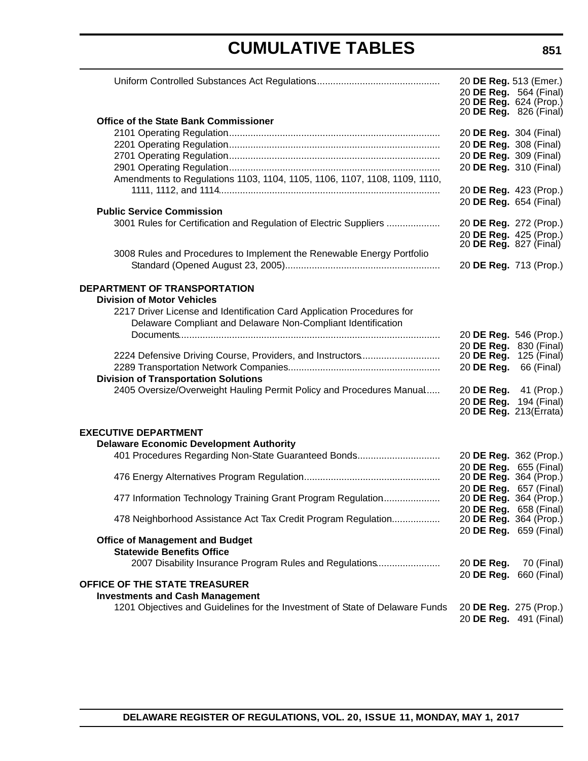Uniform Controlled Substances Act Regulations .......... 20 **DE Reg.** 513 (Emer.)
20 **DE Reg.** 564 (Final)
20 **DE Reg.** 624 (Prop.)
20 **DE Reg.** 826 (Final)

**Office of the State Bank Commissioner**

2101 Operating Regulation .......... 20 **DE Reg.** 304 (Final)
2201 Operating Regulation .......... 20 **DE Reg.** 308 (Final)
2701 Operating Regulation .......... 20 **DE Reg.** 309 (Final)
2901 Operating Regulation .......... 20 **DE Reg.** 310 (Final)
Amendments to Regulations 1103, 1104, 1105, 1106, 1107, 1108, 1109, 1110, 1111, 1112, and 1114 .......... 20 **DE Reg.** 423 (Prop.)
20 **DE Reg.** 654 (Final)

**Public Service Commission**

3001 Rules for Certification and Regulation of Electric Suppliers .......... 20 **DE Reg.** 272 (Prop.)
20 **DE Reg.** 425 (Prop.)
20 **DE Reg.** 827 (Final)
3008 Rules and Procedures to Implement the Renewable Energy Portfolio Standard (Opened August 23, 2005) .......... 20 **DE Reg.** 713 (Prop.)

**DEPARTMENT OF TRANSPORTATION**

**Division of Motor Vehicles**

2217 Driver License and Identification Card Application Procedures for Delaware Compliant and Delaware Non-Compliant Identification Documents .......... 20 **DE Reg.** 546 (Prop.)
20 **DE Reg.** 830 (Final)
2224 Defensive Driving Course, Providers, and Instructors .......... 20 **DE Reg.** 125 (Final)
2289 Transportation Network Companies .......... 20 **DE Reg.** 66 (Final)

**Division of Transportation Solutions**

2405 Oversize/Overweight Hauling Permit Policy and Procedures Manual .......... 20 **DE Reg.** 41 (Prop.)
20 **DE Reg.** 194 (Final)
20 **DE Reg.** 213(Errata)

**EXECUTIVE DEPARTMENT**

**Delaware Economic Development Authority**

401 Procedures Regarding Non-State Guaranteed Bonds .......... 20 **DE Reg.** 362 (Prop.)
20 **DE Reg.** 655 (Final)
476 Energy Alternatives Program Regulation .......... 20 **DE Reg.** 364 (Prop.)
20 **DE Reg.** 657 (Final)
477 Information Technology Training Grant Program Regulation .......... 20 **DE Reg.** 364 (Prop.)
20 **DE Reg.** 658 (Final)
478 Neighborhood Assistance Act Tax Credit Program Regulation .......... 20 **DE Reg.** 364 (Prop.)
20 **DE Reg.** 659 (Final)

**Office of Management and Budget**

**Statewide Benefits Office**

2007 Disability Insurance Program Rules and Regulations .......... 20 **DE Reg.** 70 (Final)
20 **DE Reg.** 660 (Final)

**OFFICE OF THE STATE TREASURER**

**Investments and Cash Management**

1201 Objectives and Guidelines for the Investment of State of Delaware Funds 20 **DE Reg.** 275 (Prop.)
20 **DE Reg.** 491 (Final)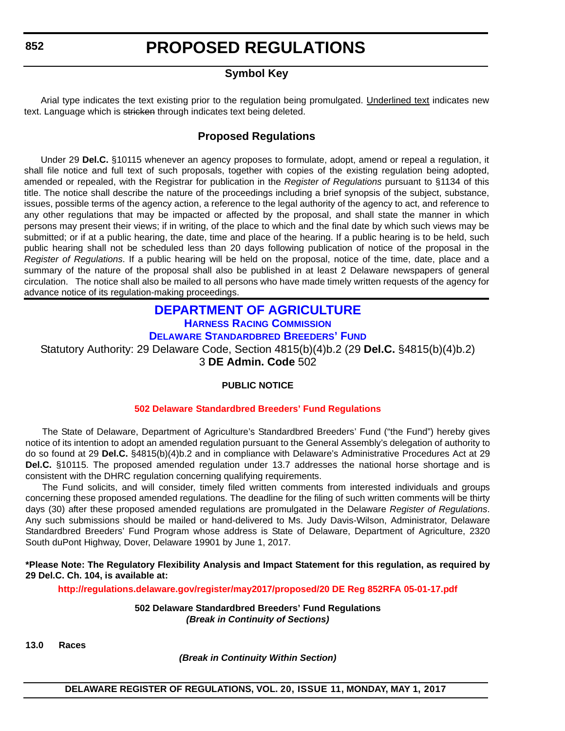# PROPOSED REGULATIONS

## Symbol Key

Arial type indicates the text existing prior to the regulation being promulgated. Underlined text indicates new text. Language which is ~~stricken~~ through indicates text being deleted.

## Proposed Regulations

Under 29 **Del.C.** §10115 whenever an agency proposes to formulate, adopt, amend or repeal a regulation, it shall file notice and full text of such proposals, together with copies of the existing regulation being adopted, amended or repealed, with the Registrar for publication in the *Register of Regulations* pursuant to §1134 of this title. The notice shall describe the nature of the proceedings including a brief synopsis of the subject, substance, issues, possible terms of the agency action, a reference to the legal authority of the agency to act, and reference to any other regulations that may be impacted or affected by the proposal, and shall state the manner in which persons may present their views; if in writing, of the place to which and the final date by which such views may be submitted; or if at a public hearing, the date, time and place of the hearing. If a public hearing is to be held, such public hearing shall not be scheduled less than 20 days following publication of notice of the proposal in the *Register of Regulations*. If a public hearing will be held on the proposal, notice of the time, date, place and a summary of the nature of the proposal shall also be published in at least 2 Delaware newspapers of general circulation. The notice shall also be mailed to all persons who have made timely written requests of the agency for advance notice of its regulation-making proceedings.

## DEPARTMENT OF AGRICULTURE

### HARNESS RACING COMMISSION

### DELAWARE STANDARDBRED BREEDERS' FUND

Statutory Authority: 29 Delaware Code, Section 4815(b)(4)b.2 (29 **Del.C.** §4815(b)(4)b.2)
3 **DE Admin. Code** 502

**PUBLIC NOTICE**

**502 Delaware Standardbred Breeders' Fund Regulations**

The State of Delaware, Department of Agriculture's Standardbred Breeders' Fund ("the Fund") hereby gives notice of its intention to adopt an amended regulation pursuant to the General Assembly's delegation of authority to do so found at 29 **Del.C.** §4815(b)(4)b.2 and in compliance with Delaware's Administrative Procedures Act at 29 **Del.C.** §10115. The proposed amended regulation under 13.7 addresses the national horse shortage and is consistent with the DHRC regulation concerning qualifying requirements.

The Fund solicits, and will consider, timely filed written comments from interested individuals and groups concerning these proposed amended regulations. The deadline for the filing of such written comments will be thirty days (30) after these proposed amended regulations are promulgated in the Delaware *Register of Regulations*. Any such submissions should be mailed or hand-delivered to Ms. Judy Davis-Wilson, Administrator, Delaware Standardbred Breeders' Fund Program whose address is State of Delaware, Department of Agriculture, 2320 South duPont Highway, Dover, Delaware 19901 by June 1, 2017.

**\*Please Note: The Regulatory Flexibility Analysis and Impact Statement for this regulation, as required by 29 Del.C. Ch. 104, is available at:**

**http://regulations.delaware.gov/register/may2017/proposed/20 DE Reg 852RFA 05-01-17.pdf**

**502 Delaware Standardbred Breeders' Fund Regulations**
***(Break in Continuity of Sections)***

**13.0 Races**

***(Break in Continuity Within Section)***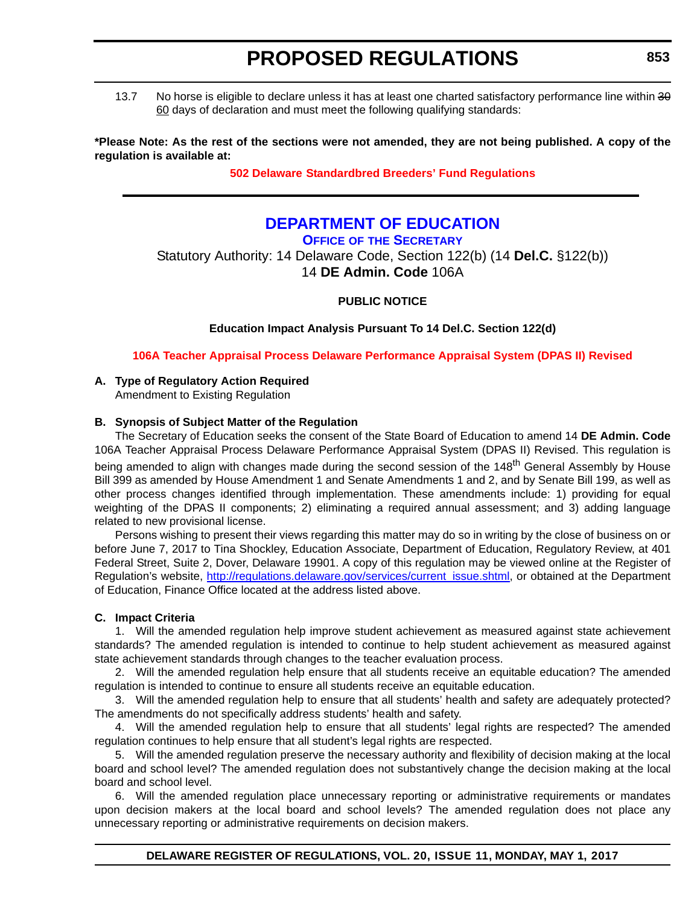13.7 No horse is eligible to declare unless it has at least one charted satisfactory performance line within ~~30~~ 60 days of declaration and must meet the following qualifying standards:

**\*Please Note: As the rest of the sections were not amended, they are not being published. A copy of the regulation is available at:**

**502 Delaware Standardbred Breeders' Fund Regulations**

---

## DEPARTMENT OF EDUCATION

### OFFICE OF THE SECRETARY

Statutory Authority: 14 Delaware Code, Section 122(b) (14 **Del.C.** §122(b))
14 **DE Admin. Code** 106A

**PUBLIC NOTICE**

**Education Impact Analysis Pursuant To 14 Del.C. Section 122(d)**

**106A Teacher Appraisal Process Delaware Performance Appraisal System (DPAS II) Revised**

**A. Type of Regulatory Action Required**

Amendment to Existing Regulation

**B. Synopsis of Subject Matter of the Regulation**

The Secretary of Education seeks the consent of the State Board of Education to amend 14 **DE Admin. Code** 106A Teacher Appraisal Process Delaware Performance Appraisal System (DPAS II) Revised. This regulation is being amended to align with changes made during the second session of the 148th General Assembly by House Bill 399 as amended by House Amendment 1 and Senate Amendments 1 and 2, and by Senate Bill 199, as well as other process changes identified through implementation. These amendments include: 1) providing for equal weighting of the DPAS II components; 2) eliminating a required annual assessment; and 3) adding language related to new provisional license.

Persons wishing to present their views regarding this matter may do so in writing by the close of business on or before June 7, 2017 to Tina Shockley, Education Associate, Department of Education, Regulatory Review, at 401 Federal Street, Suite 2, Dover, Delaware 19901. A copy of this regulation may be viewed online at the Register of Regulation's website, http://regulations.delaware.gov/services/current_issue.shtml, or obtained at the Department of Education, Finance Office located at the address listed above.

**C. Impact Criteria**

1. Will the amended regulation help improve student achievement as measured against state achievement standards? The amended regulation is intended to continue to help student achievement as measured against state achievement standards through changes to the teacher evaluation process.

2. Will the amended regulation help ensure that all students receive an equitable education? The amended regulation is intended to continue to ensure all students receive an equitable education.

3. Will the amended regulation help to ensure that all students' health and safety are adequately protected? The amendments do not specifically address students' health and safety.

4. Will the amended regulation help to ensure that all students' legal rights are respected? The amended regulation continues to help ensure that all student's legal rights are respected.

5. Will the amended regulation preserve the necessary authority and flexibility of decision making at the local board and school level? The amended regulation does not substantively change the decision making at the local board and school level.

6. Will the amended regulation place unnecessary reporting or administrative requirements or mandates upon decision makers at the local board and school levels? The amended regulation does not place any unnecessary reporting or administrative requirements on decision makers.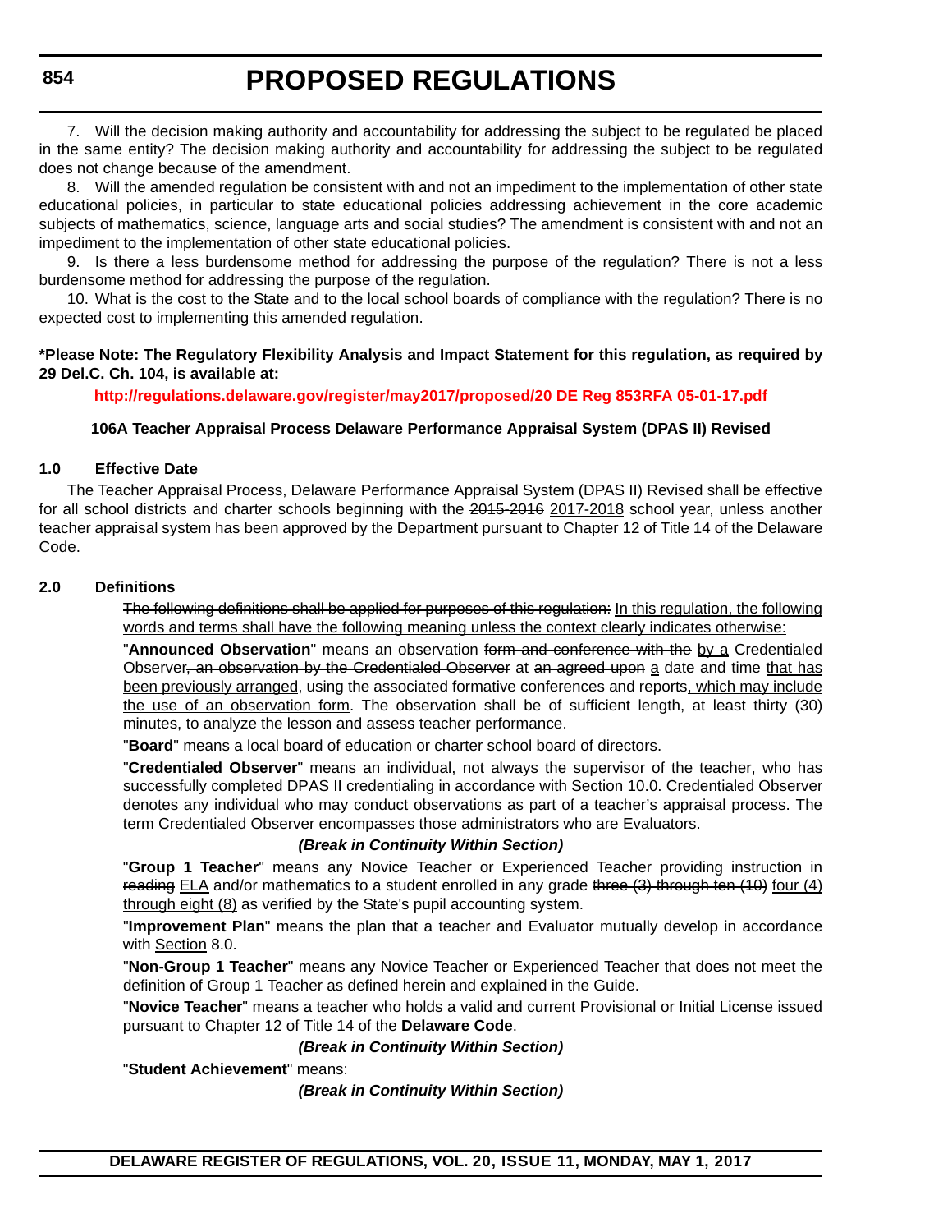7. Will the decision making authority and accountability for addressing the subject to be regulated be placed in the same entity? The decision making authority and accountability for addressing the subject to be regulated does not change because of the amendment.

8. Will the amended regulation be consistent with and not an impediment to the implementation of other state educational policies, in particular to state educational policies addressing achievement in the core academic subjects of mathematics, science, language arts and social studies? The amendment is consistent with and not an impediment to the implementation of other state educational policies.

9. Is there a less burdensome method for addressing the purpose of the regulation? There is not a less burdensome method for addressing the purpose of the regulation.

10. What is the cost to the State and to the local school boards of compliance with the regulation? There is no expected cost to implementing this amended regulation.

**\*Please Note: The Regulatory Flexibility Analysis and Impact Statement for this regulation, as required by 29 Del.C. Ch. 104, is available at:**

**http://regulations.delaware.gov/register/may2017/proposed/20 DE Reg 853RFA 05-01-17.pdf**

**106A Teacher Appraisal Process Delaware Performance Appraisal System (DPAS II) Revised**

**1.0 Effective Date**

The Teacher Appraisal Process, Delaware Performance Appraisal System (DPAS II) Revised shall be effective for all school districts and charter schools beginning with the ~~2015-2016~~ <u>2017-2018</u> school year, unless another teacher appraisal system has been approved by the Department pursuant to Chapter 12 of Title 14 of the Delaware Code.

**2.0 Definitions**

~~The following definitions shall be applied for purposes of this regulation:~~ <u>In this regulation, the following words and terms shall have the following meaning unless the context clearly indicates otherwise:</u>

"**Announced Observation**" means an observation ~~form and conference with the~~ <u>by a</u> Credentialed Observer~~, an observation by the Credentialed Observer~~ at ~~an agreed upon~~ <u>a</u> date and time <u>that has been previously arranged</u>, using the associated formative conferences and reports<u>, which may include the use of an observation form</u>. The observation shall be of sufficient length, at least thirty (30) minutes, to analyze the lesson and assess teacher performance.

"**Board**" means a local board of education or charter school board of directors.

"**Credentialed Observer**" means an individual, not always the supervisor of the teacher, who has successfully completed DPAS II credentialing in accordance with <u>Section</u> 10.0. Credentialed Observer denotes any individual who may conduct observations as part of a teacher's appraisal process. The term Credentialed Observer encompasses those administrators who are Evaluators.

***(Break in Continuity Within Section)***

"**Group 1 Teacher**" means any Novice Teacher or Experienced Teacher providing instruction in ~~reading~~ <u>ELA</u> and/or mathematics to a student enrolled in any grade ~~three (3) through ten (10)~~ <u>four (4) through eight (8)</u> as verified by the State's pupil accounting system.

"**Improvement Plan**" means the plan that a teacher and Evaluator mutually develop in accordance with <u>Section</u> 8.0.

"**Non-Group 1 Teacher**" means any Novice Teacher or Experienced Teacher that does not meet the definition of Group 1 Teacher as defined herein and explained in the Guide.

"**Novice Teacher**" means a teacher who holds a valid and current <u>Provisional or</u> Initial License issued pursuant to Chapter 12 of Title 14 of the **Delaware Code**.

***(Break in Continuity Within Section)***

"**Student Achievement**" means:

***(Break in Continuity Within Section)***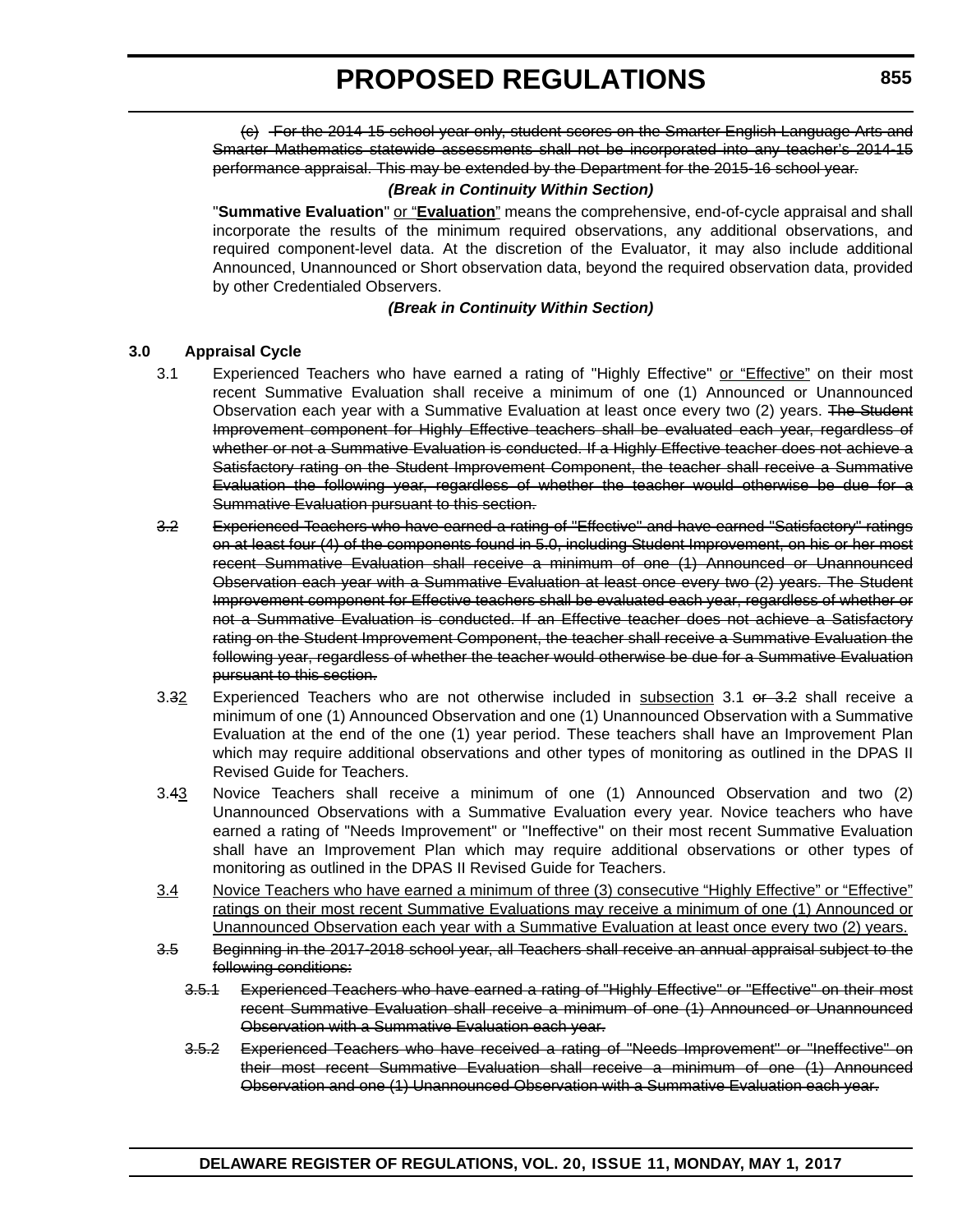~~(c) For the 2014-15 school year only, student scores on the Smarter English Language Arts and Smarter Mathematics statewide assessments shall not be incorporated into any teacher's 2014-15 performance appraisal. This may be extended by the Department for the 2015-16 school year.~~

***(Break in Continuity Within Section)***

"**Summative Evaluation**" <u>or "</u><u>**Evaluation**</u><u>"</u> means the comprehensive, end-of-cycle appraisal and shall incorporate the results of the minimum required observations, any additional observations, and required component-level data. At the discretion of the Evaluator, it may also include additional Announced, Unannounced or Short observation data, beyond the required observation data, provided by other Credentialed Observers.

***(Break in Continuity Within Section)***

**3.0 Appraisal Cycle**

3.1 Experienced Teachers who have earned a rating of "Highly Effective" <u>or "Effective"</u> on their most recent Summative Evaluation shall receive a minimum of one (1) Announced or Unannounced Observation each year with a Summative Evaluation at least once every two (2) years. ~~The Student Improvement component for Highly Effective teachers shall be evaluated each year, regardless of whether or not a Summative Evaluation is conducted. If a Highly Effective teacher does not achieve a Satisfactory rating on the Student Improvement Component, the teacher shall receive a Summative Evaluation the following year, regardless of whether the teacher would otherwise be due for a Summative Evaluation pursuant to this section.~~

~~3.2 Experienced Teachers who have earned a rating of "Effective" and have earned "Satisfactory" ratings on at least four (4) of the components found in 5.0, including Student Improvement, on his or her most recent Summative Evaluation shall receive a minimum of one (1) Announced or Unannounced Observation each year with a Summative Evaluation at least once every two (2) years. The Student Improvement component for Effective teachers shall be evaluated each year, regardless of whether or not a Summative Evaluation is conducted. If an Effective teacher does not achieve a Satisfactory rating on the Student Improvement Component, the teacher shall receive a Summative Evaluation the following year, regardless of whether the teacher would otherwise be due for a Summative Evaluation pursuant to this section.~~

3.~~3~~<u>2</u> Experienced Teachers who are not otherwise included in <u>subsection</u> 3.1 ~~or 3.2~~ shall receive a minimum of one (1) Announced Observation and one (1) Unannounced Observation with a Summative Evaluation at the end of the one (1) year period. These teachers shall have an Improvement Plan which may require additional observations and other types of monitoring as outlined in the DPAS II Revised Guide for Teachers.

3.~~4~~<u>3</u> Novice Teachers shall receive a minimum of one (1) Announced Observation and two (2) Unannounced Observations with a Summative Evaluation every year. Novice teachers who have earned a rating of "Needs Improvement" or "Ineffective" on their most recent Summative Evaluation shall have an Improvement Plan which may require additional observations or other types of monitoring as outlined in the DPAS II Revised Guide for Teachers.

<u>3.4 Novice Teachers who have earned a minimum of three (3) consecutive "Highly Effective" or "Effective" ratings on their most recent Summative Evaluations may receive a minimum of one (1) Announced or Unannounced Observation each year with a Summative Evaluation at least once every two (2) years.</u>

~~3.5 Beginning in the 2017-2018 school year, all Teachers shall receive an annual appraisal subject to the following conditions:~~

~~3.5.1 Experienced Teachers who have earned a rating of "Highly Effective" or "Effective" on their most recent Summative Evaluation shall receive a minimum of one (1) Announced or Unannounced Observation with a Summative Evaluation each year.~~

~~3.5.2 Experienced Teachers who have received a rating of "Needs Improvement" or "Ineffective" on their most recent Summative Evaluation shall receive a minimum of one (1) Announced Observation and one (1) Unannounced Observation with a Summative Evaluation each year.~~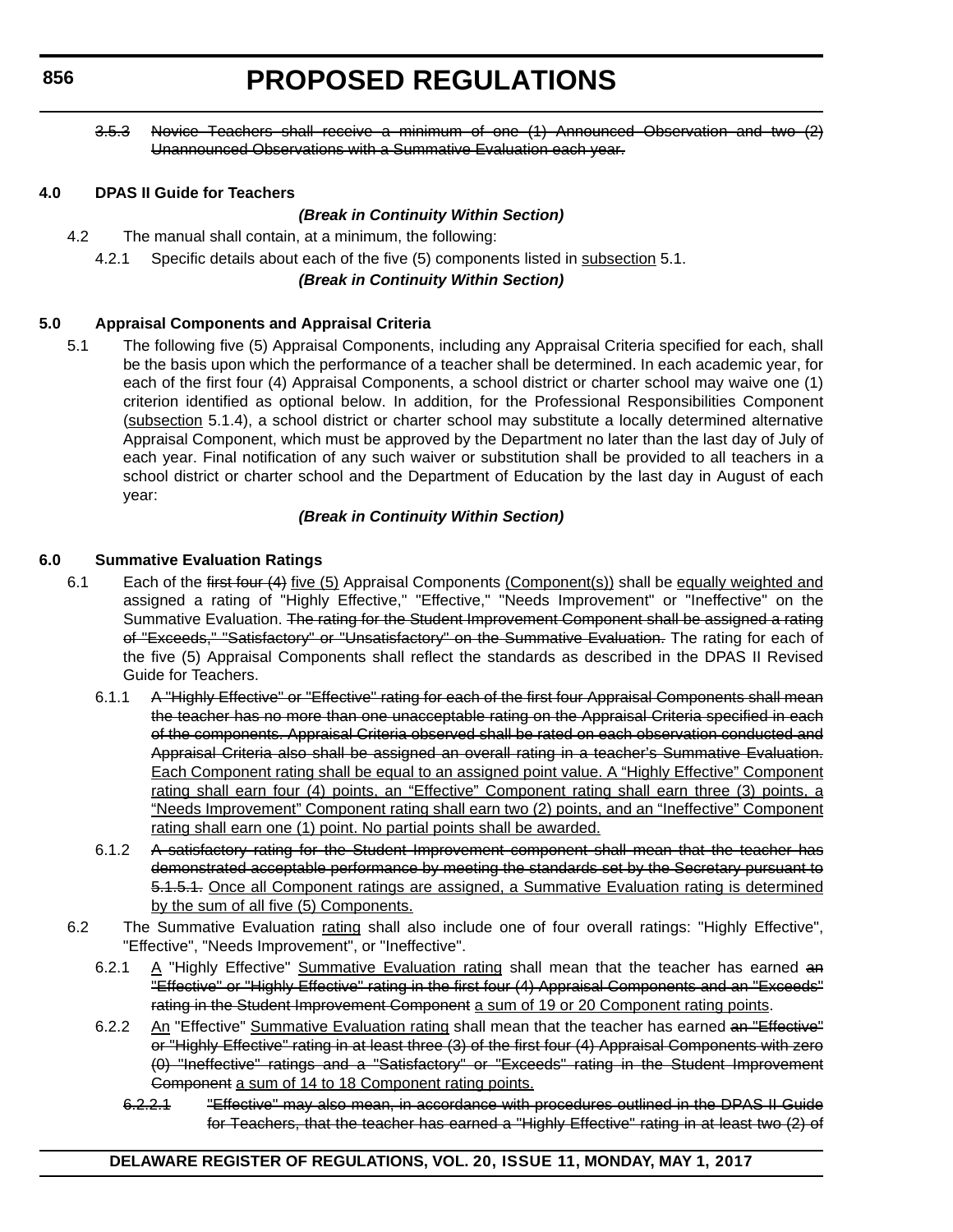~~3.5.3 Novice Teachers shall receive a minimum of one (1) Announced Observation and two (2) Unannounced Observations with a Summative Evaluation each year.~~

**4.0 DPAS II Guide for Teachers**

***(Break in Continuity Within Section)***

4.2 The manual shall contain, at a minimum, the following:

4.2.1 Specific details about each of the five (5) components listed in <u>subsection</u> 5.1.

***(Break in Continuity Within Section)***

**5.0 Appraisal Components and Appraisal Criteria**

5.1 The following five (5) Appraisal Components, including any Appraisal Criteria specified for each, shall be the basis upon which the performance of a teacher shall be determined. In each academic year, for each of the first four (4) Appraisal Components, a school district or charter school may waive one (1) criterion identified as optional below. In addition, for the Professional Responsibilities Component (<u>subsection</u> 5.1.4), a school district or charter school may substitute a locally determined alternative Appraisal Component, which must be approved by the Department no later than the last day of July of each year. Final notification of any such waiver or substitution shall be provided to all teachers in a school district or charter school and the Department of Education by the last day in August of each year:

***(Break in Continuity Within Section)***

**6.0 Summative Evaluation Ratings**

6.1 Each of the ~~first four (4)~~ <u>five (5)</u> Appraisal Components <u>(Component(s))</u> shall be <u>equally weighted and</u> assigned a rating of "Highly Effective," "Effective," "Needs Improvement" or "Ineffective" on the Summative Evaluation. ~~The rating for the Student Improvement Component shall be assigned a rating of "Exceeds," "Satisfactory" or "Unsatisfactory" on the Summative Evaluation.~~ The rating for each of the five (5) Appraisal Components shall reflect the standards as described in the DPAS II Revised Guide for Teachers.

6.1.1 ~~A "Highly Effective" or "Effective" rating for each of the first four Appraisal Components shall mean the teacher has no more than one unacceptable rating on the Appraisal Criteria specified in each of the components. Appraisal Criteria observed shall be rated on each observation conducted and Appraisal Criteria also shall be assigned an overall rating in a teacher's Summative Evaluation.~~ <u>Each Component rating shall be equal to an assigned point value. A "Highly Effective" Component rating shall earn four (4) points, an "Effective" Component rating shall earn three (3) points, a "Needs Improvement" Component rating shall earn two (2) points, and an "Ineffective" Component rating shall earn one (1) point. No partial points shall be awarded.</u>

6.1.2 ~~A satisfactory rating for the Student Improvement component shall mean that the teacher has demonstrated acceptable performance by meeting the standards set by the Secretary pursuant to 5.1.5.1.~~ <u>Once all Component ratings are assigned, a Summative Evaluation rating is determined by the sum of all five (5) Components.</u>

6.2 The Summative Evaluation <u>rating</u> shall also include one of four overall ratings: "Highly Effective", "Effective", "Needs Improvement", or "Ineffective".

6.2.1 <u>A</u> "Highly Effective" <u>Summative Evaluation rating</u> shall mean that the teacher has earned ~~an "Effective" or "Highly Effective" rating in the first four (4) Appraisal Components and an "Exceeds" rating in the Student Improvement Component~~ <u>a sum of 19 or 20 Component rating points</u>.

6.2.2 <u>An</u> "Effective" <u>Summative Evaluation rating</u> shall mean that the teacher has earned ~~an "Effective" or "Highly Effective" rating in at least three (3) of the first four (4) Appraisal Components with zero (0) "Ineffective" ratings and a "Satisfactory" or "Exceeds" rating in the Student Improvement Component~~ <u>a sum of 14 to 18 Component rating points.</u>

~~6.2.2.1 "Effective" may also mean, in accordance with procedures outlined in the DPAS II Guide for Teachers, that the teacher has earned a "Highly Effective" rating in at least two (2) of~~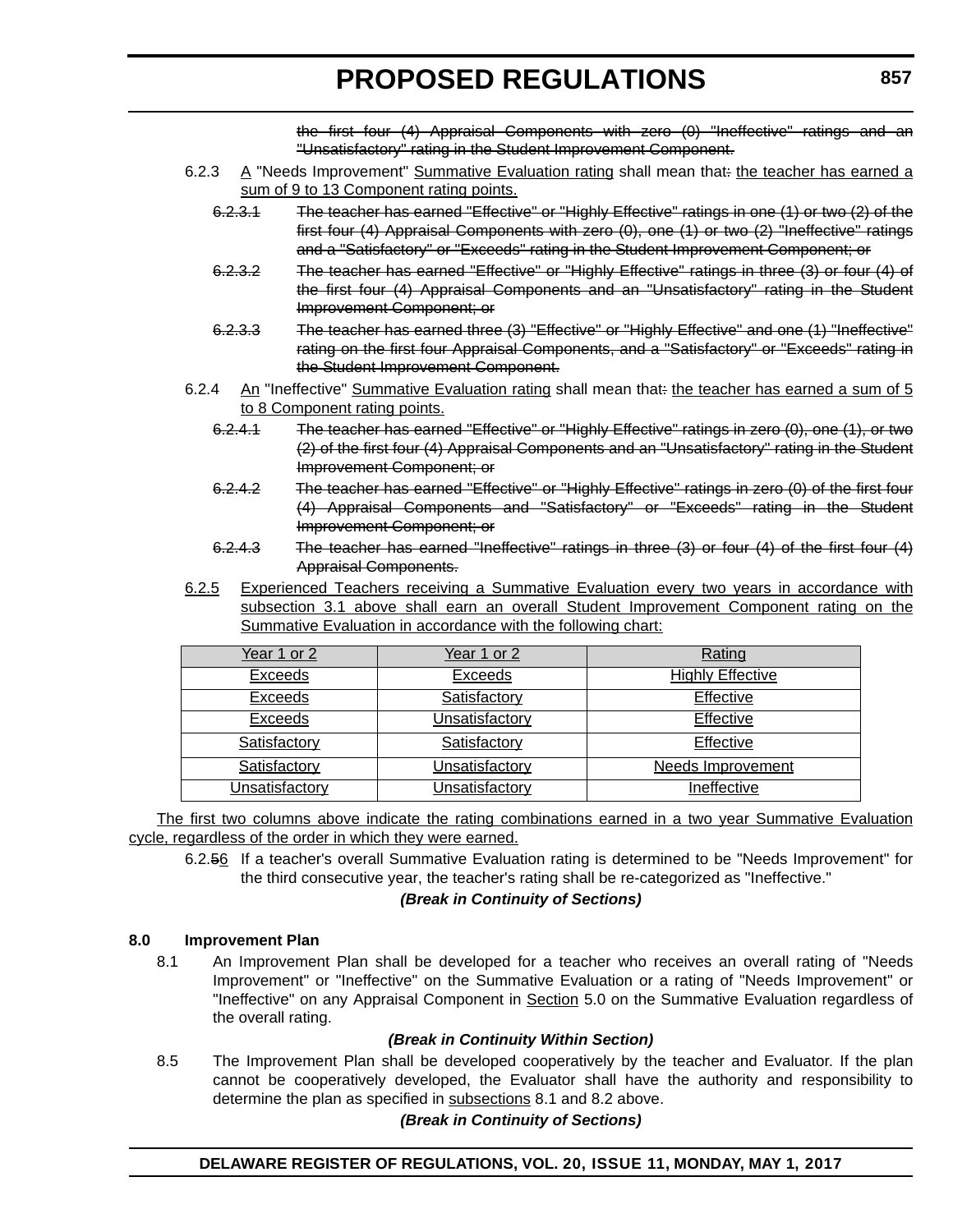~~the first four (4) Appraisal Components with zero (0) "Ineffective" ratings and an "Unsatisfactory" rating in the Student Improvement Component.~~

6.2.3 A "Needs Improvement" Summative Evaluation rating shall mean that~~:~~ the teacher has earned a sum of 9 to 13 Component rating points.

~~6.2.3.1 The teacher has earned "Effective" or "Highly Effective" ratings in one (1) or two (2) of the first four (4) Appraisal Components with zero (0), one (1) or two (2) "Ineffective" ratings and a "Satisfactory" or "Exceeds" rating in the Student Improvement Component; or~~

~~6.2.3.2 The teacher has earned "Effective" or "Highly Effective" ratings in three (3) or four (4) of the first four (4) Appraisal Components and an "Unsatisfactory" rating in the Student Improvement Component; or~~

~~6.2.3.3 The teacher has earned three (3) "Effective" or "Highly Effective" and one (1) "Ineffective" rating on the first four Appraisal Components, and a "Satisfactory" or "Exceeds" rating in the Student Improvement Component.~~

6.2.4 An "Ineffective" Summative Evaluation rating shall mean that~~:~~ the teacher has earned a sum of 5 to 8 Component rating points.

~~6.2.4.1 The teacher has earned "Effective" or "Highly Effective" ratings in zero (0), one (1), or two (2) of the first four (4) Appraisal Components and an "Unsatisfactory" rating in the Student Improvement Component; or~~

~~6.2.4.2 The teacher has earned "Effective" or "Highly Effective" ratings in zero (0) of the first four (4) Appraisal Components and "Satisfactory" or "Exceeds" rating in the Student Improvement Component; or~~

~~6.2.4.3 The teacher has earned "Ineffective" ratings in three (3) or four (4) of the first four (4) Appraisal Components.~~

6.2.5 Experienced Teachers receiving a Summative Evaluation every two years in accordance with subsection 3.1 above shall earn an overall Student Improvement Component rating on the Summative Evaluation in accordance with the following chart:

| Year 1 or 2 | Year 1 or 2 | Rating |
|---|---|---|
| Exceeds | Exceeds | Highly Effective |
| Exceeds | Satisfactory | Effective |
| Exceeds | Unsatisfactory | Effective |
| Satisfactory | Satisfactory | Effective |
| Satisfactory | Unsatisfactory | Needs Improvement |
| Unsatisfactory | Unsatisfactory | Ineffective |

The first two columns above indicate the rating combinations earned in a two year Summative Evaluation cycle, regardless of the order in which they were earned.

6.2.~~5~~6 If a teacher's overall Summative Evaluation rating is determined to be "Needs Improvement" for the third consecutive year, the teacher's rating shall be re-categorized as "Ineffective."

***(Break in Continuity of Sections)***

**8.0 Improvement Plan**

8.1 An Improvement Plan shall be developed for a teacher who receives an overall rating of "Needs Improvement" or "Ineffective" on the Summative Evaluation or a rating of "Needs Improvement" or "Ineffective" on any Appraisal Component in Section 5.0 on the Summative Evaluation regardless of the overall rating.

***(Break in Continuity Within Section)***

8.5 The Improvement Plan shall be developed cooperatively by the teacher and Evaluator. If the plan cannot be cooperatively developed, the Evaluator shall have the authority and responsibility to determine the plan as specified in subsections 8.1 and 8.2 above.

***(Break in Continuity of Sections)***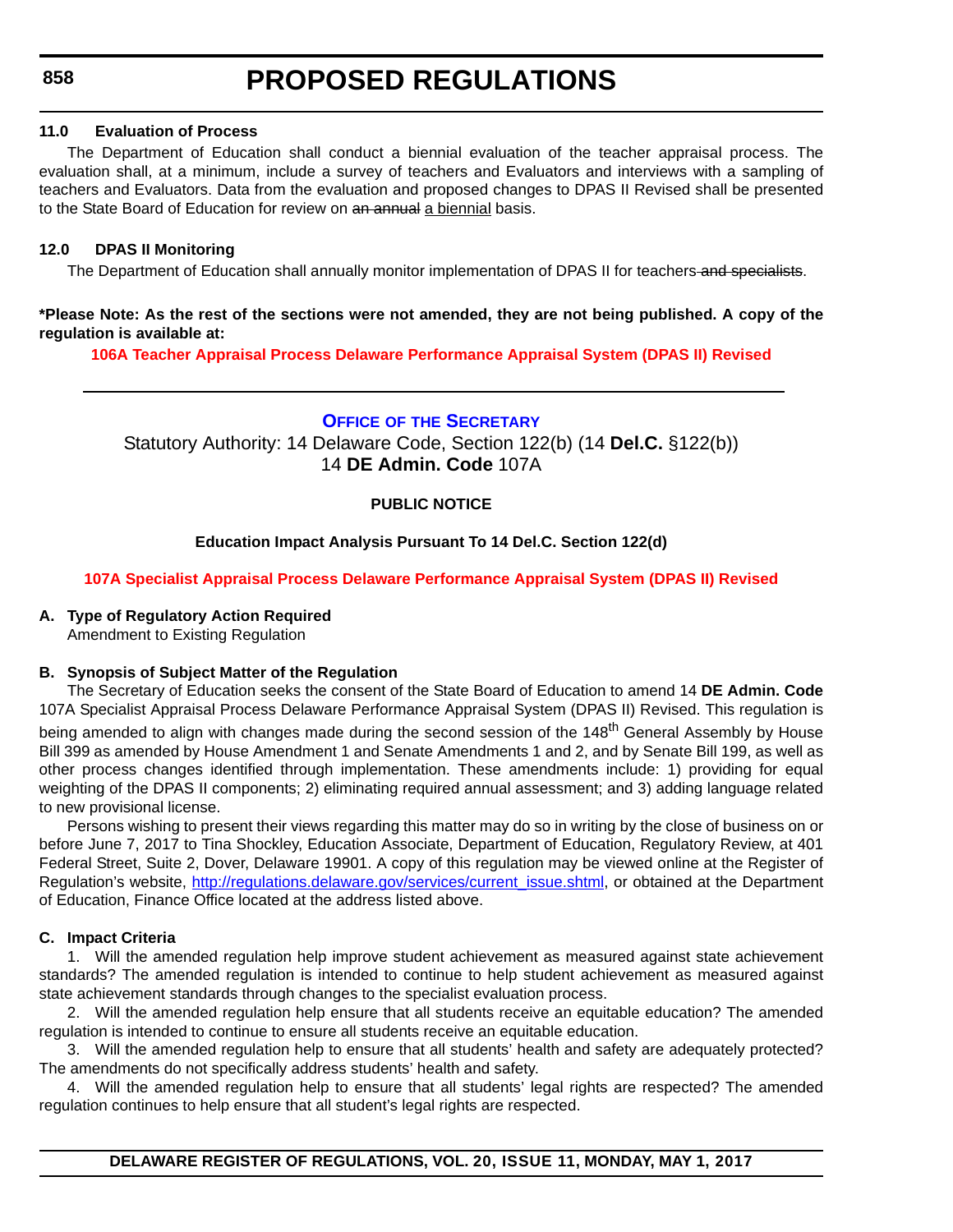### 11.0 Evaluation of Process

The Department of Education shall conduct a biennial evaluation of the teacher appraisal process. The evaluation shall, at a minimum, include a survey of teachers and Evaluators and interviews with a sampling of teachers and Evaluators. Data from the evaluation and proposed changes to DPAS II Revised shall be presented to the State Board of Education for review on ~~an annual~~ a biennial basis.

### 12.0 DPAS II Monitoring

The Department of Education shall annually monitor implementation of DPAS II for teachers~~ and specialists~~.

**\*Please Note: As the rest of the sections were not amended, they are not being published. A copy of the regulation is available at:**

**106A Teacher Appraisal Process Delaware Performance Appraisal System (DPAS II) Revised**

---

## OFFICE OF THE SECRETARY

Statutory Authority: 14 Delaware Code, Section 122(b) (14 **Del.C.** §122(b))
14 **DE Admin. Code** 107A

**PUBLIC NOTICE**

**Education Impact Analysis Pursuant To 14 Del.C. Section 122(d)**

**107A Specialist Appraisal Process Delaware Performance Appraisal System (DPAS II) Revised**

### A. Type of Regulatory Action Required

Amendment to Existing Regulation

### B. Synopsis of Subject Matter of the Regulation

The Secretary of Education seeks the consent of the State Board of Education to amend 14 **DE Admin. Code** 107A Specialist Appraisal Process Delaware Performance Appraisal System (DPAS II) Revised. This regulation is being amended to align with changes made during the second session of the 148th General Assembly by House Bill 399 as amended by House Amendment 1 and Senate Amendments 1 and 2, and by Senate Bill 199, as well as other process changes identified through implementation. These amendments include: 1) providing for equal weighting of the DPAS II components; 2) eliminating required annual assessment; and 3) adding language related to new provisional license.

Persons wishing to present their views regarding this matter may do so in writing by the close of business on or before June 7, 2017 to Tina Shockley, Education Associate, Department of Education, Regulatory Review, at 401 Federal Street, Suite 2, Dover, Delaware 19901. A copy of this regulation may be viewed online at the Register of Regulation's website, http://regulations.delaware.gov/services/current_issue.shtml, or obtained at the Department of Education, Finance Office located at the address listed above.

### C. Impact Criteria

1. Will the amended regulation help improve student achievement as measured against state achievement standards? The amended regulation is intended to continue to help student achievement as measured against state achievement standards through changes to the specialist evaluation process.

2. Will the amended regulation help ensure that all students receive an equitable education? The amended regulation is intended to continue to ensure all students receive an equitable education.

3. Will the amended regulation help to ensure that all students' health and safety are adequately protected? The amendments do not specifically address students' health and safety.

4. Will the amended regulation help to ensure that all students' legal rights are respected? The amended regulation continues to help ensure that all student's legal rights are respected.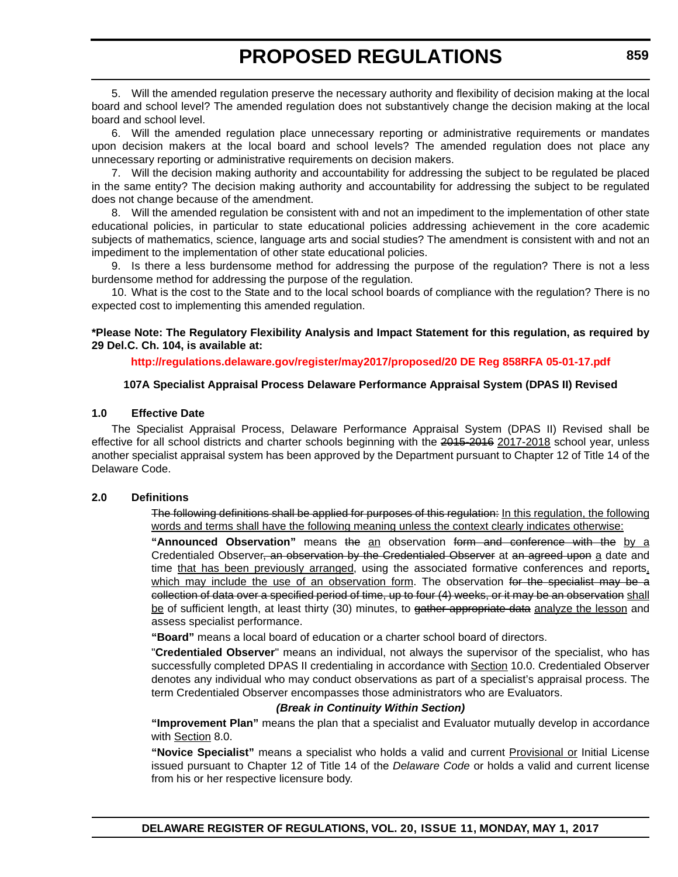5. Will the amended regulation preserve the necessary authority and flexibility of decision making at the local board and school level? The amended regulation does not substantively change the decision making at the local board and school level.

6. Will the amended regulation place unnecessary reporting or administrative requirements or mandates upon decision makers at the local board and school levels? The amended regulation does not place any unnecessary reporting or administrative requirements on decision makers.

7. Will the decision making authority and accountability for addressing the subject to be regulated be placed in the same entity? The decision making authority and accountability for addressing the subject to be regulated does not change because of the amendment.

8. Will the amended regulation be consistent with and not an impediment to the implementation of other state educational policies, in particular to state educational policies addressing achievement in the core academic subjects of mathematics, science, language arts and social studies? The amendment is consistent with and not an impediment to the implementation of other state educational policies.

9. Is there a less burdensome method for addressing the purpose of the regulation? There is not a less burdensome method for addressing the purpose of the regulation.

10. What is the cost to the State and to the local school boards of compliance with the regulation? There is no expected cost to implementing this amended regulation.

**\*Please Note: The Regulatory Flexibility Analysis and Impact Statement for this regulation, as required by 29 Del.C. Ch. 104, is available at:**

**http://regulations.delaware.gov/register/may2017/proposed/20 DE Reg 858RFA 05-01-17.pdf**

**107A Specialist Appraisal Process Delaware Performance Appraisal System (DPAS II) Revised**

**1.0 Effective Date**

The Specialist Appraisal Process, Delaware Performance Appraisal System (DPAS II) Revised shall be effective for all school districts and charter schools beginning with the ~~2015-2016~~ 2017-2018 school year, unless another specialist appraisal system has been approved by the Department pursuant to Chapter 12 of Title 14 of the Delaware Code.

**2.0 Definitions**

~~The following definitions shall be applied for purposes of this regulation:~~ In this regulation, the following words and terms shall have the following meaning unless the context clearly indicates otherwise:

**"Announced Observation"** means ~~the~~ an observation ~~form and conference with the~~ by a Credentialed Observer~~, an observation by the Credentialed Observer~~ at ~~an agreed upon~~ a date and time that has been previously arranged, using the associated formative conferences and reports, which may include the use of an observation form. The observation ~~for the specialist may be a collection of data over a specified period of time, up to four (4) weeks, or it may be an observation~~ shall be of sufficient length, at least thirty (30) minutes, to ~~gather appropriate data~~ analyze the lesson and assess specialist performance.

**"Board"** means a local board of education or a charter school board of directors.

"**Credentialed Observer**" means an individual, not always the supervisor of the specialist, who has successfully completed DPAS II credentialing in accordance with Section 10.0. Credentialed Observer denotes any individual who may conduct observations as part of a specialist's appraisal process. The term Credentialed Observer encompasses those administrators who are Evaluators.

***(Break in Continuity Within Section)***

**"Improvement Plan"** means the plan that a specialist and Evaluator mutually develop in accordance with Section 8.0.

**"Novice Specialist"** means a specialist who holds a valid and current Provisional or Initial License issued pursuant to Chapter 12 of Title 14 of the *Delaware Code* or holds a valid and current license from his or her respective licensure body.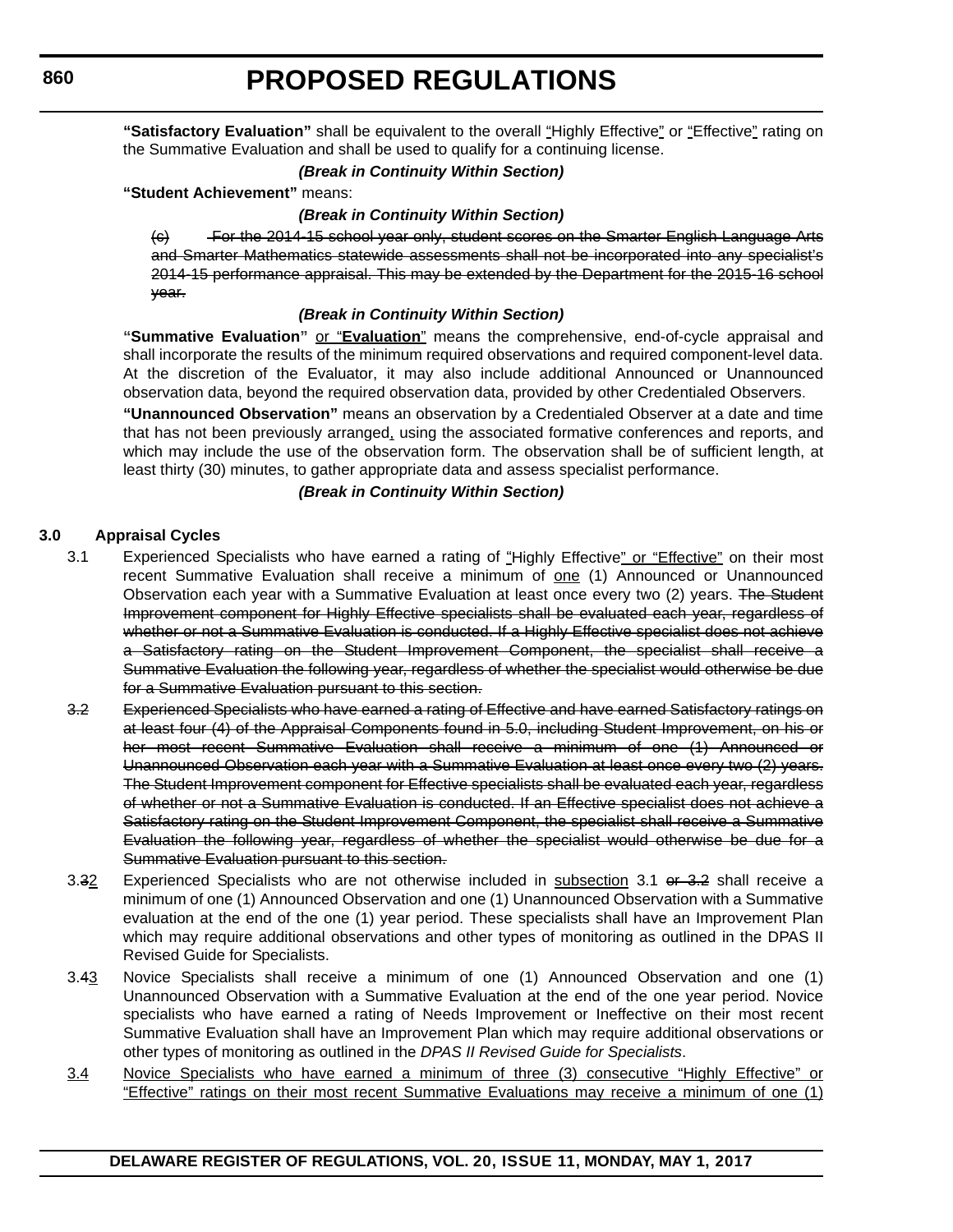**"Satisfactory Evaluation"** shall be equivalent to the overall "Highly Effective" or "Effective" rating on the Summative Evaluation and shall be used to qualify for a continuing license.

***(Break in Continuity Within Section)***

**"Student Achievement"** means:

***(Break in Continuity Within Section)***

~~(c) For the 2014-15 school year only, student scores on the Smarter English Language Arts and Smarter Mathematics statewide assessments shall not be incorporated into any specialist's 2014-15 performance appraisal. This may be extended by the Department for the 2015-16 school year.~~

***(Break in Continuity Within Section)***

**"Summative Evaluation"** or "**Evaluation**" means the comprehensive, end-of-cycle appraisal and shall incorporate the results of the minimum required observations and required component-level data. At the discretion of the Evaluator, it may also include additional Announced or Unannounced observation data, beyond the required observation data, provided by other Credentialed Observers.

**"Unannounced Observation"** means an observation by a Credentialed Observer at a date and time that has not been previously arranged, using the associated formative conferences and reports, and which may include the use of the observation form. The observation shall be of sufficient length, at least thirty (30) minutes, to gather appropriate data and assess specialist performance.

***(Break in Continuity Within Section)***

**3.0 Appraisal Cycles**

3.1 Experienced Specialists who have earned a rating of "Highly Effective" or "Effective" on their most recent Summative Evaluation shall receive a minimum of one (1) Announced or Unannounced Observation each year with a Summative Evaluation at least once every two (2) years. ~~The Student Improvement component for Highly Effective specialists shall be evaluated each year, regardless of whether or not a Summative Evaluation is conducted. If a Highly Effective specialist does not achieve a Satisfactory rating on the Student Improvement Component, the specialist shall receive a Summative Evaluation the following year, regardless of whether the specialist would otherwise be due for a Summative Evaluation pursuant to this section.~~

~~3.2 Experienced Specialists who have earned a rating of Effective and have earned Satisfactory ratings on at least four (4) of the Appraisal Components found in 5.0, including Student Improvement, on his or her most recent Summative Evaluation shall receive a minimum of one (1) Announced or Unannounced Observation each year with a Summative Evaluation at least once every two (2) years. The Student Improvement component for Effective specialists shall be evaluated each year, regardless of whether or not a Summative Evaluation is conducted. If an Effective specialist does not achieve a Satisfactory rating on the Student Improvement Component, the specialist shall receive a Summative Evaluation the following year, regardless of whether the specialist would otherwise be due for a Summative Evaluation pursuant to this section.~~

3.~~3~~2 Experienced Specialists who are not otherwise included in subsection 3.1 ~~or 3.2~~ shall receive a minimum of one (1) Announced Observation and one (1) Unannounced Observation with a Summative evaluation at the end of the one (1) year period. These specialists shall have an Improvement Plan which may require additional observations and other types of monitoring as outlined in the DPAS II Revised Guide for Specialists.

3.~~4~~3 Novice Specialists shall receive a minimum of one (1) Announced Observation and one (1) Unannounced Observation with a Summative Evaluation at the end of the one year period. Novice specialists who have earned a rating of Needs Improvement or Ineffective on their most recent Summative Evaluation shall have an Improvement Plan which may require additional observations or other types of monitoring as outlined in the *DPAS II Revised Guide for Specialists*.

3.4 Novice Specialists who have earned a minimum of three (3) consecutive "Highly Effective" or "Effective" ratings on their most recent Summative Evaluations may receive a minimum of one (1)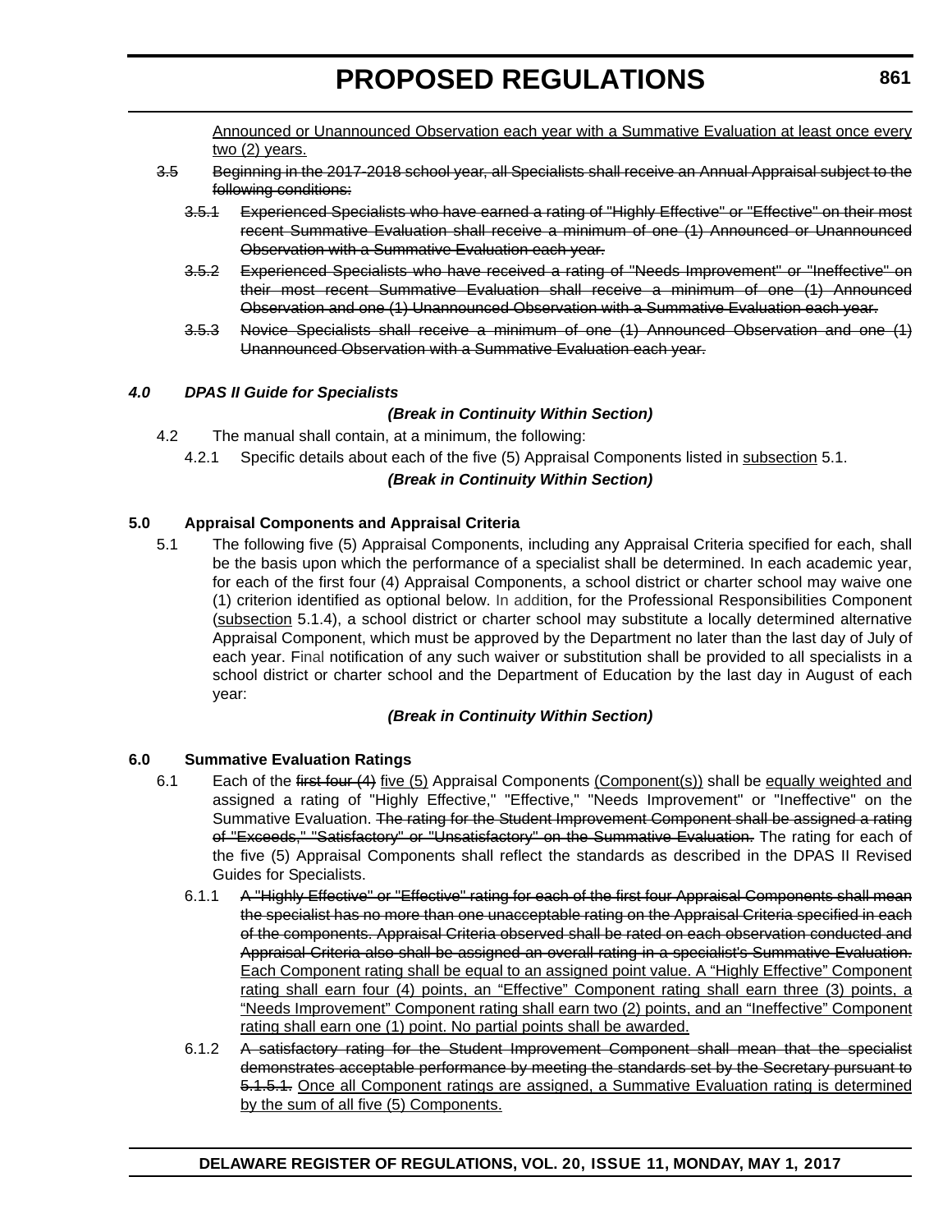Announced or Unannounced Observation each year with a Summative Evaluation at least once every two (2) years.

~~3.5 Beginning in the 2017-2018 school year, all Specialists shall receive an Annual Appraisal subject to the following conditions:~~

~~3.5.1 Experienced Specialists who have earned a rating of "Highly Effective" or "Effective" on their most recent Summative Evaluation shall receive a minimum of one (1) Announced or Unannounced Observation with a Summative Evaluation each year.~~

~~3.5.2 Experienced Specialists who have received a rating of "Needs Improvement" or "Ineffective" on their most recent Summative Evaluation shall receive a minimum of one (1) Announced Observation and one (1) Unannounced Observation with a Summative Evaluation each year.~~

~~3.5.3 Novice Specialists shall receive a minimum of one (1) Announced Observation and one (1) Unannounced Observation with a Summative Evaluation each year.~~

***4.0 DPAS II Guide for Specialists***

***(Break in Continuity Within Section)***

4.2 The manual shall contain, at a minimum, the following:

4.2.1 Specific details about each of the five (5) Appraisal Components listed in subsection 5.1.

***(Break in Continuity Within Section)***

**5.0 Appraisal Components and Appraisal Criteria**

5.1 The following five (5) Appraisal Components, including any Appraisal Criteria specified for each, shall be the basis upon which the performance of a specialist shall be determined. In each academic year, for each of the first four (4) Appraisal Components, a school district or charter school may waive one (1) criterion identified as optional below. In addition, for the Professional Responsibilities Component (subsection 5.1.4), a school district or charter school may substitute a locally determined alternative Appraisal Component, which must be approved by the Department no later than the last day of July of each year. Final notification of any such waiver or substitution shall be provided to all specialists in a school district or charter school and the Department of Education by the last day in August of each year:

***(Break in Continuity Within Section)***

**6.0 Summative Evaluation Ratings**

6.1 Each of the ~~first four (4)~~ five (5) Appraisal Components (Component(s)) shall be equally weighted and assigned a rating of "Highly Effective," "Effective," "Needs Improvement" or "Ineffective" on the Summative Evaluation. ~~The rating for the Student Improvement Component shall be assigned a rating of "Exceeds," "Satisfactory" or "Unsatisfactory" on the Summative Evaluation.~~ The rating for each of the five (5) Appraisal Components shall reflect the standards as described in the DPAS II Revised Guides for Specialists.

6.1.1 ~~A "Highly Effective" or "Effective" rating for each of the first four Appraisal Components shall mean the specialist has no more than one unacceptable rating on the Appraisal Criteria specified in each of the components. Appraisal Criteria observed shall be rated on each observation conducted and Appraisal Criteria also shall be assigned an overall rating in a specialist's Summative Evaluation.~~ Each Component rating shall be equal to an assigned point value. A "Highly Effective" Component rating shall earn four (4) points, an "Effective" Component rating shall earn three (3) points, a "Needs Improvement" Component rating shall earn two (2) points, and an "Ineffective" Component rating shall earn one (1) point. No partial points shall be awarded.

6.1.2 ~~A satisfactory rating for the Student Improvement Component shall mean that the specialist demonstrates acceptable performance by meeting the standards set by the Secretary pursuant to 5.1.5.1.~~ Once all Component ratings are assigned, a Summative Evaluation rating is determined by the sum of all five (5) Components.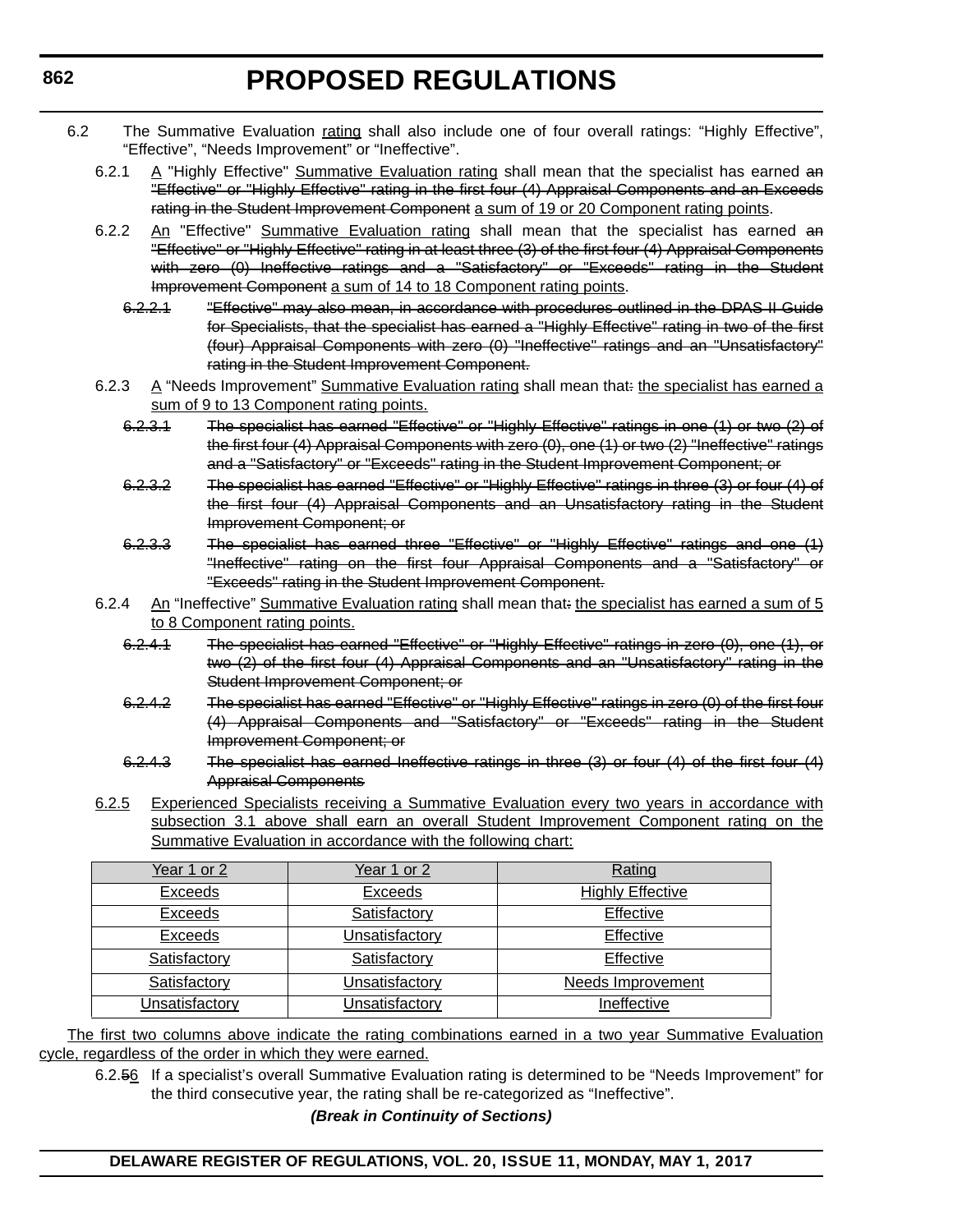6.2 The Summative Evaluation rating shall also include one of four overall ratings: "Highly Effective", "Effective", "Needs Improvement" or "Ineffective".

6.2.1 A "Highly Effective" Summative Evaluation rating shall mean that the specialist has earned ~~an "Effective" or "Highly Effective" rating in the first four (4) Appraisal Components and an Exceeds rating in the Student Improvement Component~~ a sum of 19 or 20 Component rating points.

6.2.2 An "Effective" Summative Evaluation rating shall mean that the specialist has earned ~~an "Effective" or "Highly Effective" rating in at least three (3) of the first four (4) Appraisal Components with zero (0) Ineffective ratings and a "Satisfactory" or "Exceeds" rating in the Student Improvement Component~~ a sum of 14 to 18 Component rating points.

~~6.2.2.1 "Effective" may also mean, in accordance with procedures outlined in the DPAS II Guide for Specialists, that the specialist has earned a "Highly Effective" rating in two of the first (four) Appraisal Components with zero (0) "Ineffective" ratings and an "Unsatisfactory" rating in the Student Improvement Component.~~

6.2.3 A "Needs Improvement" Summative Evaluation rating shall mean that~~:~~ the specialist has earned a sum of 9 to 13 Component rating points.

~~6.2.3.1 The specialist has earned "Effective" or "Highly Effective" ratings in one (1) or two (2) of the first four (4) Appraisal Components with zero (0), one (1) or two (2) "Ineffective" ratings and a "Satisfactory" or "Exceeds" rating in the Student Improvement Component; or~~

~~6.2.3.2 The specialist has earned "Effective" or "Highly Effective" ratings in three (3) or four (4) of the first four (4) Appraisal Components and an Unsatisfactory rating in the Student Improvement Component; or~~

~~6.2.3.3 The specialist has earned three "Effective" or "Highly Effective" ratings and one (1) "Ineffective" rating on the first four Appraisal Components and a "Satisfactory" or "Exceeds" rating in the Student Improvement Component.~~

6.2.4 An "Ineffective" Summative Evaluation rating shall mean that~~:~~ the specialist has earned a sum of 5 to 8 Component rating points.

~~6.2.4.1 The specialist has earned "Effective" or "Highly Effective" ratings in zero (0), one (1), or two (2) of the first four (4) Appraisal Components and an "Unsatisfactory" rating in the Student Improvement Component; or~~

~~6.2.4.2 The specialist has earned "Effective" or "Highly Effective" ratings in zero (0) of the first four (4) Appraisal Components and "Satisfactory" or "Exceeds" rating in the Student Improvement Component; or~~

~~6.2.4.3 The specialist has earned Ineffective ratings in three (3) or four (4) of the first four (4) Appraisal Components~~

6.2.5 Experienced Specialists receiving a Summative Evaluation every two years in accordance with subsection 3.1 above shall earn an overall Student Improvement Component rating on the Summative Evaluation in accordance with the following chart:

| Year 1 or 2 | Year 1 or 2 | Rating |
|---|---|---|
| Exceeds | Exceeds | Highly Effective |
| Exceeds | Satisfactory | Effective |
| Exceeds | Unsatisfactory | Effective |
| Satisfactory | Satisfactory | Effective |
| Satisfactory | Unsatisfactory | Needs Improvement |
| Unsatisfactory | Unsatisfactory | Ineffective |

The first two columns above indicate the rating combinations earned in a two year Summative Evaluation cycle, regardless of the order in which they were earned.

6.2.~~5~~6 If a specialist's overall Summative Evaluation rating is determined to be "Needs Improvement" for the third consecutive year, the rating shall be re-categorized as "Ineffective".

***(Break in Continuity of Sections)***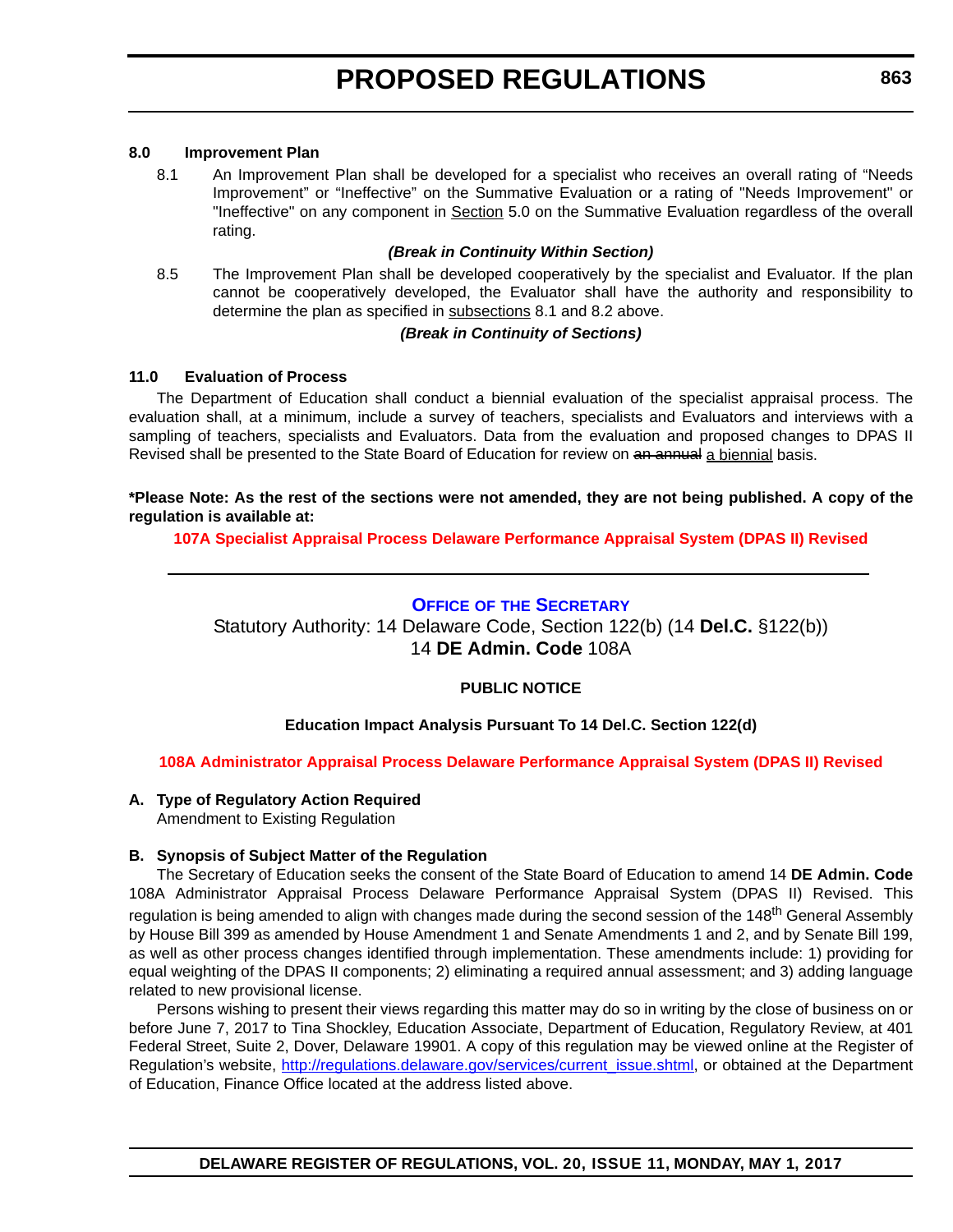### 8.0 Improvement Plan

8.1 An Improvement Plan shall be developed for a specialist who receives an overall rating of “Needs Improvement” or “Ineffective” on the Summative Evaluation or a rating of "Needs Improvement" or "Ineffective" on any component in <u>Section</u> 5.0 on the Summative Evaluation regardless of the overall rating.

***(Break in Continuity Within Section)***

8.5 The Improvement Plan shall be developed cooperatively by the specialist and Evaluator. If the plan cannot be cooperatively developed, the Evaluator shall have the authority and responsibility to determine the plan as specified in <u>subsections</u> 8.1 and 8.2 above.

***(Break in Continuity of Sections)***

### 11.0 Evaluation of Process

The Department of Education shall conduct a biennial evaluation of the specialist appraisal process. The evaluation shall, at a minimum, include a survey of teachers, specialists and Evaluators and interviews with a sampling of teachers, specialists and Evaluators. Data from the evaluation and proposed changes to DPAS II Revised shall be presented to the State Board of Education for review on ~~an annual~~ <u>a biennial</u> basis.

**\*Please Note: As the rest of the sections were not amended, they are not being published. A copy of the regulation is available at:**

**107A Specialist Appraisal Process Delaware Performance Appraisal System (DPAS II) Revised**

---

## OFFICE OF THE SECRETARY

Statutory Authority: 14 Delaware Code, Section 122(b) (14 **Del.C.** §122(b))
14 **DE Admin. Code** 108A

**PUBLIC NOTICE**

**Education Impact Analysis Pursuant To 14 Del.C. Section 122(d)**

**108A Administrator Appraisal Process Delaware Performance Appraisal System (DPAS II) Revised**

**A. Type of Regulatory Action Required**

Amendment to Existing Regulation

**B. Synopsis of Subject Matter of the Regulation**

The Secretary of Education seeks the consent of the State Board of Education to amend 14 **DE Admin. Code** 108A Administrator Appraisal Process Delaware Performance Appraisal System (DPAS II) Revised. This regulation is being amended to align with changes made during the second session of the 148th General Assembly by House Bill 399 as amended by House Amendment 1 and Senate Amendments 1 and 2, and by Senate Bill 199, as well as other process changes identified through implementation. These amendments include: 1) providing for equal weighting of the DPAS II components; 2) eliminating a required annual assessment; and 3) adding language related to new provisional license.

Persons wishing to present their views regarding this matter may do so in writing by the close of business on or before June 7, 2017 to Tina Shockley, Education Associate, Department of Education, Regulatory Review, at 401 Federal Street, Suite 2, Dover, Delaware 19901. A copy of this regulation may be viewed online at the Register of Regulation’s website, http://regulations.delaware.gov/services/current_issue.shtml, or obtained at the Department of Education, Finance Office located at the address listed above.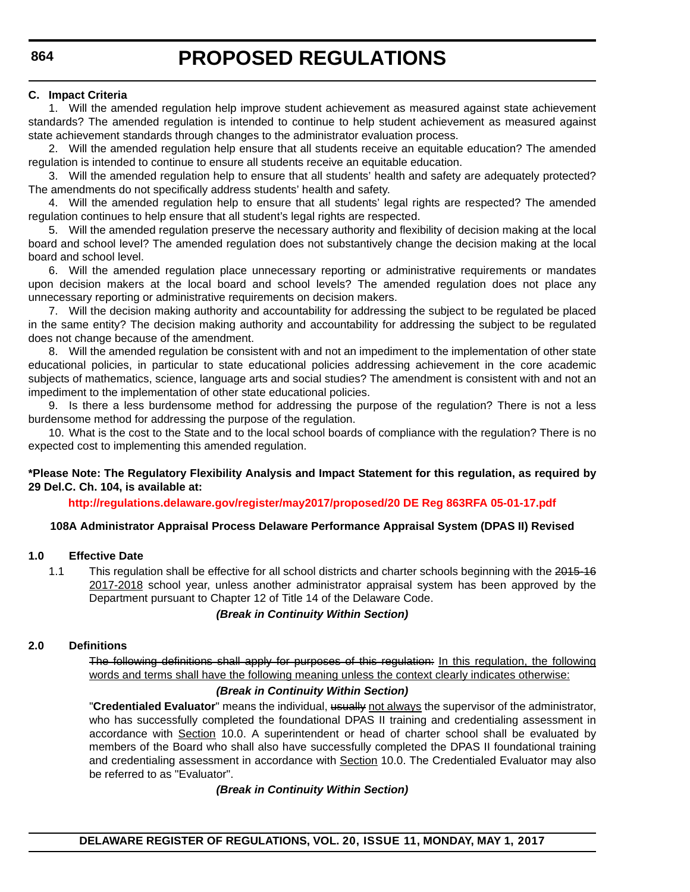**C. Impact Criteria**

1. Will the amended regulation help improve student achievement as measured against state achievement standards? The amended regulation is intended to continue to help student achievement as measured against state achievement standards through changes to the administrator evaluation process.

2. Will the amended regulation help ensure that all students receive an equitable education? The amended regulation is intended to continue to ensure all students receive an equitable education.

3. Will the amended regulation help to ensure that all students' health and safety are adequately protected? The amendments do not specifically address students' health and safety.

4. Will the amended regulation help to ensure that all students' legal rights are respected? The amended regulation continues to help ensure that all student's legal rights are respected.

5. Will the amended regulation preserve the necessary authority and flexibility of decision making at the local board and school level? The amended regulation does not substantively change the decision making at the local board and school level.

6. Will the amended regulation place unnecessary reporting or administrative requirements or mandates upon decision makers at the local board and school levels? The amended regulation does not place any unnecessary reporting or administrative requirements on decision makers.

7. Will the decision making authority and accountability for addressing the subject to be regulated be placed in the same entity? The decision making authority and accountability for addressing the subject to be regulated does not change because of the amendment.

8. Will the amended regulation be consistent with and not an impediment to the implementation of other state educational policies, in particular to state educational policies addressing achievement in the core academic subjects of mathematics, science, language arts and social studies? The amendment is consistent with and not an impediment to the implementation of other state educational policies.

9. Is there a less burdensome method for addressing the purpose of the regulation? There is not a less burdensome method for addressing the purpose of the regulation.

10. What is the cost to the State and to the local school boards of compliance with the regulation? There is no expected cost to implementing this amended regulation.

**\*Please Note: The Regulatory Flexibility Analysis and Impact Statement for this regulation, as required by 29 Del.C. Ch. 104, is available at:**

**http://regulations.delaware.gov/register/may2017/proposed/20 DE Reg 863RFA 05-01-17.pdf**

**108A Administrator Appraisal Process Delaware Performance Appraisal System (DPAS II) Revised**

**1.0 Effective Date**

1.1 This regulation shall be effective for all school districts and charter schools beginning with the ~~2015-16~~ <u>2017-2018</u> school year, unless another administrator appraisal system has been approved by the Department pursuant to Chapter 12 of Title 14 of the Delaware Code.

***(Break in Continuity Within Section)***

**2.0 Definitions**

~~The following definitions shall apply for purposes of this regulation:~~ <u>In this regulation, the following words and terms shall have the following meaning unless the context clearly indicates otherwise:</u>

***(Break in Continuity Within Section)***

"**Credentialed Evaluator**" means the individual, ~~usually~~ <u>not always</u> the supervisor of the administrator, who has successfully completed the foundational DPAS II training and credentialing assessment in accordance with <u>Section</u> 10.0. A superintendent or head of charter school shall be evaluated by members of the Board who shall also have successfully completed the DPAS II foundational training and credentialing assessment in accordance with <u>Section</u> 10.0. The Credentialed Evaluator may also be referred to as "Evaluator".

***(Break in Continuity Within Section)***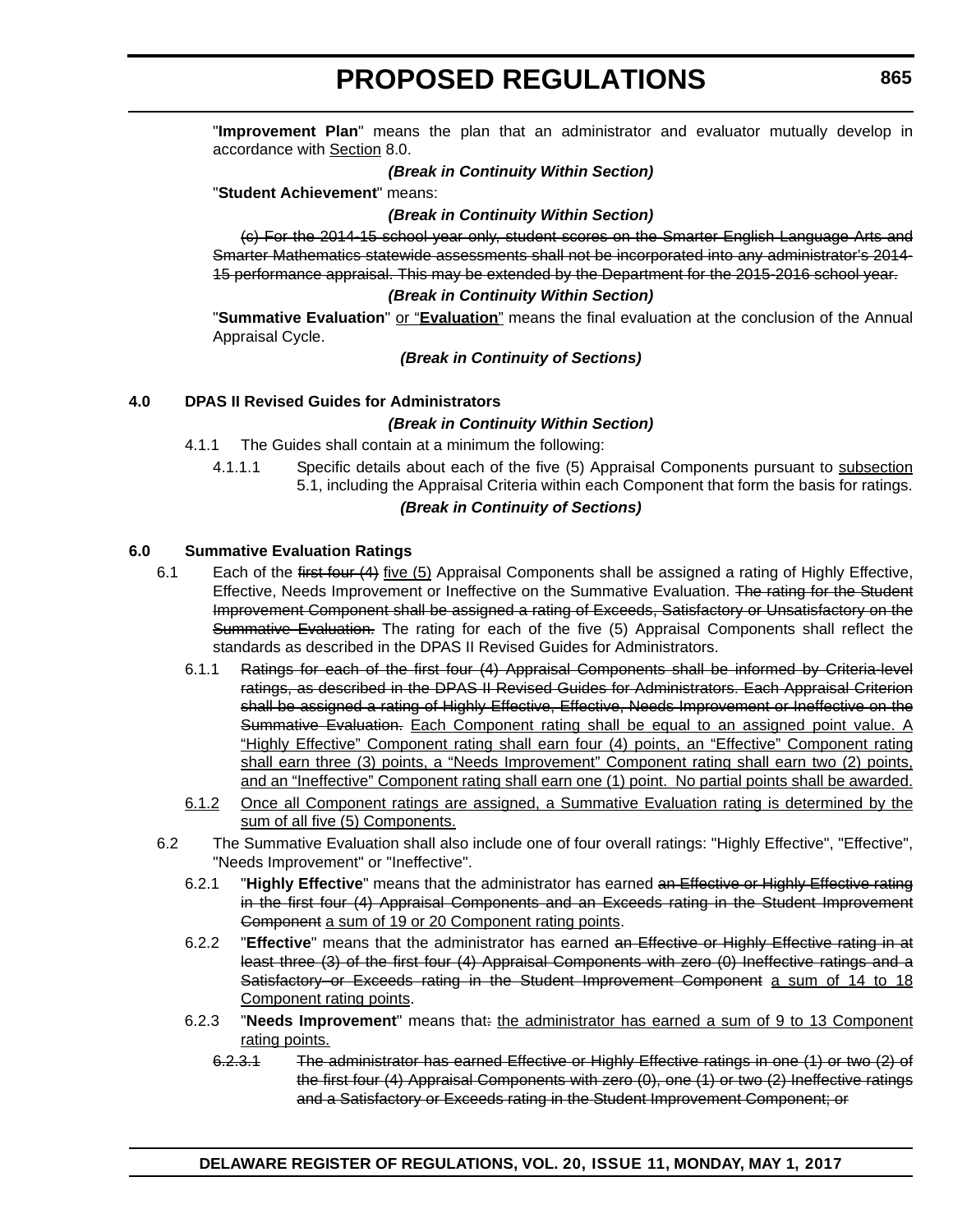"**Improvement Plan**" means the plan that an administrator and evaluator mutually develop in accordance with <u>Section</u> 8.0.

***(Break in Continuity Within Section)***

"**Student Achievement**" means:

***(Break in Continuity Within Section)***

~~(c) For the 2014-15 school year only, student scores on the Smarter English Language Arts and Smarter Mathematics statewide assessments shall not be incorporated into any administrator's 2014-15 performance appraisal. This may be extended by the Department for the 2015-2016 school year.~~

***(Break in Continuity Within Section)***

"**Summative Evaluation**" <u>or "**Evaluation**"</u> means the final evaluation at the conclusion of the Annual Appraisal Cycle.

***(Break in Continuity of Sections)***

**4.0 DPAS II Revised Guides for Administrators**

***(Break in Continuity Within Section)***

4.1.1 The Guides shall contain at a minimum the following:

4.1.1.1 Specific details about each of the five (5) Appraisal Components pursuant to <u>subsection</u> 5.1, including the Appraisal Criteria within each Component that form the basis for ratings.

***(Break in Continuity of Sections)***

**6.0 Summative Evaluation Ratings**

6.1 Each of the ~~first four (4)~~ <u>five (5)</u> Appraisal Components shall be assigned a rating of Highly Effective, Effective, Needs Improvement or Ineffective on the Summative Evaluation. ~~The rating for the Student Improvement Component shall be assigned a rating of Exceeds, Satisfactory or Unsatisfactory on the Summative Evaluation.~~ The rating for each of the five (5) Appraisal Components shall reflect the standards as described in the DPAS II Revised Guides for Administrators.

6.1.1 ~~Ratings for each of the first four (4) Appraisal Components shall be informed by Criteria-level ratings, as described in the DPAS II Revised Guides for Administrators. Each Appraisal Criterion shall be assigned a rating of Highly Effective, Effective, Needs Improvement or Ineffective on the Summative Evaluation.~~ <u>Each Component rating shall be equal to an assigned point value. A "Highly Effective" Component rating shall earn four (4) points, an "Effective" Component rating shall earn three (3) points, a "Needs Improvement" Component rating shall earn two (2) points, and an "Ineffective" Component rating shall earn one (1) point. No partial points shall be awarded.</u>

<u>6.1.2</u> <u>Once all Component ratings are assigned, a Summative Evaluation rating is determined by the sum of all five (5) Components.</u>

6.2 The Summative Evaluation shall also include one of four overall ratings: "Highly Effective", "Effective", "Needs Improvement" or "Ineffective".

6.2.1 "**Highly Effective**" means that the administrator has earned ~~an Effective or Highly Effective rating in the first four (4) Appraisal Components and an Exceeds rating in the Student Improvement Component~~ <u>a sum of 19 or 20 Component rating points</u>.

6.2.2 "**Effective**" means that the administrator has earned ~~an Effective or Highly Effective rating in at least three (3) of the first four (4) Appraisal Components with zero (0) Ineffective ratings and a Satisfactory or Exceeds rating in the Student Improvement Component~~ <u>a sum of 14 to 18 Component rating points</u>.

6.2.3 "**Needs Improvement**" means that~~:~~ <u>the administrator has earned a sum of 9 to 13 Component rating points.</u>

~~6.2.3.1 The administrator has earned Effective or Highly Effective ratings in one (1) or two (2) of the first four (4) Appraisal Components with zero (0), one (1) or two (2) Ineffective ratings and a Satisfactory or Exceeds rating in the Student Improvement Component; or~~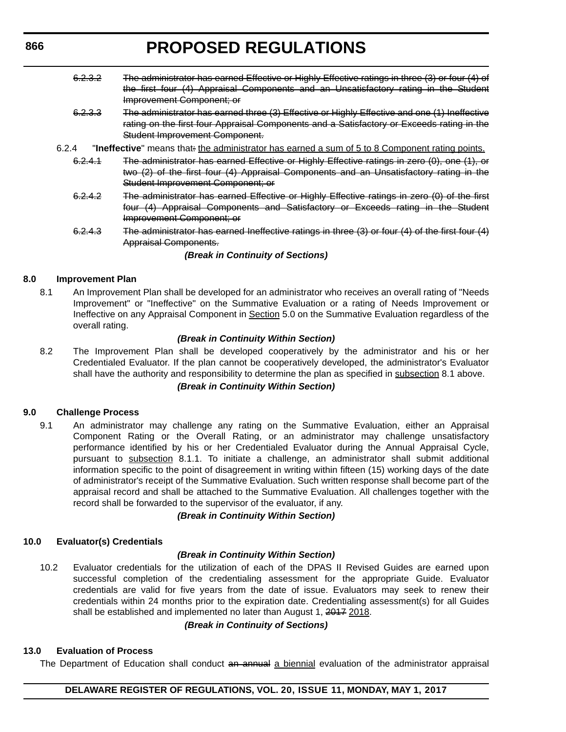~~6.2.3.2 The administrator has earned Effective or Highly Effective ratings in three (3) or four (4) of the first four (4) Appraisal Components and an Unsatisfactory rating in the Student Improvement Component; or~~

~~6.2.3.3 The administrator has earned three (3) Effective or Highly Effective and one (1) Ineffective rating on the first four Appraisal Components and a Satisfactory or Exceeds rating in the Student Improvement Component.~~

6.2.4 "**Ineffective**" means that~~:~~ <u>the administrator has earned a sum of 5 to 8 Component rating points.</u>

~~6.2.4.1 The administrator has earned Effective or Highly Effective ratings in zero (0), one (1), or two (2) of the first four (4) Appraisal Components and an Unsatisfactory rating in the Student Improvement Component; or~~

~~6.2.4.2 The administrator has earned Effective or Highly Effective ratings in zero (0) of the first four (4) Appraisal Components and Satisfactory or Exceeds rating in the Student Improvement Component; or~~

~~6.2.4.3 The administrator has earned Ineffective ratings in three (3) or four (4) of the first four (4) Appraisal Components.~~

***(Break in Continuity of Sections)***

**8.0 Improvement Plan**

8.1 An Improvement Plan shall be developed for an administrator who receives an overall rating of "Needs Improvement" or "Ineffective" on the Summative Evaluation or a rating of Needs Improvement or Ineffective on any Appraisal Component in <u>Section</u> 5.0 on the Summative Evaluation regardless of the overall rating.

***(Break in Continuity Within Section)***

8.2 The Improvement Plan shall be developed cooperatively by the administrator and his or her Credentialed Evaluator. If the plan cannot be cooperatively developed, the administrator's Evaluator shall have the authority and responsibility to determine the plan as specified in <u>subsection</u> 8.1 above.

***(Break in Continuity Within Section)***

**9.0 Challenge Process**

9.1 An administrator may challenge any rating on the Summative Evaluation, either an Appraisal Component Rating or the Overall Rating, or an administrator may challenge unsatisfactory performance identified by his or her Credentialed Evaluator during the Annual Appraisal Cycle, pursuant to <u>subsection</u> 8.1.1. To initiate a challenge, an administrator shall submit additional information specific to the point of disagreement in writing within fifteen (15) working days of the date of administrator's receipt of the Summative Evaluation. Such written response shall become part of the appraisal record and shall be attached to the Summative Evaluation. All challenges together with the record shall be forwarded to the supervisor of the evaluator, if any.

***(Break in Continuity Within Section)***

**10.0 Evaluator(s) Credentials**

***(Break in Continuity Within Section)***

10.2 Evaluator credentials for the utilization of each of the DPAS II Revised Guides are earned upon successful completion of the credentialing assessment for the appropriate Guide. Evaluator credentials are valid for five years from the date of issue. Evaluators may seek to renew their credentials within 24 months prior to the expiration date. Credentialing assessment(s) for all Guides shall be established and implemented no later than August 1, ~~2017~~ <u>2018</u>.

***(Break in Continuity of Sections)***

**13.0 Evaluation of Process**

The Department of Education shall conduct ~~an annual~~ <u>a biennial</u> evaluation of the administrator appraisal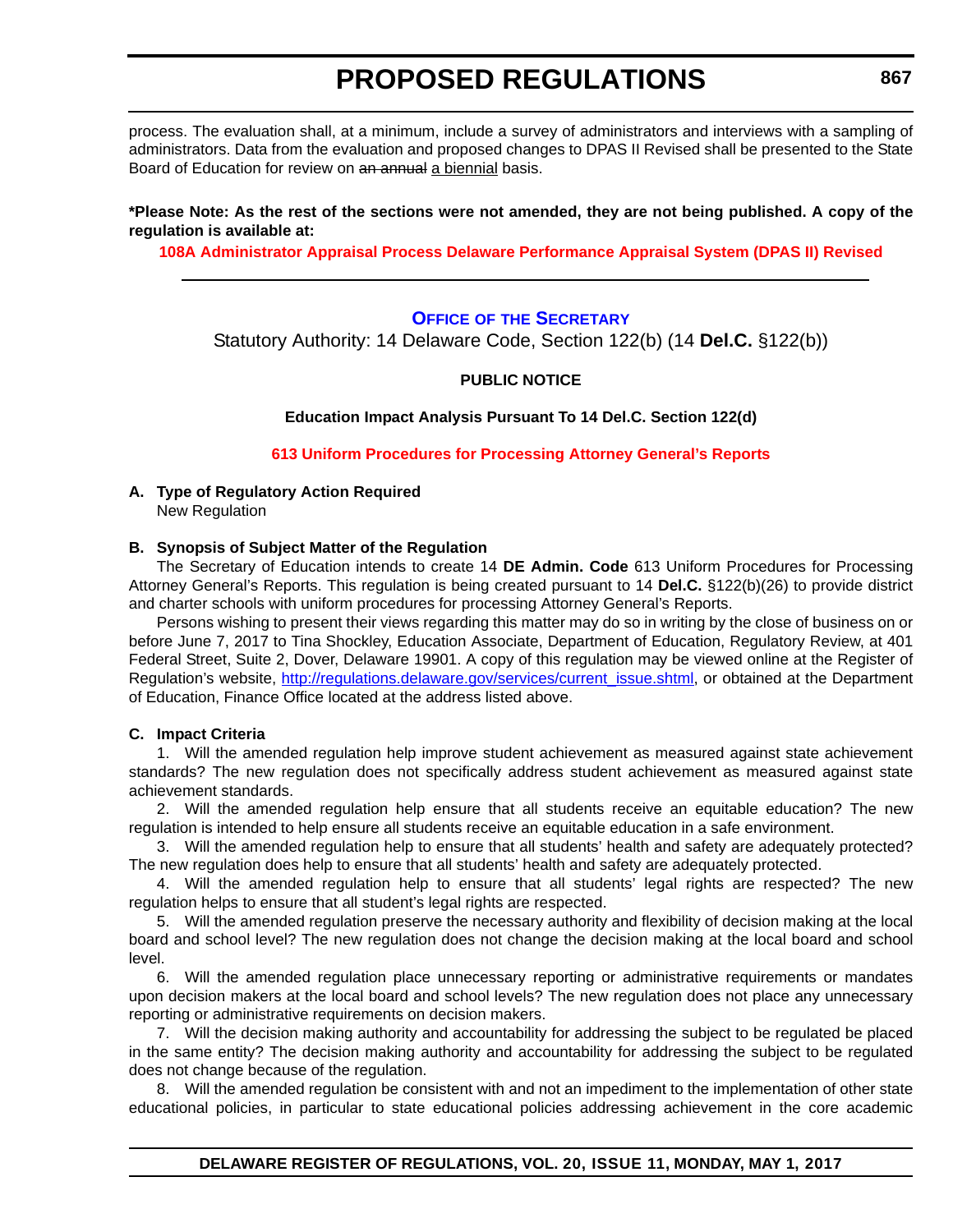process. The evaluation shall, at a minimum, include a survey of administrators and interviews with a sampling of administrators. Data from the evaluation and proposed changes to DPAS II Revised shall be presented to the State Board of Education for review on ~~an annual~~ a biennial basis.

**\*Please Note: As the rest of the sections were not amended, they are not being published. A copy of the regulation is available at:**

**108A Administrator Appraisal Process Delaware Performance Appraisal System (DPAS II) Revised**

---

### OFFICE OF THE SECRETARY

Statutory Authority: 14 Delaware Code, Section 122(b) (14 **Del.C.** §122(b))

**PUBLIC NOTICE**

**Education Impact Analysis Pursuant To 14 Del.C. Section 122(d)**

**613 Uniform Procedures for Processing Attorney General's Reports**

**A. Type of Regulatory Action Required**

New Regulation

**B. Synopsis of Subject Matter of the Regulation**

The Secretary of Education intends to create 14 **DE Admin. Code** 613 Uniform Procedures for Processing Attorney General's Reports. This regulation is being created pursuant to 14 **Del.C.** §122(b)(26) to provide district and charter schools with uniform procedures for processing Attorney General's Reports.

Persons wishing to present their views regarding this matter may do so in writing by the close of business on or before June 7, 2017 to Tina Shockley, Education Associate, Department of Education, Regulatory Review, at 401 Federal Street, Suite 2, Dover, Delaware 19901. A copy of this regulation may be viewed online at the Register of Regulation's website, http://regulations.delaware.gov/services/current_issue.shtml, or obtained at the Department of Education, Finance Office located at the address listed above.

**C. Impact Criteria**

1. Will the amended regulation help improve student achievement as measured against state achievement standards? The new regulation does not specifically address student achievement as measured against state achievement standards.

2. Will the amended regulation help ensure that all students receive an equitable education? The new regulation is intended to help ensure all students receive an equitable education in a safe environment.

3. Will the amended regulation help to ensure that all students' health and safety are adequately protected? The new regulation does help to ensure that all students' health and safety are adequately protected.

4. Will the amended regulation help to ensure that all students' legal rights are respected? The new regulation helps to ensure that all student's legal rights are respected.

5. Will the amended regulation preserve the necessary authority and flexibility of decision making at the local board and school level? The new regulation does not change the decision making at the local board and school level.

6. Will the amended regulation place unnecessary reporting or administrative requirements or mandates upon decision makers at the local board and school levels? The new regulation does not place any unnecessary reporting or administrative requirements on decision makers.

7. Will the decision making authority and accountability for addressing the subject to be regulated be placed in the same entity? The decision making authority and accountability for addressing the subject to be regulated does not change because of the regulation.

8. Will the amended regulation be consistent with and not an impediment to the implementation of other state educational policies, in particular to state educational policies addressing achievement in the core academic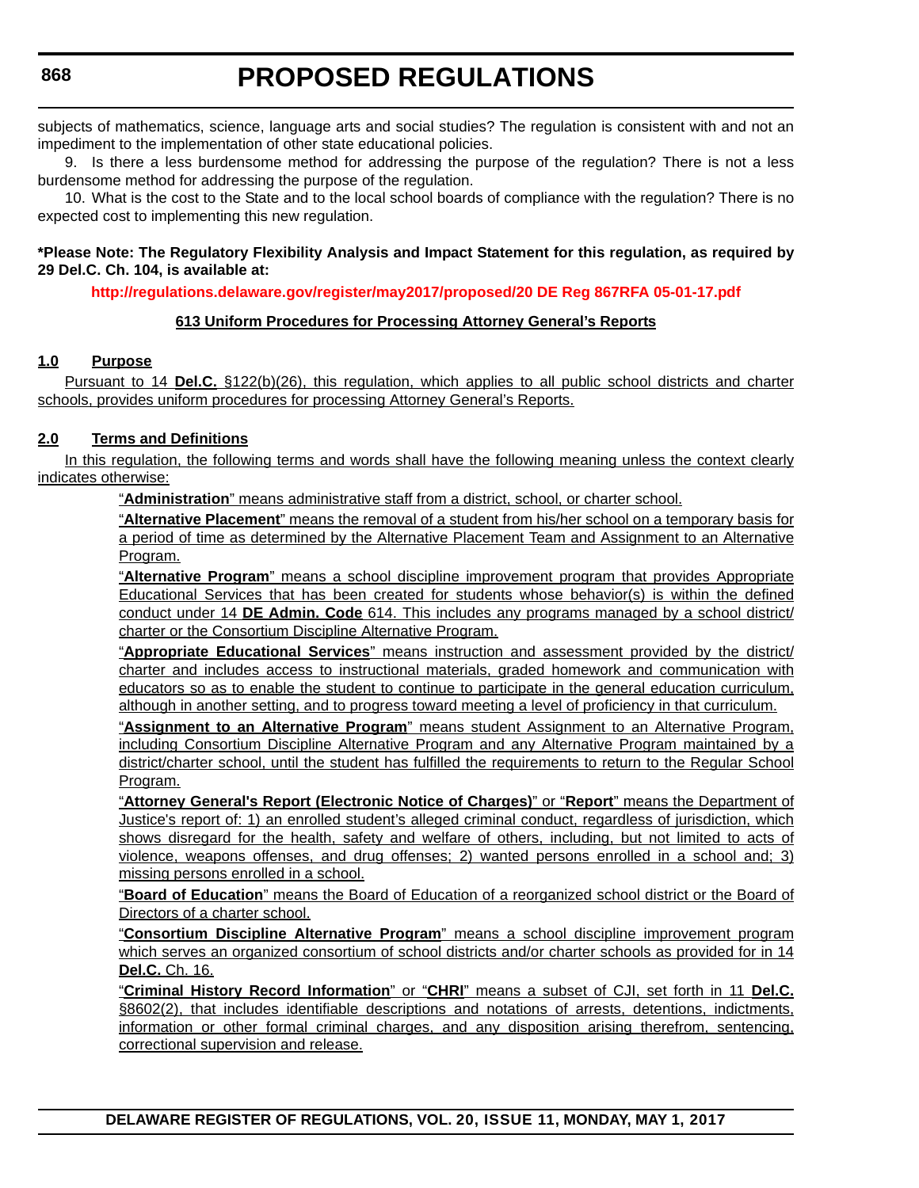subjects of mathematics, science, language arts and social studies? The regulation is consistent with and not an impediment to the implementation of other state educational policies.

9. Is there a less burdensome method for addressing the purpose of the regulation? There is not a less burdensome method for addressing the purpose of the regulation.

10. What is the cost to the State and to the local school boards of compliance with the regulation? There is no expected cost to implementing this new regulation.

**\*Please Note: The Regulatory Flexibility Analysis and Impact Statement for this regulation, as required by 29 Del.C. Ch. 104, is available at:**

**http://regulations.delaware.gov/register/may2017/proposed/20 DE Reg 867RFA 05-01-17.pdf**

**613 Uniform Procedures for Processing Attorney General's Reports**

**1.0 Purpose**

Pursuant to 14 **Del.C.** §122(b)(26), this regulation, which applies to all public school districts and charter schools, provides uniform procedures for processing Attorney General's Reports.

**2.0 Terms and Definitions**

In this regulation, the following terms and words shall have the following meaning unless the context clearly indicates otherwise:

"**Administration**" means administrative staff from a district, school, or charter school.

"**Alternative Placement**" means the removal of a student from his/her school on a temporary basis for a period of time as determined by the Alternative Placement Team and Assignment to an Alternative Program.

"**Alternative Program**" means a school discipline improvement program that provides Appropriate Educational Services that has been created for students whose behavior(s) is within the defined conduct under 14 **DE Admin. Code** 614. This includes any programs managed by a school district/charter or the Consortium Discipline Alternative Program.

"**Appropriate Educational Services**" means instruction and assessment provided by the district/charter and includes access to instructional materials, graded homework and communication with educators so as to enable the student to continue to participate in the general education curriculum, although in another setting, and to progress toward meeting a level of proficiency in that curriculum.

"**Assignment to an Alternative Program**" means student Assignment to an Alternative Program, including Consortium Discipline Alternative Program and any Alternative Program maintained by a district/charter school, until the student has fulfilled the requirements to return to the Regular School Program.

"**Attorney General's Report (Electronic Notice of Charges)**" or "**Report**" means the Department of Justice's report of: 1) an enrolled student's alleged criminal conduct, regardless of jurisdiction, which shows disregard for the health, safety and welfare of others, including, but not limited to acts of violence, weapons offenses, and drug offenses; 2) wanted persons enrolled in a school and; 3) missing persons enrolled in a school.

"**Board of Education**" means the Board of Education of a reorganized school district or the Board of Directors of a charter school.

"**Consortium Discipline Alternative Program**" means a school discipline improvement program which serves an organized consortium of school districts and/or charter schools as provided for in 14 **Del.C.** Ch. 16.

"**Criminal History Record Information**" or "**CHRI**" means a subset of CJI, set forth in 11 **Del.C.** §8602(2), that includes identifiable descriptions and notations of arrests, detentions, indictments, information or other formal criminal charges, and any disposition arising therefrom, sentencing, correctional supervision and release.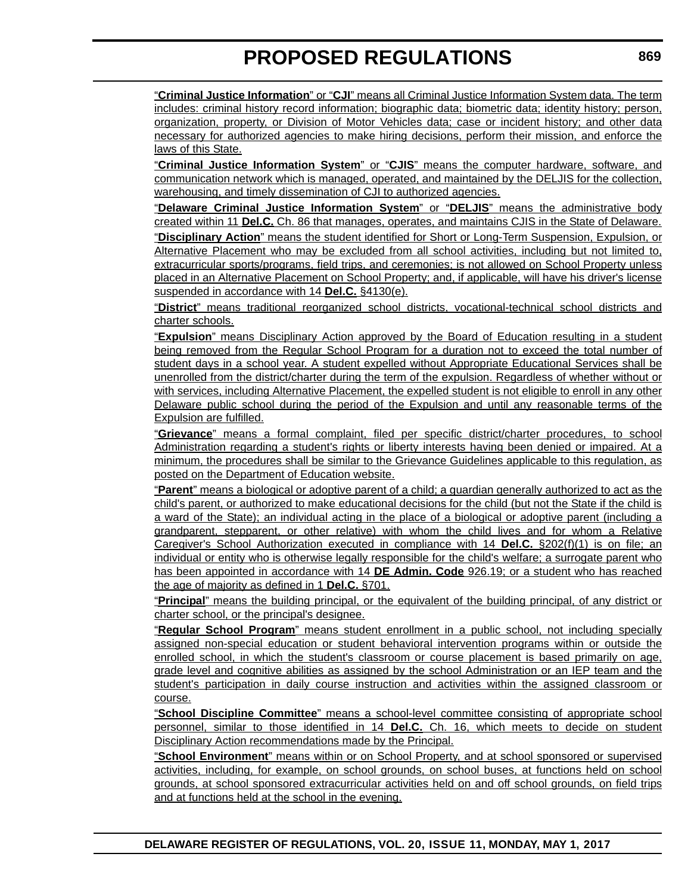"**Criminal Justice Information**" or "**CJI**" means all Criminal Justice Information System data. The term includes: criminal history record information; biographic data; biometric data; identity history; person, organization, property, or Division of Motor Vehicles data; case or incident history; and other data necessary for authorized agencies to make hiring decisions, perform their mission, and enforce the laws of this State.

"**Criminal Justice Information System**" or "**CJIS**" means the computer hardware, software, and communication network which is managed, operated, and maintained by the DELJIS for the collection, warehousing, and timely dissemination of CJI to authorized agencies.

"**Delaware Criminal Justice Information System**" or "**DELJIS**" means the administrative body created within 11 **Del.C.** Ch. 86 that manages, operates, and maintains CJIS in the State of Delaware.

"**Disciplinary Action**" means the student identified for Short or Long-Term Suspension, Expulsion, or Alternative Placement who may be excluded from all school activities, including but not limited to, extracurricular sports/programs, field trips, and ceremonies; is not allowed on School Property unless placed in an Alternative Placement on School Property; and, if applicable, will have his driver's license suspended in accordance with 14 **Del.C.** §4130(e).

"**District**" means traditional reorganized school districts, vocational-technical school districts and charter schools.

"**Expulsion**" means Disciplinary Action approved by the Board of Education resulting in a student being removed from the Regular School Program for a duration not to exceed the total number of student days in a school year. A student expelled without Appropriate Educational Services shall be unenrolled from the district/charter during the term of the expulsion. Regardless of whether without or with services, including Alternative Placement, the expelled student is not eligible to enroll in any other Delaware public school during the period of the Expulsion and until any reasonable terms of the Expulsion are fulfilled.

"**Grievance**" means a formal complaint, filed per specific district/charter procedures, to school Administration regarding a student's rights or liberty interests having been denied or impaired. At a minimum, the procedures shall be similar to the Grievance Guidelines applicable to this regulation, as posted on the Department of Education website.

"**Parent**" means a biological or adoptive parent of a child; a guardian generally authorized to act as the child's parent, or authorized to make educational decisions for the child (but not the State if the child is a ward of the State); an individual acting in the place of a biological or adoptive parent (including a grandparent, stepparent, or other relative) with whom the child lives and for whom a Relative Caregiver's School Authorization executed in compliance with 14 **Del.C.** §202(f)(1) is on file; an individual or entity who is otherwise legally responsible for the child's welfare; a surrogate parent who has been appointed in accordance with 14 **DE Admin. Code** 926.19; or a student who has reached the age of majority as defined in 1 **Del.C.** §701.

"**Principal**" means the building principal, or the equivalent of the building principal, of any district or charter school, or the principal's designee.

"**Regular School Program**" means student enrollment in a public school, not including specially assigned non-special education or student behavioral intervention programs within or outside the enrolled school, in which the student's classroom or course placement is based primarily on age, grade level and cognitive abilities as assigned by the school Administration or an IEP team and the student's participation in daily course instruction and activities within the assigned classroom or course.

"**School Discipline Committee**" means a school-level committee consisting of appropriate school personnel, similar to those identified in 14 **Del.C.** Ch. 16, which meets to decide on student Disciplinary Action recommendations made by the Principal.

"**School Environment**" means within or on School Property, and at school sponsored or supervised activities, including, for example, on school grounds, on school buses, at functions held on school grounds, at school sponsored extracurricular activities held on and off school grounds, on field trips and at functions held at the school in the evening.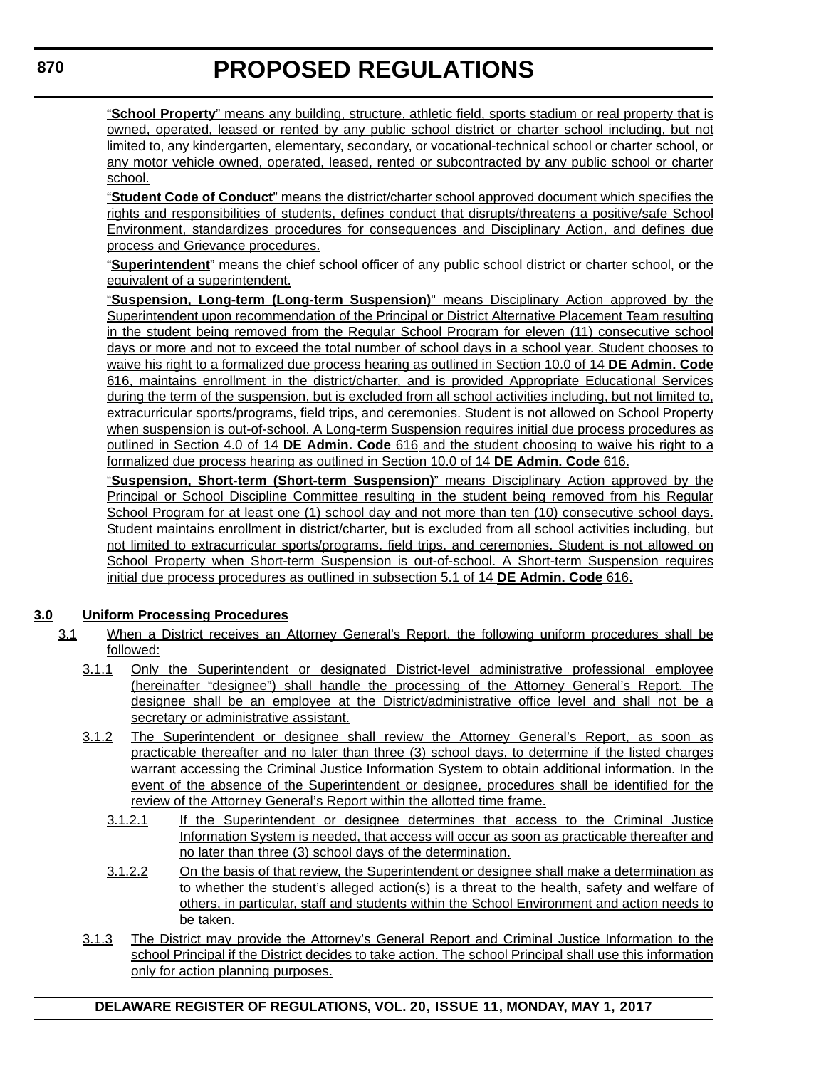"**School Property**" means any building, structure, athletic field, sports stadium or real property that is owned, operated, leased or rented by any public school district or charter school including, but not limited to, any kindergarten, elementary, secondary, or vocational-technical school or charter school, or any motor vehicle owned, operated, leased, rented or subcontracted by any public school or charter school.

"**Student Code of Conduct**" means the district/charter school approved document which specifies the rights and responsibilities of students, defines conduct that disrupts/threatens a positive/safe School Environment, standardizes procedures for consequences and Disciplinary Action, and defines due process and Grievance procedures.

"**Superintendent**" means the chief school officer of any public school district or charter school, or the equivalent of a superintendent.

"**Suspension, Long-term (Long-term Suspension)**" means Disciplinary Action approved by the Superintendent upon recommendation of the Principal or District Alternative Placement Team resulting in the student being removed from the Regular School Program for eleven (11) consecutive school days or more and not to exceed the total number of school days in a school year. Student chooses to waive his right to a formalized due process hearing as outlined in Section 10.0 of 14 **DE Admin. Code** 616, maintains enrollment in the district/charter, and is provided Appropriate Educational Services during the term of the suspension, but is excluded from all school activities including, but not limited to, extracurricular sports/programs, field trips, and ceremonies. Student is not allowed on School Property when suspension is out-of-school. A Long-term Suspension requires initial due process procedures as outlined in Section 4.0 of 14 **DE Admin. Code** 616 and the student choosing to waive his right to a formalized due process hearing as outlined in Section 10.0 of 14 **DE Admin. Code** 616.

"**Suspension, Short-term (Short-term Suspension)**" means Disciplinary Action approved by the Principal or School Discipline Committee resulting in the student being removed from his Regular School Program for at least one (1) school day and not more than ten (10) consecutive school days. Student maintains enrollment in district/charter, but is excluded from all school activities including, but not limited to extracurricular sports/programs, field trips, and ceremonies. Student is not allowed on School Property when Short-term Suspension is out-of-school. A Short-term Suspension requires initial due process procedures as outlined in subsection 5.1 of 14 **DE Admin. Code** 616.

**3.0 Uniform Processing Procedures**

3.1 When a District receives an Attorney General's Report, the following uniform procedures shall be followed:

3.1.1 Only the Superintendent or designated District-level administrative professional employee (hereinafter "designee") shall handle the processing of the Attorney General's Report. The designee shall be an employee at the District/administrative office level and shall not be a secretary or administrative assistant.

3.1.2 The Superintendent or designee shall review the Attorney General's Report, as soon as practicable thereafter and no later than three (3) school days, to determine if the listed charges warrant accessing the Criminal Justice Information System to obtain additional information. In the event of the absence of the Superintendent or designee, procedures shall be identified for the review of the Attorney General's Report within the allotted time frame.

3.1.2.1 If the Superintendent or designee determines that access to the Criminal Justice Information System is needed, that access will occur as soon as practicable thereafter and no later than three (3) school days of the determination.

3.1.2.2 On the basis of that review, the Superintendent or designee shall make a determination as to whether the student's alleged action(s) is a threat to the health, safety and welfare of others, in particular, staff and students within the School Environment and action needs to be taken.

3.1.3 The District may provide the Attorney's General Report and Criminal Justice Information to the school Principal if the District decides to take action. The school Principal shall use this information only for action planning purposes.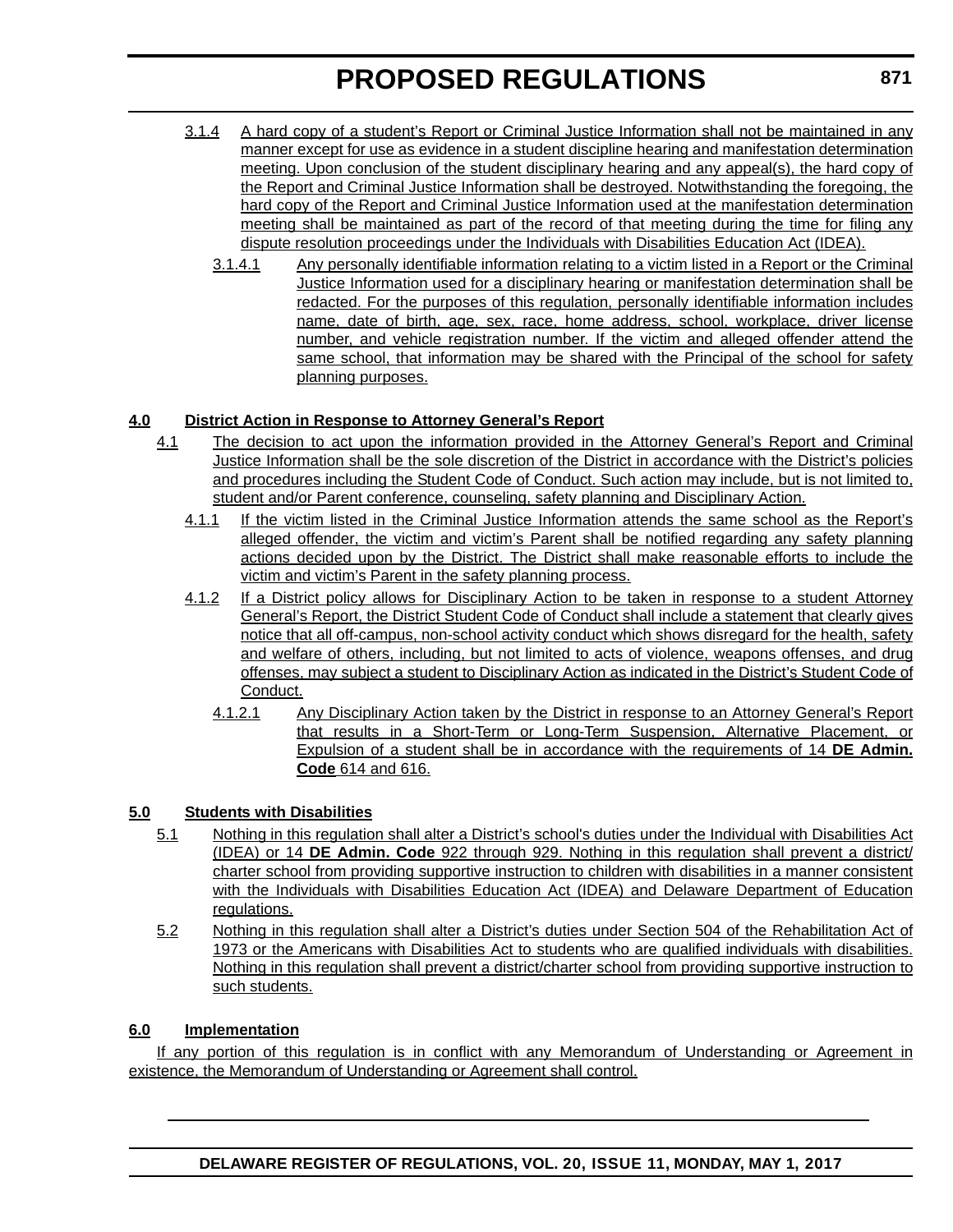3.1.4 A hard copy of a student's Report or Criminal Justice Information shall not be maintained in any manner except for use as evidence in a student discipline hearing and manifestation determination meeting. Upon conclusion of the student disciplinary hearing and any appeal(s), the hard copy of the Report and Criminal Justice Information shall be destroyed. Notwithstanding the foregoing, the hard copy of the Report and Criminal Justice Information used at the manifestation determination meeting shall be maintained as part of the record of that meeting during the time for filing any dispute resolution proceedings under the Individuals with Disabilities Education Act (IDEA).

3.1.4.1 Any personally identifiable information relating to a victim listed in a Report or the Criminal Justice Information used for a disciplinary hearing or manifestation determination shall be redacted. For the purposes of this regulation, personally identifiable information includes name, date of birth, age, sex, race, home address, school, workplace, driver license number, and vehicle registration number. If the victim and alleged offender attend the same school, that information may be shared with the Principal of the school for safety planning purposes.

**4.0 District Action in Response to Attorney General's Report**

4.1 The decision to act upon the information provided in the Attorney General's Report and Criminal Justice Information shall be the sole discretion of the District in accordance with the District's policies and procedures including the Student Code of Conduct. Such action may include, but is not limited to, student and/or Parent conference, counseling, safety planning and Disciplinary Action.

4.1.1 If the victim listed in the Criminal Justice Information attends the same school as the Report's alleged offender, the victim and victim's Parent shall be notified regarding any safety planning actions decided upon by the District. The District shall make reasonable efforts to include the victim and victim's Parent in the safety planning process.

4.1.2 If a District policy allows for Disciplinary Action to be taken in response to a student Attorney General's Report, the District Student Code of Conduct shall include a statement that clearly gives notice that all off-campus, non-school activity conduct which shows disregard for the health, safety and welfare of others, including, but not limited to acts of violence, weapons offenses, and drug offenses, may subject a student to Disciplinary Action as indicated in the District's Student Code of Conduct.

4.1.2.1 Any Disciplinary Action taken by the District in response to an Attorney General's Report that results in a Short-Term or Long-Term Suspension, Alternative Placement, or Expulsion of a student shall be in accordance with the requirements of 14 **DE Admin. Code** 614 and 616.

**5.0 Students with Disabilities**

5.1 Nothing in this regulation shall alter a District's school's duties under the Individual with Disabilities Act (IDEA) or 14 **DE Admin. Code** 922 through 929. Nothing in this regulation shall prevent a district/charter school from providing supportive instruction to children with disabilities in a manner consistent with the Individuals with Disabilities Education Act (IDEA) and Delaware Department of Education regulations.

5.2 Nothing in this regulation shall alter a District's duties under Section 504 of the Rehabilitation Act of 1973 or the Americans with Disabilities Act to students who are qualified individuals with disabilities. Nothing in this regulation shall prevent a district/charter school from providing supportive instruction to such students.

**6.0 Implementation**

If any portion of this regulation is in conflict with any Memorandum of Understanding or Agreement in existence, the Memorandum of Understanding or Agreement shall control.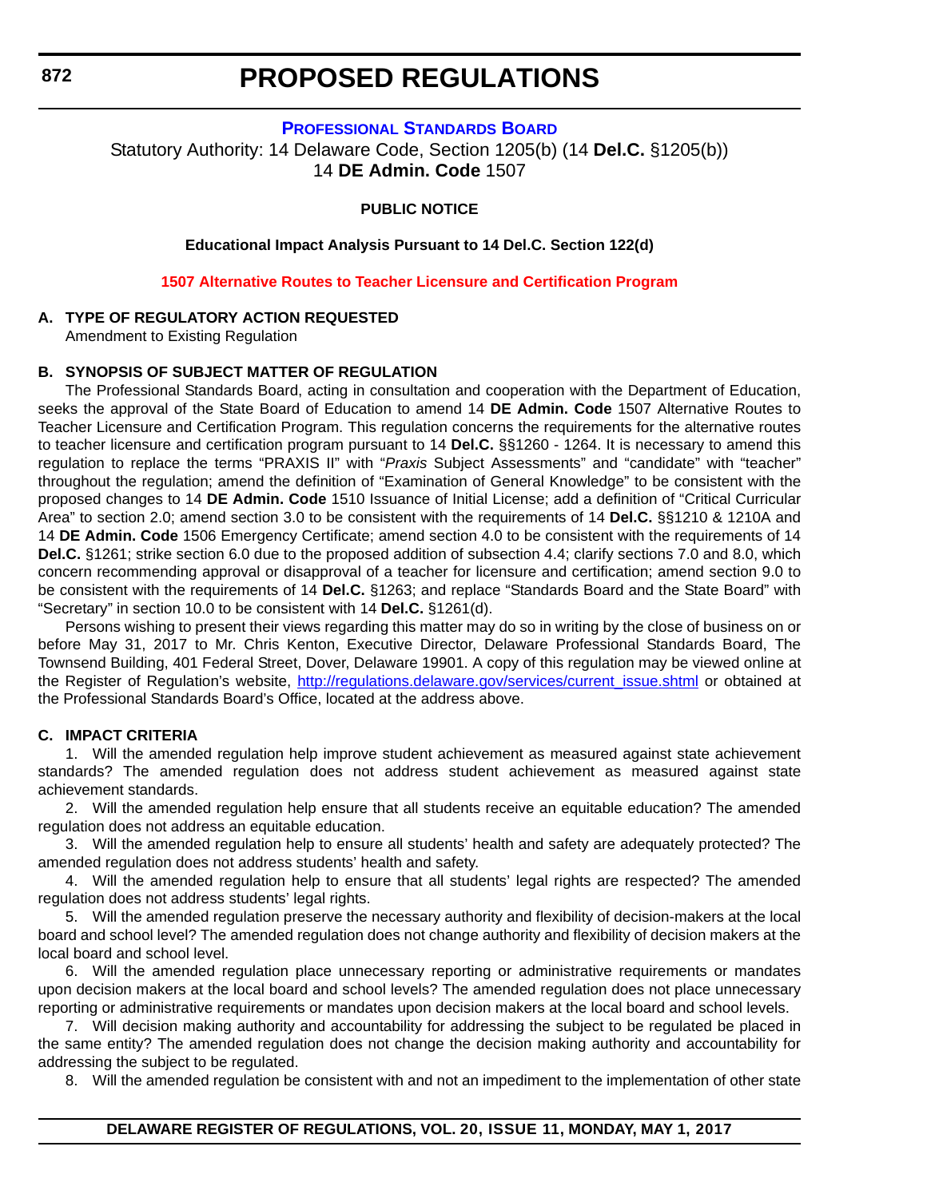# PROPOSED REGULATIONS

## PROFESSIONAL STANDARDS BOARD

Statutory Authority: 14 Delaware Code, Section 1205(b) (14 **Del.C.** §1205(b))
14 **DE Admin. Code** 1507

**PUBLIC NOTICE**

**Educational Impact Analysis Pursuant to 14 Del.C. Section 122(d)**

**1507 Alternative Routes to Teacher Licensure and Certification Program**

**A. TYPE OF REGULATORY ACTION REQUESTED**

Amendment to Existing Regulation

**B. SYNOPSIS OF SUBJECT MATTER OF REGULATION**

The Professional Standards Board, acting in consultation and cooperation with the Department of Education, seeks the approval of the State Board of Education to amend 14 **DE Admin. Code** 1507 Alternative Routes to Teacher Licensure and Certification Program. This regulation concerns the requirements for the alternative routes to teacher licensure and certification program pursuant to 14 **Del.C.** §§1260 - 1264. It is necessary to amend this regulation to replace the terms "PRAXIS II" with "*Praxis* Subject Assessments" and "candidate" with "teacher" throughout the regulation; amend the definition of "Examination of General Knowledge" to be consistent with the proposed changes to 14 **DE Admin. Code** 1510 Issuance of Initial License; add a definition of "Critical Curricular Area" to section 2.0; amend section 3.0 to be consistent with the requirements of 14 **Del.C.** §§1210 & 1210A and 14 **DE Admin. Code** 1506 Emergency Certificate; amend section 4.0 to be consistent with the requirements of 14 **Del.C.** §1261; strike section 6.0 due to the proposed addition of subsection 4.4; clarify sections 7.0 and 8.0, which concern recommending approval or disapproval of a teacher for licensure and certification; amend section 9.0 to be consistent with the requirements of 14 **Del.C.** §1263; and replace "Standards Board and the State Board" with "Secretary" in section 10.0 to be consistent with 14 **Del.C.** §1261(d).

Persons wishing to present their views regarding this matter may do so in writing by the close of business on or before May 31, 2017 to Mr. Chris Kenton, Executive Director, Delaware Professional Standards Board, The Townsend Building, 401 Federal Street, Dover, Delaware 19901. A copy of this regulation may be viewed online at the Register of Regulation's website, http://regulations.delaware.gov/services/current_issue.shtml or obtained at the Professional Standards Board's Office, located at the address above.

**C. IMPACT CRITERIA**

1. Will the amended regulation help improve student achievement as measured against state achievement standards? The amended regulation does not address student achievement as measured against state achievement standards.

2. Will the amended regulation help ensure that all students receive an equitable education? The amended regulation does not address an equitable education.

3. Will the amended regulation help to ensure all students' health and safety are adequately protected? The amended regulation does not address students' health and safety.

4. Will the amended regulation help to ensure that all students' legal rights are respected? The amended regulation does not address students' legal rights.

5. Will the amended regulation preserve the necessary authority and flexibility of decision-makers at the local board and school level? The amended regulation does not change authority and flexibility of decision makers at the local board and school level.

6. Will the amended regulation place unnecessary reporting or administrative requirements or mandates upon decision makers at the local board and school levels? The amended regulation does not place unnecessary reporting or administrative requirements or mandates upon decision makers at the local board and school levels.

7. Will decision making authority and accountability for addressing the subject to be regulated be placed in the same entity? The amended regulation does not change the decision making authority and accountability for addressing the subject to be regulated.

8. Will the amended regulation be consistent with and not an impediment to the implementation of other state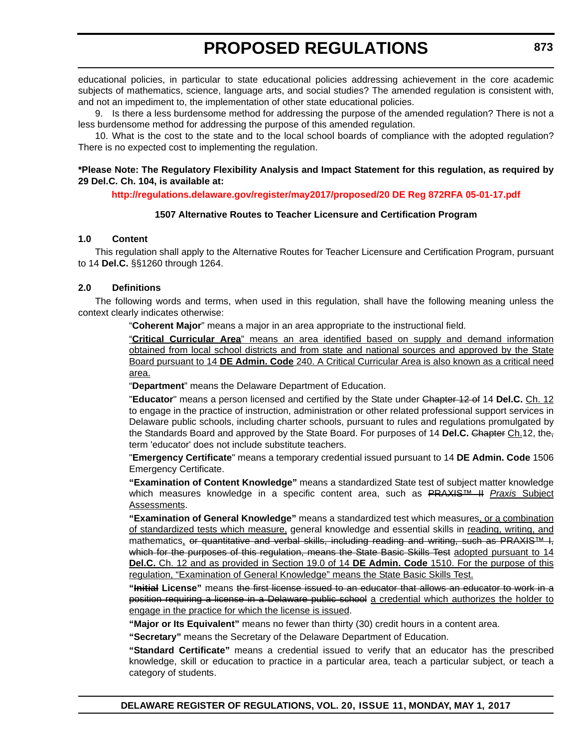educational policies, in particular to state educational policies addressing achievement in the core academic subjects of mathematics, science, language arts, and social studies? The amended regulation is consistent with, and not an impediment to, the implementation of other state educational policies.

9. Is there a less burdensome method for addressing the purpose of the amended regulation? There is not a less burdensome method for addressing the purpose of this amended regulation.

10. What is the cost to the state and to the local school boards of compliance with the adopted regulation? There is no expected cost to implementing the regulation.

**\*Please Note: The Regulatory Flexibility Analysis and Impact Statement for this regulation, as required by 29 Del.C. Ch. 104, is available at:**

**http://regulations.delaware.gov/register/may2017/proposed/20 DE Reg 872RFA 05-01-17.pdf**

**1507 Alternative Routes to Teacher Licensure and Certification Program**

**1.0 Content**

This regulation shall apply to the Alternative Routes for Teacher Licensure and Certification Program, pursuant to 14 **Del.C.** §§1260 through 1264.

**2.0 Definitions**

The following words and terms, when used in this regulation, shall have the following meaning unless the context clearly indicates otherwise:

"**Coherent Major**" means a major in an area appropriate to the instructional field.

<u>"**Critical Curricular Area**" means an area identified based on supply and demand information obtained from local school districts and from state and national sources and approved by the State Board pursuant to 14 **DE Admin. Code** 240. A Critical Curricular Area is also known as a critical need area.</u>

"**Department**" means the Delaware Department of Education.

"**Educator**" means a person licensed and certified by the State under ~~Chapter 12 of~~ 14 **Del.C.** <u>Ch. 12</u> to engage in the practice of instruction, administration or other related professional support services in Delaware public schools, including charter schools, pursuant to rules and regulations promulgated by the Standards Board and approved by the State Board. For purposes of 14 **Del.C.** ~~Chapter~~ <u>Ch.</u>12, the~~,~~ term 'educator' does not include substitute teachers.

"**Emergency Certificate**" means a temporary credential issued pursuant to 14 **DE Admin. Code** 1506 Emergency Certificate.

**"Examination of Content Knowledge"** means a standardized State test of subject matter knowledge which measures knowledge in a specific content area, such as ~~PRAXIS™ II~~ <u>*Praxis* Subject Assessments</u>.

**"Examination of General Knowledge"** means a standardized test which measures<u>, or a combination of standardized tests which measure,</u> general knowledge and essential skills in <u>reading, writing, and</u> mathematics<u>,</u> ~~or quantitative and verbal skills, including reading and writing, such as PRAXIS™ I, which for the purposes of this regulation, means the State Basic Skills Test~~ <u>adopted pursuant to 14 **Del.C.** Ch. 12 and as provided in Section 19.0 of 14 **DE Admin. Code** 1510. For the purpose of this regulation, "Examination of General Knowledge" means the State Basic Skills Test.</u>

**"~~Initial~~ License"** means ~~the first license issued to an educator that allows an educator to work in a position requiring a license in a Delaware public school~~ <u>a credential which authorizes the holder to engage in the practice for which the license is issued</u>.

**"Major or Its Equivalent"** means no fewer than thirty (30) credit hours in a content area.

**"Secretary"** means the Secretary of the Delaware Department of Education.

**"Standard Certificate"** means a credential issued to verify that an educator has the prescribed knowledge, skill or education to practice in a particular area, teach a particular subject, or teach a category of students.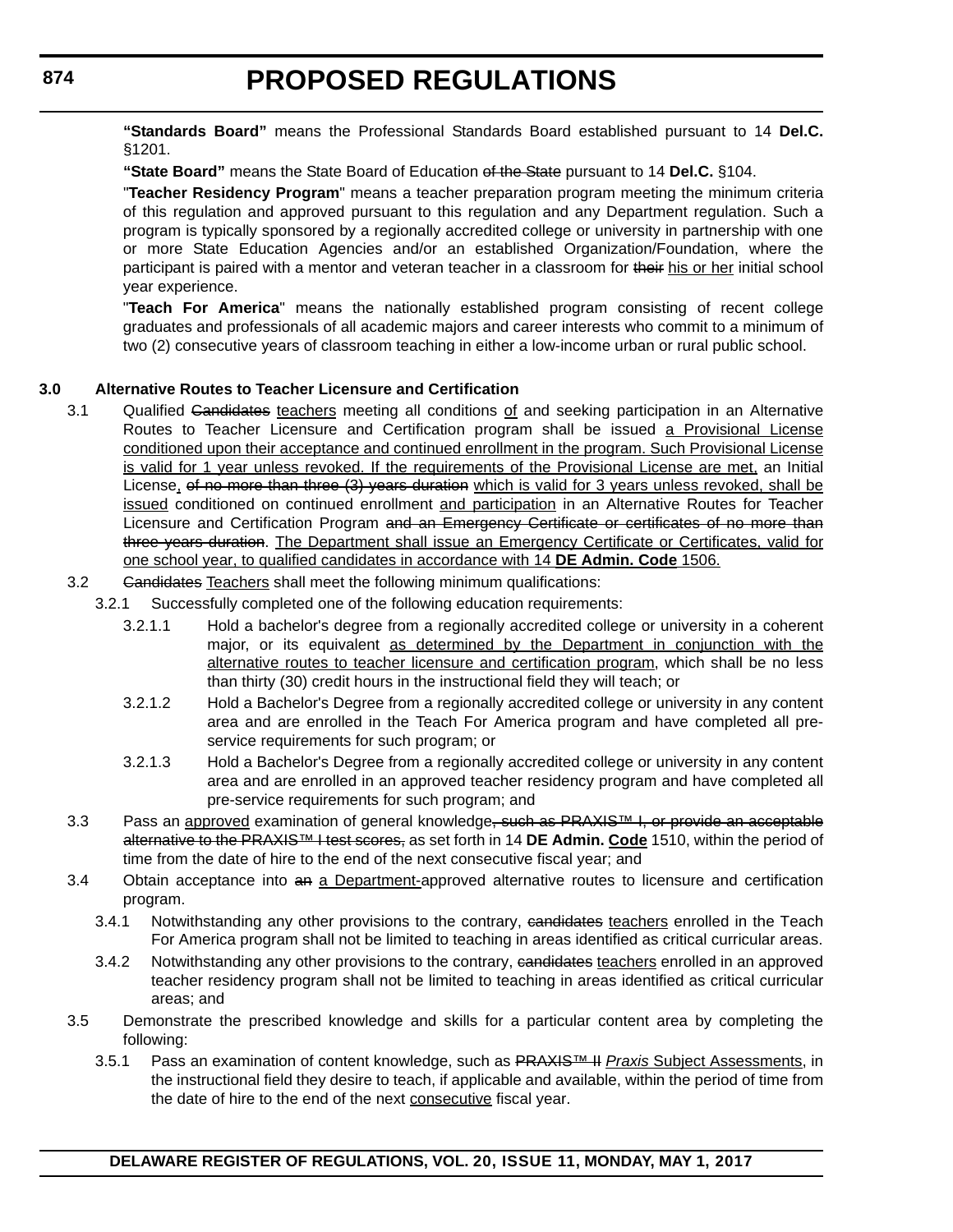**"Standards Board"** means the Professional Standards Board established pursuant to 14 **Del.C.** §1201.

**"State Board"** means the State Board of Education ~~of the State~~ pursuant to 14 **Del.C.** §104.

"**Teacher Residency Program**" means a teacher preparation program meeting the minimum criteria of this regulation and approved pursuant to this regulation and any Department regulation. Such a program is typically sponsored by a regionally accredited college or university in partnership with one or more State Education Agencies and/or an established Organization/Foundation, where the participant is paired with a mentor and veteran teacher in a classroom for ~~their~~ <u>his or her</u> initial school year experience.

"**Teach For America**" means the nationally established program consisting of recent college graduates and professionals of all academic majors and career interests who commit to a minimum of two (2) consecutive years of classroom teaching in either a low-income urban or rural public school.

**3.0 Alternative Routes to Teacher Licensure and Certification**

3.1 Qualified ~~Candidates~~ <u>teachers</u> meeting all conditions <u>of</u> and seeking participation in an Alternative Routes to Teacher Licensure and Certification program shall be issued <u>a Provisional License conditioned upon their acceptance and continued enrollment in the program. Such Provisional License is valid for 1 year unless revoked. If the requirements of the Provisional License are met,</u> an Initial License<u>,</u> ~~of no more than three (3) years duration~~ <u>which is valid for 3 years unless revoked, shall be issued</u> conditioned on continued enrollment <u>and participation</u> in an Alternative Routes for Teacher Licensure and Certification Program ~~and an Emergency Certificate or certificates of no more than three years duration~~. <u>The Department shall issue an Emergency Certificate or Certificates, valid for one school year, to qualified candidates in accordance with 14</u> <u>**DE Admin. Code**</u> <u>1506.</u>

3.2 ~~Candidates~~ <u>Teachers</u> shall meet the following minimum qualifications:

3.2.1 Successfully completed one of the following education requirements:

3.2.1.1 Hold a bachelor's degree from a regionally accredited college or university in a coherent major, or its equivalent <u>as determined by the Department in conjunction with the alternative routes to teacher licensure and certification program</u>, which shall be no less than thirty (30) credit hours in the instructional field they will teach; or

3.2.1.2 Hold a Bachelor's Degree from a regionally accredited college or university in any content area and are enrolled in the Teach For America program and have completed all pre-service requirements for such program; or

3.2.1.3 Hold a Bachelor's Degree from a regionally accredited college or university in any content area and are enrolled in an approved teacher residency program and have completed all pre-service requirements for such program; and

3.3 Pass an <u>approved</u> examination of general knowledge~~, such as PRAXIS™ I, or provide an acceptable alternative to the PRAXIS™ I test scores,~~ as set forth in 14 **DE Admin.** <u>**Code**</u> 1510, within the period of time from the date of hire to the end of the next consecutive fiscal year; and

3.4 Obtain acceptance into ~~an~~ <u>a Department-</u>approved alternative routes to licensure and certification program.

3.4.1 Notwithstanding any other provisions to the contrary, ~~candidates~~ <u>teachers</u> enrolled in the Teach For America program shall not be limited to teaching in areas identified as critical curricular areas.

3.4.2 Notwithstanding any other provisions to the contrary, ~~candidates~~ <u>teachers</u> enrolled in an approved teacher residency program shall not be limited to teaching in areas identified as critical curricular areas; and

3.5 Demonstrate the prescribed knowledge and skills for a particular content area by completing the following:

3.5.1 Pass an examination of content knowledge, such as ~~PRAXIS™ II~~ <u>*Praxis* Subject Assessments</u>, in the instructional field they desire to teach, if applicable and available, within the period of time from the date of hire to the end of the next <u>consecutive</u> fiscal year.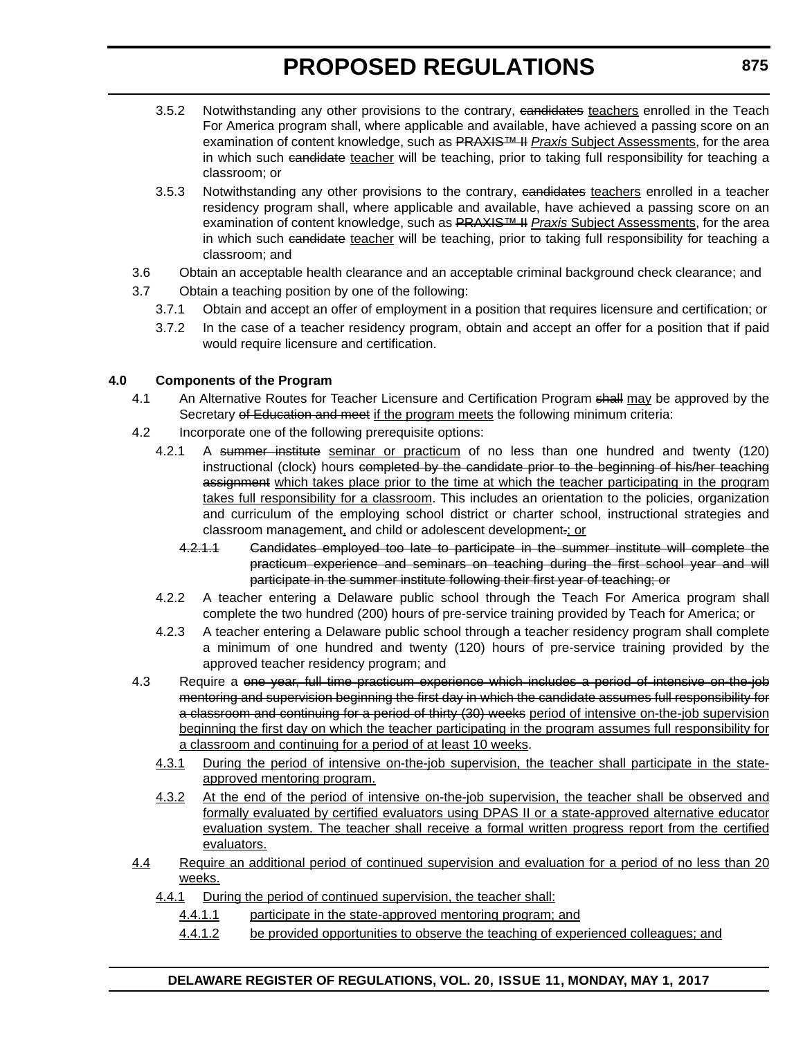3.5.2 Notwithstanding any other provisions to the contrary, ~~candidates~~ <u>teachers</u> enrolled in the Teach For America program shall, where applicable and available, have achieved a passing score on an examination of content knowledge, such as ~~PRAXIS™ II~~ <u>*Praxis* Subject Assessments</u>, for the area in which such ~~candidate~~ <u>teacher</u> will be teaching, prior to taking full responsibility for teaching a classroom; or

3.5.3 Notwithstanding any other provisions to the contrary, ~~candidates~~ <u>teachers</u> enrolled in a teacher residency program shall, where applicable and available, have achieved a passing score on an examination of content knowledge, such as ~~PRAXIS™ II~~ <u>*Praxis* Subject Assessments</u>, for the area in which such ~~candidate~~ <u>teacher</u> will be teaching, prior to taking full responsibility for teaching a classroom; and

3.6 Obtain an acceptable health clearance and an acceptable criminal background check clearance; and

3.7 Obtain a teaching position by one of the following:

3.7.1 Obtain and accept an offer of employment in a position that requires licensure and certification; or

3.7.2 In the case of a teacher residency program, obtain and accept an offer for a position that if paid would require licensure and certification.

**4.0 Components of the Program**

4.1 An Alternative Routes for Teacher Licensure and Certification Program ~~shall~~ <u>may</u> be approved by the Secretary ~~of Education and meet~~ <u>if the program meets</u> the following minimum criteria:

4.2 Incorporate one of the following prerequisite options:

4.2.1 A ~~summer institute~~ <u>seminar or practicum</u> of no less than one hundred and twenty (120) instructional (clock) hours ~~completed by the candidate prior to the beginning of his/her teaching assignment~~ <u>which takes place prior to the time at which the teacher participating in the program takes full responsibility for a classroom</u>. This includes an orientation to the policies, organization and curriculum of the employing school district or charter school, instructional strategies and classroom management<u>,</u> and child or adolescent development~~.~~<u>; or</u>

~~4.2.1.1 Candidates employed too late to participate in the summer institute will complete the practicum experience and seminars on teaching during the first school year and will participate in the summer institute following their first year of teaching; or~~

4.2.2 A teacher entering a Delaware public school through the Teach For America program shall complete the two hundred (200) hours of pre-service training provided by Teach for America; or

4.2.3 A teacher entering a Delaware public school through a teacher residency program shall complete a minimum of one hundred and twenty (120) hours of pre-service training provided by the approved teacher residency program; and

4.3 Require a ~~one year, full-time practicum experience which includes a period of intensive on-the-job mentoring and supervision beginning the first day in which the candidate assumes full responsibility for a classroom and continuing for a period of thirty (30) weeks~~ <u>period of intensive on-the-job supervision beginning the first day on which the teacher participating in the program assumes full responsibility for a classroom and continuing for a period of at least 10 weeks</u>.

<u>4.3.1 During the period of intensive on-the-job supervision, the teacher shall participate in the state-approved mentoring program.</u>

<u>4.3.2 At the end of the period of intensive on-the-job supervision, the teacher shall be observed and formally evaluated by certified evaluators using DPAS II or a state-approved alternative educator evaluation system. The teacher shall receive a formal written progress report from the certified evaluators.</u>

<u>4.4 Require an additional period of continued supervision and evaluation for a period of no less than 20 weeks.</u>

<u>4.4.1 During the period of continued supervision, the teacher shall:</u>

<u>4.4.1.1 participate in the state-approved mentoring program; and</u>

<u>4.4.1.2 be provided opportunities to observe the teaching of experienced colleagues; and</u>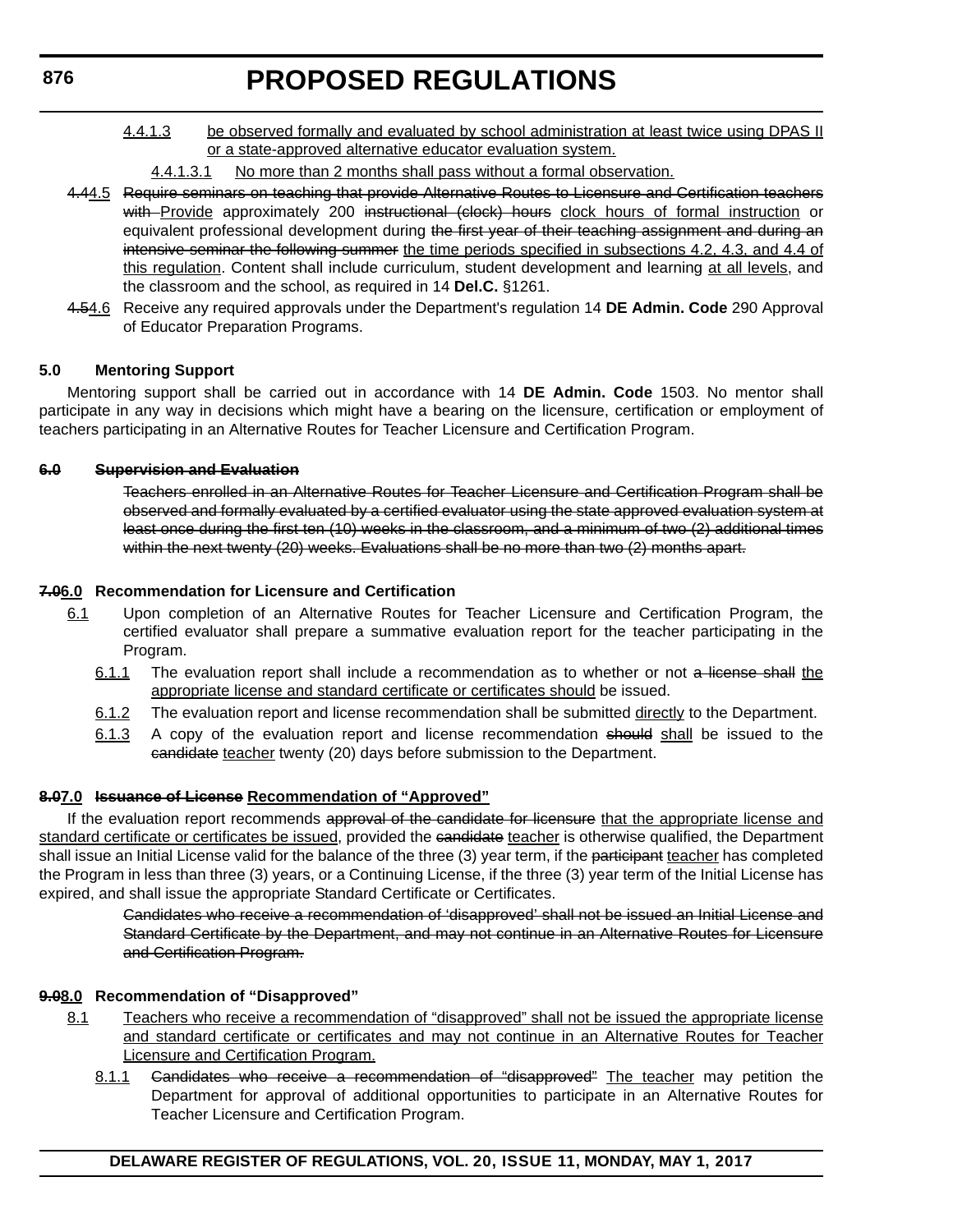4.4.1.3 be observed formally and evaluated by school administration at least twice using DPAS II or a state-approved alternative educator evaluation system.

4.4.1.3.1 No more than 2 months shall pass without a formal observation.

~~4.4~~4.5 ~~Require seminars on teaching that provide Alternative Routes to Licensure and Certification teachers with~~ Provide approximately 200 ~~instructional (clock) hours~~ clock hours of formal instruction or equivalent professional development during ~~the first year of their teaching assignment and during an intensive seminar the following summer~~ the time periods specified in subsections 4.2, 4.3, and 4.4 of this regulation. Content shall include curriculum, student development and learning at all levels, and the classroom and the school, as required in 14 **Del.C.** §1261.

~~4.5~~4.6 Receive any required approvals under the Department's regulation 14 **DE Admin. Code** 290 Approval of Educator Preparation Programs.

**5.0 Mentoring Support**

Mentoring support shall be carried out in accordance with 14 **DE Admin. Code** 1503. No mentor shall participate in any way in decisions which might have a bearing on the licensure, certification or employment of teachers participating in an Alternative Routes for Teacher Licensure and Certification Program.

~~**6.0 Supervision and Evaluation**~~

~~Teachers enrolled in an Alternative Routes for Teacher Licensure and Certification Program shall be observed and formally evaluated by a certified evaluator using the state approved evaluation system at least once during the first ten (10) weeks in the classroom, and a minimum of two (2) additional times within the next twenty (20) weeks. Evaluations shall be no more than two (2) months apart.~~

**~~7.0~~6.0 Recommendation for Licensure and Certification**

6.1 Upon completion of an Alternative Routes for Teacher Licensure and Certification Program, the certified evaluator shall prepare a summative evaluation report for the teacher participating in the Program.

6.1.1 The evaluation report shall include a recommendation as to whether or not ~~a license shall~~ the appropriate license and standard certificate or certificates should be issued.

6.1.2 The evaluation report and license recommendation shall be submitted directly to the Department.

6.1.3 A copy of the evaluation report and license recommendation ~~should~~ shall be issued to the ~~candidate~~ teacher twenty (20) days before submission to the Department.

**~~8.0~~7.0 ~~Issuance of License~~ Recommendation of "Approved"**

If the evaluation report recommends ~~approval of the candidate for licensure~~ that the appropriate license and standard certificate or certificates be issued, provided the ~~candidate~~ teacher is otherwise qualified, the Department shall issue an Initial License valid for the balance of the three (3) year term, if the ~~participant~~ teacher has completed the Program in less than three (3) years, or a Continuing License, if the three (3) year term of the Initial License has expired, and shall issue the appropriate Standard Certificate or Certificates.

~~Candidates who receive a recommendation of 'disapproved' shall not be issued an Initial License and Standard Certificate by the Department, and may not continue in an Alternative Routes for Licensure and Certification Program.~~

**~~9.0~~8.0 Recommendation of "Disapproved"**

8.1 Teachers who receive a recommendation of "disapproved" shall not be issued the appropriate license and standard certificate or certificates and may not continue in an Alternative Routes for Teacher Licensure and Certification Program.

8.1.1 ~~Candidates who receive a recommendation of "disapproved"~~ The teacher may petition the Department for approval of additional opportunities to participate in an Alternative Routes for Teacher Licensure and Certification Program.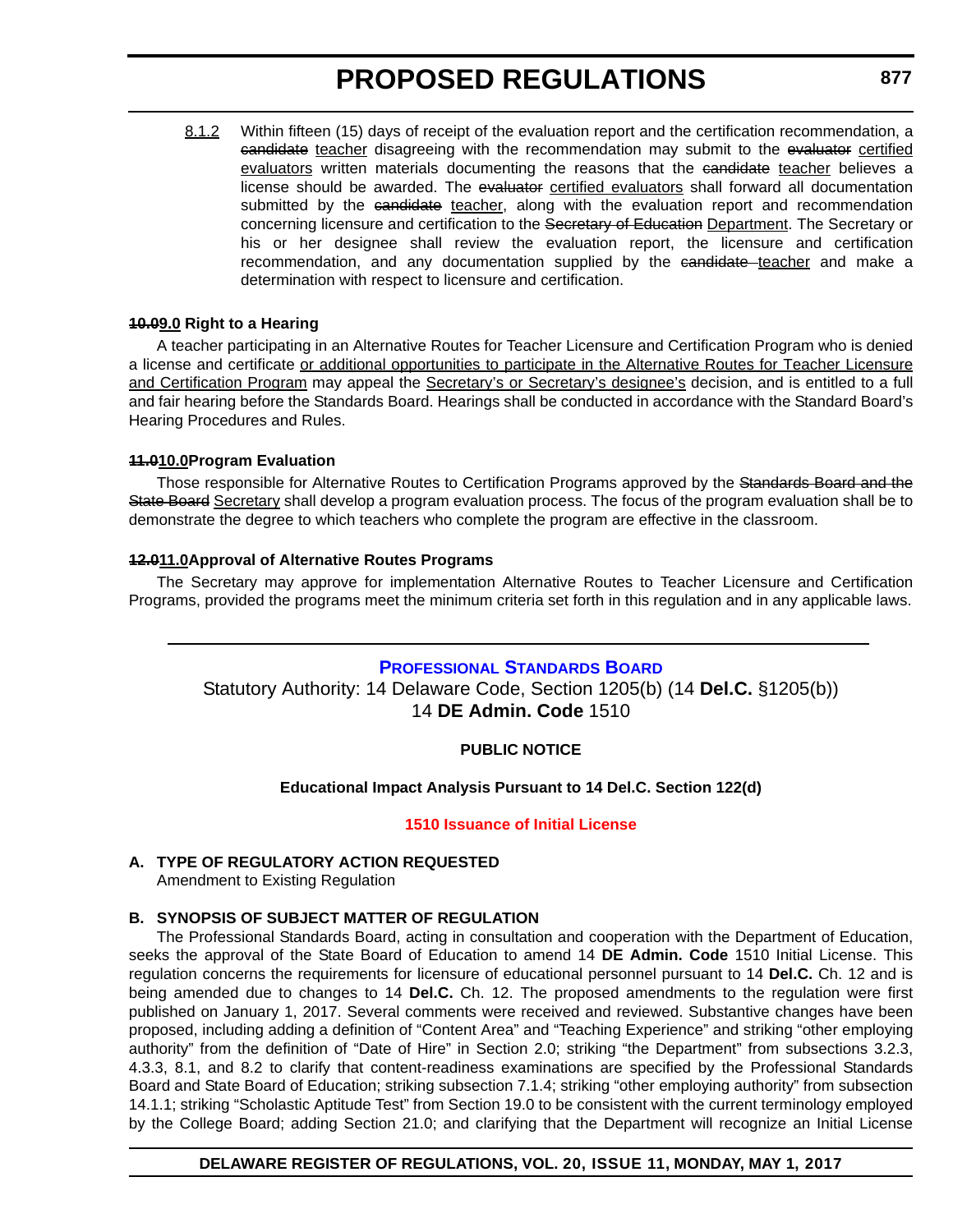8.1.2 Within fifteen (15) days of receipt of the evaluation report and the certification recommendation, a ~~candidate~~ teacher disagreeing with the recommendation may submit to the ~~evaluator~~ certified evaluators written materials documenting the reasons that the ~~candidate~~ teacher believes a license should be awarded. The ~~evaluator~~ certified evaluators shall forward all documentation submitted by the ~~candidate~~ teacher, along with the evaluation report and recommendation concerning licensure and certification to the ~~Secretary of Education~~ Department. The Secretary or his or her designee shall review the evaluation report, the licensure and certification recommendation, and any documentation supplied by the ~~candidate~~ teacher and make a determination with respect to licensure and certification.

**~~10.0~~9.0 Right to a Hearing**

A teacher participating in an Alternative Routes for Teacher Licensure and Certification Program who is denied a license and certificate or additional opportunities to participate in the Alternative Routes for Teacher Licensure and Certification Program may appeal the Secretary's or Secretary's designee's decision, and is entitled to a full and fair hearing before the Standards Board. Hearings shall be conducted in accordance with the Standard Board's Hearing Procedures and Rules.

**~~11.0~~10.0 Program Evaluation**

Those responsible for Alternative Routes to Certification Programs approved by the ~~Standards Board and the State Board~~ Secretary shall develop a program evaluation process. The focus of the program evaluation shall be to demonstrate the degree to which teachers who complete the program are effective in the classroom.

**~~12.0~~11.0 Approval of Alternative Routes Programs**

The Secretary may approve for implementation Alternative Routes to Teacher Licensure and Certification Programs, provided the programs meet the minimum criteria set forth in this regulation and in any applicable laws.

---

## PROFESSIONAL STANDARDS BOARD

Statutory Authority: 14 Delaware Code, Section 1205(b) (14 **Del.C.** §1205(b))
14 **DE Admin. Code** 1510

**PUBLIC NOTICE**

**Educational Impact Analysis Pursuant to 14 Del.C. Section 122(d)**

**1510 Issuance of Initial License**

**A. TYPE OF REGULATORY ACTION REQUESTED**

Amendment to Existing Regulation

**B. SYNOPSIS OF SUBJECT MATTER OF REGULATION**

The Professional Standards Board, acting in consultation and cooperation with the Department of Education, seeks the approval of the State Board of Education to amend 14 **DE Admin. Code** 1510 Initial License. This regulation concerns the requirements for licensure of educational personnel pursuant to 14 **Del.C.** Ch. 12 and is being amended due to changes to 14 **Del.C.** Ch. 12. The proposed amendments to the regulation were first published on January 1, 2017. Several comments were received and reviewed. Substantive changes have been proposed, including adding a definition of "Content Area" and "Teaching Experience" and striking "other employing authority" from the definition of "Date of Hire" in Section 2.0; striking "the Department" from subsections 3.2.3, 4.3.3, 8.1, and 8.2 to clarify that content-readiness examinations are specified by the Professional Standards Board and State Board of Education; striking subsection 7.1.4; striking "other employing authority" from subsection 14.1.1; striking "Scholastic Aptitude Test" from Section 19.0 to be consistent with the current terminology employed by the College Board; adding Section 21.0; and clarifying that the Department will recognize an Initial License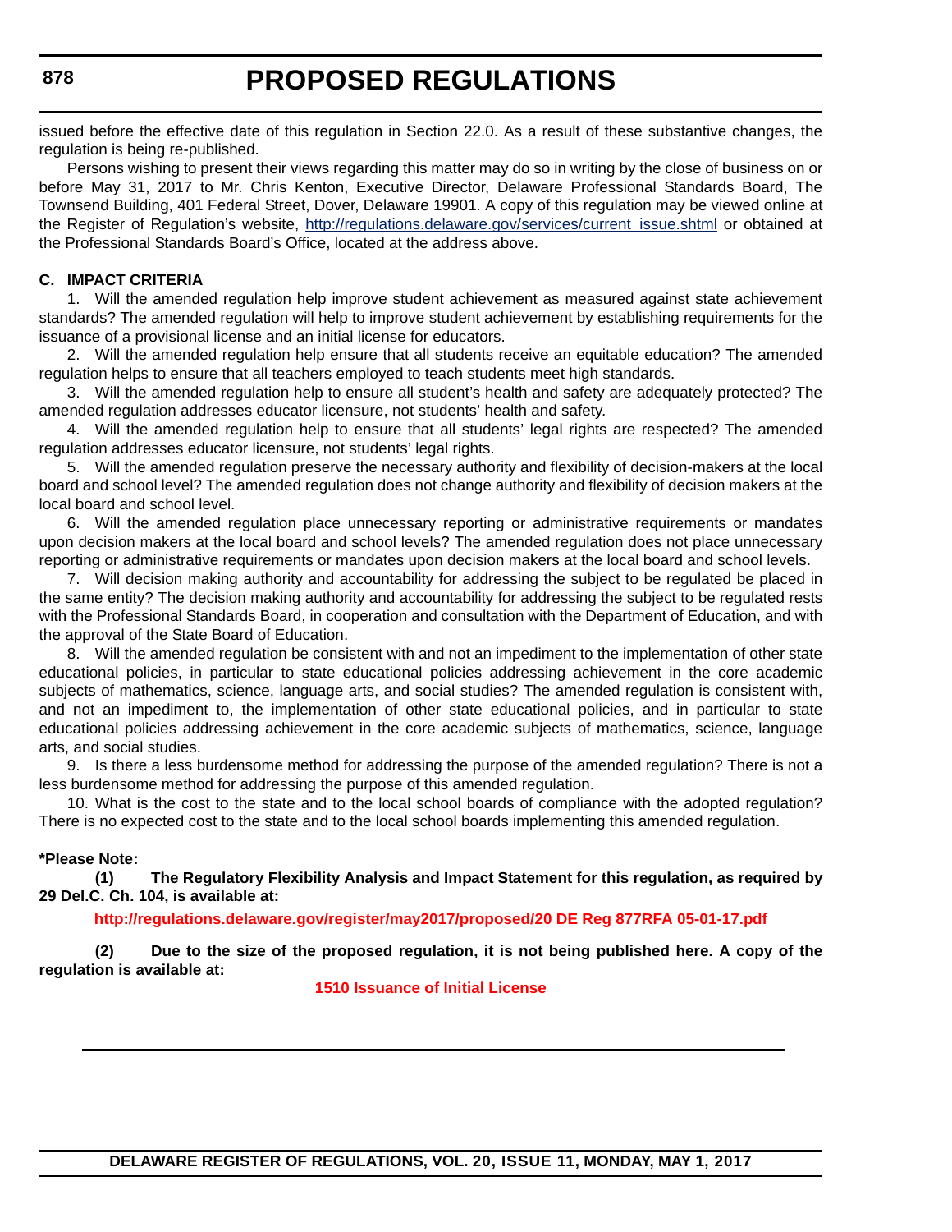issued before the effective date of this regulation in Section 22.0. As a result of these substantive changes, the regulation is being re-published.

Persons wishing to present their views regarding this matter may do so in writing by the close of business on or before May 31, 2017 to Mr. Chris Kenton, Executive Director, Delaware Professional Standards Board, The Townsend Building, 401 Federal Street, Dover, Delaware 19901. A copy of this regulation may be viewed online at the Register of Regulation's website, http://regulations.delaware.gov/services/current_issue.shtml or obtained at the Professional Standards Board's Office, located at the address above.

**C. IMPACT CRITERIA**

1. Will the amended regulation help improve student achievement as measured against state achievement standards? The amended regulation will help to improve student achievement by establishing requirements for the issuance of a provisional license and an initial license for educators.

2. Will the amended regulation help ensure that all students receive an equitable education? The amended regulation helps to ensure that all teachers employed to teach students meet high standards.

3. Will the amended regulation help to ensure all student's health and safety are adequately protected? The amended regulation addresses educator licensure, not students' health and safety.

4. Will the amended regulation help to ensure that all students' legal rights are respected? The amended regulation addresses educator licensure, not students' legal rights.

5. Will the amended regulation preserve the necessary authority and flexibility of decision-makers at the local board and school level? The amended regulation does not change authority and flexibility of decision makers at the local board and school level.

6. Will the amended regulation place unnecessary reporting or administrative requirements or mandates upon decision makers at the local board and school levels? The amended regulation does not place unnecessary reporting or administrative requirements or mandates upon decision makers at the local board and school levels.

7. Will decision making authority and accountability for addressing the subject to be regulated be placed in the same entity? The decision making authority and accountability for addressing the subject to be regulated rests with the Professional Standards Board, in cooperation and consultation with the Department of Education, and with the approval of the State Board of Education.

8. Will the amended regulation be consistent with and not an impediment to the implementation of other state educational policies, in particular to state educational policies addressing achievement in the core academic subjects of mathematics, science, language arts, and social studies? The amended regulation is consistent with, and not an impediment to, the implementation of other state educational policies, and in particular to state educational policies addressing achievement in the core academic subjects of mathematics, science, language arts, and social studies.

9. Is there a less burdensome method for addressing the purpose of the amended regulation? There is not a less burdensome method for addressing the purpose of this amended regulation.

10. What is the cost to the state and to the local school boards of compliance with the adopted regulation? There is no expected cost to the state and to the local school boards implementing this amended regulation.

***Please Note:**

**(1) The Regulatory Flexibility Analysis and Impact Statement for this regulation, as required by 29 Del.C. Ch. 104, is available at:**

**http://regulations.delaware.gov/register/may2017/proposed/20 DE Reg 877RFA 05-01-17.pdf**

**(2) Due to the size of the proposed regulation, it is not being published here. A copy of the regulation is available at:**

**1510 Issuance of Initial License**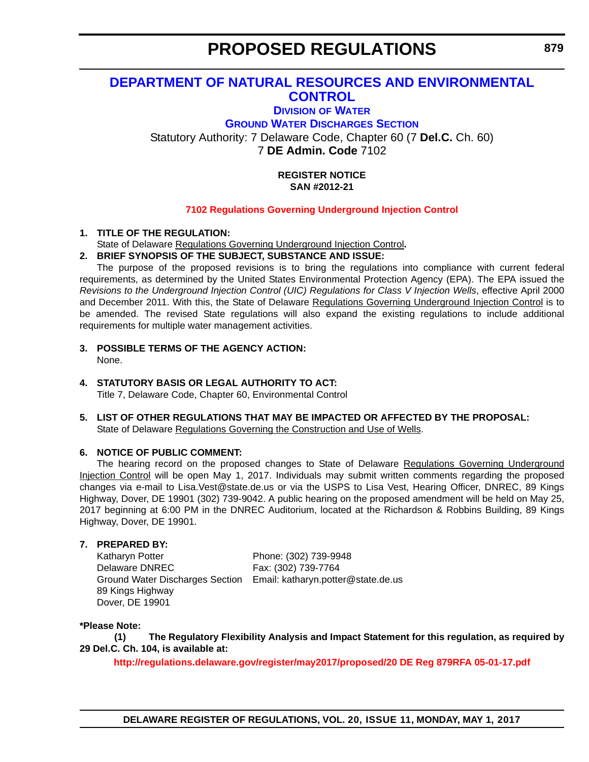# PROPOSED REGULATIONS

## DEPARTMENT OF NATURAL RESOURCES AND ENVIRONMENTAL CONTROL

### DIVISION OF WATER

### GROUND WATER DISCHARGES SECTION

Statutory Authority: 7 Delaware Code, Chapter 60 (7 **Del.C.** Ch. 60)
7 **DE Admin. Code** 7102

**REGISTER NOTICE**
**SAN #2012-21**

**7102 Regulations Governing Underground Injection Control**

**1. TITLE OF THE REGULATION:**

State of Delaware Regulations Governing Underground Injection Control**.**

**2. BRIEF SYNOPSIS OF THE SUBJECT, SUBSTANCE AND ISSUE:**

The purpose of the proposed revisions is to bring the regulations into compliance with current federal requirements, as determined by the United States Environmental Protection Agency (EPA). The EPA issued the *Revisions to the Underground Injection Control (UIC) Regulations for Class V Injection Wells*, effective April 2000 and December 2011. With this, the State of Delaware Regulations Governing Underground Injection Control is to be amended. The revised State regulations will also expand the existing regulations to include additional requirements for multiple water management activities.

**3. POSSIBLE TERMS OF THE AGENCY ACTION:**

None.

**4. STATUTORY BASIS OR LEGAL AUTHORITY TO ACT:**

Title 7, Delaware Code, Chapter 60, Environmental Control

**5. LIST OF OTHER REGULATIONS THAT MAY BE IMPACTED OR AFFECTED BY THE PROPOSAL:**

State of Delaware Regulations Governing the Construction and Use of Wells.

**6. NOTICE OF PUBLIC COMMENT:**

The hearing record on the proposed changes to State of Delaware Regulations Governing Underground Injection Control will be open May 1, 2017. Individuals may submit written comments regarding the proposed changes via e-mail to Lisa.Vest@state.de.us or via the USPS to Lisa Vest, Hearing Officer, DNREC, 89 Kings Highway, Dover, DE 19901 (302) 739-9042. A public hearing on the proposed amendment will be held on May 25, 2017 beginning at 6:00 PM in the DNREC Auditorium, located at the Richardson & Robbins Building, 89 Kings Highway, Dover, DE 19901.

**7. PREPARED BY:**

Katharyn Potter
Delaware DNREC
Ground Water Discharges Section
89 Kings Highway
Dover, DE 19901

Phone: (302) 739-9948
Fax: (302) 739-7764
Email: katharyn.potter@state.de.us

**\*Please Note:**

**(1) The Regulatory Flexibility Analysis and Impact Statement for this regulation, as required by 29 Del.C. Ch. 104, is available at:**

**http://regulations.delaware.gov/register/may2017/proposed/20 DE Reg 879RFA 05-01-17.pdf**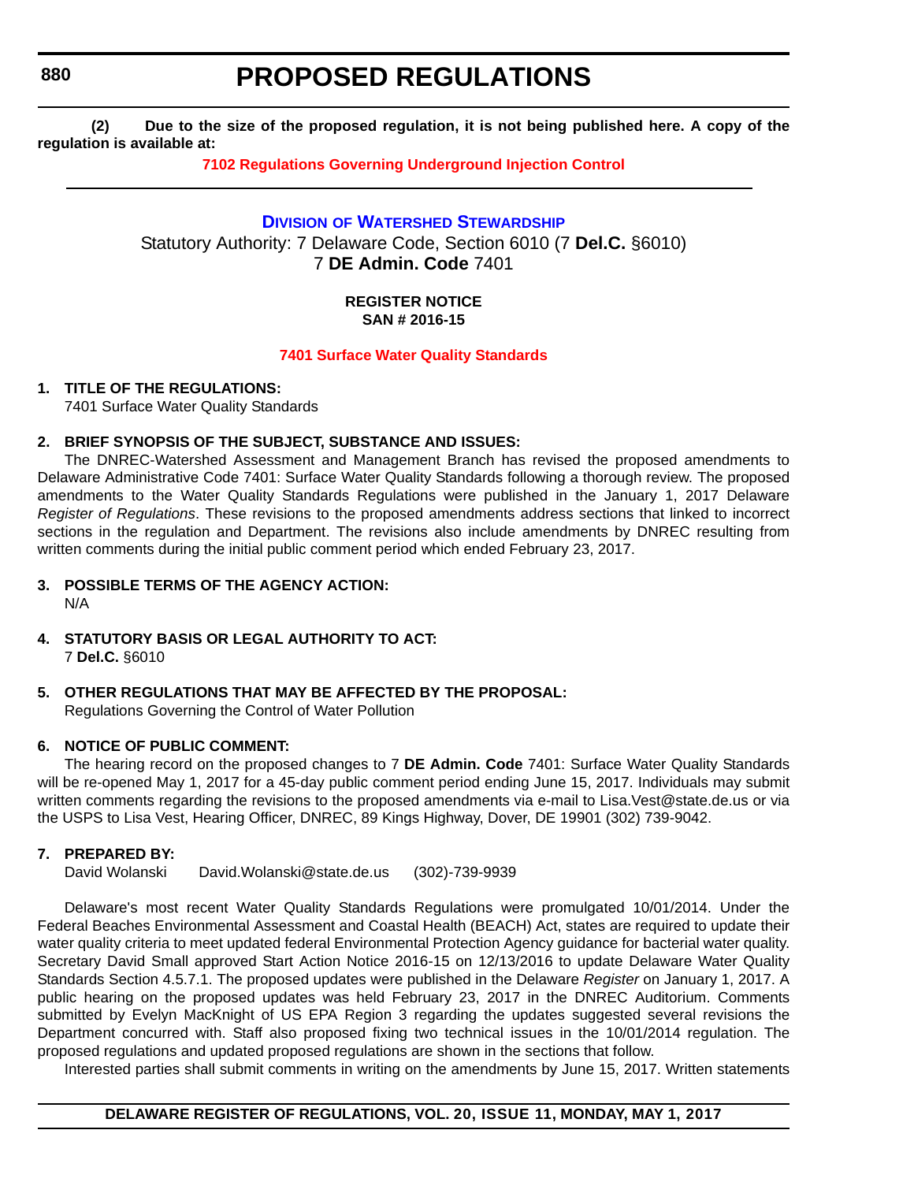**(2) Due to the size of the proposed regulation, it is not being published here. A copy of the regulation is available at:**

**7102 Regulations Governing Underground Injection Control**

---

## DIVISION OF WATERSHED STEWARDSHIP

Statutory Authority: 7 Delaware Code, Section 6010 (7 **Del.C.** §6010)
7 **DE Admin. Code** 7401

**REGISTER NOTICE**
**SAN # 2016-15**

### 7401 Surface Water Quality Standards

**1. TITLE OF THE REGULATIONS:**

7401 Surface Water Quality Standards

**2. BRIEF SYNOPSIS OF THE SUBJECT, SUBSTANCE AND ISSUES:**

The DNREC-Watershed Assessment and Management Branch has revised the proposed amendments to Delaware Administrative Code 7401: Surface Water Quality Standards following a thorough review. The proposed amendments to the Water Quality Standards Regulations were published in the January 1, 2017 Delaware *Register of Regulations*. These revisions to the proposed amendments address sections that linked to incorrect sections in the regulation and Department. The revisions also include amendments by DNREC resulting from written comments during the initial public comment period which ended February 23, 2017.

**3. POSSIBLE TERMS OF THE AGENCY ACTION:**

N/A

**4. STATUTORY BASIS OR LEGAL AUTHORITY TO ACT:**

7 **Del.C.** §6010

**5. OTHER REGULATIONS THAT MAY BE AFFECTED BY THE PROPOSAL:**

Regulations Governing the Control of Water Pollution

**6. NOTICE OF PUBLIC COMMENT:**

The hearing record on the proposed changes to 7 **DE Admin. Code** 7401: Surface Water Quality Standards will be re-opened May 1, 2017 for a 45-day public comment period ending June 15, 2017. Individuals may submit written comments regarding the revisions to the proposed amendments via e-mail to Lisa.Vest@state.de.us or via the USPS to Lisa Vest, Hearing Officer, DNREC, 89 Kings Highway, Dover, DE 19901 (302) 739-9042.

**7. PREPARED BY:**

David Wolanski David.Wolanski@state.de.us (302)-739-9939

Delaware's most recent Water Quality Standards Regulations were promulgated 10/01/2014. Under the Federal Beaches Environmental Assessment and Coastal Health (BEACH) Act, states are required to update their water quality criteria to meet updated federal Environmental Protection Agency guidance for bacterial water quality. Secretary David Small approved Start Action Notice 2016-15 on 12/13/2016 to update Delaware Water Quality Standards Section 4.5.7.1. The proposed updates were published in the Delaware *Register* on January 1, 2017. A public hearing on the proposed updates was held February 23, 2017 in the DNREC Auditorium. Comments submitted by Evelyn MacKnight of US EPA Region 3 regarding the updates suggested several revisions the Department concurred with. Staff also proposed fixing two technical issues in the 10/01/2014 regulation. The proposed regulations and updated proposed regulations are shown in the sections that follow.

Interested parties shall submit comments in writing on the amendments by June 15, 2017. Written statements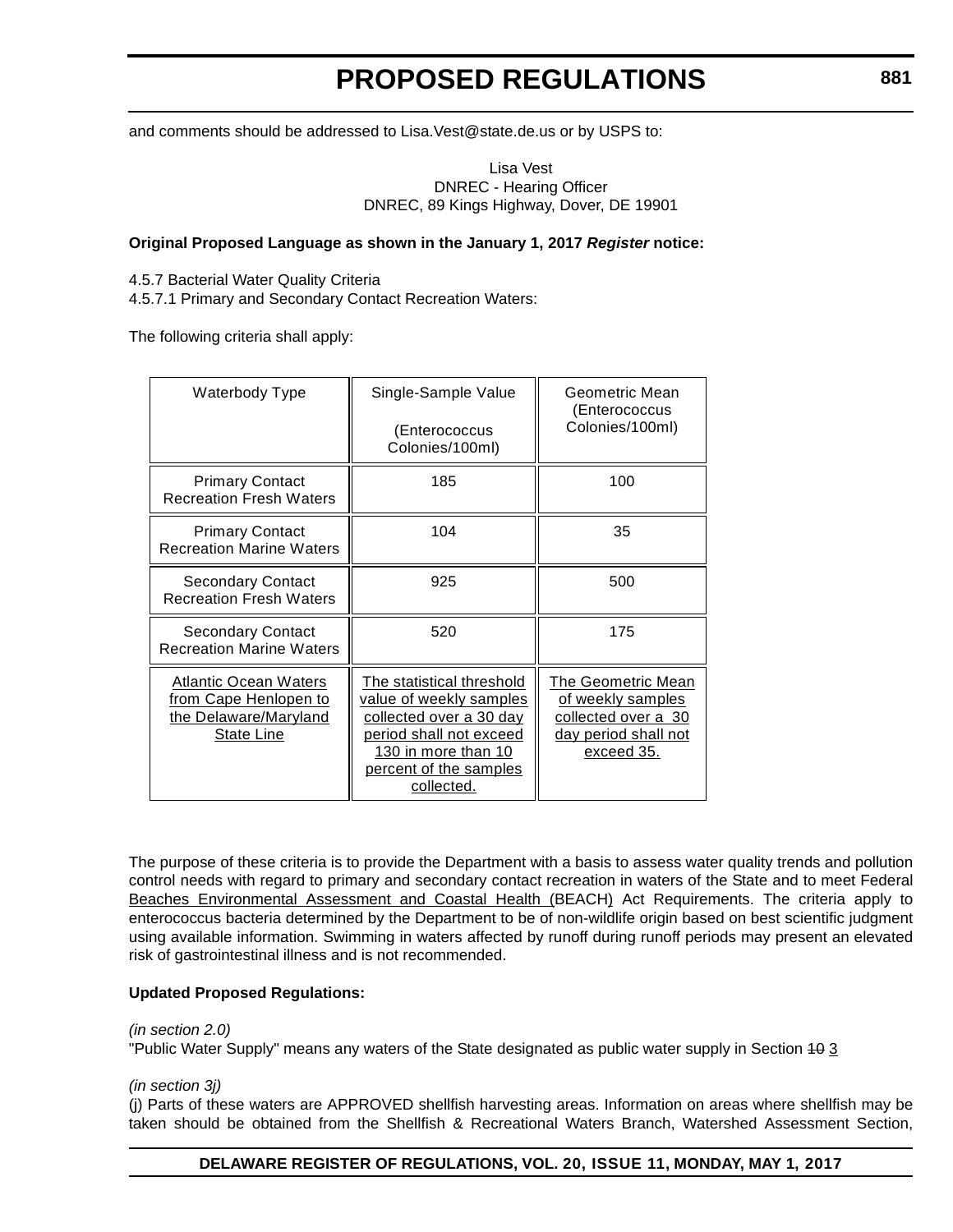and comments should be addressed to Lisa.Vest@state.de.us or by USPS to:

Lisa Vest
DNREC - Hearing Officer
DNREC, 89 Kings Highway, Dover, DE 19901

**Original Proposed Language as shown in the January 1, 2017 *Register* notice:**

4.5.7 Bacterial Water Quality Criteria
4.5.7.1 Primary and Secondary Contact Recreation Waters:

The following criteria shall apply:

| Waterbody Type | Single-Sample Value (Enterococcus Colonies/100ml) | Geometric Mean (Enterococcus Colonies/100ml) |
|---|---|---|
| Primary Contact Recreation Fresh Waters | 185 | 100 |
| Primary Contact Recreation Marine Waters | 104 | 35 |
| Secondary Contact Recreation Fresh Waters | 925 | 500 |
| Secondary Contact Recreation Marine Waters | 520 | 175 |
| <u>Atlantic Ocean Waters from Cape Henlopen to the Delaware/Maryland State Line</u> | <u>The statistical threshold value of weekly samples collected over a 30 day period shall not exceed 130 in more than 10 percent of the samples collected.</u> | <u>The Geometric Mean of weekly samples collected over a 30 day period shall not exceed 35.</u> |

The purpose of these criteria is to provide the Department with a basis to assess water quality trends and pollution control needs with regard to primary and secondary contact recreation in waters of the State and to meet Federal <u>Beaches Environmental Assessment and Coastal Health (</u>BEACH<u>)</u> Act Requirements. The criteria apply to enterococcus bacteria determined by the Department to be of non-wildlife origin based on best scientific judgment using available information. Swimming in waters affected by runoff during runoff periods may present an elevated risk of gastrointestinal illness and is not recommended.

**Updated Proposed Regulations:**

*(in section 2.0)*
"Public Water Supply" means any waters of the State designated as public water supply in Section ~~10~~ <u>3</u>

*(in section 3j)*
(j) Parts of these waters are APPROVED shellfish harvesting areas. Information on areas where shellfish may be taken should be obtained from the Shellfish & Recreational Waters Branch, Watershed Assessment Section,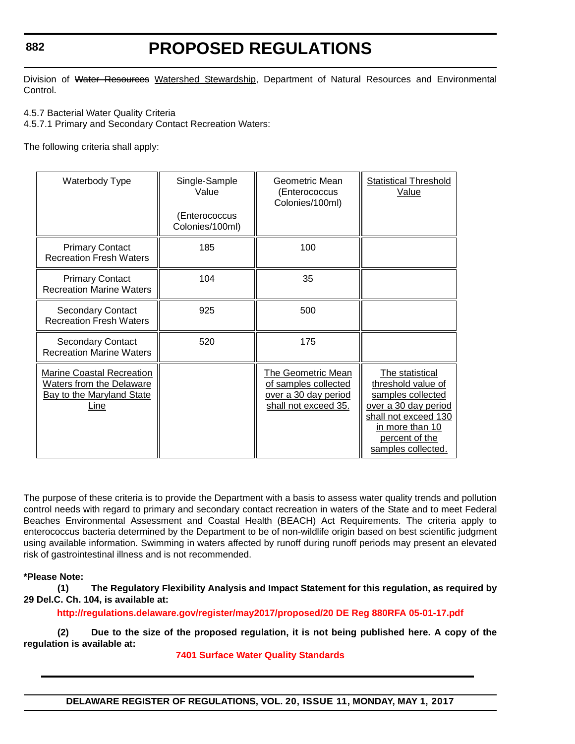Division of ~~Water Resources~~ Watershed Stewardship, Department of Natural Resources and Environmental Control.

4.5.7 Bacterial Water Quality Criteria
4.5.7.1 Primary and Secondary Contact Recreation Waters:

The following criteria shall apply:

| Waterbody Type | Single-Sample Value (Enterococcus Colonies/100ml) | Geometric Mean (Enterococcus Colonies/100ml) | Statistical Threshold Value |
|---|---|---|---|
| Primary Contact Recreation Fresh Waters | 185 | 100 | |
| Primary Contact Recreation Marine Waters | 104 | 35 | |
| Secondary Contact Recreation Fresh Waters | 925 | 500 | |
| Secondary Contact Recreation Marine Waters | 520 | 175 | |
| Marine Coastal Recreation Waters from the Delaware Bay to the Maryland State Line | | The Geometric Mean of samples collected over a 30 day period shall not exceed 35. | The statistical threshold value of samples collected over a 30 day period shall not exceed 130 in more than 10 percent of the samples collected. |

The purpose of these criteria is to provide the Department with a basis to assess water quality trends and pollution control needs with regard to primary and secondary contact recreation in waters of the State and to meet Federal Beaches Environmental Assessment and Coastal Health (BEACH) Act Requirements. The criteria apply to enterococcus bacteria determined by the Department to be of non-wildlife origin based on best scientific judgment using available information. Swimming in waters affected by runoff during runoff periods may present an elevated risk of gastrointestinal illness and is not recommended.

**\*Please Note:**

**(1) The Regulatory Flexibility Analysis and Impact Statement for this regulation, as required by 29 Del.C. Ch. 104, is available at:**

**http://regulations.delaware.gov/register/may2017/proposed/20 DE Reg 880RFA 05-01-17.pdf**

**(2) Due to the size of the proposed regulation, it is not being published here. A copy of the regulation is available at:**

**7401 Surface Water Quality Standards**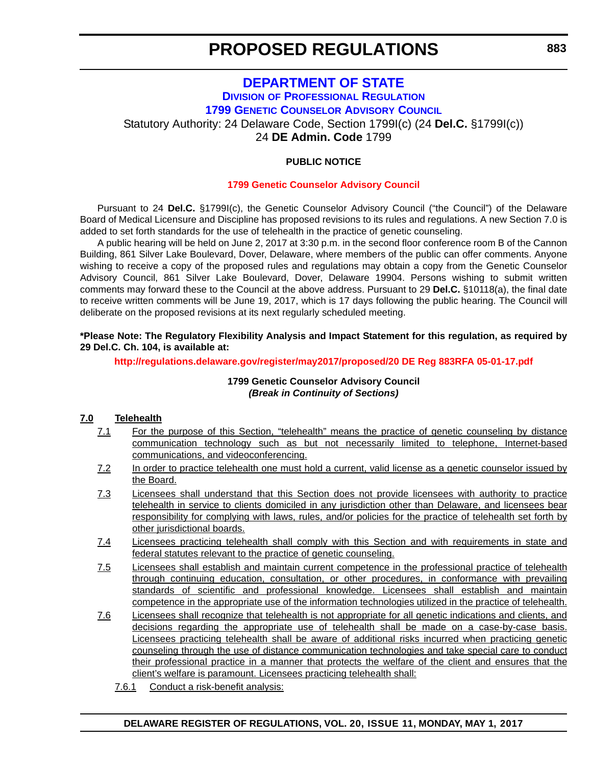# DEPARTMENT OF STATE

## DIVISION OF PROFESSIONAL REGULATION

## 1799 GENETIC COUNSELOR ADVISORY COUNCIL

Statutory Authority: 24 Delaware Code, Section 1799I(c) (24 **Del.C.** §1799I(c))
24 **DE Admin. Code** 1799

**PUBLIC NOTICE**

**1799 Genetic Counselor Advisory Council**

Pursuant to 24 **Del.C.** §1799I(c), the Genetic Counselor Advisory Council ("the Council") of the Delaware Board of Medical Licensure and Discipline has proposed revisions to its rules and regulations. A new Section 7.0 is added to set forth standards for the use of telehealth in the practice of genetic counseling.

A public hearing will be held on June 2, 2017 at 3:30 p.m. in the second floor conference room B of the Cannon Building, 861 Silver Lake Boulevard, Dover, Delaware, where members of the public can offer comments. Anyone wishing to receive a copy of the proposed rules and regulations may obtain a copy from the Genetic Counselor Advisory Council, 861 Silver Lake Boulevard, Dover, Delaware 19904. Persons wishing to submit written comments may forward these to the Council at the above address. Pursuant to 29 **Del.C.** §10118(a), the final date to receive written comments will be June 19, 2017, which is 17 days following the public hearing. The Council will deliberate on the proposed revisions at its next regularly scheduled meeting.

**\*Please Note: The Regulatory Flexibility Analysis and Impact Statement for this regulation, as required by 29 Del.C. Ch. 104, is available at:**

**http://regulations.delaware.gov/register/may2017/proposed/20 DE Reg 883RFA 05-01-17.pdf**

**1799 Genetic Counselor Advisory Council**
***(Break in Continuity of Sections)***

<u>**7.0 Telehealth**</u>

<u>7.1 For the purpose of this Section, "telehealth" means the practice of genetic counseling by distance communication technology such as but not necessarily limited to telephone, Internet-based communications, and videoconferencing.</u>

<u>7.2 In order to practice telehealth one must hold a current, valid license as a genetic counselor issued by the Board.</u>

<u>7.3 Licensees shall understand that this Section does not provide licensees with authority to practice telehealth in service to clients domiciled in any jurisdiction other than Delaware, and licensees bear responsibility for complying with laws, rules, and/or policies for the practice of telehealth set forth by other jurisdictional boards.</u>

<u>7.4 Licensees practicing telehealth shall comply with this Section and with requirements in state and federal statutes relevant to the practice of genetic counseling.</u>

<u>7.5 Licensees shall establish and maintain current competence in the professional practice of telehealth through continuing education, consultation, or other procedures, in conformance with prevailing standards of scientific and professional knowledge. Licensees shall establish and maintain competence in the appropriate use of the information technologies utilized in the practice of telehealth.</u>

<u>7.6 Licensees shall recognize that telehealth is not appropriate for all genetic indications and clients, and decisions regarding the appropriate use of telehealth shall be made on a case-by-case basis. Licensees practicing telehealth shall be aware of additional risks incurred when practicing genetic counseling through the use of distance communication technologies and take special care to conduct their professional practice in a manner that protects the welfare of the client and ensures that the client's welfare is paramount. Licensees practicing telehealth shall:</u>

<u>7.6.1 Conduct a risk-benefit analysis:</u>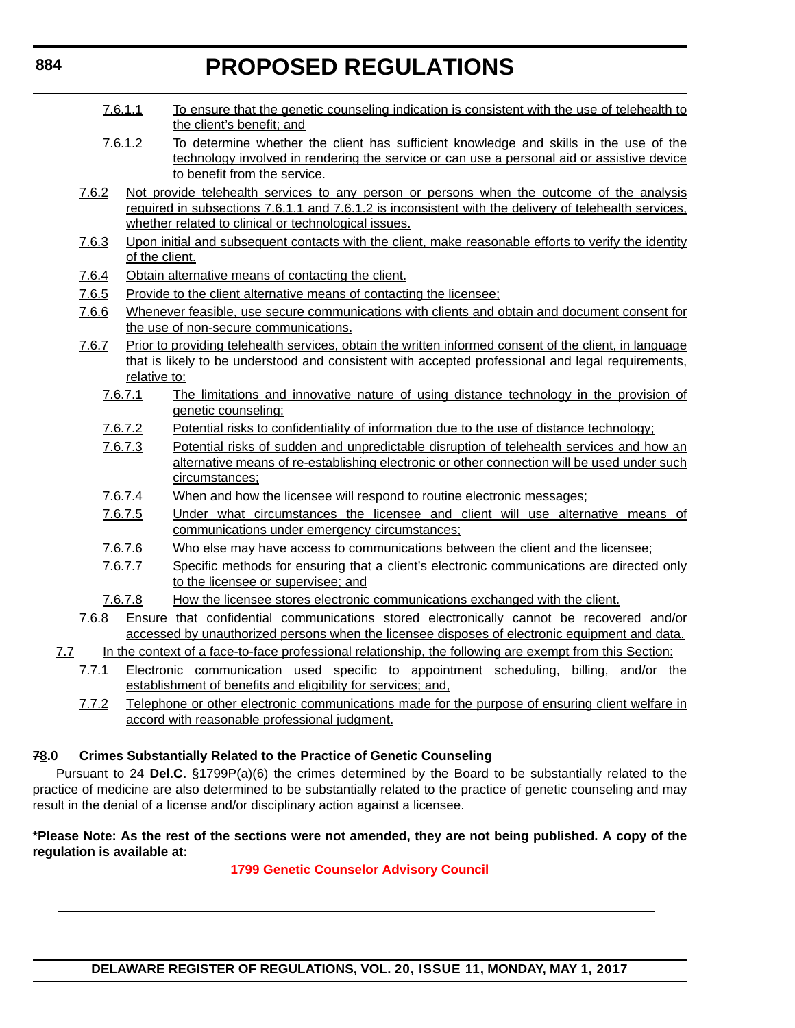7.6.1.1 To ensure that the genetic counseling indication is consistent with the use of telehealth to the client's benefit; and

7.6.1.2 To determine whether the client has sufficient knowledge and skills in the use of the technology involved in rendering the service or can use a personal aid or assistive device to benefit from the service.

7.6.2 Not provide telehealth services to any person or persons when the outcome of the analysis required in subsections 7.6.1.1 and 7.6.1.2 is inconsistent with the delivery of telehealth services, whether related to clinical or technological issues.

7.6.3 Upon initial and subsequent contacts with the client, make reasonable efforts to verify the identity of the client.

7.6.4 Obtain alternative means of contacting the client.

7.6.5 Provide to the client alternative means of contacting the licensee;

7.6.6 Whenever feasible, use secure communications with clients and obtain and document consent for the use of non-secure communications.

7.6.7 Prior to providing telehealth services, obtain the written informed consent of the client, in language that is likely to be understood and consistent with accepted professional and legal requirements, relative to:

7.6.7.1 The limitations and innovative nature of using distance technology in the provision of genetic counseling;

7.6.7.2 Potential risks to confidentiality of information due to the use of distance technology;

7.6.7.3 Potential risks of sudden and unpredictable disruption of telehealth services and how an alternative means of re-establishing electronic or other connection will be used under such circumstances;

7.6.7.4 When and how the licensee will respond to routine electronic messages;

7.6.7.5 Under what circumstances the licensee and client will use alternative means of communications under emergency circumstances;

7.6.7.6 Who else may have access to communications between the client and the licensee;

7.6.7.7 Specific methods for ensuring that a client's electronic communications are directed only to the licensee or supervisee; and

7.6.7.8 How the licensee stores electronic communications exchanged with the client.

7.6.8 Ensure that confidential communications stored electronically cannot be recovered and/or accessed by unauthorized persons when the licensee disposes of electronic equipment and data.

7.7 In the context of a face-to-face professional relationship, the following are exempt from this Section:

7.7.1 Electronic communication used specific to appointment scheduling, billing, and/or the establishment of benefits and eligibility for services; and,

7.7.2 Telephone or other electronic communications made for the purpose of ensuring client welfare in accord with reasonable professional judgment.

**~~7~~8.0 Crimes Substantially Related to the Practice of Genetic Counseling**

Pursuant to 24 **Del.C.** §1799P(a)(6) the crimes determined by the Board to be substantially related to the practice of medicine are also determined to be substantially related to the practice of genetic counseling and may result in the denial of a license and/or disciplinary action against a licensee.

**\*Please Note: As the rest of the sections were not amended, they are not being published. A copy of the regulation is available at:**

**1799 Genetic Counselor Advisory Council**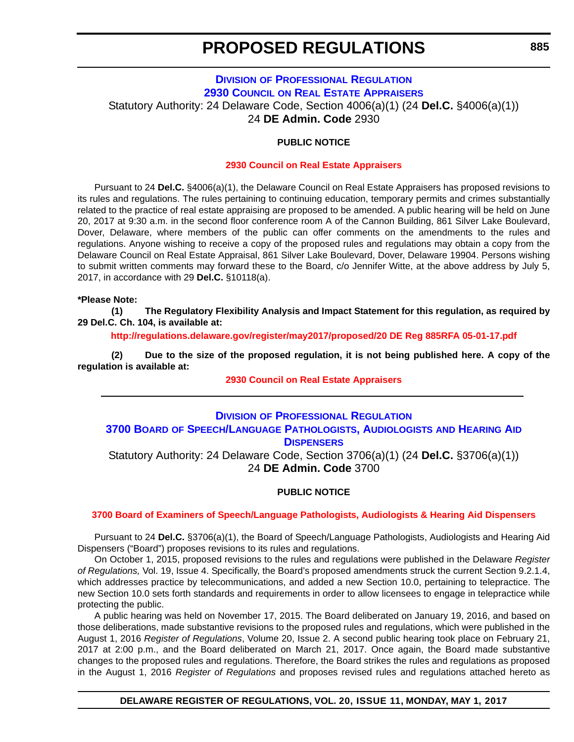# PROPOSED REGULATIONS

## DIVISION OF PROFESSIONAL REGULATION

## 2930 COUNCIL ON REAL ESTATE APPRAISERS

Statutory Authority: 24 Delaware Code, Section 4006(a)(1) (24 **Del.C.** §4006(a)(1))
24 **DE Admin. Code** 2930

**PUBLIC NOTICE**

**2930 Council on Real Estate Appraisers**

Pursuant to 24 **Del.C.** §4006(a)(1), the Delaware Council on Real Estate Appraisers has proposed revisions to its rules and regulations. The rules pertaining to continuing education, temporary permits and crimes substantially related to the practice of real estate appraising are proposed to be amended. A public hearing will be held on June 20, 2017 at 9:30 a.m. in the second floor conference room A of the Cannon Building, 861 Silver Lake Boulevard, Dover, Delaware, where members of the public can offer comments on the amendments to the rules and regulations. Anyone wishing to receive a copy of the proposed rules and regulations may obtain a copy from the Delaware Council on Real Estate Appraisal, 861 Silver Lake Boulevard, Dover, Delaware 19904. Persons wishing to submit written comments may forward these to the Board, c/o Jennifer Witte, at the above address by July 5, 2017, in accordance with 29 **Del.C.** §10118(a).

**\*Please Note:**

**(1) The Regulatory Flexibility Analysis and Impact Statement for this regulation, as required by 29 Del.C. Ch. 104, is available at:**

**http://regulations.delaware.gov/register/may2017/proposed/20 DE Reg 885RFA 05-01-17.pdf**

**(2) Due to the size of the proposed regulation, it is not being published here. A copy of the regulation is available at:**

**2930 Council on Real Estate Appraisers**

---

## DIVISION OF PROFESSIONAL REGULATION

## 3700 BOARD OF SPEECH/LANGUAGE PATHOLOGISTS, AUDIOLOGISTS AND HEARING AID DISPENSERS

Statutory Authority: 24 Delaware Code, Section 3706(a)(1) (24 **Del.C.** §3706(a)(1))
24 **DE Admin. Code** 3700

**PUBLIC NOTICE**

**3700 Board of Examiners of Speech/Language Pathologists, Audiologists & Hearing Aid Dispensers**

Pursuant to 24 **Del.C.** §3706(a)(1), the Board of Speech/Language Pathologists, Audiologists and Hearing Aid Dispensers ("Board") proposes revisions to its rules and regulations.

On October 1, 2015, proposed revisions to the rules and regulations were published in the Delaware *Register of Regulations,* Vol. 19, Issue 4. Specifically, the Board's proposed amendments struck the current Section 9.2.1.4, which addresses practice by telecommunications, and added a new Section 10.0, pertaining to telepractice. The new Section 10.0 sets forth standards and requirements in order to allow licensees to engage in telepractice while protecting the public.

A public hearing was held on November 17, 2015. The Board deliberated on January 19, 2016, and based on those deliberations, made substantive revisions to the proposed rules and regulations, which were published in the August 1, 2016 *Register of Regulations*, Volume 20, Issue 2. A second public hearing took place on February 21, 2017 at 2:00 p.m., and the Board deliberated on March 21, 2017. Once again, the Board made substantive changes to the proposed rules and regulations. Therefore, the Board strikes the rules and regulations as proposed in the August 1, 2016 *Register of Regulations* and proposes revised rules and regulations attached hereto as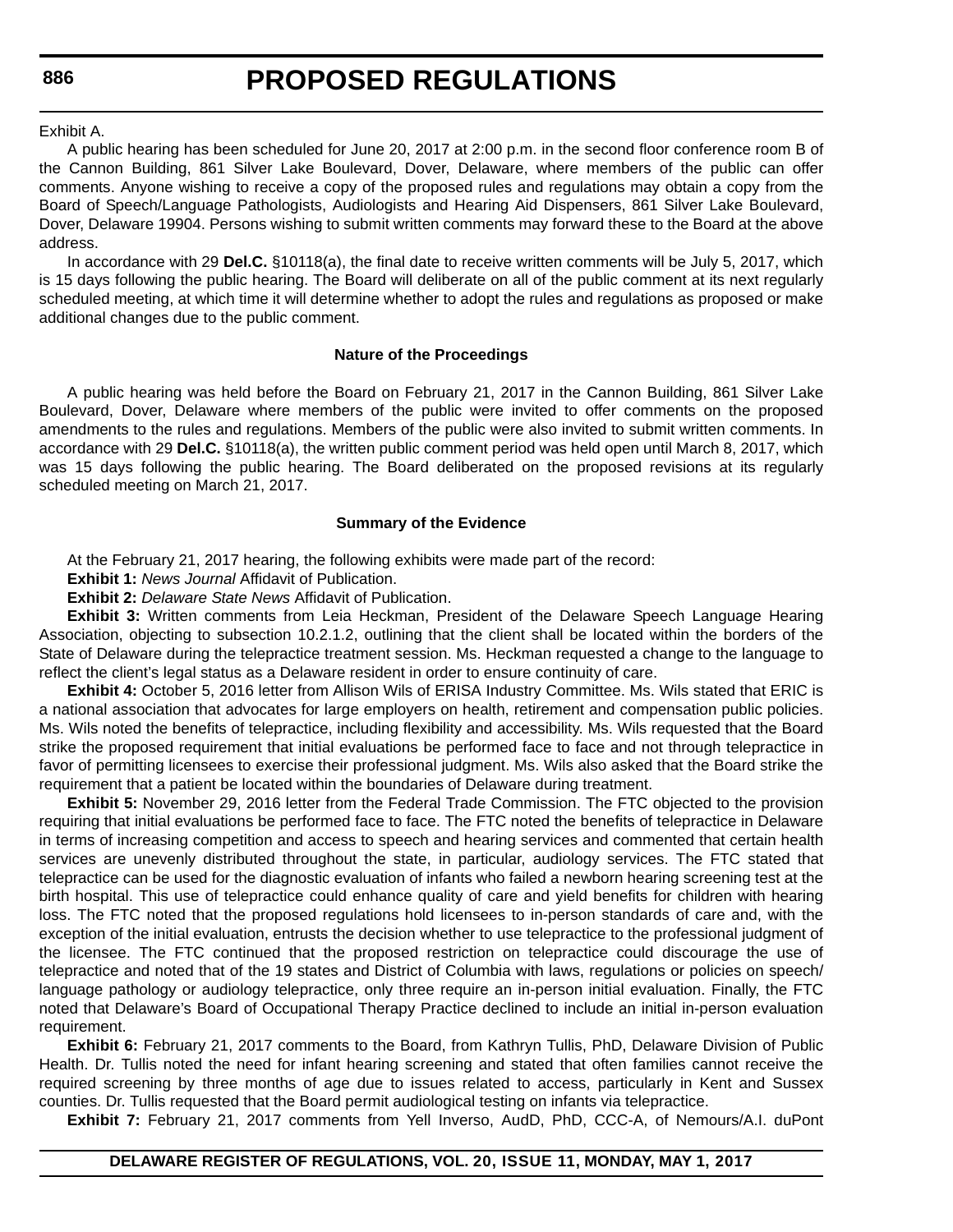Exhibit A.

A public hearing has been scheduled for June 20, 2017 at 2:00 p.m. in the second floor conference room B of the Cannon Building, 861 Silver Lake Boulevard, Dover, Delaware, where members of the public can offer comments. Anyone wishing to receive a copy of the proposed rules and regulations may obtain a copy from the Board of Speech/Language Pathologists, Audiologists and Hearing Aid Dispensers, 861 Silver Lake Boulevard, Dover, Delaware 19904. Persons wishing to submit written comments may forward these to the Board at the above address.

In accordance with 29 **Del.C.** §10118(a), the final date to receive written comments will be July 5, 2017, which is 15 days following the public hearing. The Board will deliberate on all of the public comment at its next regularly scheduled meeting, at which time it will determine whether to adopt the rules and regulations as proposed or make additional changes due to the public comment.

**Nature of the Proceedings**

A public hearing was held before the Board on February 21, 2017 in the Cannon Building, 861 Silver Lake Boulevard, Dover, Delaware where members of the public were invited to offer comments on the proposed amendments to the rules and regulations. Members of the public were also invited to submit written comments. In accordance with 29 **Del.C.** §10118(a), the written public comment period was held open until March 8, 2017, which was 15 days following the public hearing. The Board deliberated on the proposed revisions at its regularly scheduled meeting on March 21, 2017.

**Summary of the Evidence**

At the February 21, 2017 hearing, the following exhibits were made part of the record:

**Exhibit 1:** *News Journal* Affidavit of Publication.

**Exhibit 2:** *Delaware State News* Affidavit of Publication.

**Exhibit 3:** Written comments from Leia Heckman, President of the Delaware Speech Language Hearing Association, objecting to subsection 10.2.1.2, outlining that the client shall be located within the borders of the State of Delaware during the telepractice treatment session. Ms. Heckman requested a change to the language to reflect the client's legal status as a Delaware resident in order to ensure continuity of care.

**Exhibit 4:** October 5, 2016 letter from Allison Wils of ERISA Industry Committee. Ms. Wils stated that ERIC is a national association that advocates for large employers on health, retirement and compensation public policies. Ms. Wils noted the benefits of telepractice, including flexibility and accessibility. Ms. Wils requested that the Board strike the proposed requirement that initial evaluations be performed face to face and not through telepractice in favor of permitting licensees to exercise their professional judgment. Ms. Wils also asked that the Board strike the requirement that a patient be located within the boundaries of Delaware during treatment.

**Exhibit 5:** November 29, 2016 letter from the Federal Trade Commission. The FTC objected to the provision requiring that initial evaluations be performed face to face. The FTC noted the benefits of telepractice in Delaware in terms of increasing competition and access to speech and hearing services and commented that certain health services are unevenly distributed throughout the state, in particular, audiology services. The FTC stated that telepractice can be used for the diagnostic evaluation of infants who failed a newborn hearing screening test at the birth hospital. This use of telepractice could enhance quality of care and yield benefits for children with hearing loss. The FTC noted that the proposed regulations hold licensees to in-person standards of care and, with the exception of the initial evaluation, entrusts the decision whether to use telepractice to the professional judgment of the licensee. The FTC continued that the proposed restriction on telepractice could discourage the use of telepractice and noted that of the 19 states and District of Columbia with laws, regulations or policies on speech/language pathology or audiology telepractice, only three require an in-person initial evaluation. Finally, the FTC noted that Delaware's Board of Occupational Therapy Practice declined to include an initial in-person evaluation requirement.

**Exhibit 6:** February 21, 2017 comments to the Board, from Kathryn Tullis, PhD, Delaware Division of Public Health. Dr. Tullis noted the need for infant hearing screening and stated that often families cannot receive the required screening by three months of age due to issues related to access, particularly in Kent and Sussex counties. Dr. Tullis requested that the Board permit audiological testing on infants via telepractice.

**Exhibit 7:** February 21, 2017 comments from Yell Inverso, AudD, PhD, CCC-A, of Nemours/A.I. duPont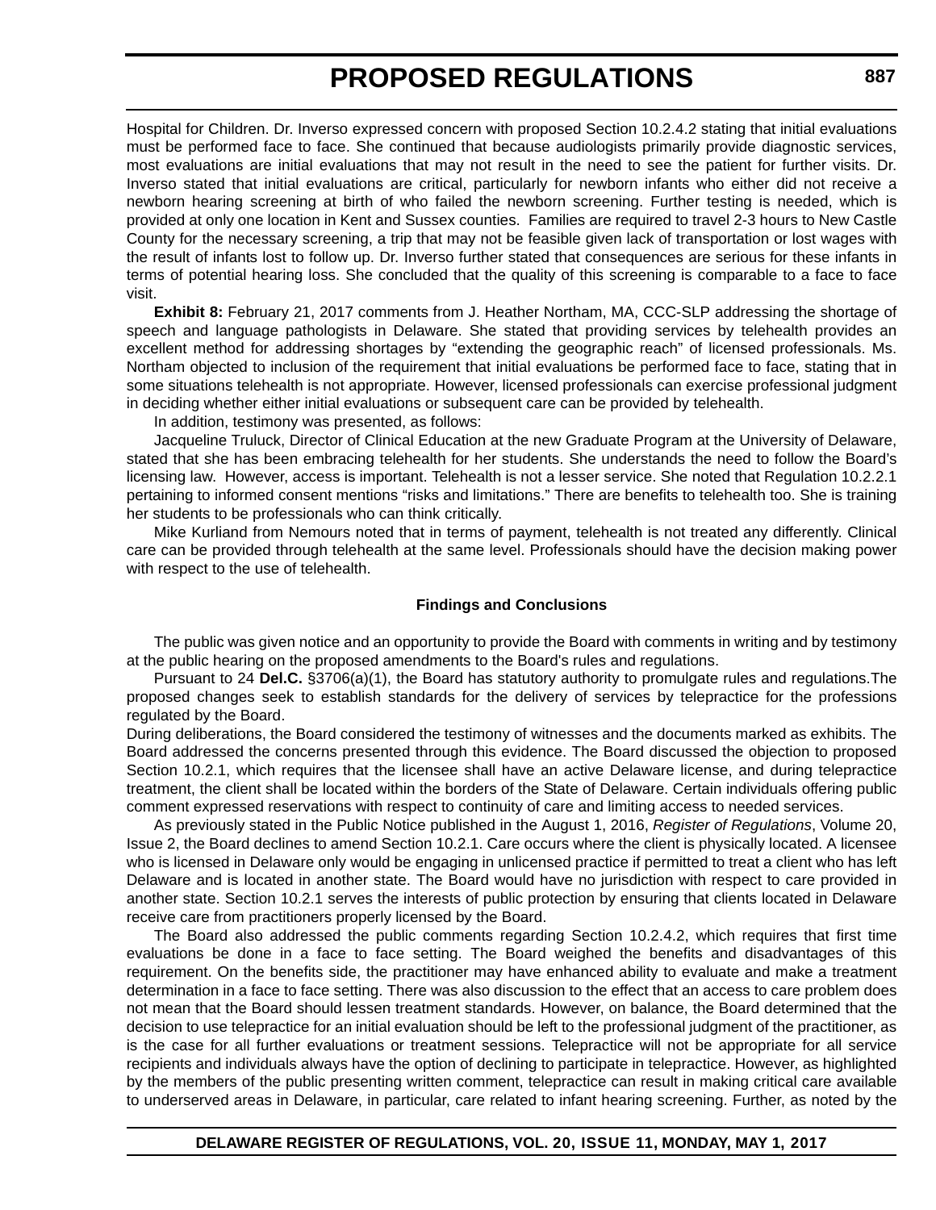Hospital for Children. Dr. Inverso expressed concern with proposed Section 10.2.4.2 stating that initial evaluations must be performed face to face. She continued that because audiologists primarily provide diagnostic services, most evaluations are initial evaluations that may not result in the need to see the patient for further visits. Dr. Inverso stated that initial evaluations are critical, particularly for newborn infants who either did not receive a newborn hearing screening at birth of who failed the newborn screening. Further testing is needed, which is provided at only one location in Kent and Sussex counties. Families are required to travel 2-3 hours to New Castle County for the necessary screening, a trip that may not be feasible given lack of transportation or lost wages with the result of infants lost to follow up. Dr. Inverso further stated that consequences are serious for these infants in terms of potential hearing loss. She concluded that the quality of this screening is comparable to a face to face visit.

**Exhibit 8:** February 21, 2017 comments from J. Heather Northam, MA, CCC-SLP addressing the shortage of speech and language pathologists in Delaware. She stated that providing services by telehealth provides an excellent method for addressing shortages by "extending the geographic reach" of licensed professionals. Ms. Northam objected to inclusion of the requirement that initial evaluations be performed face to face, stating that in some situations telehealth is not appropriate. However, licensed professionals can exercise professional judgment in deciding whether either initial evaluations or subsequent care can be provided by telehealth.

In addition, testimony was presented, as follows:

Jacqueline Truluck, Director of Clinical Education at the new Graduate Program at the University of Delaware, stated that she has been embracing telehealth for her students. She understands the need to follow the Board's licensing law. However, access is important. Telehealth is not a lesser service. She noted that Regulation 10.2.2.1 pertaining to informed consent mentions "risks and limitations." There are benefits to telehealth too. She is training her students to be professionals who can think critically.

Mike Kurliand from Nemours noted that in terms of payment, telehealth is not treated any differently. Clinical care can be provided through telehealth at the same level. Professionals should have the decision making power with respect to the use of telehealth.

**Findings and Conclusions**

The public was given notice and an opportunity to provide the Board with comments in writing and by testimony at the public hearing on the proposed amendments to the Board's rules and regulations.

Pursuant to 24 **Del.C.** §3706(a)(1), the Board has statutory authority to promulgate rules and regulations.The proposed changes seek to establish standards for the delivery of services by telepractice for the professions regulated by the Board.

During deliberations, the Board considered the testimony of witnesses and the documents marked as exhibits. The Board addressed the concerns presented through this evidence. The Board discussed the objection to proposed Section 10.2.1, which requires that the licensee shall have an active Delaware license, and during telepractice treatment, the client shall be located within the borders of the State of Delaware. Certain individuals offering public comment expressed reservations with respect to continuity of care and limiting access to needed services.

As previously stated in the Public Notice published in the August 1, 2016, *Register of Regulations*, Volume 20, Issue 2, the Board declines to amend Section 10.2.1. Care occurs where the client is physically located. A licensee who is licensed in Delaware only would be engaging in unlicensed practice if permitted to treat a client who has left Delaware and is located in another state. The Board would have no jurisdiction with respect to care provided in another state. Section 10.2.1 serves the interests of public protection by ensuring that clients located in Delaware receive care from practitioners properly licensed by the Board.

The Board also addressed the public comments regarding Section 10.2.4.2, which requires that first time evaluations be done in a face to face setting. The Board weighed the benefits and disadvantages of this requirement. On the benefits side, the practitioner may have enhanced ability to evaluate and make a treatment determination in a face to face setting. There was also discussion to the effect that an access to care problem does not mean that the Board should lessen treatment standards. However, on balance, the Board determined that the decision to use telepractice for an initial evaluation should be left to the professional judgment of the practitioner, as is the case for all further evaluations or treatment sessions. Telepractice will not be appropriate for all service recipients and individuals always have the option of declining to participate in telepractice. However, as highlighted by the members of the public presenting written comment, telepractice can result in making critical care available to underserved areas in Delaware, in particular, care related to infant hearing screening. Further, as noted by the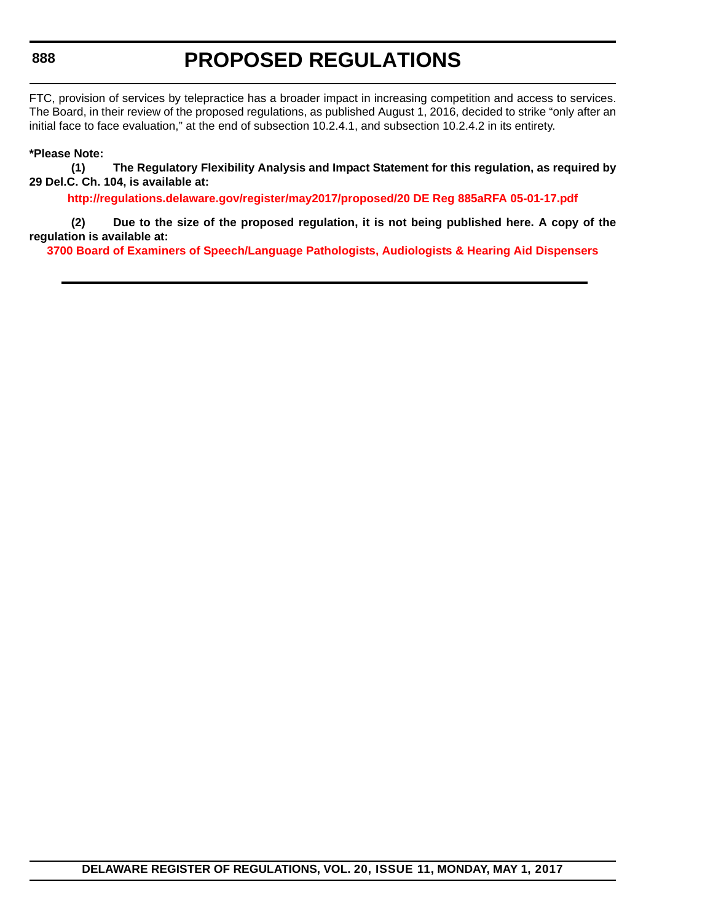FTC, provision of services by telepractice has a broader impact in increasing competition and access to services. The Board, in their review of the proposed regulations, as published August 1, 2016, decided to strike "only after an initial face to face evaluation," at the end of subsection 10.2.4.1, and subsection 10.2.4.2 in its entirety.

**\*Please Note:**

**(1) The Regulatory Flexibility Analysis and Impact Statement for this regulation, as required by 29 Del.C. Ch. 104, is available at:**

**http://regulations.delaware.gov/register/may2017/proposed/20 DE Reg 885aRFA 05-01-17.pdf**

**(2) Due to the size of the proposed regulation, it is not being published here. A copy of the regulation is available at:**

**3700 Board of Examiners of Speech/Language Pathologists, Audiologists & Hearing Aid Dispensers**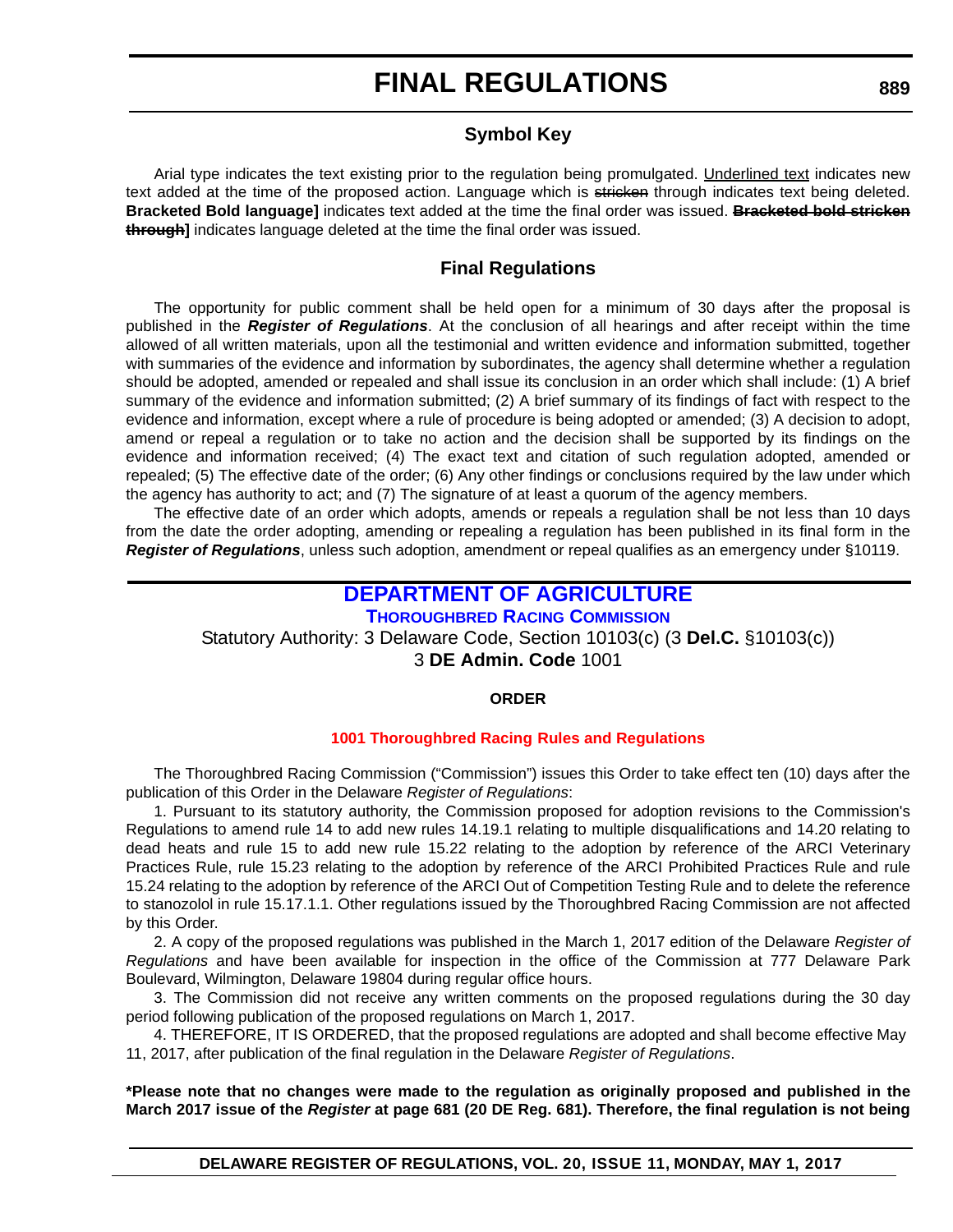# FINAL REGULATIONS

## Symbol Key

Arial type indicates the text existing prior to the regulation being promulgated. Underlined text indicates new text added at the time of the proposed action. Language which is ~~stricken~~ through indicates text being deleted. **Bracketed Bold language]** indicates text added at the time the final order was issued. **~~Bracketed bold stricken through~~]** indicates language deleted at the time the final order was issued.

## Final Regulations

The opportunity for public comment shall be held open for a minimum of 30 days after the proposal is published in the ***Register of Regulations***. At the conclusion of all hearings and after receipt within the time allowed of all written materials, upon all the testimonial and written evidence and information submitted, together with summaries of the evidence and information by subordinates, the agency shall determine whether a regulation should be adopted, amended or repealed and shall issue its conclusion in an order which shall include: (1) A brief summary of the evidence and information submitted; (2) A brief summary of its findings of fact with respect to the evidence and information, except where a rule of procedure is being adopted or amended; (3) A decision to adopt, amend or repeal a regulation or to take no action and the decision shall be supported by its findings on the evidence and information received; (4) The exact text and citation of such regulation adopted, amended or repealed; (5) The effective date of the order; (6) Any other findings or conclusions required by the law under which the agency has authority to act; and (7) The signature of at least a quorum of the agency members.

The effective date of an order which adopts, amends or repeals a regulation shall be not less than 10 days from the date the order adopting, amending or repealing a regulation has been published in its final form in the ***Register of Regulations***, unless such adoption, amendment or repeal qualifies as an emergency under §10119.

## DEPARTMENT OF AGRICULTURE

### THOROUGHBRED RACING COMMISSION

Statutory Authority: 3 Delaware Code, Section 10103(c) (3 **Del.C.** §10103(c))
3 **DE Admin. Code** 1001

**ORDER**

**1001 Thoroughbred Racing Rules and Regulations**

The Thoroughbred Racing Commission ("Commission") issues this Order to take effect ten (10) days after the publication of this Order in the Delaware *Register of Regulations*:

1. Pursuant to its statutory authority, the Commission proposed for adoption revisions to the Commission's Regulations to amend rule 14 to add new rules 14.19.1 relating to multiple disqualifications and 14.20 relating to dead heats and rule 15 to add new rule 15.22 relating to the adoption by reference of the ARCI Veterinary Practices Rule, rule 15.23 relating to the adoption by reference of the ARCI Prohibited Practices Rule and rule 15.24 relating to the adoption by reference of the ARCI Out of Competition Testing Rule and to delete the reference to stanozolol in rule 15.17.1.1. Other regulations issued by the Thoroughbred Racing Commission are not affected by this Order.

2. A copy of the proposed regulations was published in the March 1, 2017 edition of the Delaware *Register of Regulations* and have been available for inspection in the office of the Commission at 777 Delaware Park Boulevard, Wilmington, Delaware 19804 during regular office hours.

3. The Commission did not receive any written comments on the proposed regulations during the 30 day period following publication of the proposed regulations on March 1, 2017.

4. THEREFORE, IT IS ORDERED, that the proposed regulations are adopted and shall become effective May 11, 2017, after publication of the final regulation in the Delaware *Register of Regulations*.

**\*Please note that no changes were made to the regulation as originally proposed and published in the March 2017 issue of the *Register* at page 681 (20 DE Reg. 681). Therefore, the final regulation is not being**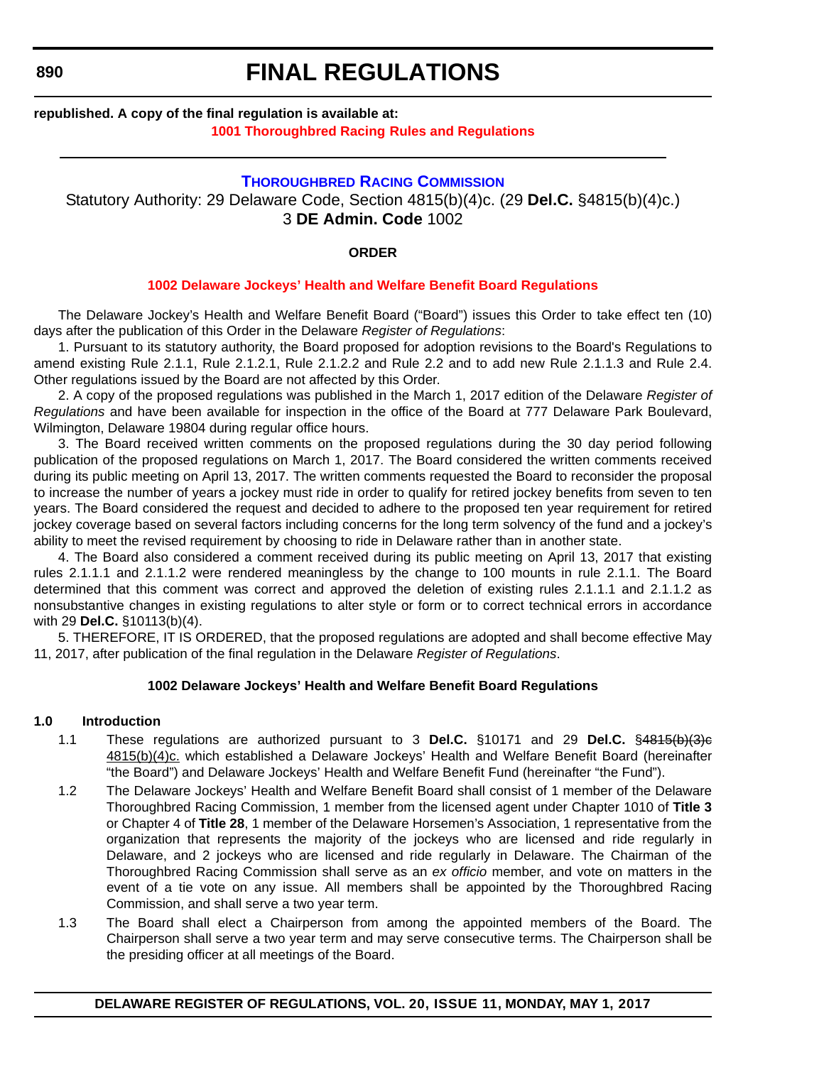**republished. A copy of the final regulation is available at:**

**1001 Thoroughbred Racing Rules and Regulations**

---

## THOROUGHBRED RACING COMMISSION

Statutory Authority: 29 Delaware Code, Section 4815(b)(4)c. (29 **Del.C.** §4815(b)(4)c.)
3 **DE Admin. Code** 1002

**ORDER**

### 1002 Delaware Jockeys' Health and Welfare Benefit Board Regulations

The Delaware Jockey's Health and Welfare Benefit Board ("Board") issues this Order to take effect ten (10) days after the publication of this Order in the Delaware *Register of Regulations*:

1. Pursuant to its statutory authority, the Board proposed for adoption revisions to the Board's Regulations to amend existing Rule 2.1.1, Rule 2.1.2.1, Rule 2.1.2.2 and Rule 2.2 and to add new Rule 2.1.1.3 and Rule 2.4. Other regulations issued by the Board are not affected by this Order.

2. A copy of the proposed regulations was published in the March 1, 2017 edition of the Delaware *Register of Regulations* and have been available for inspection in the office of the Board at 777 Delaware Park Boulevard, Wilmington, Delaware 19804 during regular office hours.

3. The Board received written comments on the proposed regulations during the 30 day period following publication of the proposed regulations on March 1, 2017. The Board considered the written comments received during its public meeting on April 13, 2017. The written comments requested the Board to reconsider the proposal to increase the number of years a jockey must ride in order to qualify for retired jockey benefits from seven to ten years. The Board considered the request and decided to adhere to the proposed ten year requirement for retired jockey coverage based on several factors including concerns for the long term solvency of the fund and a jockey's ability to meet the revised requirement by choosing to ride in Delaware rather than in another state.

4. The Board also considered a comment received during its public meeting on April 13, 2017 that existing rules 2.1.1.1 and 2.1.1.2 were rendered meaningless by the change to 100 mounts in rule 2.1.1. The Board determined that this comment was correct and approved the deletion of existing rules 2.1.1.1 and 2.1.1.2 as nonsubstantive changes in existing regulations to alter style or form or to correct technical errors in accordance with 29 **Del.C.** §10113(b)(4).

5. THEREFORE, IT IS ORDERED, that the proposed regulations are adopted and shall become effective May 11, 2017, after publication of the final regulation in the Delaware *Register of Regulations*.

**1002 Delaware Jockeys' Health and Welfare Benefit Board Regulations**

**1.0 Introduction**

1.1 These regulations are authorized pursuant to 3 **Del.C.** §10171 and 29 **Del.C.** §~~4815(b)(3)c~~ 4815(b)(4)c. which established a Delaware Jockeys' Health and Welfare Benefit Board (hereinafter "the Board") and Delaware Jockeys' Health and Welfare Benefit Fund (hereinafter "the Fund").

1.2 The Delaware Jockeys' Health and Welfare Benefit Board shall consist of 1 member of the Delaware Thoroughbred Racing Commission, 1 member from the licensed agent under Chapter 1010 of **Title 3** or Chapter 4 of **Title 28**, 1 member of the Delaware Horsemen's Association, 1 representative from the organization that represents the majority of the jockeys who are licensed and ride regularly in Delaware, and 2 jockeys who are licensed and ride regularly in Delaware. The Chairman of the Thoroughbred Racing Commission shall serve as an *ex officio* member, and vote on matters in the event of a tie vote on any issue. All members shall be appointed by the Thoroughbred Racing Commission, and shall serve a two year term.

1.3 The Board shall elect a Chairperson from among the appointed members of the Board. The Chairperson shall serve a two year term and may serve consecutive terms. The Chairperson shall be the presiding officer at all meetings of the Board.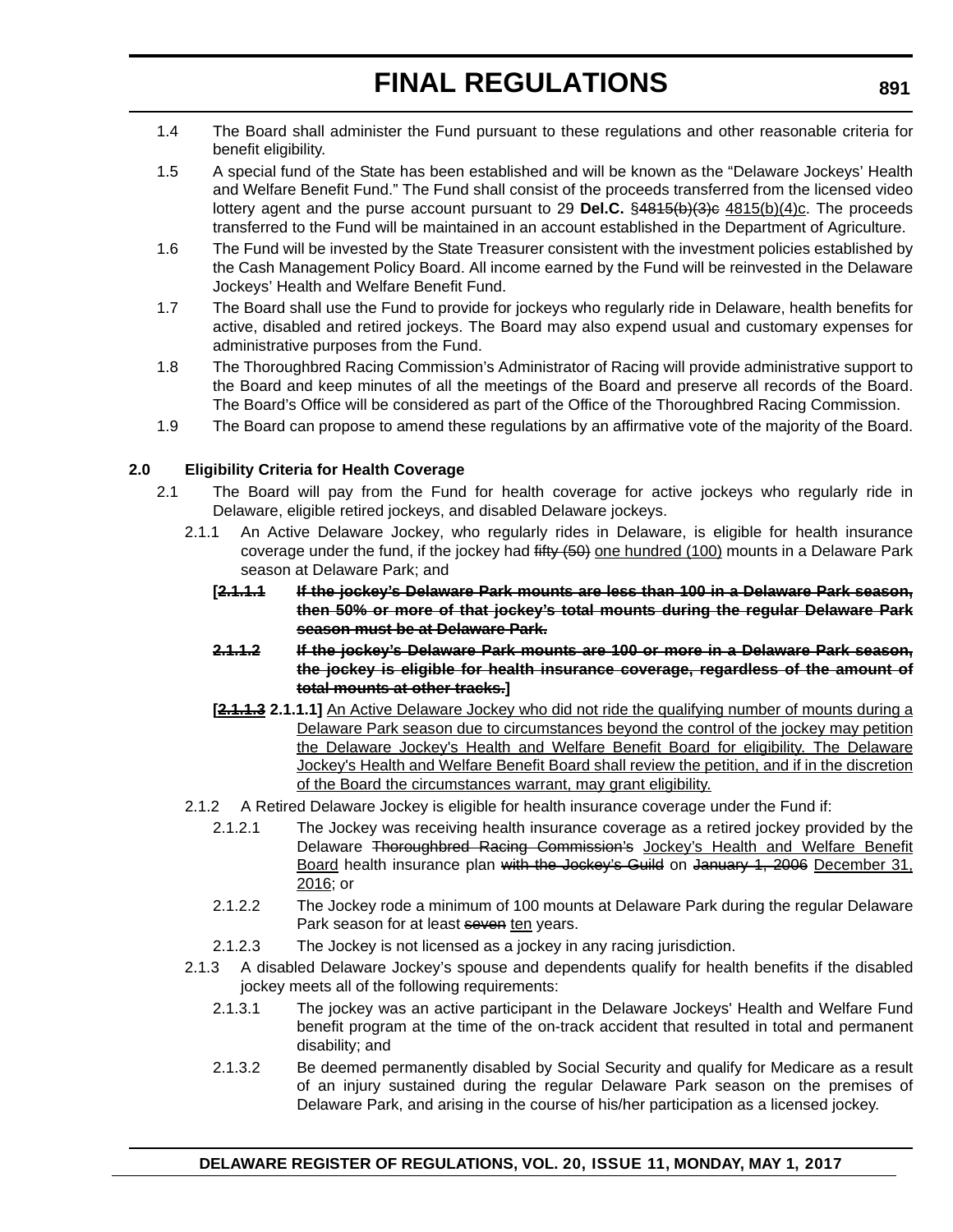1.4 The Board shall administer the Fund pursuant to these regulations and other reasonable criteria for benefit eligibility.

1.5 A special fund of the State has been established and will be known as the "Delaware Jockeys' Health and Welfare Benefit Fund." The Fund shall consist of the proceeds transferred from the licensed video lottery agent and the purse account pursuant to 29 **Del.C.** §~~4815(b)(3)c~~ 4815(b)(4)c. The proceeds transferred to the Fund will be maintained in an account established in the Department of Agriculture.

1.6 The Fund will be invested by the State Treasurer consistent with the investment policies established by the Cash Management Policy Board. All income earned by the Fund will be reinvested in the Delaware Jockeys' Health and Welfare Benefit Fund.

1.7 The Board shall use the Fund to provide for jockeys who regularly ride in Delaware, health benefits for active, disabled and retired jockeys. The Board may also expend usual and customary expenses for administrative purposes from the Fund.

1.8 The Thoroughbred Racing Commission's Administrator of Racing will provide administrative support to the Board and keep minutes of all the meetings of the Board and preserve all records of the Board. The Board's Office will be considered as part of the Office of the Thoroughbred Racing Commission.

1.9 The Board can propose to amend these regulations by an affirmative vote of the majority of the Board.

**2.0 Eligibility Criteria for Health Coverage**

2.1 The Board will pay from the Fund for health coverage for active jockeys who regularly ride in Delaware, eligible retired jockeys, and disabled Delaware jockeys.

2.1.1 An Active Delaware Jockey, who regularly rides in Delaware, is eligible for health insurance coverage under the fund, if the jockey had ~~fifty (50)~~ one hundred (100) mounts in a Delaware Park season at Delaware Park; and

**[~~2.1.1.1 If the jockey's Delaware Park mounts are less than 100 in a Delaware Park season, then 50% or more of that jockey's total mounts during the regular Delaware Park season must be at Delaware Park.~~**

**~~2.1.1.2 If the jockey's Delaware Park mounts are 100 or more in a Delaware Park season, the jockey is eligible for health insurance coverage, regardless of the amount of total mounts at other tracks.~~]**

**[~~2.1.1.3~~ 2.1.1.1]** An Active Delaware Jockey who did not ride the qualifying number of mounts during a Delaware Park season due to circumstances beyond the control of the jockey may petition the Delaware Jockey's Health and Welfare Benefit Board for eligibility. The Delaware Jockey's Health and Welfare Benefit Board shall review the petition, and if in the discretion of the Board the circumstances warrant, may grant eligibility.

2.1.2 A Retired Delaware Jockey is eligible for health insurance coverage under the Fund if:

2.1.2.1 The Jockey was receiving health insurance coverage as a retired jockey provided by the Delaware ~~Thoroughbred Racing Commission's~~ Jockey's Health and Welfare Benefit Board health insurance plan ~~with the Jockey's Guild~~ on ~~January 1, 2006~~ December 31, 2016; or

2.1.2.2 The Jockey rode a minimum of 100 mounts at Delaware Park during the regular Delaware Park season for at least ~~seven~~ ten years.

2.1.2.3 The Jockey is not licensed as a jockey in any racing jurisdiction.

2.1.3 A disabled Delaware Jockey's spouse and dependents qualify for health benefits if the disabled jockey meets all of the following requirements:

2.1.3.1 The jockey was an active participant in the Delaware Jockeys' Health and Welfare Fund benefit program at the time of the on-track accident that resulted in total and permanent disability; and

2.1.3.2 Be deemed permanently disabled by Social Security and qualify for Medicare as a result of an injury sustained during the regular Delaware Park season on the premises of Delaware Park, and arising in the course of his/her participation as a licensed jockey.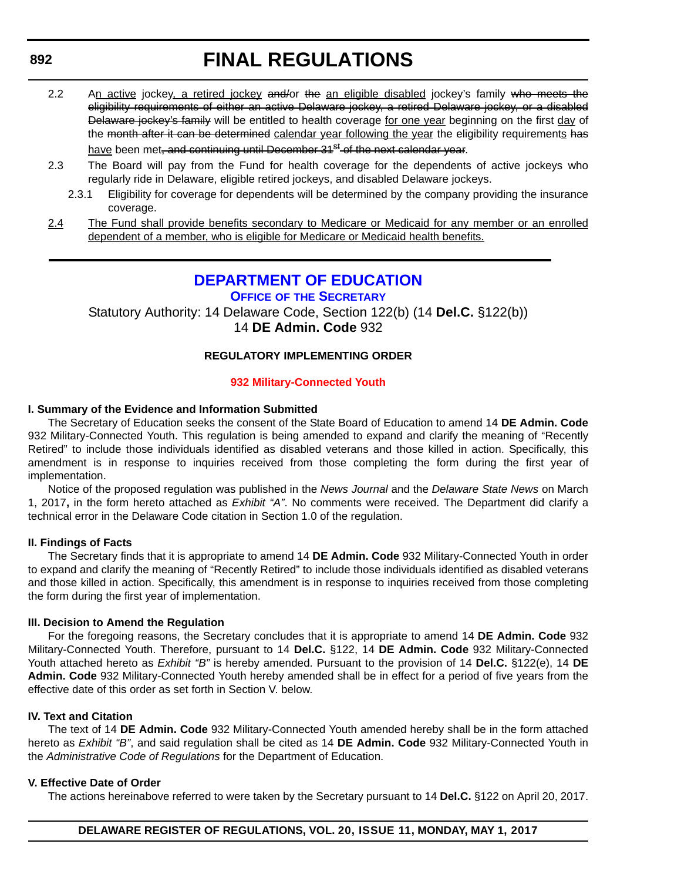2.2 An active jockey, a retired jockey ~~and/~~or ~~the~~ an eligible disabled jockey's family ~~who meets the eligibility requirements of either an active Delaware jockey, a retired Delaware jockey, or a disabled Delaware jockey's family~~ will be entitled to health coverage for one year beginning on the first day of the ~~month after it can be determined~~ calendar year following the year the eligibility requirements ~~has~~ have been met~~, and continuing until December 31st of the next calendar year~~.

2.3 The Board will pay from the Fund for health coverage for the dependents of active jockeys who regularly ride in Delaware, eligible retired jockeys, and disabled Delaware jockeys.

2.3.1 Eligibility for coverage for dependents will be determined by the company providing the insurance coverage.

2.4 The Fund shall provide benefits secondary to Medicare or Medicaid for any member or an enrolled dependent of a member, who is eligible for Medicare or Medicaid health benefits.

---

## DEPARTMENT OF EDUCATION

### OFFICE OF THE SECRETARY

Statutory Authority: 14 Delaware Code, Section 122(b) (14 **Del.C.** §122(b))
14 **DE Admin. Code** 932

**REGULATORY IMPLEMENTING ORDER**

**932 Military-Connected Youth**

**I. Summary of the Evidence and Information Submitted**

The Secretary of Education seeks the consent of the State Board of Education to amend 14 **DE Admin. Code** 932 Military-Connected Youth. This regulation is being amended to expand and clarify the meaning of "Recently Retired" to include those individuals identified as disabled veterans and those killed in action. Specifically, this amendment is in response to inquiries received from those completing the form during the first year of implementation.

Notice of the proposed regulation was published in the *News Journal* and the *Delaware State News* on March 1, 2017**,** in the form hereto attached as *Exhibit "A"*. No comments were received. The Department did clarify a technical error in the Delaware Code citation in Section 1.0 of the regulation.

**II. Findings of Facts**

The Secretary finds that it is appropriate to amend 14 **DE Admin. Code** 932 Military-Connected Youth in order to expand and clarify the meaning of "Recently Retired" to include those individuals identified as disabled veterans and those killed in action. Specifically, this amendment is in response to inquiries received from those completing the form during the first year of implementation.

**III. Decision to Amend the Regulation**

For the foregoing reasons, the Secretary concludes that it is appropriate to amend 14 **DE Admin. Code** 932 Military-Connected Youth. Therefore, pursuant to 14 **Del.C.** §122, 14 **DE Admin. Code** 932 Military-Connected Youth attached hereto as *Exhibit "B"* is hereby amended. Pursuant to the provision of 14 **Del.C.** §122(e), 14 **DE Admin. Code** 932 Military-Connected Youth hereby amended shall be in effect for a period of five years from the effective date of this order as set forth in Section V. below.

**IV. Text and Citation**

The text of 14 **DE Admin. Code** 932 Military-Connected Youth amended hereby shall be in the form attached hereto as *Exhibit "B"*, and said regulation shall be cited as 14 **DE Admin. Code** 932 Military-Connected Youth in the *Administrative Code of Regulations* for the Department of Education.

**V. Effective Date of Order**

The actions hereinabove referred to were taken by the Secretary pursuant to 14 **Del.C.** §122 on April 20, 2017.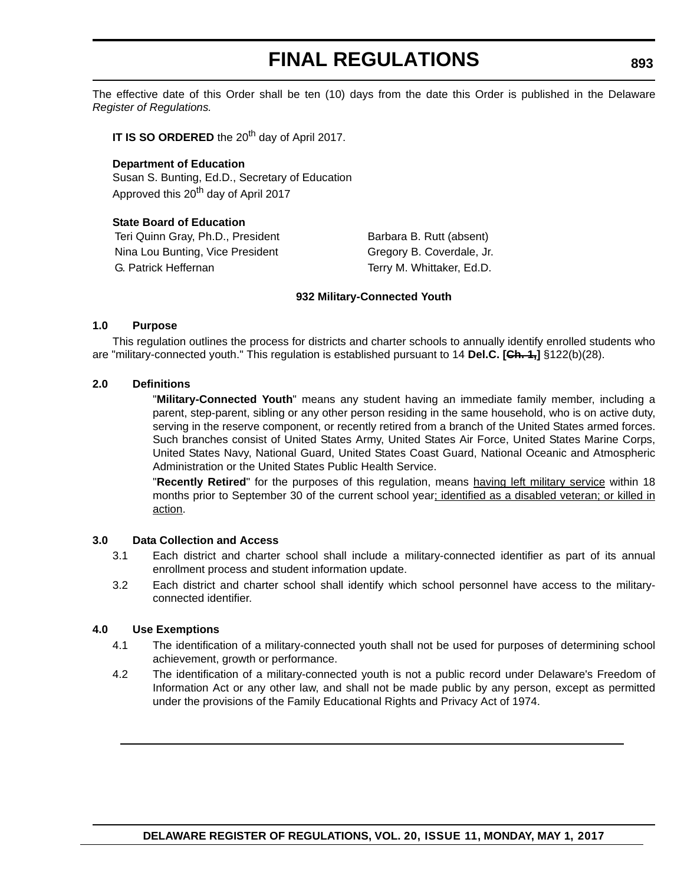The effective date of this Order shall be ten (10) days from the date this Order is published in the Delaware *Register of Regulations.*

**IT IS SO ORDERED** the 20th day of April 2017.

**Department of Education**
Susan S. Bunting, Ed.D., Secretary of Education
Approved this 20th day of April 2017

**State Board of Education**

| | |
|---|---|
| Teri Quinn Gray, Ph.D., President | Barbara B. Rutt (absent) |
| Nina Lou Bunting, Vice President | Gregory B. Coverdale, Jr. |
| G. Patrick Heffernan | Terry M. Whittaker, Ed.D. |

### 932 Military-Connected Youth

**1.0 Purpose**

This regulation outlines the process for districts and charter schools to annually identify enrolled students who are "military-connected youth." This regulation is established pursuant to 14 **Del.C. [~~Ch. 1,~~]** §122(b)(28).

**2.0 Definitions**

"**Military-Connected Youth**" means any student having an immediate family member, including a parent, step-parent, sibling or any other person residing in the same household, who is on active duty, serving in the reserve component, or recently retired from a branch of the United States armed forces. Such branches consist of United States Army, United States Air Force, United States Marine Corps, United States Navy, National Guard, United States Coast Guard, National Oceanic and Atmospheric Administration or the United States Public Health Service.

"**Recently Retired**" for the purposes of this regulation, means <u>having left military service</u> within 18 months prior to September 30 of the current school year<u>; identified as a disabled veteran; or killed in action</u>.

**3.0 Data Collection and Access**

3.1 Each district and charter school shall include a military-connected identifier as part of its annual enrollment process and student information update.

3.2 Each district and charter school shall identify which school personnel have access to the military-connected identifier.

**4.0 Use Exemptions**

4.1 The identification of a military-connected youth shall not be used for purposes of determining school achievement, growth or performance.

4.2 The identification of a military-connected youth is not a public record under Delaware's Freedom of Information Act or any other law, and shall not be made public by any person, except as permitted under the provisions of the Family Educational Rights and Privacy Act of 1974.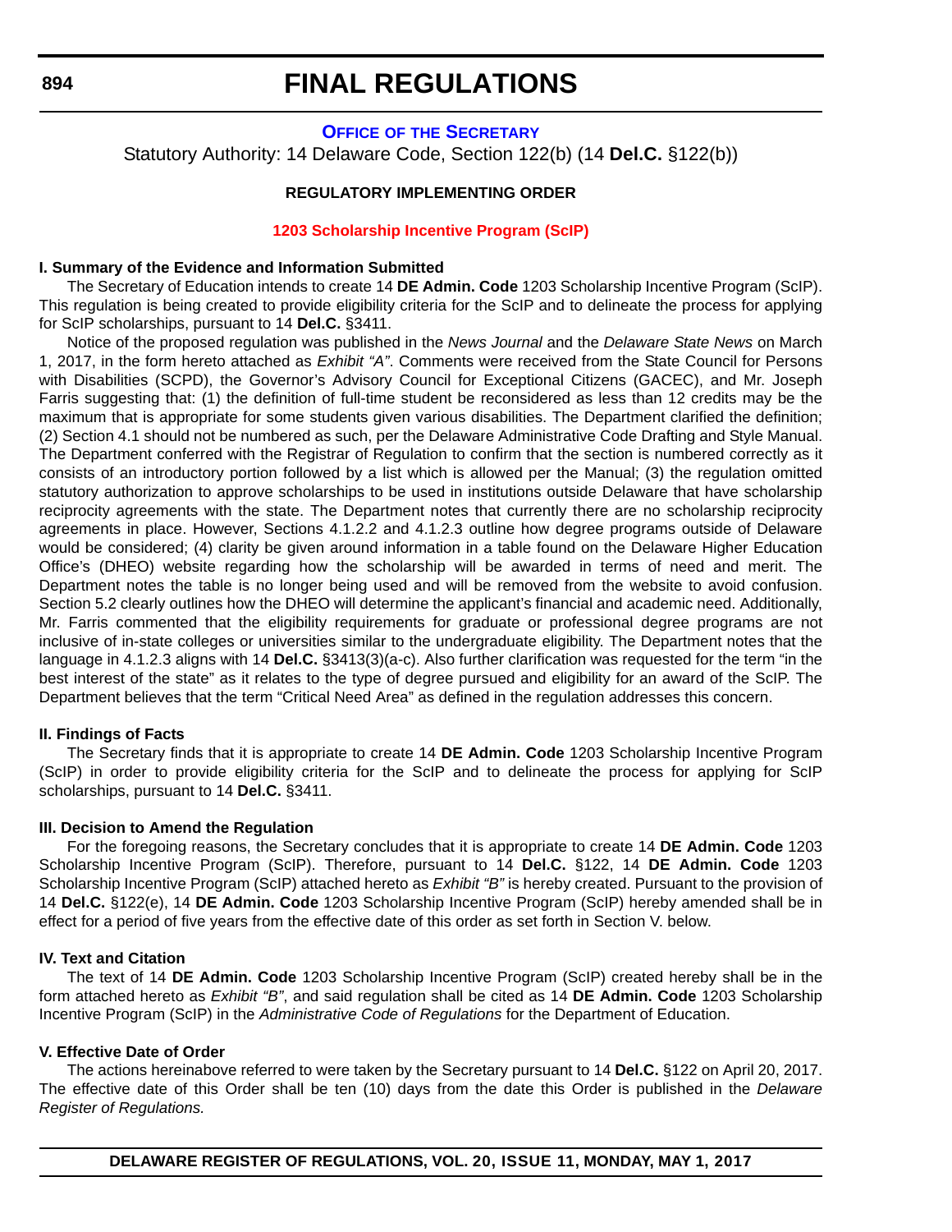# FINAL REGULATIONS

## OFFICE OF THE SECRETARY

Statutory Authority: 14 Delaware Code, Section 122(b) (14 **Del.C.** §122(b))

### REGULATORY IMPLEMENTING ORDER

### 1203 Scholarship Incentive Program (ScIP)

**I. Summary of the Evidence and Information Submitted**

The Secretary of Education intends to create 14 **DE Admin. Code** 1203 Scholarship Incentive Program (ScIP). This regulation is being created to provide eligibility criteria for the ScIP and to delineate the process for applying for ScIP scholarships, pursuant to 14 **Del.C.** §3411.

Notice of the proposed regulation was published in the *News Journal* and the *Delaware State News* on March 1, 2017, in the form hereto attached as *Exhibit "A"*. Comments were received from the State Council for Persons with Disabilities (SCPD), the Governor's Advisory Council for Exceptional Citizens (GACEC), and Mr. Joseph Farris suggesting that: (1) the definition of full-time student be reconsidered as less than 12 credits may be the maximum that is appropriate for some students given various disabilities. The Department clarified the definition; (2) Section 4.1 should not be numbered as such, per the Delaware Administrative Code Drafting and Style Manual. The Department conferred with the Registrar of Regulation to confirm that the section is numbered correctly as it consists of an introductory portion followed by a list which is allowed per the Manual; (3) the regulation omitted statutory authorization to approve scholarships to be used in institutions outside Delaware that have scholarship reciprocity agreements with the state. The Department notes that currently there are no scholarship reciprocity agreements in place. However, Sections 4.1.2.2 and 4.1.2.3 outline how degree programs outside of Delaware would be considered; (4) clarity be given around information in a table found on the Delaware Higher Education Office's (DHEO) website regarding how the scholarship will be awarded in terms of need and merit. The Department notes the table is no longer being used and will be removed from the website to avoid confusion. Section 5.2 clearly outlines how the DHEO will determine the applicant's financial and academic need. Additionally, Mr. Farris commented that the eligibility requirements for graduate or professional degree programs are not inclusive of in-state colleges or universities similar to the undergraduate eligibility. The Department notes that the language in 4.1.2.3 aligns with 14 **Del.C.** §3413(3)(a-c). Also further clarification was requested for the term "in the best interest of the state" as it relates to the type of degree pursued and eligibility for an award of the ScIP. The Department believes that the term "Critical Need Area" as defined in the regulation addresses this concern.

**II. Findings of Facts**

The Secretary finds that it is appropriate to create 14 **DE Admin. Code** 1203 Scholarship Incentive Program (ScIP) in order to provide eligibility criteria for the ScIP and to delineate the process for applying for ScIP scholarships, pursuant to 14 **Del.C.** §3411.

**III. Decision to Amend the Regulation**

For the foregoing reasons, the Secretary concludes that it is appropriate to create 14 **DE Admin. Code** 1203 Scholarship Incentive Program (ScIP). Therefore, pursuant to 14 **Del.C.** §122, 14 **DE Admin. Code** 1203 Scholarship Incentive Program (ScIP) attached hereto as *Exhibit "B"* is hereby created. Pursuant to the provision of 14 **Del.C.** §122(e), 14 **DE Admin. Code** 1203 Scholarship Incentive Program (ScIP) hereby amended shall be in effect for a period of five years from the effective date of this order as set forth in Section V. below.

**IV. Text and Citation**

The text of 14 **DE Admin. Code** 1203 Scholarship Incentive Program (ScIP) created hereby shall be in the form attached hereto as *Exhibit "B"*, and said regulation shall be cited as 14 **DE Admin. Code** 1203 Scholarship Incentive Program (ScIP) in the *Administrative Code of Regulations* for the Department of Education.

**V. Effective Date of Order**

The actions hereinabove referred to were taken by the Secretary pursuant to 14 **Del.C.** §122 on April 20, 2017. The effective date of this Order shall be ten (10) days from the date this Order is published in the *Delaware Register of Regulations.*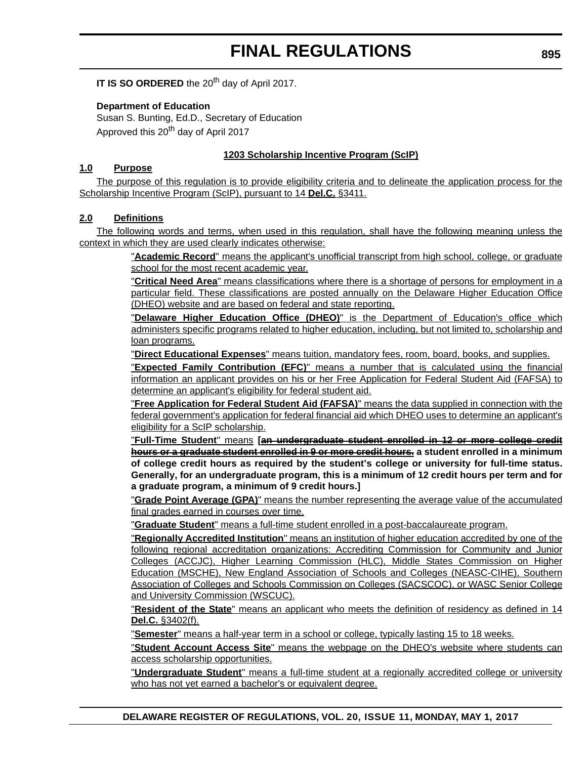**IT IS SO ORDERED** the 20th day of April 2017.

**Department of Education**
Susan S. Bunting, Ed.D., Secretary of Education
Approved this 20th day of April 2017

**1203 Scholarship Incentive Program (ScIP)**

**1.0 Purpose**

The purpose of this regulation is to provide eligibility criteria and to delineate the application process for the Scholarship Incentive Program (ScIP), pursuant to 14 **Del.C.** §3411.

**2.0 Definitions**

The following words and terms, when used in this regulation, shall have the following meaning unless the context in which they are used clearly indicates otherwise:

"**Academic Record**" means the applicant's unofficial transcript from high school, college, or graduate school for the most recent academic year.

"**Critical Need Area**" means classifications where there is a shortage of persons for employment in a particular field. These classifications are posted annually on the Delaware Higher Education Office (DHEO) website and are based on federal and state reporting.

"**Delaware Higher Education Office (DHEO)**" is the Department of Education's office which administers specific programs related to higher education, including, but not limited to, scholarship and loan programs.

"**Direct Educational Expenses**" means tuition, mandatory fees, room, board, books, and supplies.

"**Expected Family Contribution (EFC)**" means a number that is calculated using the financial information an applicant provides on his or her Free Application for Federal Student Aid (FAFSA) to determine an applicant's eligibility for federal student aid.

"**Free Application for Federal Student Aid (FAFSA)**" means the data supplied in connection with the federal government's application for federal financial aid which DHEO uses to determine an applicant's eligibility for a ScIP scholarship.

"**Full-Time Student**" means **[~~an undergraduate student enrolled in 12 or more college credit hours or a graduate student enrolled in 9 or more credit hours.~~ a student enrolled in a minimum of college credit hours as required by the student's college or university for full-time status. Generally, for an undergraduate program, this is a minimum of 12 credit hours per term and for a graduate program, a minimum of 9 credit hours.]**

"**Grade Point Average (GPA)**" means the number representing the average value of the accumulated final grades earned in courses over time.

"**Graduate Student**" means a full-time student enrolled in a post-baccalaureate program.

"**Regionally Accredited Institution**" means an institution of higher education accredited by one of the following regional accreditation organizations: Accrediting Commission for Community and Junior Colleges (ACCJC), Higher Learning Commission (HLC), Middle States Commission on Higher Education (MSCHE), New England Association of Schools and Colleges (NEASC-CIHE), Southern Association of Colleges and Schools Commission on Colleges (SACSCOC), or WASC Senior College and University Commission (WSCUC).

"**Resident of the State**" means an applicant who meets the definition of residency as defined in 14 **Del.C.** §3402(f).

"**Semester**" means a half-year term in a school or college, typically lasting 15 to 18 weeks.

"**Student Account Access Site**" means the webpage on the DHEO's website where students can access scholarship opportunities.

"**Undergraduate Student**" means a full-time student at a regionally accredited college or university who has not yet earned a bachelor's or equivalent degree.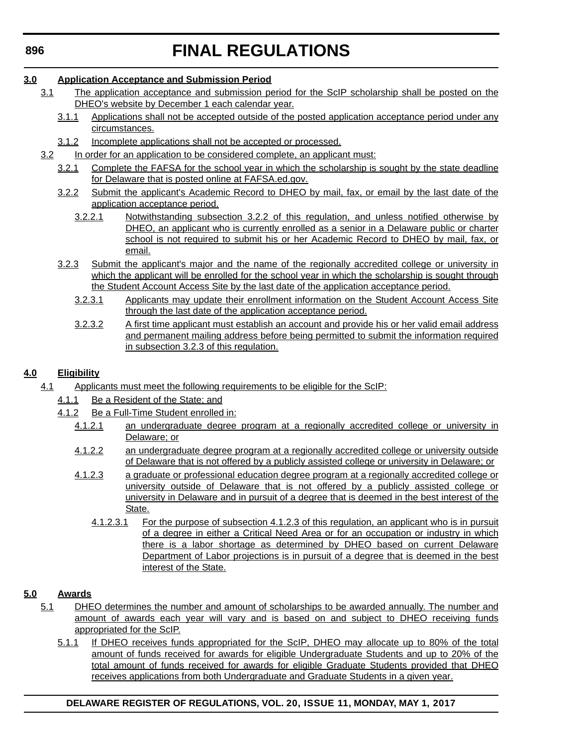**3.0 Application Acceptance and Submission Period**

3.1 The application acceptance and submission period for the ScIP scholarship shall be posted on the DHEO's website by December 1 each calendar year.

3.1.1 Applications shall not be accepted outside of the posted application acceptance period under any circumstances.

3.1.2 Incomplete applications shall not be accepted or processed.

3.2 In order for an application to be considered complete, an applicant must:

3.2.1 Complete the FAFSA for the school year in which the scholarship is sought by the state deadline for Delaware that is posted online at FAFSA.ed.gov.

3.2.2 Submit the applicant's Academic Record to DHEO by mail, fax, or email by the last date of the application acceptance period.

3.2.2.1 Notwithstanding subsection 3.2.2 of this regulation, and unless notified otherwise by DHEO, an applicant who is currently enrolled as a senior in a Delaware public or charter school is not required to submit his or her Academic Record to DHEO by mail, fax, or email.

3.2.3 Submit the applicant's major and the name of the regionally accredited college or university in which the applicant will be enrolled for the school year in which the scholarship is sought through the Student Account Access Site by the last date of the application acceptance period.

3.2.3.1 Applicants may update their enrollment information on the Student Account Access Site through the last date of the application acceptance period.

3.2.3.2 A first time applicant must establish an account and provide his or her valid email address and permanent mailing address before being permitted to submit the information required in subsection 3.2.3 of this regulation.

**4.0 Eligibility**

4.1 Applicants must meet the following requirements to be eligible for the ScIP:

4.1.1 Be a Resident of the State; and

4.1.2 Be a Full-Time Student enrolled in:

4.1.2.1 an undergraduate degree program at a regionally accredited college or university in Delaware; or

4.1.2.2 an undergraduate degree program at a regionally accredited college or university outside of Delaware that is not offered by a publicly assisted college or university in Delaware; or

4.1.2.3 a graduate or professional education degree program at a regionally accredited college or university outside of Delaware that is not offered by a publicly assisted college or university in Delaware and in pursuit of a degree that is deemed in the best interest of the State.

4.1.2.3.1 For the purpose of subsection 4.1.2.3 of this regulation, an applicant who is in pursuit of a degree in either a Critical Need Area or for an occupation or industry in which there is a labor shortage as determined by DHEO based on current Delaware Department of Labor projections is in pursuit of a degree that is deemed in the best interest of the State.

**5.0 Awards**

5.1 DHEO determines the number and amount of scholarships to be awarded annually. The number and amount of awards each year will vary and is based on and subject to DHEO receiving funds appropriated for the ScIP.

5.1.1 If DHEO receives funds appropriated for the ScIP, DHEO may allocate up to 80% of the total amount of funds received for awards for eligible Undergraduate Students and up to 20% of the total amount of funds received for awards for eligible Graduate Students provided that DHEO receives applications from both Undergraduate and Graduate Students in a given year.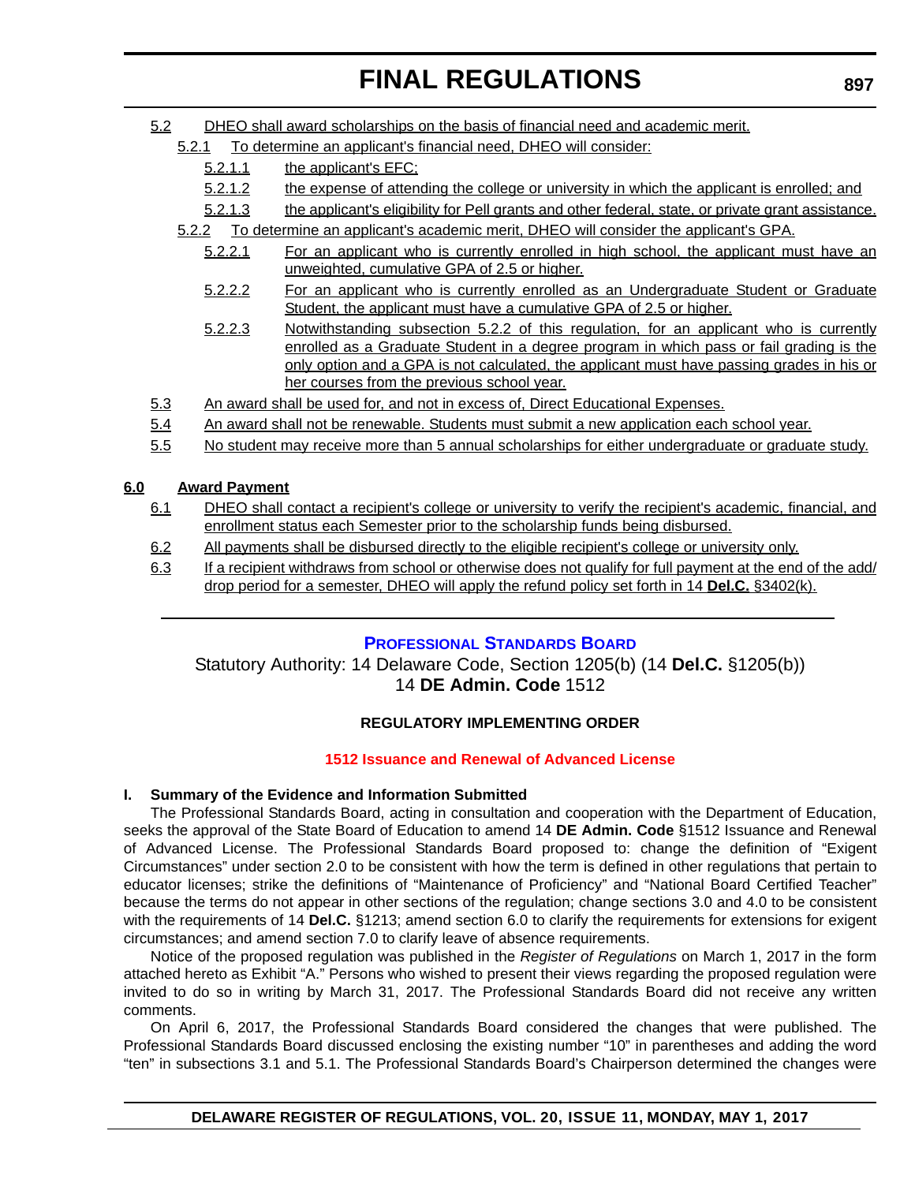5.2 DHEO shall award scholarships on the basis of financial need and academic merit.

5.2.1 To determine an applicant's financial need, DHEO will consider:

5.2.1.1 the applicant's EFC;

5.2.1.2 the expense of attending the college or university in which the applicant is enrolled; and

5.2.1.3 the applicant's eligibility for Pell grants and other federal, state, or private grant assistance.

5.2.2 To determine an applicant's academic merit, DHEO will consider the applicant's GPA.

5.2.2.1 For an applicant who is currently enrolled in high school, the applicant must have an unweighted, cumulative GPA of 2.5 or higher.

5.2.2.2 For an applicant who is currently enrolled as an Undergraduate Student or Graduate Student, the applicant must have a cumulative GPA of 2.5 or higher.

5.2.2.3 Notwithstanding subsection 5.2.2 of this regulation, for an applicant who is currently enrolled as a Graduate Student in a degree program in which pass or fail grading is the only option and a GPA is not calculated, the applicant must have passing grades in his or her courses from the previous school year.

5.3 An award shall be used for, and not in excess of, Direct Educational Expenses.

5.4 An award shall not be renewable. Students must submit a new application each school year.

5.5 No student may receive more than 5 annual scholarships for either undergraduate or graduate study.

**6.0 Award Payment**

6.1 DHEO shall contact a recipient's college or university to verify the recipient's academic, financial, and enrollment status each Semester prior to the scholarship funds being disbursed.

6.2 All payments shall be disbursed directly to the eligible recipient's college or university only.

6.3 If a recipient withdraws from school or otherwise does not qualify for full payment at the end of the add/drop period for a semester, DHEO will apply the refund policy set forth in 14 **Del.C.** §3402(k).

---

## PROFESSIONAL STANDARDS BOARD

Statutory Authority: 14 Delaware Code, Section 1205(b) (14 **Del.C.** §1205(b))
14 **DE Admin. Code** 1512

**REGULATORY IMPLEMENTING ORDER**

**1512 Issuance and Renewal of Advanced License**

**I. Summary of the Evidence and Information Submitted**

The Professional Standards Board, acting in consultation and cooperation with the Department of Education, seeks the approval of the State Board of Education to amend 14 **DE Admin. Code** §1512 Issuance and Renewal of Advanced License. The Professional Standards Board proposed to: change the definition of "Exigent Circumstances" under section 2.0 to be consistent with how the term is defined in other regulations that pertain to educator licenses; strike the definitions of "Maintenance of Proficiency" and "National Board Certified Teacher" because the terms do not appear in other sections of the regulation; change sections 3.0 and 4.0 to be consistent with the requirements of 14 **Del.C.** §1213; amend section 6.0 to clarify the requirements for extensions for exigent circumstances; and amend section 7.0 to clarify leave of absence requirements.

Notice of the proposed regulation was published in the *Register of Regulations* on March 1, 2017 in the form attached hereto as Exhibit "A." Persons who wished to present their views regarding the proposed regulation were invited to do so in writing by March 31, 2017. The Professional Standards Board did not receive any written comments.

On April 6, 2017, the Professional Standards Board considered the changes that were published. The Professional Standards Board discussed enclosing the existing number "10" in parentheses and adding the word "ten" in subsections 3.1 and 5.1. The Professional Standards Board's Chairperson determined the changes were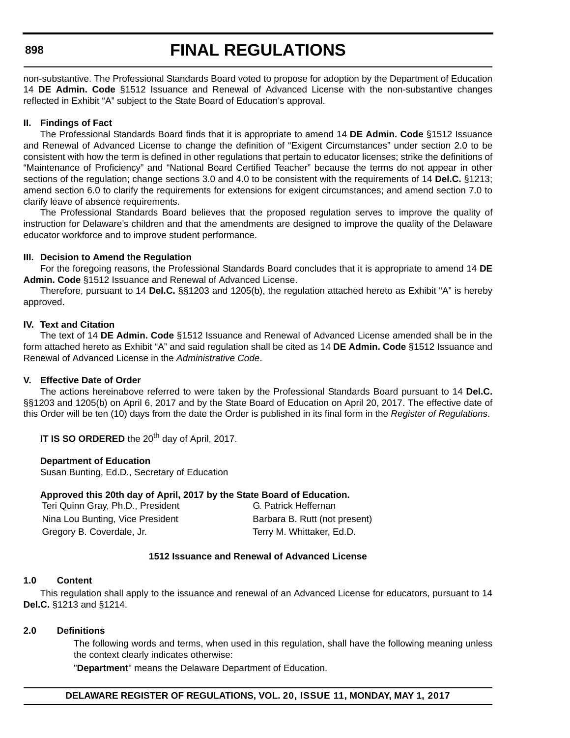non-substantive. The Professional Standards Board voted to propose for adoption by the Department of Education 14 **DE Admin. Code** §1512 Issuance and Renewal of Advanced License with the non-substantive changes reflected in Exhibit "A" subject to the State Board of Education's approval.

**II. Findings of Fact**

The Professional Standards Board finds that it is appropriate to amend 14 **DE Admin. Code** §1512 Issuance and Renewal of Advanced License to change the definition of "Exigent Circumstances" under section 2.0 to be consistent with how the term is defined in other regulations that pertain to educator licenses; strike the definitions of "Maintenance of Proficiency" and "National Board Certified Teacher" because the terms do not appear in other sections of the regulation; change sections 3.0 and 4.0 to be consistent with the requirements of 14 **Del.C.** §1213; amend section 6.0 to clarify the requirements for extensions for exigent circumstances; and amend section 7.0 to clarify leave of absence requirements.

The Professional Standards Board believes that the proposed regulation serves to improve the quality of instruction for Delaware's children and that the amendments are designed to improve the quality of the Delaware educator workforce and to improve student performance.

**III. Decision to Amend the Regulation**

For the foregoing reasons, the Professional Standards Board concludes that it is appropriate to amend 14 **DE Admin. Code** §1512 Issuance and Renewal of Advanced License.

Therefore, pursuant to 14 **Del.C.** §§1203 and 1205(b), the regulation attached hereto as Exhibit "A" is hereby approved.

**IV. Text and Citation**

The text of 14 **DE Admin. Code** §1512 Issuance and Renewal of Advanced License amended shall be in the form attached hereto as Exhibit "A" and said regulation shall be cited as 14 **DE Admin. Code** §1512 Issuance and Renewal of Advanced License in the *Administrative Code*.

**V. Effective Date of Order**

The actions hereinabove referred to were taken by the Professional Standards Board pursuant to 14 **Del.C.** §§1203 and 1205(b) on April 6, 2017 and by the State Board of Education on April 20, 2017. The effective date of this Order will be ten (10) days from the date the Order is published in its final form in the *Register of Regulations*.

**IT IS SO ORDERED** the 20th day of April, 2017.

**Department of Education**
Susan Bunting, Ed.D., Secretary of Education

**Approved this 20th day of April, 2017 by the State Board of Education.**

| | |
|---|---|
| Teri Quinn Gray, Ph.D., President | G. Patrick Heffernan |
| Nina Lou Bunting, Vice President | Barbara B. Rutt (not present) |
| Gregory B. Coverdale, Jr. | Terry M. Whittaker, Ed.D. |

**1512 Issuance and Renewal of Advanced License**

**1.0 Content**

This regulation shall apply to the issuance and renewal of an Advanced License for educators, pursuant to 14 **Del.C.** §1213 and §1214.

**2.0 Definitions**

The following words and terms, when used in this regulation, shall have the following meaning unless the context clearly indicates otherwise:

"**Department**" means the Delaware Department of Education.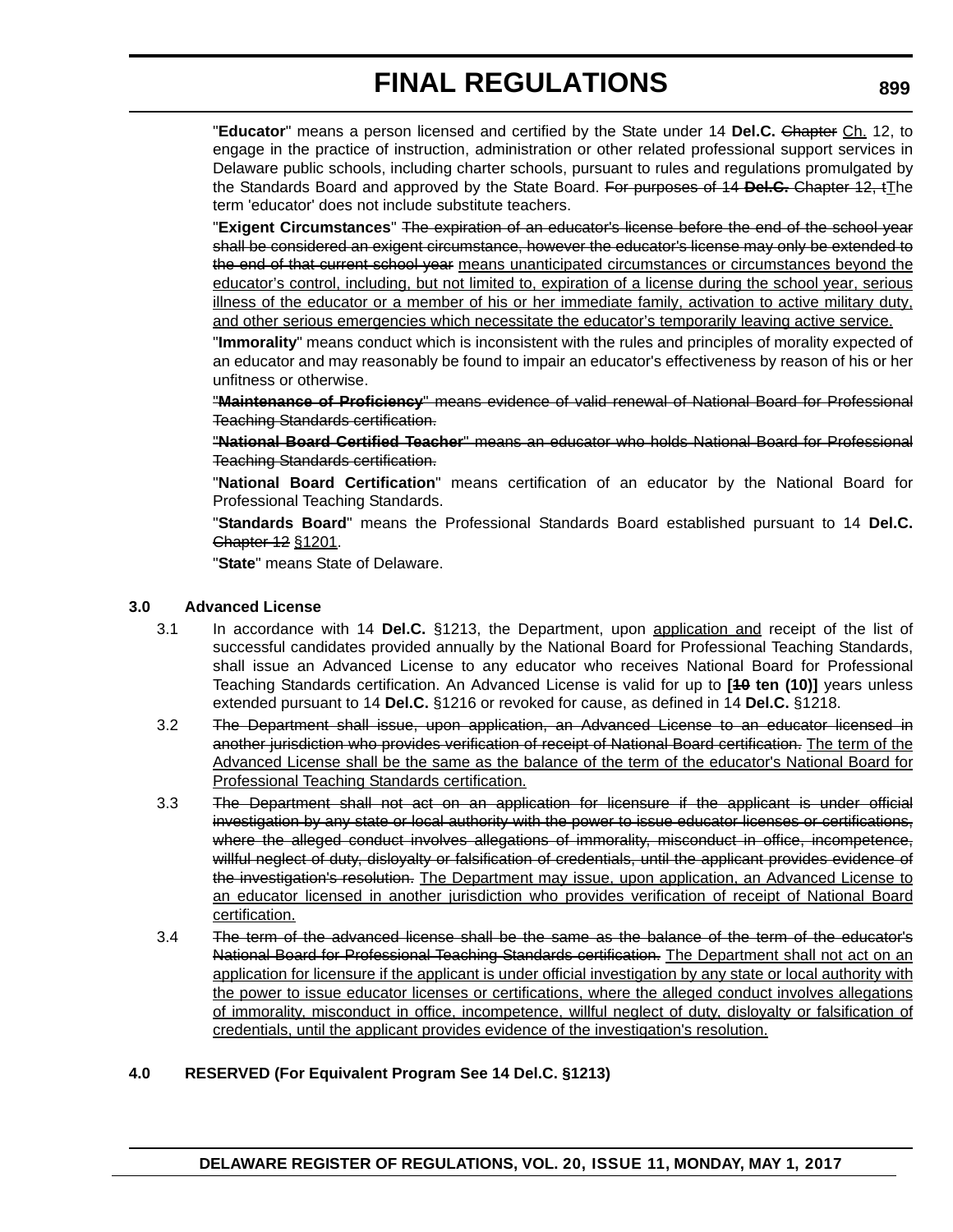"**Educator**" means a person licensed and certified by the State under 14 **Del.C.** ~~Chapter~~ <u>Ch.</u> 12, to engage in the practice of instruction, administration or other related professional support services in Delaware public schools, including charter schools, pursuant to rules and regulations promulgated by the Standards Board and approved by the State Board. ~~For purposes of 14 **Del.C.** Chapter 12, t~~<u>T</u>he term 'educator' does not include substitute teachers.

"**Exigent Circumstances**" ~~The expiration of an educator's license before the end of the school year shall be considered an exigent circumstance, however the educator's license may only be extended to the end of that current school year~~ <u>means unanticipated circumstances or circumstances beyond the educator's control, including, but not limited to, expiration of a license during the school year, serious illness of the educator or a member of his or her immediate family, activation to active military duty, and other serious emergencies which necessitate the educator's temporarily leaving active service.</u>

"**Immorality**" means conduct which is inconsistent with the rules and principles of morality expected of an educator and may reasonably be found to impair an educator's effectiveness by reason of his or her unfitness or otherwise.

~~"**Maintenance of Proficiency**" means evidence of valid renewal of National Board for Professional Teaching Standards certification.~~

~~"**National Board Certified Teacher**" means an educator who holds National Board for Professional Teaching Standards certification.~~

"**National Board Certification**" means certification of an educator by the National Board for Professional Teaching Standards.

"**Standards Board**" means the Professional Standards Board established pursuant to 14 **Del.C.** ~~Chapter 12~~ <u>§1201</u>.

"**State**" means State of Delaware.

**3.0 Advanced License**

3.1 In accordance with 14 **Del.C.** §1213, the Department, upon <u>application and</u> receipt of the list of successful candidates provided annually by the National Board for Professional Teaching Standards, shall issue an Advanced License to any educator who receives National Board for Professional Teaching Standards certification. An Advanced License is valid for up to **[~~10~~ ten (10)]** years unless extended pursuant to 14 **Del.C.** §1216 or revoked for cause, as defined in 14 **Del.C.** §1218.

3.2 ~~The Department shall issue, upon application, an Advanced License to an educator licensed in another jurisdiction who provides verification of receipt of National Board certification.~~ <u>The term of the Advanced License shall be the same as the balance of the term of the educator's National Board for Professional Teaching Standards certification.</u>

3.3 ~~The Department shall not act on an application for licensure if the applicant is under official investigation by any state or local authority with the power to issue educator licenses or certifications, where the alleged conduct involves allegations of immorality, misconduct in office, incompetence, willful neglect of duty, disloyalty or falsification of credentials, until the applicant provides evidence of the investigation's resolution.~~ <u>The Department may issue, upon application, an Advanced License to an educator licensed in another jurisdiction who provides verification of receipt of National Board certification.</u>

3.4 ~~The term of the advanced license shall be the same as the balance of the term of the educator's National Board for Professional Teaching Standards certification.~~ <u>The Department shall not act on an application for licensure if the applicant is under official investigation by any state or local authority with the power to issue educator licenses or certifications, where the alleged conduct involves allegations of immorality, misconduct in office, incompetence, willful neglect of duty, disloyalty or falsification of credentials, until the applicant provides evidence of the investigation's resolution.</u>

**4.0 RESERVED (For Equivalent Program See 14 Del.C. §1213)**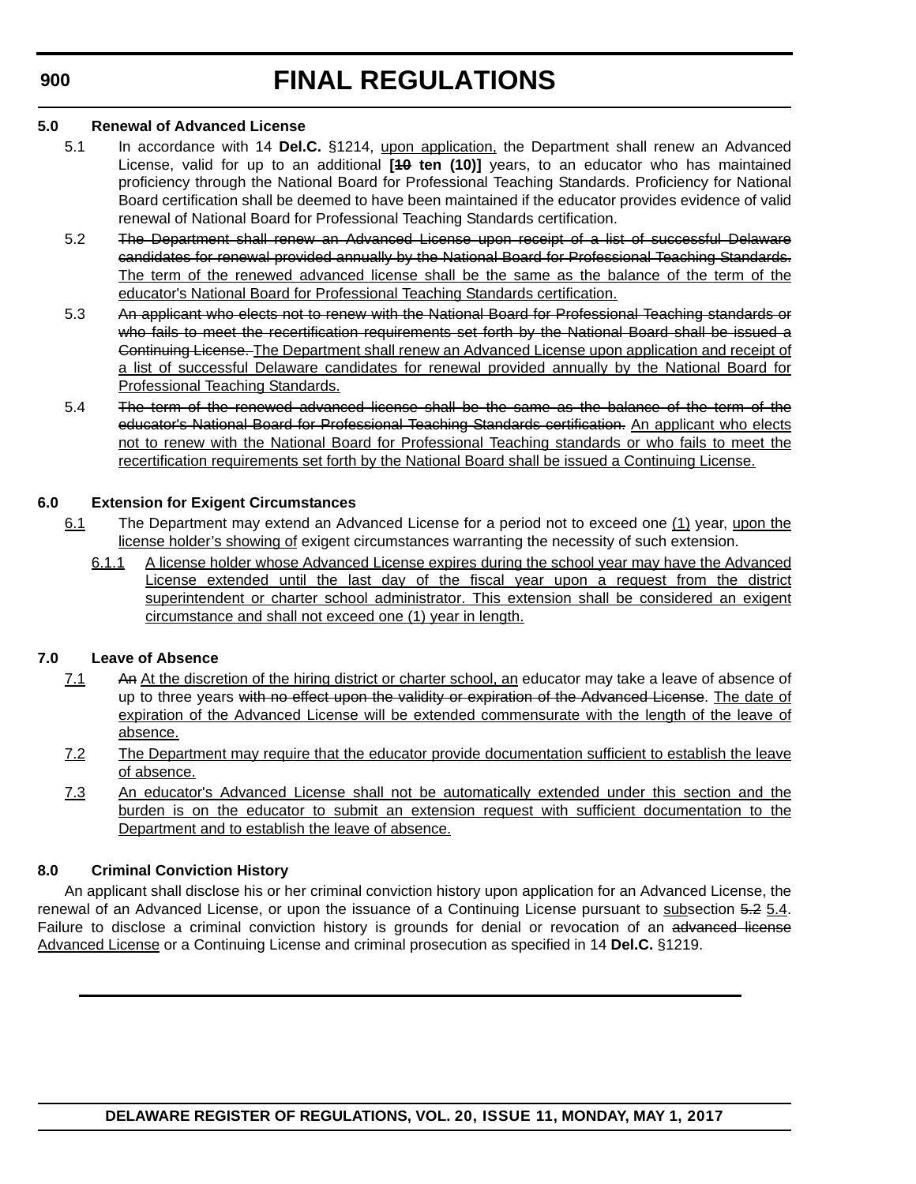**5.0 Renewal of Advanced License**

5.1 In accordance with 14 **Del.C.** §1214, upon application, the Department shall renew an Advanced License, valid for up to an additional **[~~10~~ ten (10)]** years, to an educator who has maintained proficiency through the National Board for Professional Teaching Standards. Proficiency for National Board certification shall be deemed to have been maintained if the educator provides evidence of valid renewal of National Board for Professional Teaching Standards certification.

5.2 ~~The Department shall renew an Advanced License upon receipt of a list of successful Delaware candidates for renewal provided annually by the National Board for Professional Teaching Standards.~~ The term of the renewed advanced license shall be the same as the balance of the term of the educator's National Board for Professional Teaching Standards certification.

5.3 ~~An applicant who elects not to renew with the National Board for Professional Teaching standards or who fails to meet the recertification requirements set forth by the National Board shall be issued a Continuing License.~~ The Department shall renew an Advanced License upon application and receipt of a list of successful Delaware candidates for renewal provided annually by the National Board for Professional Teaching Standards.

5.4 ~~The term of the renewed advanced license shall be the same as the balance of the term of the educator's National Board for Professional Teaching Standards certification.~~ An applicant who elects not to renew with the National Board for Professional Teaching standards or who fails to meet the recertification requirements set forth by the National Board shall be issued a Continuing License.

**6.0 Extension for Exigent Circumstances**

6.1 The Department may extend an Advanced License for a period not to exceed one (1) year, upon the license holder's showing of exigent circumstances warranting the necessity of such extension.

6.1.1 A license holder whose Advanced License expires during the school year may have the Advanced License extended until the last day of the fiscal year upon a request from the district superintendent or charter school administrator. This extension shall be considered an exigent circumstance and shall not exceed one (1) year in length.

**7.0 Leave of Absence**

7.1 ~~An~~ At the discretion of the hiring district or charter school, an educator may take a leave of absence of up to three years ~~with no effect upon the validity or expiration of the Advanced License~~. The date of expiration of the Advanced License will be extended commensurate with the length of the leave of absence.

7.2 The Department may require that the educator provide documentation sufficient to establish the leave of absence.

7.3 An educator's Advanced License shall not be automatically extended under this section and the burden is on the educator to submit an extension request with sufficient documentation to the Department and to establish the leave of absence.

**8.0 Criminal Conviction History**

An applicant shall disclose his or her criminal conviction history upon application for an Advanced License, the renewal of an Advanced License, or upon the issuance of a Continuing License pursuant to subsection ~~5.2~~ 5.4. Failure to disclose a criminal conviction history is grounds for denial or revocation of an ~~advanced license~~ Advanced License or a Continuing License and criminal prosecution as specified in 14 **Del.C.** §1219.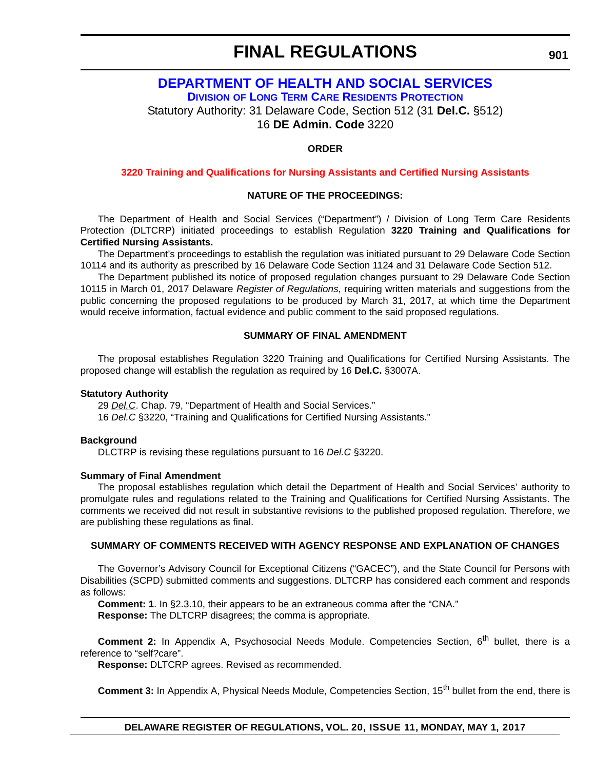# FINAL REGULATIONS

## DEPARTMENT OF HEALTH AND SOCIAL SERVICES

### DIVISION OF LONG TERM CARE RESIDENTS PROTECTION

Statutory Authority: 31 Delaware Code, Section 512 (31 **Del.C.** §512)
16 **DE Admin. Code** 3220

**ORDER**

**3220 Training and Qualifications for Nursing Assistants and Certified Nursing Assistants**

**NATURE OF THE PROCEEDINGS:**

The Department of Health and Social Services ("Department") / Division of Long Term Care Residents Protection (DLTCRP) initiated proceedings to establish Regulation **3220 Training and Qualifications for Certified Nursing Assistants.**

The Department's proceedings to establish the regulation was initiated pursuant to 29 Delaware Code Section 10114 and its authority as prescribed by 16 Delaware Code Section 1124 and 31 Delaware Code Section 512.

The Department published its notice of proposed regulation changes pursuant to 29 Delaware Code Section 10115 in March 01, 2017 Delaware *Register of Regulations*, requiring written materials and suggestions from the public concerning the proposed regulations to be produced by March 31, 2017, at which time the Department would receive information, factual evidence and public comment to the said proposed regulations.

**SUMMARY OF FINAL AMENDMENT**

The proposal establishes Regulation 3220 Training and Qualifications for Certified Nursing Assistants. The proposed change will establish the regulation as required by 16 **Del.C.** §3007A.

**Statutory Authority**

29 *Del.C*. Chap. 79, "Department of Health and Social Services."
16 *Del.C* §3220, "Training and Qualifications for Certified Nursing Assistants."

**Background**

DLCTRP is revising these regulations pursuant to 16 *Del.C* §3220.

**Summary of Final Amendment**

The proposal establishes regulation which detail the Department of Health and Social Services' authority to promulgate rules and regulations related to the Training and Qualifications for Certified Nursing Assistants. The comments we received did not result in substantive revisions to the published proposed regulation. Therefore, we are publishing these regulations as final.

**SUMMARY OF COMMENTS RECEIVED WITH AGENCY RESPONSE AND EXPLANATION OF CHANGES**

The Governor's Advisory Council for Exceptional Citizens ("GACEC"), and the State Council for Persons with Disabilities (SCPD) submitted comments and suggestions. DLTCRP has considered each comment and responds as follows:

**Comment: 1**. In §2.3.10, their appears to be an extraneous comma after the "CNA."
**Response:** The DLTCRP disagrees; the comma is appropriate.

**Comment 2:** In Appendix A, Psychosocial Needs Module. Competencies Section, 6th bullet, there is a reference to "self?care".
**Response:** DLTCRP agrees. Revised as recommended.

**Comment 3:** In Appendix A, Physical Needs Module, Competencies Section, 15th bullet from the end, there is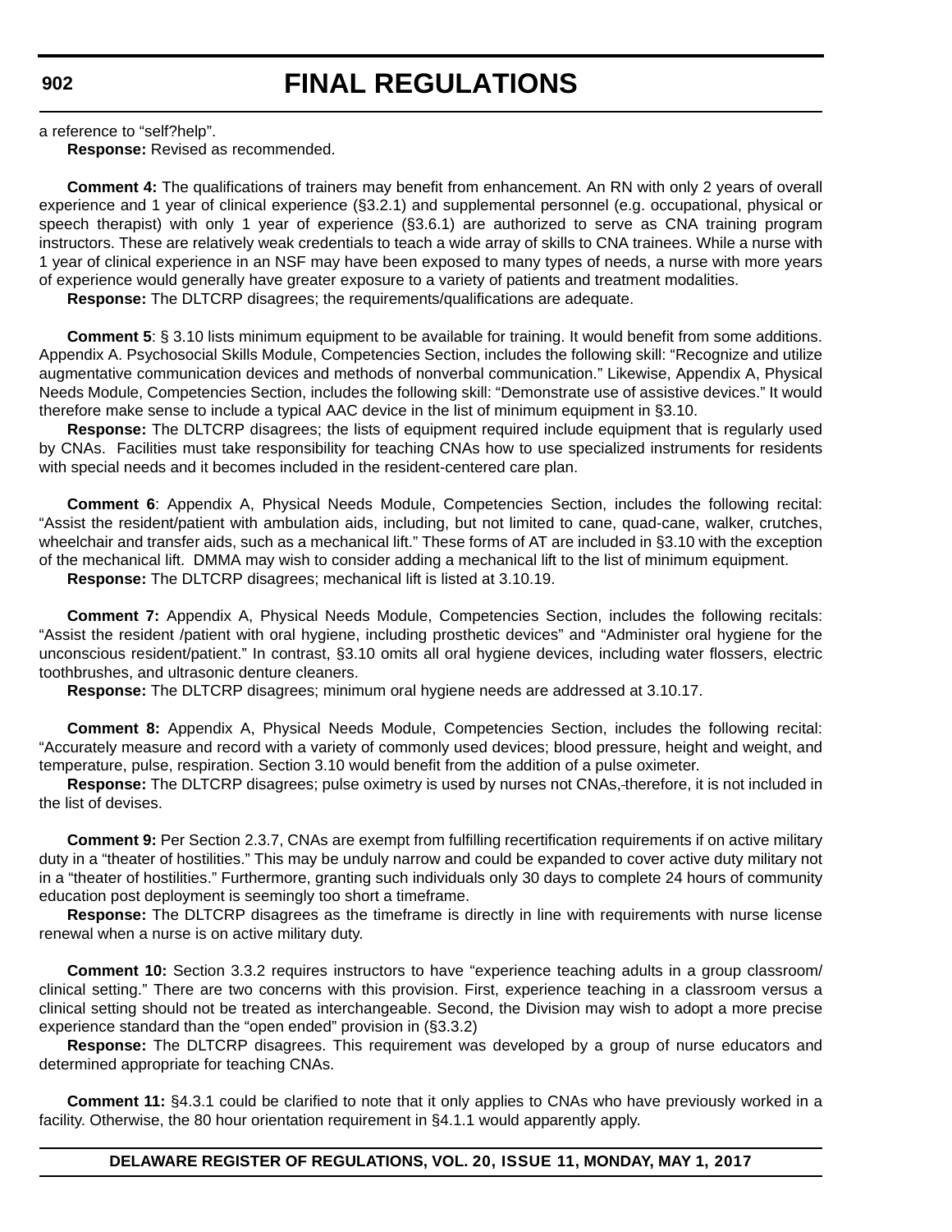a reference to "self?help".

**Response:** Revised as recommended.

**Comment 4:** The qualifications of trainers may benefit from enhancement. An RN with only 2 years of overall experience and 1 year of clinical experience (§3.2.1) and supplemental personnel (e.g. occupational, physical or speech therapist) with only 1 year of experience (§3.6.1) are authorized to serve as CNA training program instructors. These are relatively weak credentials to teach a wide array of skills to CNA trainees. While a nurse with 1 year of clinical experience in an NSF may have been exposed to many types of needs, a nurse with more years of experience would generally have greater exposure to a variety of patients and treatment modalities.

**Response:** The DLTCRP disagrees; the requirements/qualifications are adequate.

**Comment 5**: § 3.10 lists minimum equipment to be available for training. It would benefit from some additions. Appendix A. Psychosocial Skills Module, Competencies Section, includes the following skill: "Recognize and utilize augmentative communication devices and methods of nonverbal communication." Likewise, Appendix A, Physical Needs Module, Competencies Section, includes the following skill: "Demonstrate use of assistive devices." It would therefore make sense to include a typical AAC device in the list of minimum equipment in §3.10.

**Response:** The DLTCRP disagrees; the lists of equipment required include equipment that is regularly used by CNAs. Facilities must take responsibility for teaching CNAs how to use specialized instruments for residents with special needs and it becomes included in the resident-centered care plan.

**Comment 6**: Appendix A, Physical Needs Module, Competencies Section, includes the following recital: "Assist the resident/patient with ambulation aids, including, but not limited to cane, quad-cane, walker, crutches, wheelchair and transfer aids, such as a mechanical lift." These forms of AT are included in §3.10 with the exception of the mechanical lift. DMMA may wish to consider adding a mechanical lift to the list of minimum equipment.

**Response:** The DLTCRP disagrees; mechanical lift is listed at 3.10.19.

**Comment 7:** Appendix A, Physical Needs Module, Competencies Section, includes the following recitals: "Assist the resident /patient with oral hygiene, including prosthetic devices" and "Administer oral hygiene for the unconscious resident/patient." In contrast, §3.10 omits all oral hygiene devices, including water flossers, electric toothbrushes, and ultrasonic denture cleaners.

**Response:** The DLTCRP disagrees; minimum oral hygiene needs are addressed at 3.10.17.

**Comment 8:** Appendix A, Physical Needs Module, Competencies Section, includes the following recital: "Accurately measure and record with a variety of commonly used devices; blood pressure, height and weight, and temperature, pulse, respiration. Section 3.10 would benefit from the addition of a pulse oximeter.

**Response:** The DLTCRP disagrees; pulse oximetry is used by nurses not CNAs, therefore, it is not included in the list of devises.

**Comment 9:** Per Section 2.3.7, CNAs are exempt from fulfilling recertification requirements if on active military duty in a "theater of hostilities." This may be unduly narrow and could be expanded to cover active duty military not in a "theater of hostilities." Furthermore, granting such individuals only 30 days to complete 24 hours of community education post deployment is seemingly too short a timeframe.

**Response:** The DLTCRP disagrees as the timeframe is directly in line with requirements with nurse license renewal when a nurse is on active military duty.

**Comment 10:** Section 3.3.2 requires instructors to have "experience teaching adults in a group classroom/ clinical setting." There are two concerns with this provision. First, experience teaching in a classroom versus a clinical setting should not be treated as interchangeable. Second, the Division may wish to adopt a more precise experience standard than the "open ended" provision in (§3.3.2)

**Response:** The DLTCRP disagrees. This requirement was developed by a group of nurse educators and determined appropriate for teaching CNAs.

**Comment 11:** §4.3.1 could be clarified to note that it only applies to CNAs who have previously worked in a facility. Otherwise, the 80 hour orientation requirement in §4.1.1 would apparently apply.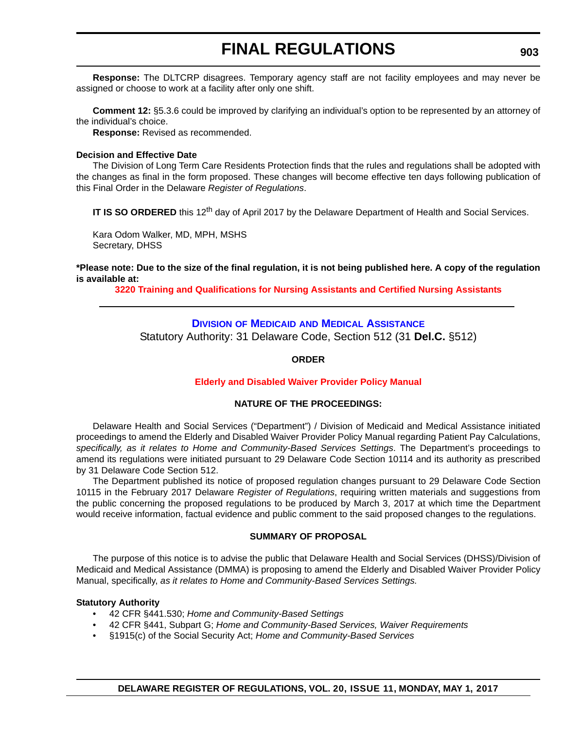**Response:** The DLTCRP disagrees. Temporary agency staff are not facility employees and may never be assigned or choose to work at a facility after only one shift.

**Comment 12:** §5.3.6 could be improved by clarifying an individual's option to be represented by an attorney of the individual's choice.

**Response:** Revised as recommended.

**Decision and Effective Date**

The Division of Long Term Care Residents Protection finds that the rules and regulations shall be adopted with the changes as final in the form proposed. These changes will become effective ten days following publication of this Final Order in the Delaware *Register of Regulations*.

**IT IS SO ORDERED** this 12th day of April 2017 by the Delaware Department of Health and Social Services.

Kara Odom Walker, MD, MPH, MSHS
Secretary, DHSS

**\*Please note: Due to the size of the final regulation, it is not being published here. A copy of the regulation is available at:**

**3220 Training and Qualifications for Nursing Assistants and Certified Nursing Assistants**

---

## Division of Medicaid and Medical Assistance

Statutory Authority: 31 Delaware Code, Section 512 (31 **Del.C.** §512)

**ORDER**

**Elderly and Disabled Waiver Provider Policy Manual**

**NATURE OF THE PROCEEDINGS:**

Delaware Health and Social Services ("Department") / Division of Medicaid and Medical Assistance initiated proceedings to amend the Elderly and Disabled Waiver Provider Policy Manual regarding Patient Pay Calculations, *specifically, as it relates to Home and Community-Based Services Settings*. The Department's proceedings to amend its regulations were initiated pursuant to 29 Delaware Code Section 10114 and its authority as prescribed by 31 Delaware Code Section 512.

The Department published its notice of proposed regulation changes pursuant to 29 Delaware Code Section 10115 in the February 2017 Delaware *Register of Regulations*, requiring written materials and suggestions from the public concerning the proposed regulations to be produced by March 3, 2017 at which time the Department would receive information, factual evidence and public comment to the said proposed changes to the regulations.

**SUMMARY OF PROPOSAL**

The purpose of this notice is to advise the public that Delaware Health and Social Services (DHSS)/Division of Medicaid and Medical Assistance (DMMA) is proposing to amend the Elderly and Disabled Waiver Provider Policy Manual, specifically, *as it relates to Home and Community-Based Services Settings.*

**Statutory Authority**

- 42 CFR §441.530; *Home and Community-Based Settings*
- 42 CFR §441, Subpart G; *Home and Community-Based Services, Waiver Requirements*
- §1915(c) of the Social Security Act; *Home and Community-Based Services*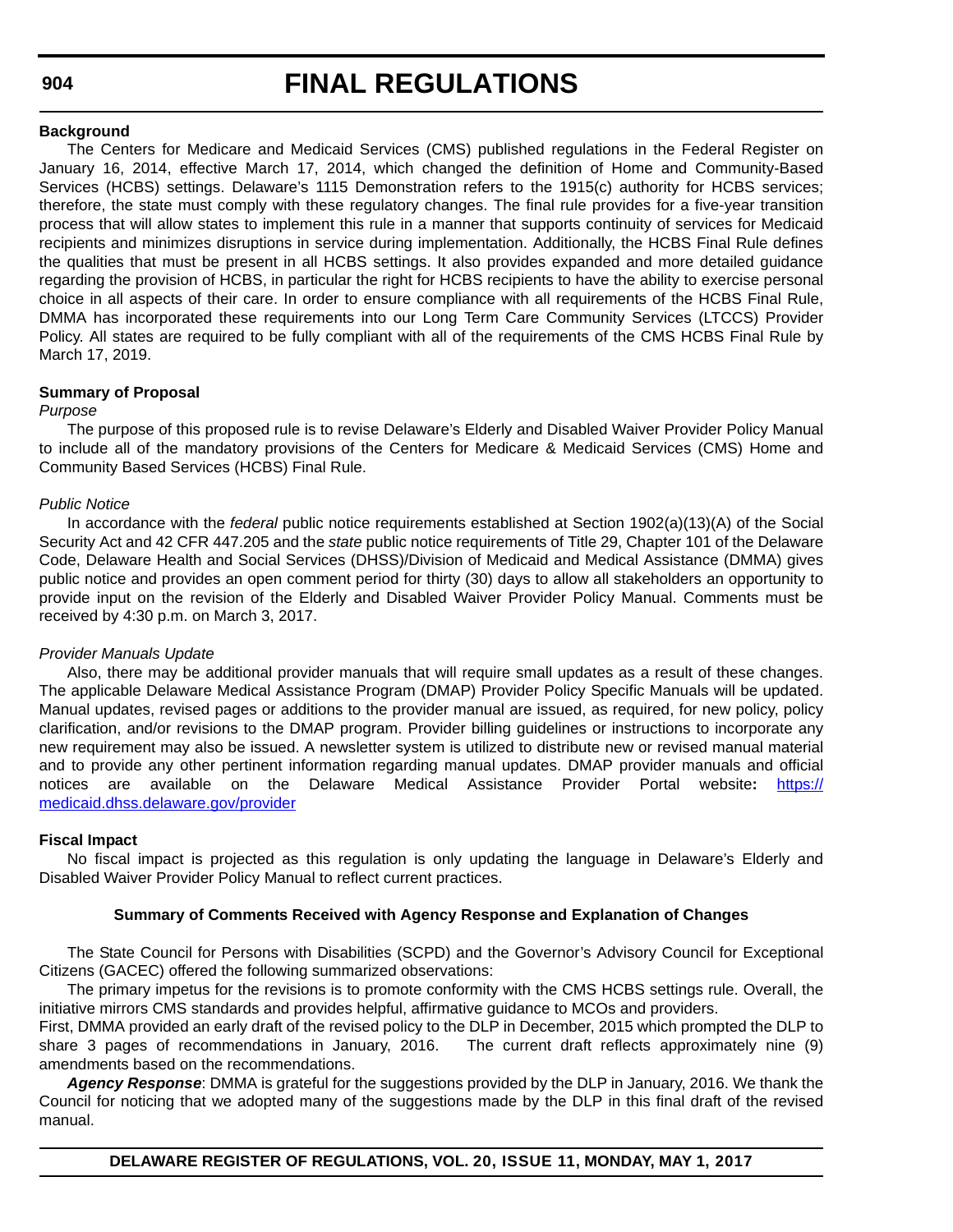**Background**

The Centers for Medicare and Medicaid Services (CMS) published regulations in the Federal Register on January 16, 2014, effective March 17, 2014, which changed the definition of Home and Community-Based Services (HCBS) settings. Delaware's 1115 Demonstration refers to the 1915(c) authority for HCBS services; therefore, the state must comply with these regulatory changes. The final rule provides for a five-year transition process that will allow states to implement this rule in a manner that supports continuity of services for Medicaid recipients and minimizes disruptions in service during implementation. Additionally, the HCBS Final Rule defines the qualities that must be present in all HCBS settings. It also provides expanded and more detailed guidance regarding the provision of HCBS, in particular the right for HCBS recipients to have the ability to exercise personal choice in all aspects of their care. In order to ensure compliance with all requirements of the HCBS Final Rule, DMMA has incorporated these requirements into our Long Term Care Community Services (LTCCS) Provider Policy. All states are required to be fully compliant with all of the requirements of the CMS HCBS Final Rule by March 17, 2019.

**Summary of Proposal**

*Purpose*

The purpose of this proposed rule is to revise Delaware's Elderly and Disabled Waiver Provider Policy Manual to include all of the mandatory provisions of the Centers for Medicare & Medicaid Services (CMS) Home and Community Based Services (HCBS) Final Rule.

*Public Notice*

In accordance with the *federal* public notice requirements established at Section 1902(a)(13)(A) of the Social Security Act and 42 CFR 447.205 and the *state* public notice requirements of Title 29, Chapter 101 of the Delaware Code, Delaware Health and Social Services (DHSS)/Division of Medicaid and Medical Assistance (DMMA) gives public notice and provides an open comment period for thirty (30) days to allow all stakeholders an opportunity to provide input on the revision of the Elderly and Disabled Waiver Provider Policy Manual. Comments must be received by 4:30 p.m. on March 3, 2017.

*Provider Manuals Update*

Also, there may be additional provider manuals that will require small updates as a result of these changes. The applicable Delaware Medical Assistance Program (DMAP) Provider Policy Specific Manuals will be updated. Manual updates, revised pages or additions to the provider manual are issued, as required, for new policy, policy clarification, and/or revisions to the DMAP program. Provider billing guidelines or instructions to incorporate any new requirement may also be issued. A newsletter system is utilized to distribute new or revised manual material and to provide any other pertinent information regarding manual updates. DMAP provider manuals and official notices are available on the Delaware Medical Assistance Provider Portal website**:** [https://medicaid.dhss.delaware.gov/provider](https://medicaid.dhss.delaware.gov/provider)

**Fiscal Impact**

No fiscal impact is projected as this regulation is only updating the language in Delaware's Elderly and Disabled Waiver Provider Policy Manual to reflect current practices.

**Summary of Comments Received with Agency Response and Explanation of Changes**

The State Council for Persons with Disabilities (SCPD) and the Governor's Advisory Council for Exceptional Citizens (GACEC) offered the following summarized observations:

The primary impetus for the revisions is to promote conformity with the CMS HCBS settings rule. Overall, the initiative mirrors CMS standards and provides helpful, affirmative guidance to MCOs and providers.

First, DMMA provided an early draft of the revised policy to the DLP in December, 2015 which prompted the DLP to share 3 pages of recommendations in January, 2016. The current draft reflects approximately nine (9) amendments based on the recommendations.

***Agency Response***: DMMA is grateful for the suggestions provided by the DLP in January, 2016. We thank the Council for noticing that we adopted many of the suggestions made by the DLP in this final draft of the revised manual.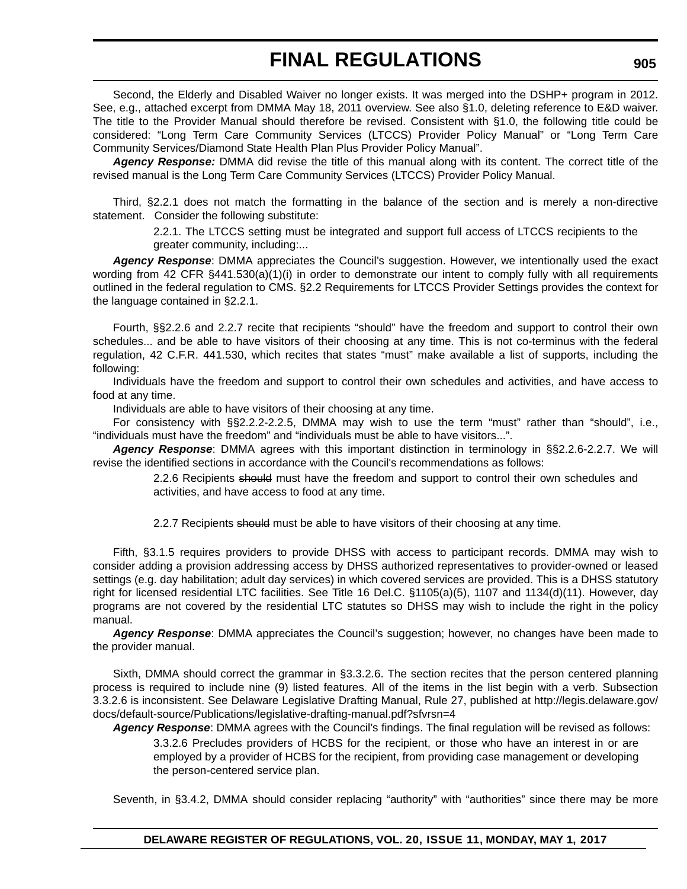Second, the Elderly and Disabled Waiver no longer exists. It was merged into the DSHP+ program in 2012. See, e.g., attached excerpt from DMMA May 18, 2011 overview. See also §1.0, deleting reference to E&D waiver. The title to the Provider Manual should therefore be revised. Consistent with §1.0, the following title could be considered: "Long Term Care Community Services (LTCCS) Provider Policy Manual" or "Long Term Care Community Services/Diamond State Health Plan Plus Provider Policy Manual".

***Agency Response:*** DMMA did revise the title of this manual along with its content. The correct title of the revised manual is the Long Term Care Community Services (LTCCS) Provider Policy Manual.

Third, §2.2.1 does not match the formatting in the balance of the section and is merely a non-directive statement. Consider the following substitute:

> 2.2.1. The LTCCS setting must be integrated and support full access of LTCCS recipients to the greater community, including:...

***Agency Response***: DMMA appreciates the Council's suggestion. However, we intentionally used the exact wording from 42 CFR §441.530(a)(1)(i) in order to demonstrate our intent to comply fully with all requirements outlined in the federal regulation to CMS. §2.2 Requirements for LTCCS Provider Settings provides the context for the language contained in §2.2.1.

Fourth, §§2.2.6 and 2.2.7 recite that recipients "should" have the freedom and support to control their own schedules... and be able to have visitors of their choosing at any time. This is not co-terminus with the federal regulation, 42 C.F.R. 441.530, which recites that states "must" make available a list of supports, including the following:

Individuals have the freedom and support to control their own schedules and activities, and have access to food at any time.

Individuals are able to have visitors of their choosing at any time.

For consistency with §§2.2.2-2.2.5, DMMA may wish to use the term "must" rather than "should", i.e., "individuals must have the freedom" and "individuals must be able to have visitors...".

***Agency Response***: DMMA agrees with this important distinction in terminology in §§2.2.6-2.2.7. We will revise the identified sections in accordance with the Council's recommendations as follows:

> 2.2.6 Recipients ~~should~~ must have the freedom and support to control their own schedules and activities, and have access to food at any time.
>
> 2.2.7 Recipients ~~should~~ must be able to have visitors of their choosing at any time.

Fifth, §3.1.5 requires providers to provide DHSS with access to participant records. DMMA may wish to consider adding a provision addressing access by DHSS authorized representatives to provider-owned or leased settings (e.g. day habilitation; adult day services) in which covered services are provided. This is a DHSS statutory right for licensed residential LTC facilities. See Title 16 Del.C. §1105(a)(5), 1107 and 1134(d)(11). However, day programs are not covered by the residential LTC statutes so DHSS may wish to include the right in the policy manual.

***Agency Response***: DMMA appreciates the Council's suggestion; however, no changes have been made to the provider manual.

Sixth, DMMA should correct the grammar in §3.3.2.6. The section recites that the person centered planning process is required to include nine (9) listed features. All of the items in the list begin with a verb. Subsection 3.3.2.6 is inconsistent. See Delaware Legislative Drafting Manual, Rule 27, published at http://legis.delaware.gov/docs/default-source/Publications/legislative-drafting-manual.pdf?sfvrsn=4

***Agency Response***: DMMA agrees with the Council's findings. The final regulation will be revised as follows:

> 3.3.2.6 Precludes providers of HCBS for the recipient, or those who have an interest in or are employed by a provider of HCBS for the recipient, from providing case management or developing the person-centered service plan.

Seventh, in §3.4.2, DMMA should consider replacing "authority" with "authorities" since there may be more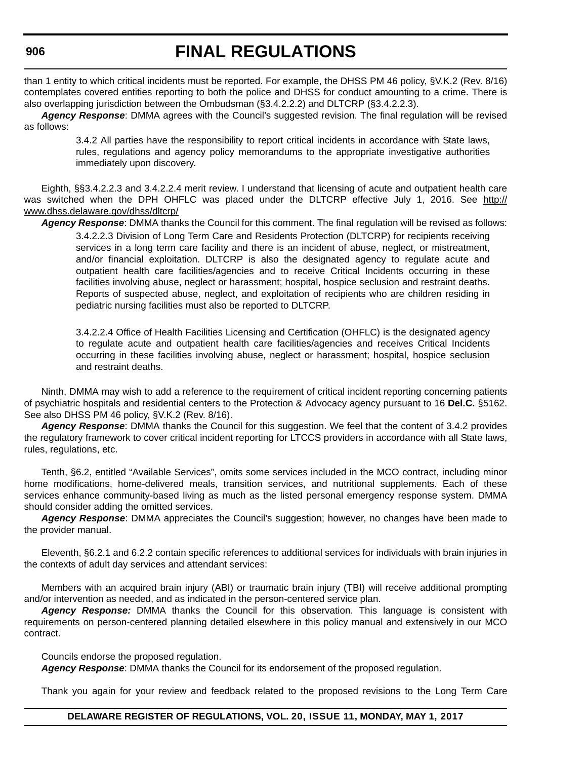than 1 entity to which critical incidents must be reported. For example, the DHSS PM 46 policy, §V.K.2 (Rev. 8/16) contemplates covered entities reporting to both the police and DHSS for conduct amounting to a crime. There is also overlapping jurisdiction between the Ombudsman (§3.4.2.2.2) and DLTCRP (§3.4.2.2.3).

***Agency Response***: DMMA agrees with the Council's suggested revision. The final regulation will be revised as follows:

> 3.4.2 All parties have the responsibility to report critical incidents in accordance with State laws, rules, regulations and agency policy memorandums to the appropriate investigative authorities immediately upon discovery.

Eighth, §§3.4.2.2.3 and 3.4.2.2.4 merit review. I understand that licensing of acute and outpatient health care was switched when the DPH OHFLC was placed under the DLTCRP effective July 1, 2016. See http://www.dhss.delaware.gov/dhss/dltcrp/

***Agency Response***: DMMA thanks the Council for this comment. The final regulation will be revised as follows:

> 3.4.2.2.3 Division of Long Term Care and Residents Protection (DLTCRP) for recipients receiving services in a long term care facility and there is an incident of abuse, neglect, or mistreatment, and/or financial exploitation. DLTCRP is also the designated agency to regulate acute and outpatient health care facilities/agencies and to receive Critical Incidents occurring in these facilities involving abuse, neglect or harassment; hospital, hospice seclusion and restraint deaths. Reports of suspected abuse, neglect, and exploitation of recipients who are children residing in pediatric nursing facilities must also be reported to DLTCRP.
>
> 3.4.2.2.4 Office of Health Facilities Licensing and Certification (OHFLC) is the designated agency to regulate acute and outpatient health care facilities/agencies and receives Critical Incidents occurring in these facilities involving abuse, neglect or harassment; hospital, hospice seclusion and restraint deaths.

Ninth, DMMA may wish to add a reference to the requirement of critical incident reporting concerning patients of psychiatric hospitals and residential centers to the Protection & Advocacy agency pursuant to 16 **Del.C.** §5162. See also DHSS PM 46 policy, §V.K.2 (Rev. 8/16).

***Agency Response***: DMMA thanks the Council for this suggestion. We feel that the content of 3.4.2 provides the regulatory framework to cover critical incident reporting for LTCCS providers in accordance with all State laws, rules, regulations, etc.

Tenth, §6.2, entitled "Available Services", omits some services included in the MCO contract, including minor home modifications, home-delivered meals, transition services, and nutritional supplements. Each of these services enhance community-based living as much as the listed personal emergency response system. DMMA should consider adding the omitted services.

***Agency Response***: DMMA appreciates the Council's suggestion; however, no changes have been made to the provider manual.

Eleventh, §6.2.1 and 6.2.2 contain specific references to additional services for individuals with brain injuries in the contexts of adult day services and attendant services:

Members with an acquired brain injury (ABI) or traumatic brain injury (TBI) will receive additional prompting and/or intervention as needed, and as indicated in the person-centered service plan.

***Agency Response:*** DMMA thanks the Council for this observation. This language is consistent with requirements on person-centered planning detailed elsewhere in this policy manual and extensively in our MCO contract.

Councils endorse the proposed regulation.

***Agency Response***: DMMA thanks the Council for its endorsement of the proposed regulation.

Thank you again for your review and feedback related to the proposed revisions to the Long Term Care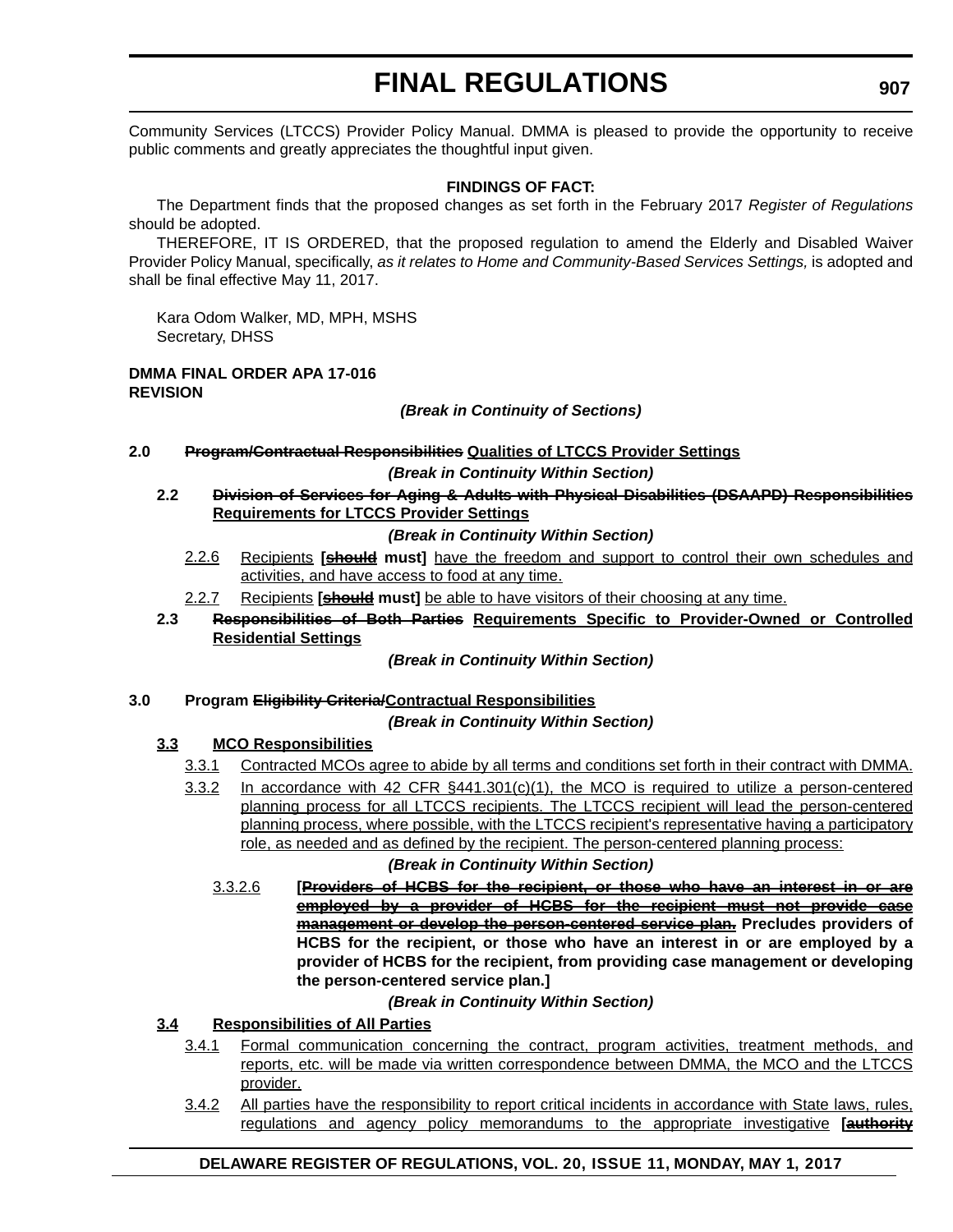Community Services (LTCCS) Provider Policy Manual. DMMA is pleased to provide the opportunity to receive public comments and greatly appreciates the thoughtful input given.

**FINDINGS OF FACT:**

The Department finds that the proposed changes as set forth in the February 2017 *Register of Regulations* should be adopted.

THEREFORE, IT IS ORDERED, that the proposed regulation to amend the Elderly and Disabled Waiver Provider Policy Manual, specifically, *as it relates to Home and Community-Based Services Settings,* is adopted and shall be final effective May 11, 2017.

Kara Odom Walker, MD, MPH, MSHS
Secretary, DHSS

**DMMA FINAL ORDER APA 17-016**
**REVISION**

***(Break in Continuity of Sections)***

**2.0 ~~Program/Contractual Responsibilities~~ Qualities of LTCCS Provider Settings**

***(Break in Continuity Within Section)***

**2.2 ~~Division of Services for Aging & Adults with Physical Disabilities (DSAAPD) Responsibilities~~ Requirements for LTCCS Provider Settings**

***(Break in Continuity Within Section)***

2.2.6 Recipients **[~~should~~ must]** have the freedom and support to control their own schedules and activities, and have access to food at any time.

2.2.7 Recipients **[~~should~~ must]** be able to have visitors of their choosing at any time.

**2.3 ~~Responsibilities of Both Parties~~ Requirements Specific to Provider-Owned or Controlled Residential Settings**

***(Break in Continuity Within Section)***

**3.0 Program ~~Eligibility Criteria/~~Contractual Responsibilities**

***(Break in Continuity Within Section)***

**3.3 MCO Responsibilities**

3.3.1 Contracted MCOs agree to abide by all terms and conditions set forth in their contract with DMMA.

3.3.2 In accordance with 42 CFR §441.301(c)(1), the MCO is required to utilize a person-centered planning process for all LTCCS recipients. The LTCCS recipient will lead the person-centered planning process, where possible, with the LTCCS recipient's representative having a participatory role, as needed and as defined by the recipient. The person-centered planning process:

***(Break in Continuity Within Section)***

3.3.2.6 **[~~Providers of HCBS for the recipient, or those who have an interest in or are employed by a provider of HCBS for the recipient must not provide case management or develop the person-centered service plan.~~ Precludes providers of HCBS for the recipient, or those who have an interest in or are employed by a provider of HCBS for the recipient, from providing case management or developing the person-centered service plan.]**

***(Break in Continuity Within Section)***

**3.4 Responsibilities of All Parties**

3.4.1 Formal communication concerning the contract, program activities, treatment methods, and reports, etc. will be made via written correspondence between DMMA, the MCO and the LTCCS provider.

3.4.2 All parties have the responsibility to report critical incidents in accordance with State laws, rules, regulations and agency policy memorandums to the appropriate investigative **[~~authority~~**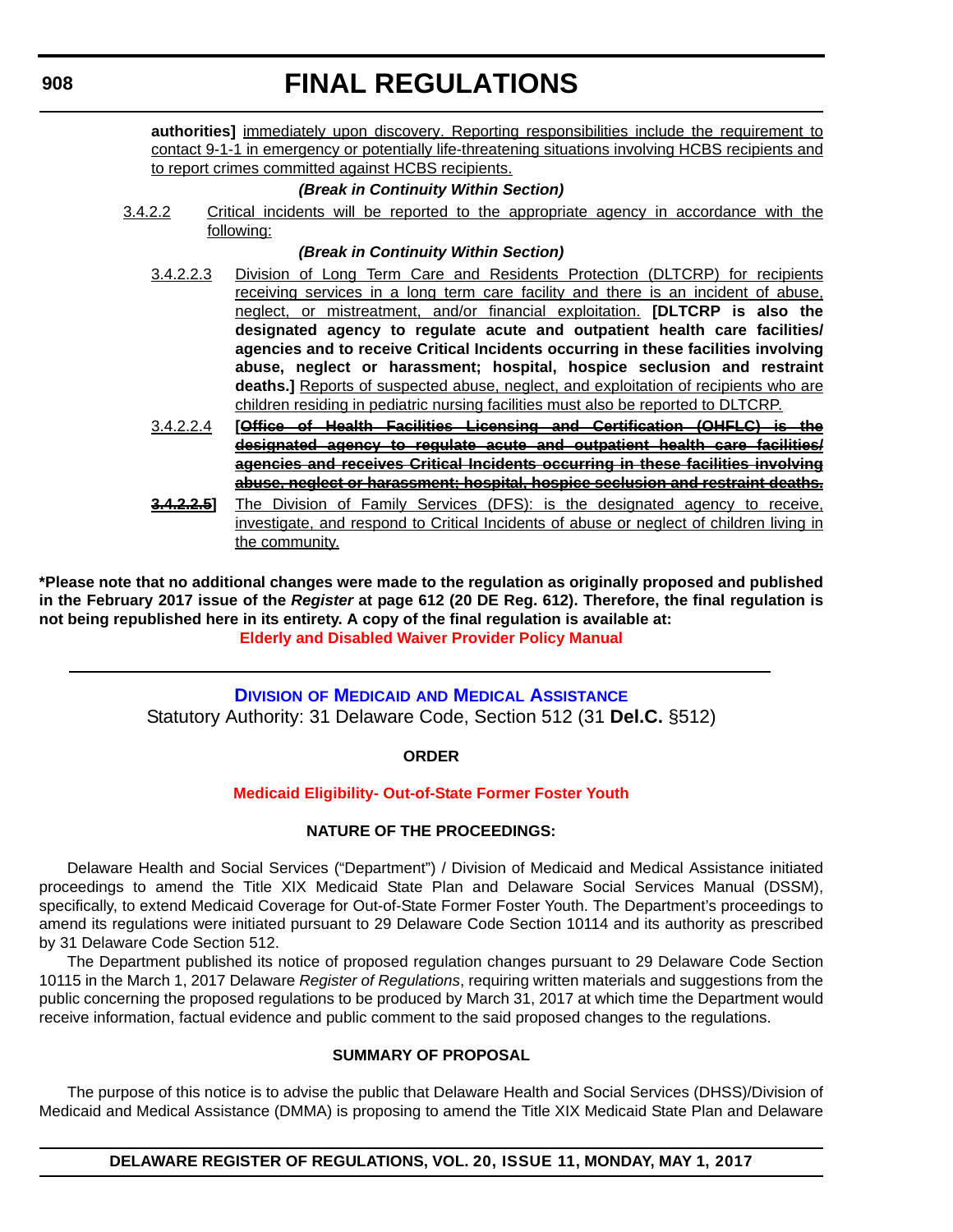**authorities]** immediately upon discovery. Reporting responsibilities include the requirement to contact 9-1-1 in emergency or potentially life-threatening situations involving HCBS recipients and to report crimes committed against HCBS recipients.

***(Break in Continuity Within Section)***

3.4.2.2 Critical incidents will be reported to the appropriate agency in accordance with the following:

***(Break in Continuity Within Section)***

3.4.2.2.3 Division of Long Term Care and Residents Protection (DLTCRP) for recipients receiving services in a long term care facility and there is an incident of abuse, neglect, or mistreatment, and/or financial exploitation. **[DLTCRP is also the designated agency to regulate acute and outpatient health care facilities/ agencies and to receive Critical Incidents occurring in these facilities involving abuse, neglect or harassment; hospital, hospice seclusion and restraint deaths.]** Reports of suspected abuse, neglect, and exploitation of recipients who are children residing in pediatric nursing facilities must also be reported to DLTCRP.

3.4.2.2.4 **[~~Office of Health Facilities Licensing and Certification (OHFLC) is the designated agency to regulate acute and outpatient health care facilities/ agencies and receives Critical Incidents occurring in these facilities involving abuse, neglect or harassment; hospital, hospice seclusion and restraint deaths.~~**

**~~3.4.2.2.5~~]** The Division of Family Services (DFS): is the designated agency to receive, investigate, and respond to Critical Incidents of abuse or neglect of children living in the community.

**\*Please note that no additional changes were made to the regulation as originally proposed and published in the February 2017 issue of the *Register* at page 612 (20 DE Reg. 612). Therefore, the final regulation is not being republished here in its entirety. A copy of the final regulation is available at:**

**Elderly and Disabled Waiver Provider Policy Manual**

---

## Division of Medicaid and Medical Assistance

Statutory Authority: 31 Delaware Code, Section 512 (31 **Del.C.** §512)

**ORDER**

**Medicaid Eligibility- Out-of-State Former Foster Youth**

**NATURE OF THE PROCEEDINGS:**

Delaware Health and Social Services ("Department") / Division of Medicaid and Medical Assistance initiated proceedings to amend the Title XIX Medicaid State Plan and Delaware Social Services Manual (DSSM), specifically, to extend Medicaid Coverage for Out-of-State Former Foster Youth. The Department's proceedings to amend its regulations were initiated pursuant to 29 Delaware Code Section 10114 and its authority as prescribed by 31 Delaware Code Section 512.

The Department published its notice of proposed regulation changes pursuant to 29 Delaware Code Section 10115 in the March 1, 2017 Delaware *Register of Regulations*, requiring written materials and suggestions from the public concerning the proposed regulations to be produced by March 31, 2017 at which time the Department would receive information, factual evidence and public comment to the said proposed changes to the regulations.

**SUMMARY OF PROPOSAL**

The purpose of this notice is to advise the public that Delaware Health and Social Services (DHSS)/Division of Medicaid and Medical Assistance (DMMA) is proposing to amend the Title XIX Medicaid State Plan and Delaware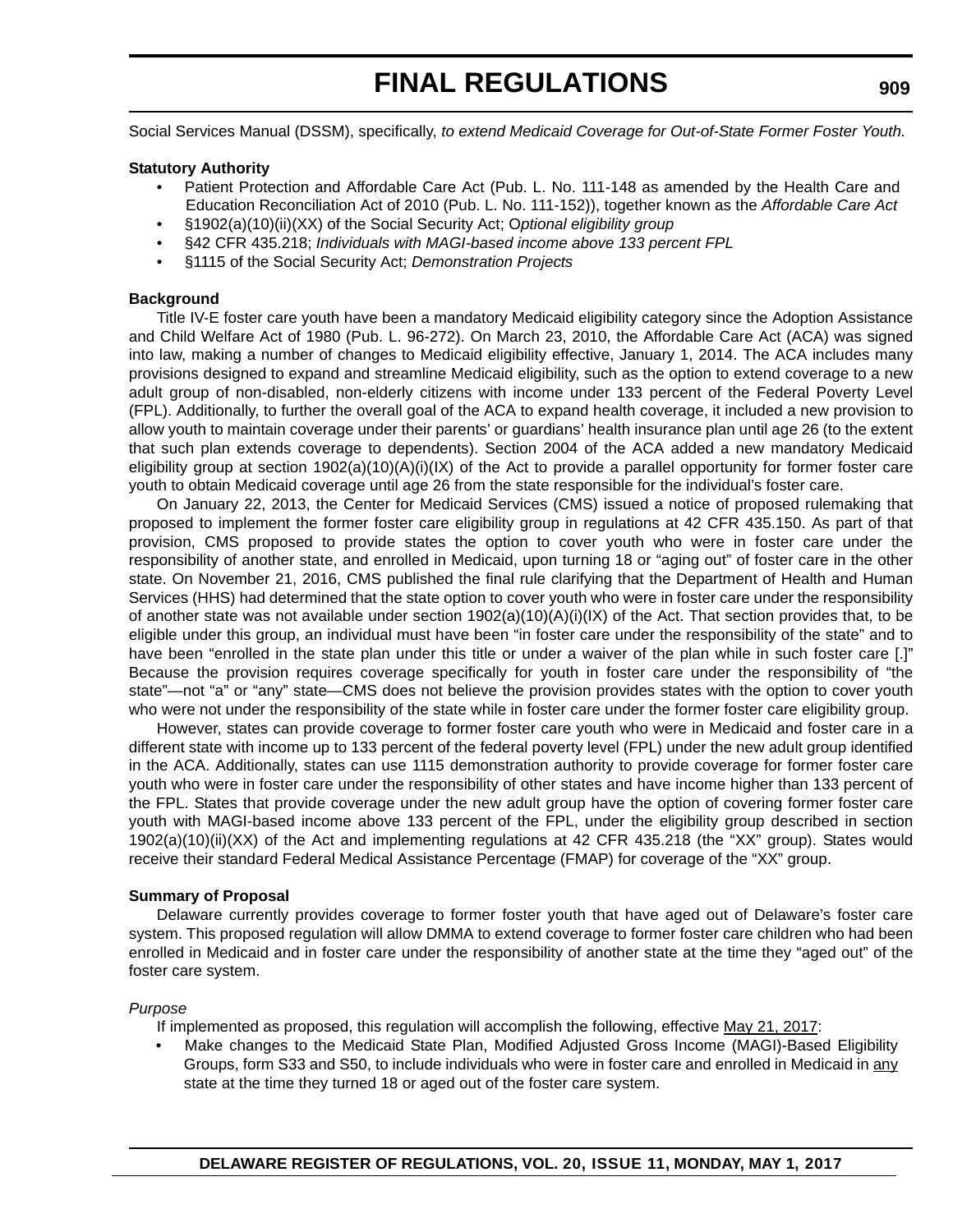Social Services Manual (DSSM), specifically, *to extend Medicaid Coverage for Out-of-State Former Foster Youth.*

**Statutory Authority**

- Patient Protection and Affordable Care Act (Pub. L. No. 111-148 as amended by the Health Care and Education Reconciliation Act of 2010 (Pub. L. No. 111-152)), together known as the *Affordable Care Act*
- §1902(a)(10)(ii)(XX) of the Social Security Act; O*ptional eligibility group*
- §42 CFR 435.218; *Individuals with MAGI-based income above 133 percent FPL*
- §1115 of the Social Security Act; *Demonstration Projects*

**Background**

Title IV-E foster care youth have been a mandatory Medicaid eligibility category since the Adoption Assistance and Child Welfare Act of 1980 (Pub. L. 96-272). On March 23, 2010, the Affordable Care Act (ACA) was signed into law, making a number of changes to Medicaid eligibility effective, January 1, 2014. The ACA includes many provisions designed to expand and streamline Medicaid eligibility, such as the option to extend coverage to a new adult group of non-disabled, non-elderly citizens with income under 133 percent of the Federal Poverty Level (FPL). Additionally, to further the overall goal of the ACA to expand health coverage, it included a new provision to allow youth to maintain coverage under their parents' or guardians' health insurance plan until age 26 (to the extent that such plan extends coverage to dependents). Section 2004 of the ACA added a new mandatory Medicaid eligibility group at section 1902(a)(10)(A)(i)(IX) of the Act to provide a parallel opportunity for former foster care youth to obtain Medicaid coverage until age 26 from the state responsible for the individual's foster care.

On January 22, 2013, the Center for Medicaid Services (CMS) issued a notice of proposed rulemaking that proposed to implement the former foster care eligibility group in regulations at 42 CFR 435.150. As part of that provision, CMS proposed to provide states the option to cover youth who were in foster care under the responsibility of another state, and enrolled in Medicaid, upon turning 18 or "aging out" of foster care in the other state. On November 21, 2016, CMS published the final rule clarifying that the Department of Health and Human Services (HHS) had determined that the state option to cover youth who were in foster care under the responsibility of another state was not available under section 1902(a)(10)(A)(i)(IX) of the Act. That section provides that, to be eligible under this group, an individual must have been "in foster care under the responsibility of the state" and to have been "enrolled in the state plan under this title or under a waiver of the plan while in such foster care [.]" Because the provision requires coverage specifically for youth in foster care under the responsibility of "the state"—not "a" or "any" state—CMS does not believe the provision provides states with the option to cover youth who were not under the responsibility of the state while in foster care under the former foster care eligibility group.

However, states can provide coverage to former foster care youth who were in Medicaid and foster care in a different state with income up to 133 percent of the federal poverty level (FPL) under the new adult group identified in the ACA. Additionally, states can use 1115 demonstration authority to provide coverage for former foster care youth who were in foster care under the responsibility of other states and have income higher than 133 percent of the FPL. States that provide coverage under the new adult group have the option of covering former foster care youth with MAGI-based income above 133 percent of the FPL, under the eligibility group described in section 1902(a)(10)(ii)(XX) of the Act and implementing regulations at 42 CFR 435.218 (the "XX" group). States would receive their standard Federal Medical Assistance Percentage (FMAP) for coverage of the "XX" group.

**Summary of Proposal**

Delaware currently provides coverage to former foster youth that have aged out of Delaware's foster care system. This proposed regulation will allow DMMA to extend coverage to former foster care children who had been enrolled in Medicaid and in foster care under the responsibility of another state at the time they "aged out" of the foster care system.

*Purpose*

If implemented as proposed, this regulation will accomplish the following, effective <u>May 21, 2017</u>:

- Make changes to the Medicaid State Plan, Modified Adjusted Gross Income (MAGI)-Based Eligibility Groups, form S33 and S50, to include individuals who were in foster care and enrolled in Medicaid in <u>any</u> state at the time they turned 18 or aged out of the foster care system.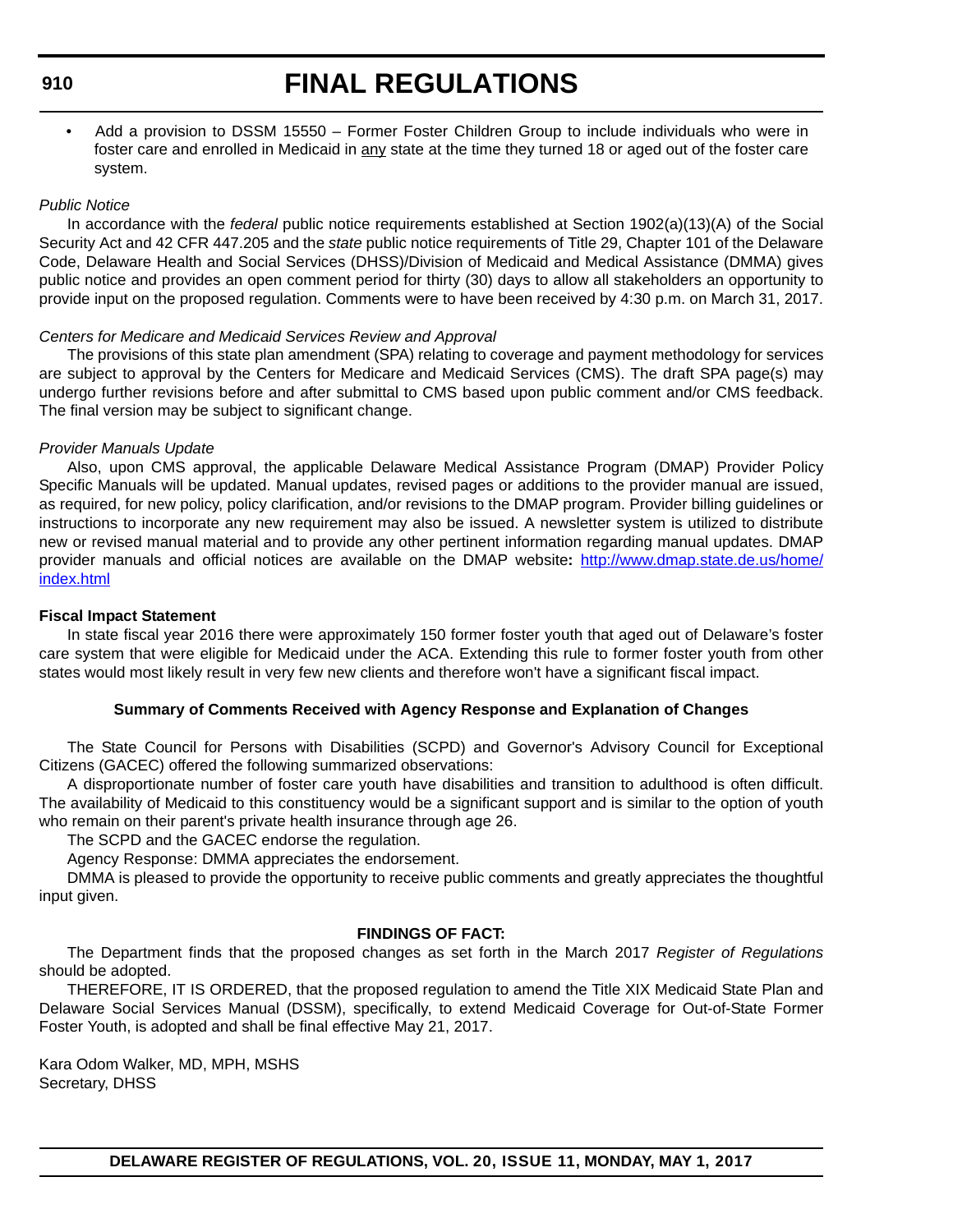- Add a provision to DSSM 15550 – Former Foster Children Group to include individuals who were in foster care and enrolled in Medicaid in <u>any</u> state at the time they turned 18 or aged out of the foster care system.

*Public Notice*

In accordance with the *federal* public notice requirements established at Section 1902(a)(13)(A) of the Social Security Act and 42 CFR 447.205 and the *state* public notice requirements of Title 29, Chapter 101 of the Delaware Code, Delaware Health and Social Services (DHSS)/Division of Medicaid and Medical Assistance (DMMA) gives public notice and provides an open comment period for thirty (30) days to allow all stakeholders an opportunity to provide input on the proposed regulation. Comments were to have been received by 4:30 p.m. on March 31, 2017.

*Centers for Medicare and Medicaid Services Review and Approval*

The provisions of this state plan amendment (SPA) relating to coverage and payment methodology for services are subject to approval by the Centers for Medicare and Medicaid Services (CMS). The draft SPA page(s) may undergo further revisions before and after submittal to CMS based upon public comment and/or CMS feedback. The final version may be subject to significant change.

*Provider Manuals Update*

Also, upon CMS approval, the applicable Delaware Medical Assistance Program (DMAP) Provider Policy Specific Manuals will be updated. Manual updates, revised pages or additions to the provider manual are issued, as required, for new policy, policy clarification, and/or revisions to the DMAP program. Provider billing guidelines or instructions to incorporate any new requirement may also be issued. A newsletter system is utilized to distribute new or revised manual material and to provide any other pertinent information regarding manual updates. DMAP provider manuals and official notices are available on the DMAP website**:** [http://www.dmap.state.de.us/home/index.html](http://www.dmap.state.de.us/home/index.html)

**Fiscal Impact Statement**

In state fiscal year 2016 there were approximately 150 former foster youth that aged out of Delaware's foster care system that were eligible for Medicaid under the ACA. Extending this rule to former foster youth from other states would most likely result in very few new clients and therefore won't have a significant fiscal impact.

**Summary of Comments Received with Agency Response and Explanation of Changes**

The State Council for Persons with Disabilities (SCPD) and Governor's Advisory Council for Exceptional Citizens (GACEC) offered the following summarized observations:

A disproportionate number of foster care youth have disabilities and transition to adulthood is often difficult. The availability of Medicaid to this constituency would be a significant support and is similar to the option of youth who remain on their parent's private health insurance through age 26.

The SCPD and the GACEC endorse the regulation.

Agency Response: DMMA appreciates the endorsement.

DMMA is pleased to provide the opportunity to receive public comments and greatly appreciates the thoughtful input given.

**FINDINGS OF FACT:**

The Department finds that the proposed changes as set forth in the March 2017 *Register of Regulations* should be adopted.

THEREFORE, IT IS ORDERED, that the proposed regulation to amend the Title XIX Medicaid State Plan and Delaware Social Services Manual (DSSM), specifically, to extend Medicaid Coverage for Out-of-State Former Foster Youth, is adopted and shall be final effective May 21, 2017.

Kara Odom Walker, MD, MPH, MSHS
Secretary, DHSS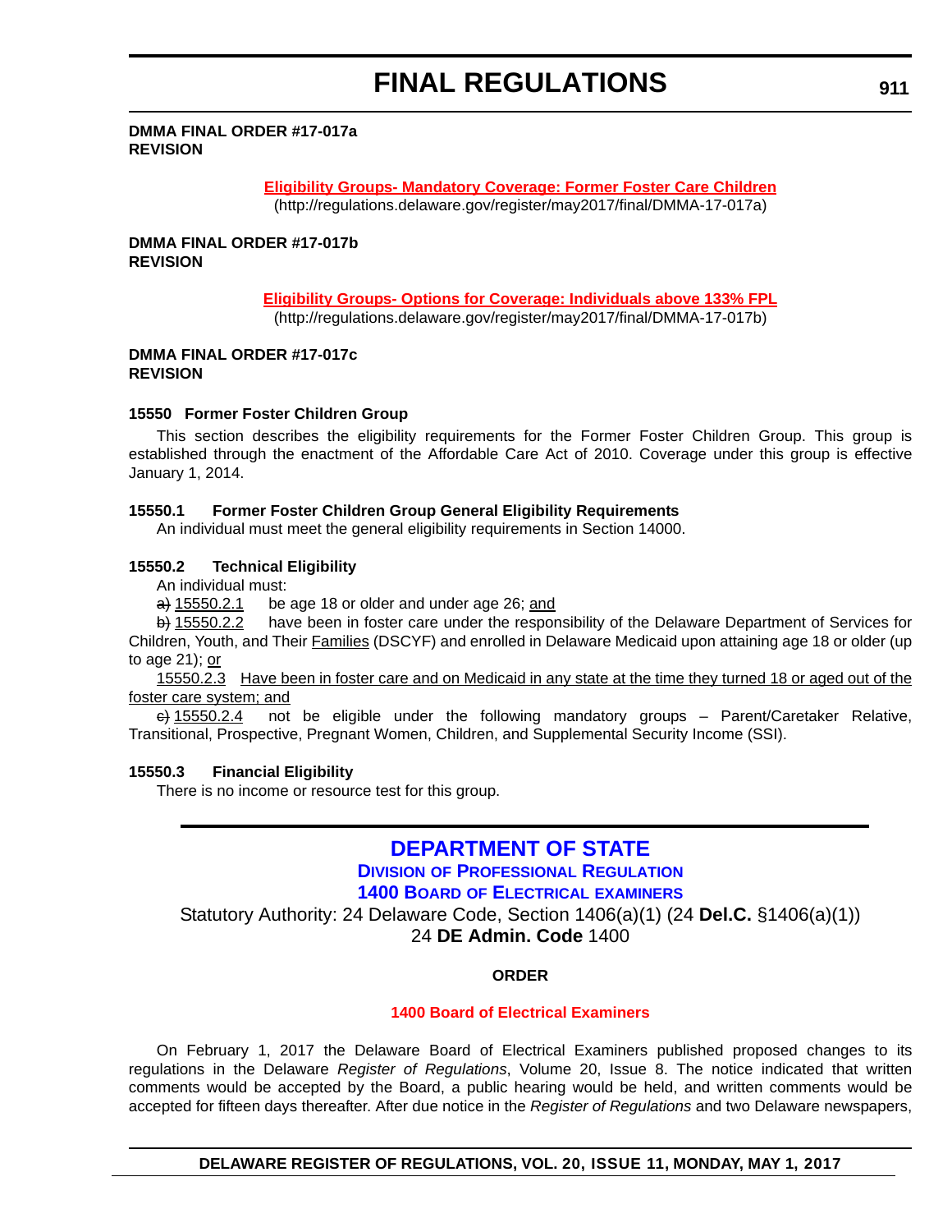**DMMA FINAL ORDER #17-017a**
**REVISION**

[Eligibility Groups- Mandatory Coverage: Former Foster Care Children](http://regulations.delaware.gov/register/may2017/final/DMMA-17-017a)
(http://regulations.delaware.gov/register/may2017/final/DMMA-17-017a)

**DMMA FINAL ORDER #17-017b**
**REVISION**

[Eligibility Groups- Options for Coverage: Individuals above 133% FPL](http://regulations.delaware.gov/register/may2017/final/DMMA-17-017b)
(http://regulations.delaware.gov/register/may2017/final/DMMA-17-017b)

**DMMA FINAL ORDER #17-017c**
**REVISION**

**15550 Former Foster Children Group**

This section describes the eligibility requirements for the Former Foster Children Group. This group is established through the enactment of the Affordable Care Act of 2010. Coverage under this group is effective January 1, 2014.

**15550.1 Former Foster Children Group General Eligibility Requirements**

An individual must meet the general eligibility requirements in Section 14000.

**15550.2 Technical Eligibility**

An individual must:

~~a)~~ 15550.2.1 be age 18 or older and under age 26; and

~~b)~~ 15550.2.2 have been in foster care under the responsibility of the Delaware Department of Services for Children, Youth, and Their Families (DSCYF) and enrolled in Delaware Medicaid upon attaining age 18 or older (up to age 21); or

15550.2.3 Have been in foster care and on Medicaid in any state at the time they turned 18 or aged out of the foster care system; and

~~c)~~ 15550.2.4 not be eligible under the following mandatory groups – Parent/Caretaker Relative, Transitional, Prospective, Pregnant Women, Children, and Supplemental Security Income (SSI).

**15550.3 Financial Eligibility**

There is no income or resource test for this group.

---

## DEPARTMENT OF STATE

### DIVISION OF PROFESSIONAL REGULATION

### 1400 BOARD OF ELECTRICAL EXAMINERS

Statutory Authority: 24 Delaware Code, Section 1406(a)(1) (24 **Del.C.** §1406(a)(1))
24 **DE Admin. Code** 1400

**ORDER**

**1400 Board of Electrical Examiners**

On February 1, 2017 the Delaware Board of Electrical Examiners published proposed changes to its regulations in the Delaware *Register of Regulations*, Volume 20, Issue 8. The notice indicated that written comments would be accepted by the Board, a public hearing would be held, and written comments would be accepted for fifteen days thereafter. After due notice in the *Register of Regulations* and two Delaware newspapers,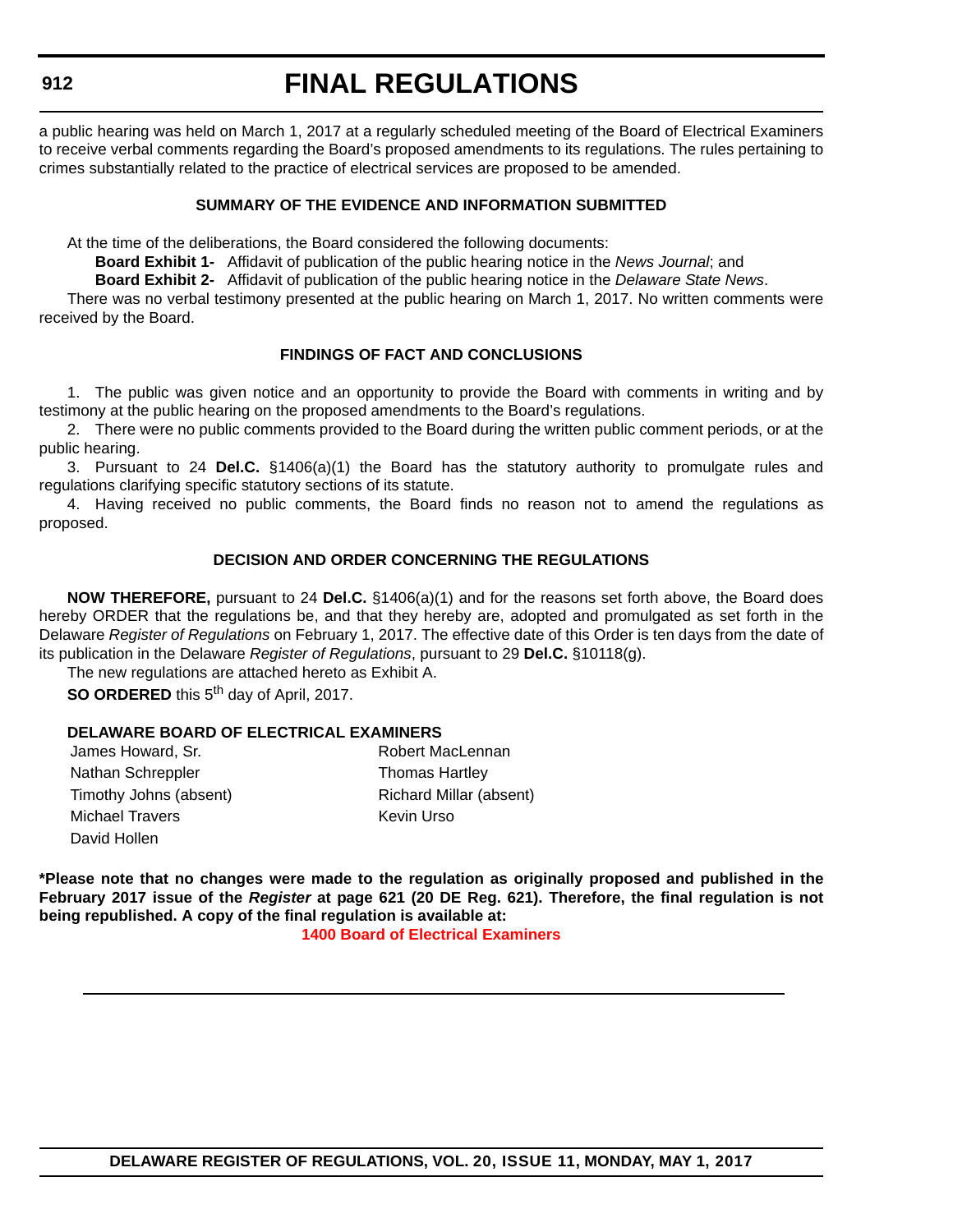a public hearing was held on March 1, 2017 at a regularly scheduled meeting of the Board of Electrical Examiners to receive verbal comments regarding the Board's proposed amendments to its regulations. The rules pertaining to crimes substantially related to the practice of electrical services are proposed to be amended.

### SUMMARY OF THE EVIDENCE AND INFORMATION SUBMITTED

At the time of the deliberations, the Board considered the following documents:

**Board Exhibit 1-** Affidavit of publication of the public hearing notice in the *News Journal*; and

**Board Exhibit 2-** Affidavit of publication of the public hearing notice in the *Delaware State News*.

There was no verbal testimony presented at the public hearing on March 1, 2017. No written comments were received by the Board.

### FINDINGS OF FACT AND CONCLUSIONS

1. The public was given notice and an opportunity to provide the Board with comments in writing and by testimony at the public hearing on the proposed amendments to the Board's regulations.

2. There were no public comments provided to the Board during the written public comment periods, or at the public hearing.

3. Pursuant to 24 **Del.C.** §1406(a)(1) the Board has the statutory authority to promulgate rules and regulations clarifying specific statutory sections of its statute.

4. Having received no public comments, the Board finds no reason not to amend the regulations as proposed.

### DECISION AND ORDER CONCERNING THE REGULATIONS

**NOW THEREFORE,** pursuant to 24 **Del.C.** §1406(a)(1) and for the reasons set forth above, the Board does hereby ORDER that the regulations be, and that they hereby are, adopted and promulgated as set forth in the Delaware *Register of Regulations* on February 1, 2017. The effective date of this Order is ten days from the date of its publication in the Delaware *Register of Regulations*, pursuant to 29 **Del.C.** §10118(g).

The new regulations are attached hereto as Exhibit A.

**SO ORDERED** this 5th day of April, 2017.

**DELAWARE BOARD OF ELECTRICAL EXAMINERS**

James Howard, Sr.
Robert MacLennan
Nathan Schreppler
Thomas Hartley
Timothy Johns (absent)
Richard Millar (absent)
Michael Travers
Kevin Urso
David Hollen

**\*Please note that no changes were made to the regulation as originally proposed and published in the February 2017 issue of the *Register* at page 621 (20 DE Reg. 621). Therefore, the final regulation is not being republished. A copy of the final regulation is available at:**

**1400 Board of Electrical Examiners**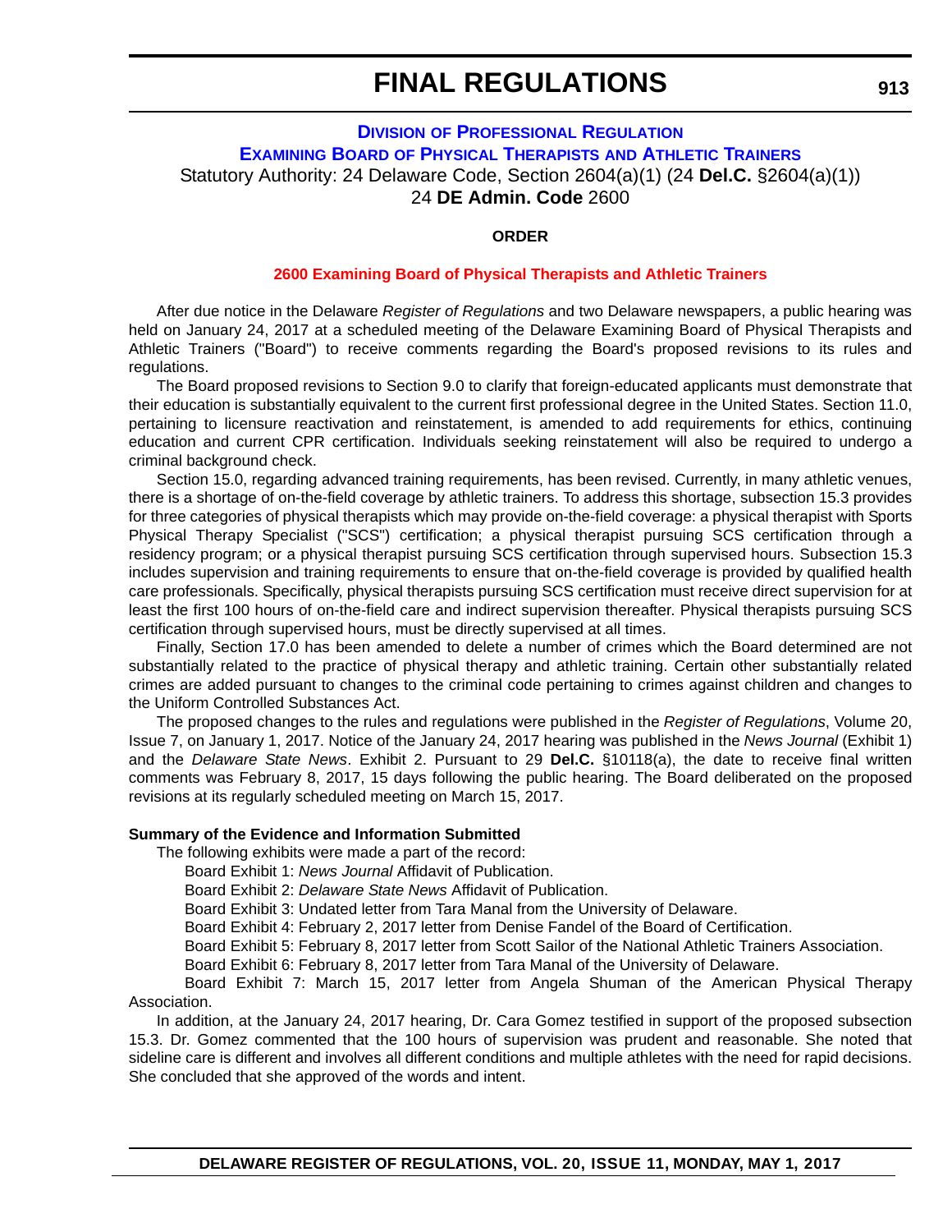# FINAL REGULATIONS

## DIVISION OF PROFESSIONAL REGULATION

### EXAMINING BOARD OF PHYSICAL THERAPISTS AND ATHLETIC TRAINERS

Statutory Authority: 24 Delaware Code, Section 2604(a)(1) (24 **Del.C.** §2604(a)(1))
24 **DE Admin. Code** 2600

**ORDER**

**2600 Examining Board of Physical Therapists and Athletic Trainers**

After due notice in the Delaware *Register of Regulations* and two Delaware newspapers, a public hearing was held on January 24, 2017 at a scheduled meeting of the Delaware Examining Board of Physical Therapists and Athletic Trainers ("Board") to receive comments regarding the Board's proposed revisions to its rules and regulations.

The Board proposed revisions to Section 9.0 to clarify that foreign-educated applicants must demonstrate that their education is substantially equivalent to the current first professional degree in the United States. Section 11.0, pertaining to licensure reactivation and reinstatement, is amended to add requirements for ethics, continuing education and current CPR certification. Individuals seeking reinstatement will also be required to undergo a criminal background check.

Section 15.0, regarding advanced training requirements, has been revised. Currently, in many athletic venues, there is a shortage of on-the-field coverage by athletic trainers. To address this shortage, subsection 15.3 provides for three categories of physical therapists which may provide on-the-field coverage: a physical therapist with Sports Physical Therapy Specialist ("SCS") certification; a physical therapist pursuing SCS certification through a residency program; or a physical therapist pursuing SCS certification through supervised hours. Subsection 15.3 includes supervision and training requirements to ensure that on-the-field coverage is provided by qualified health care professionals. Specifically, physical therapists pursuing SCS certification must receive direct supervision for at least the first 100 hours of on-the-field care and indirect supervision thereafter. Physical therapists pursuing SCS certification through supervised hours, must be directly supervised at all times.

Finally, Section 17.0 has been amended to delete a number of crimes which the Board determined are not substantially related to the practice of physical therapy and athletic training. Certain other substantially related crimes are added pursuant to changes to the criminal code pertaining to crimes against children and changes to the Uniform Controlled Substances Act.

The proposed changes to the rules and regulations were published in the *Register of Regulations*, Volume 20, Issue 7, on January 1, 2017. Notice of the January 24, 2017 hearing was published in the *News Journal* (Exhibit 1) and the *Delaware State News*. Exhibit 2. Pursuant to 29 **Del.C.** §10118(a), the date to receive final written comments was February 8, 2017, 15 days following the public hearing. The Board deliberated on the proposed revisions at its regularly scheduled meeting on March 15, 2017.

**Summary of the Evidence and Information Submitted**

The following exhibits were made a part of the record:

Board Exhibit 1: *News Journal* Affidavit of Publication.

Board Exhibit 2: *Delaware State News* Affidavit of Publication.

Board Exhibit 3: Undated letter from Tara Manal from the University of Delaware.

Board Exhibit 4: February 2, 2017 letter from Denise Fandel of the Board of Certification.

Board Exhibit 5: February 8, 2017 letter from Scott Sailor of the National Athletic Trainers Association.

Board Exhibit 6: February 8, 2017 letter from Tara Manal of the University of Delaware.

Board Exhibit 7: March 15, 2017 letter from Angela Shuman of the American Physical Therapy Association.

In addition, at the January 24, 2017 hearing, Dr. Cara Gomez testified in support of the proposed subsection 15.3. Dr. Gomez commented that the 100 hours of supervision was prudent and reasonable. She noted that sideline care is different and involves all different conditions and multiple athletes with the need for rapid decisions. She concluded that she approved of the words and intent.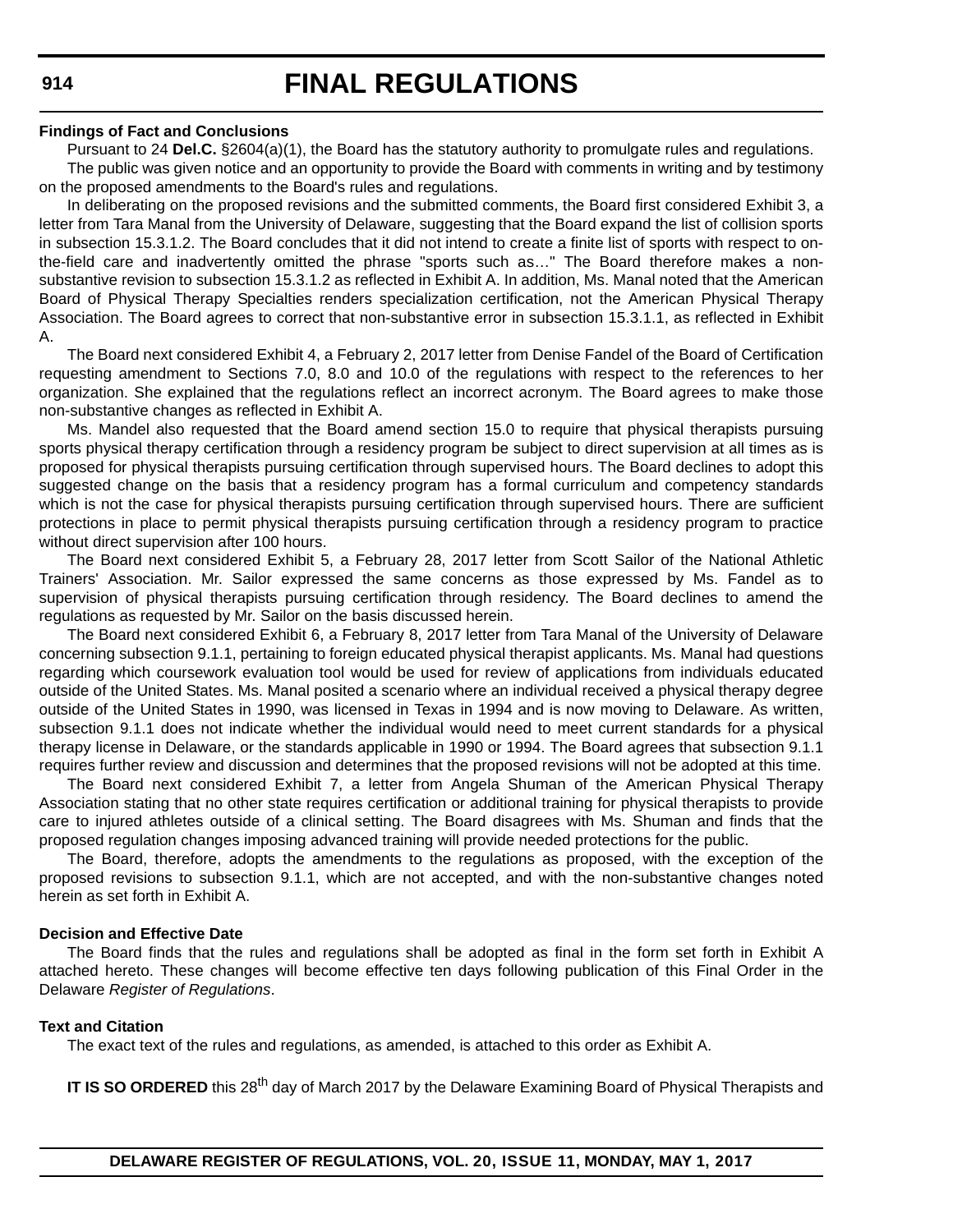**Findings of Fact and Conclusions**

Pursuant to 24 **Del.C.** §2604(a)(1), the Board has the statutory authority to promulgate rules and regulations.

The public was given notice and an opportunity to provide the Board with comments in writing and by testimony on the proposed amendments to the Board's rules and regulations.

In deliberating on the proposed revisions and the submitted comments, the Board first considered Exhibit 3, a letter from Tara Manal from the University of Delaware, suggesting that the Board expand the list of collision sports in subsection 15.3.1.2. The Board concludes that it did not intend to create a finite list of sports with respect to on-the-field care and inadvertently omitted the phrase "sports such as…" The Board therefore makes a non-substantive revision to subsection 15.3.1.2 as reflected in Exhibit A. In addition, Ms. Manal noted that the American Board of Physical Therapy Specialties renders specialization certification, not the American Physical Therapy Association. The Board agrees to correct that non-substantive error in subsection 15.3.1.1, as reflected in Exhibit A.

The Board next considered Exhibit 4, a February 2, 2017 letter from Denise Fandel of the Board of Certification requesting amendment to Sections 7.0, 8.0 and 10.0 of the regulations with respect to the references to her organization. She explained that the regulations reflect an incorrect acronym. The Board agrees to make those non-substantive changes as reflected in Exhibit A.

Ms. Mandel also requested that the Board amend section 15.0 to require that physical therapists pursuing sports physical therapy certification through a residency program be subject to direct supervision at all times as is proposed for physical therapists pursuing certification through supervised hours. The Board declines to adopt this suggested change on the basis that a residency program has a formal curriculum and competency standards which is not the case for physical therapists pursuing certification through supervised hours. There are sufficient protections in place to permit physical therapists pursuing certification through a residency program to practice without direct supervision after 100 hours.

The Board next considered Exhibit 5, a February 28, 2017 letter from Scott Sailor of the National Athletic Trainers' Association. Mr. Sailor expressed the same concerns as those expressed by Ms. Fandel as to supervision of physical therapists pursuing certification through residency. The Board declines to amend the regulations as requested by Mr. Sailor on the basis discussed herein.

The Board next considered Exhibit 6, a February 8, 2017 letter from Tara Manal of the University of Delaware concerning subsection 9.1.1, pertaining to foreign educated physical therapist applicants. Ms. Manal had questions regarding which coursework evaluation tool would be used for review of applications from individuals educated outside of the United States. Ms. Manal posited a scenario where an individual received a physical therapy degree outside of the United States in 1990, was licensed in Texas in 1994 and is now moving to Delaware. As written, subsection 9.1.1 does not indicate whether the individual would need to meet current standards for a physical therapy license in Delaware, or the standards applicable in 1990 or 1994. The Board agrees that subsection 9.1.1 requires further review and discussion and determines that the proposed revisions will not be adopted at this time.

The Board next considered Exhibit 7, a letter from Angela Shuman of the American Physical Therapy Association stating that no other state requires certification or additional training for physical therapists to provide care to injured athletes outside of a clinical setting. The Board disagrees with Ms. Shuman and finds that the proposed regulation changes imposing advanced training will provide needed protections for the public.

The Board, therefore, adopts the amendments to the regulations as proposed, with the exception of the proposed revisions to subsection 9.1.1, which are not accepted, and with the non-substantive changes noted herein as set forth in Exhibit A.

**Decision and Effective Date**

The Board finds that the rules and regulations shall be adopted as final in the form set forth in Exhibit A attached hereto. These changes will become effective ten days following publication of this Final Order in the Delaware *Register of Regulations*.

**Text and Citation**

The exact text of the rules and regulations, as amended, is attached to this order as Exhibit A.

**IT IS SO ORDERED** this 28th day of March 2017 by the Delaware Examining Board of Physical Therapists and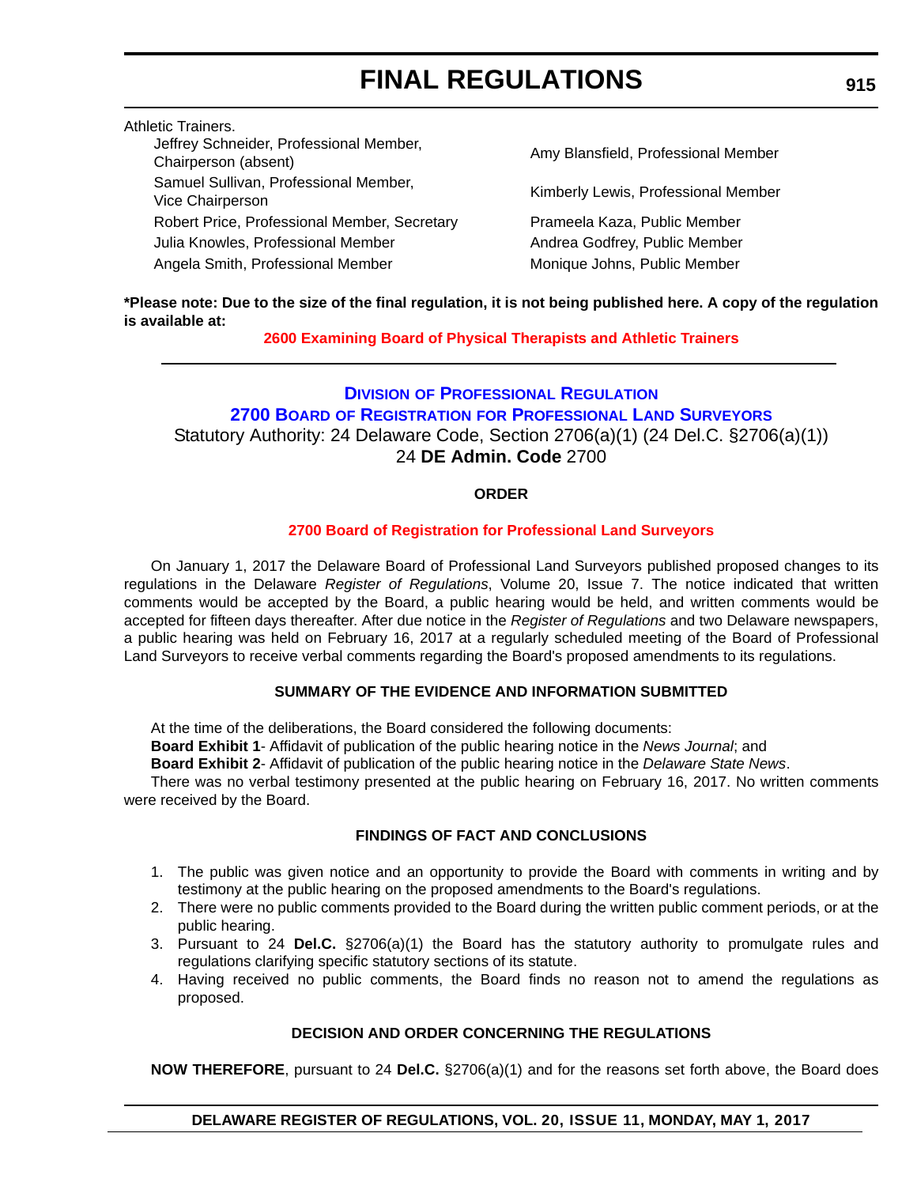Athletic Trainers.

Jeffrey Schneider, Professional Member, Chairperson (absent)
Samuel Sullivan, Professional Member, Vice Chairperson
Robert Price, Professional Member, Secretary
Julia Knowles, Professional Member
Angela Smith, Professional Member
Amy Blansfield, Professional Member
Kimberly Lewis, Professional Member
Prameela Kaza, Public Member
Andrea Godfrey, Public Member
Monique Johns, Public Member

**\*Please note: Due to the size of the final regulation, it is not being published here. A copy of the regulation is available at:**

**2600 Examining Board of Physical Therapists and Athletic Trainers**

---

## Division of Professional Regulation

## 2700 Board of Registration for Professional Land Surveyors

Statutory Authority: 24 Delaware Code, Section 2706(a)(1) (24 Del.C. §2706(a)(1))

24 **DE Admin. Code** 2700

### ORDER

**2700 Board of Registration for Professional Land Surveyors**

On January 1, 2017 the Delaware Board of Professional Land Surveyors published proposed changes to its regulations in the Delaware *Register of Regulations*, Volume 20, Issue 7. The notice indicated that written comments would be accepted by the Board, a public hearing would be held, and written comments would be accepted for fifteen days thereafter. After due notice in the *Register of Regulations* and two Delaware newspapers, a public hearing was held on February 16, 2017 at a regularly scheduled meeting of the Board of Professional Land Surveyors to receive verbal comments regarding the Board's proposed amendments to its regulations.

### SUMMARY OF THE EVIDENCE AND INFORMATION SUBMITTED

At the time of the deliberations, the Board considered the following documents:

**Board Exhibit 1**- Affidavit of publication of the public hearing notice in the *News Journal*; and

**Board Exhibit 2**- Affidavit of publication of the public hearing notice in the *Delaware State News*.

There was no verbal testimony presented at the public hearing on February 16, 2017. No written comments were received by the Board.

### FINDINGS OF FACT AND CONCLUSIONS

1. The public was given notice and an opportunity to provide the Board with comments in writing and by testimony at the public hearing on the proposed amendments to the Board's regulations.
2. There were no public comments provided to the Board during the written public comment periods, or at the public hearing.
3. Pursuant to 24 **Del.C.** §2706(a)(1) the Board has the statutory authority to promulgate rules and regulations clarifying specific statutory sections of its statute.
4. Having received no public comments, the Board finds no reason not to amend the regulations as proposed.

### DECISION AND ORDER CONCERNING THE REGULATIONS

**NOW THEREFORE**, pursuant to 24 **Del.C.** §2706(a)(1) and for the reasons set forth above, the Board does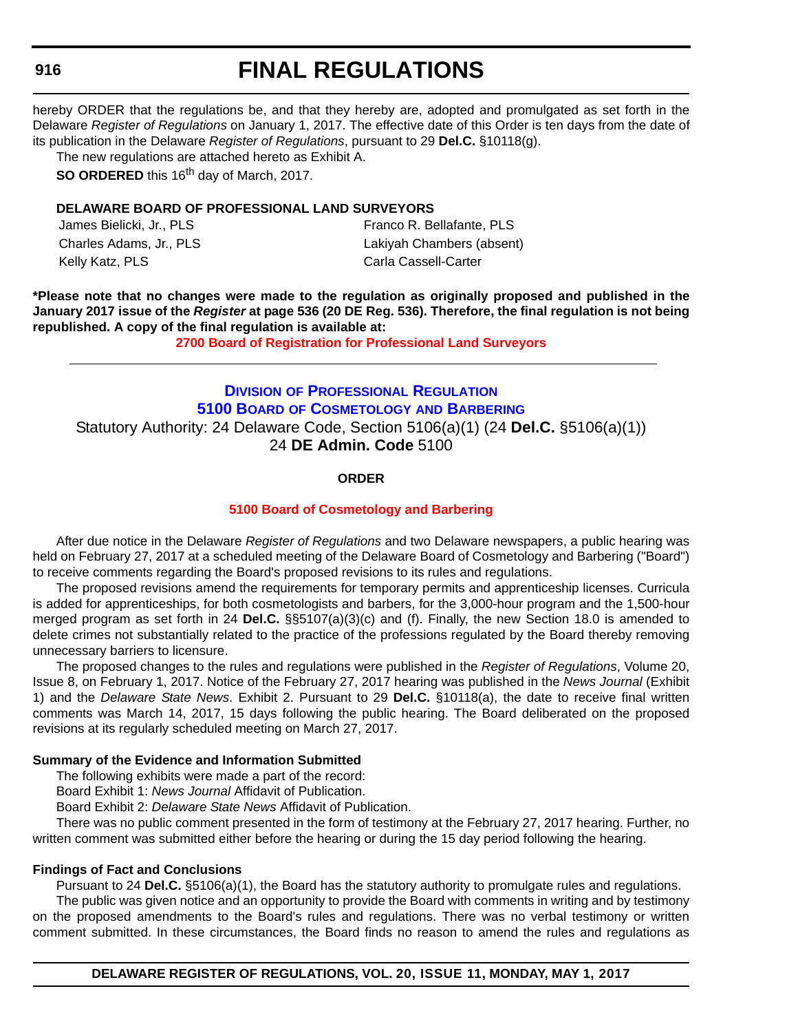hereby ORDER that the regulations be, and that they hereby are, adopted and promulgated as set forth in the Delaware *Register of Regulations* on January 1, 2017. The effective date of this Order is ten days from the date of its publication in the Delaware *Register of Regulations*, pursuant to 29 **Del.C.** §10118(g).

The new regulations are attached hereto as Exhibit A.

**SO ORDERED** this 16th day of March, 2017.

**DELAWARE BOARD OF PROFESSIONAL LAND SURVEYORS**

| | |
|---|---|
| James Bielicki, Jr., PLS | Franco R. Bellafante, PLS |
| Charles Adams, Jr., PLS | Lakiyah Chambers (absent) |
| Kelly Katz, PLS | Carla Cassell-Carter |

**\*Please note that no changes were made to the regulation as originally proposed and published in the January 2017 issue of the *Register* at page 536 (20 DE Reg. 536). Therefore, the final regulation is not being republished. A copy of the final regulation is available at:**

**2700 Board of Registration for Professional Land Surveyors**

---

## DIVISION OF PROFESSIONAL REGULATION
## 5100 BOARD OF COSMETOLOGY AND BARBERING

Statutory Authority: 24 Delaware Code, Section 5106(a)(1) (24 **Del.C.** §5106(a)(1))
24 **DE Admin. Code** 5100

### ORDER

**5100 Board of Cosmetology and Barbering**

After due notice in the Delaware *Register of Regulations* and two Delaware newspapers, a public hearing was held on February 27, 2017 at a scheduled meeting of the Delaware Board of Cosmetology and Barbering ("Board") to receive comments regarding the Board's proposed revisions to its rules and regulations.

The proposed revisions amend the requirements for temporary permits and apprenticeship licenses. Curricula is added for apprenticeships, for both cosmetologists and barbers, for the 3,000-hour program and the 1,500-hour merged program as set forth in 24 **Del.C.** §§5107(a)(3)(c) and (f). Finally, the new Section 18.0 is amended to delete crimes not substantially related to the practice of the professions regulated by the Board thereby removing unnecessary barriers to licensure.

The proposed changes to the rules and regulations were published in the *Register of Regulations*, Volume 20, Issue 8, on February 1, 2017. Notice of the February 27, 2017 hearing was published in the *News Journal* (Exhibit 1) and the *Delaware State News*. Exhibit 2. Pursuant to 29 **Del.C.** §10118(a), the date to receive final written comments was March 14, 2017, 15 days following the public hearing. The Board deliberated on the proposed revisions at its regularly scheduled meeting on March 27, 2017.

**Summary of the Evidence and Information Submitted**

The following exhibits were made a part of the record:

Board Exhibit 1: *News Journal* Affidavit of Publication.

Board Exhibit 2: *Delaware State News* Affidavit of Publication.

There was no public comment presented in the form of testimony at the February 27, 2017 hearing. Further, no written comment was submitted either before the hearing or during the 15 day period following the hearing.

**Findings of Fact and Conclusions**

Pursuant to 24 **Del.C.** §5106(a)(1), the Board has the statutory authority to promulgate rules and regulations.

The public was given notice and an opportunity to provide the Board with comments in writing and by testimony on the proposed amendments to the Board's rules and regulations. There was no verbal testimony or written comment submitted. In these circumstances, the Board finds no reason to amend the rules and regulations as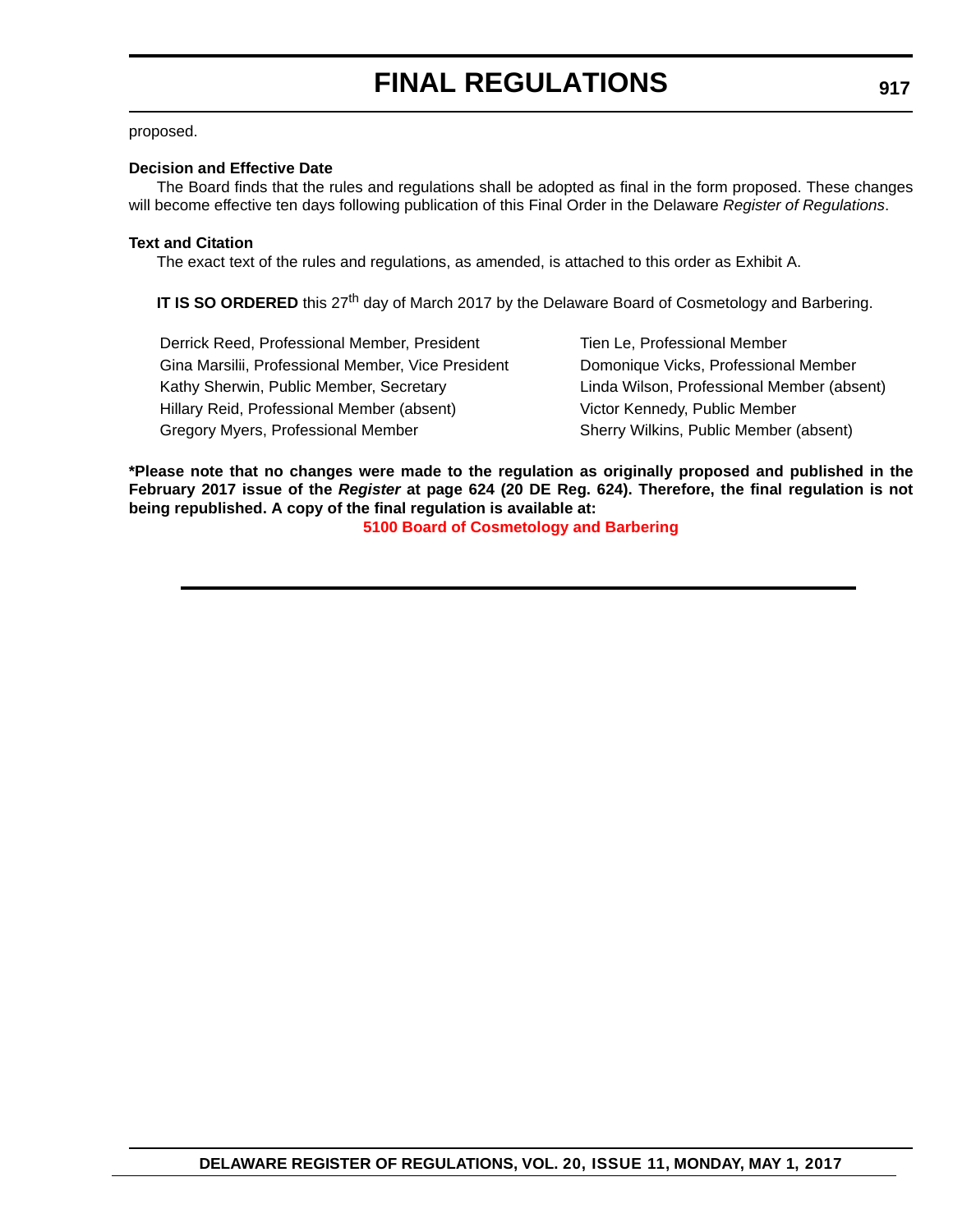proposed.

**Decision and Effective Date**

The Board finds that the rules and regulations shall be adopted as final in the form proposed. These changes will become effective ten days following publication of this Final Order in the Delaware *Register of Regulations*.

**Text and Citation**

The exact text of the rules and regulations, as amended, is attached to this order as Exhibit A.

**IT IS SO ORDERED** this 27th day of March 2017 by the Delaware Board of Cosmetology and Barbering.

Derrick Reed, Professional Member, President
Gina Marsilii, Professional Member, Vice President
Kathy Sherwin, Public Member, Secretary
Hillary Reid, Professional Member (absent)
Gregory Myers, Professional Member
Tien Le, Professional Member
Domonique Vicks, Professional Member
Linda Wilson, Professional Member (absent)
Victor Kennedy, Public Member
Sherry Wilkins, Public Member (absent)

**\*Please note that no changes were made to the regulation as originally proposed and published in the February 2017 issue of the *Register* at page 624 (20 DE Reg. 624). Therefore, the final regulation is not being republished. A copy of the final regulation is available at:**

**5100 Board of Cosmetology and Barbering**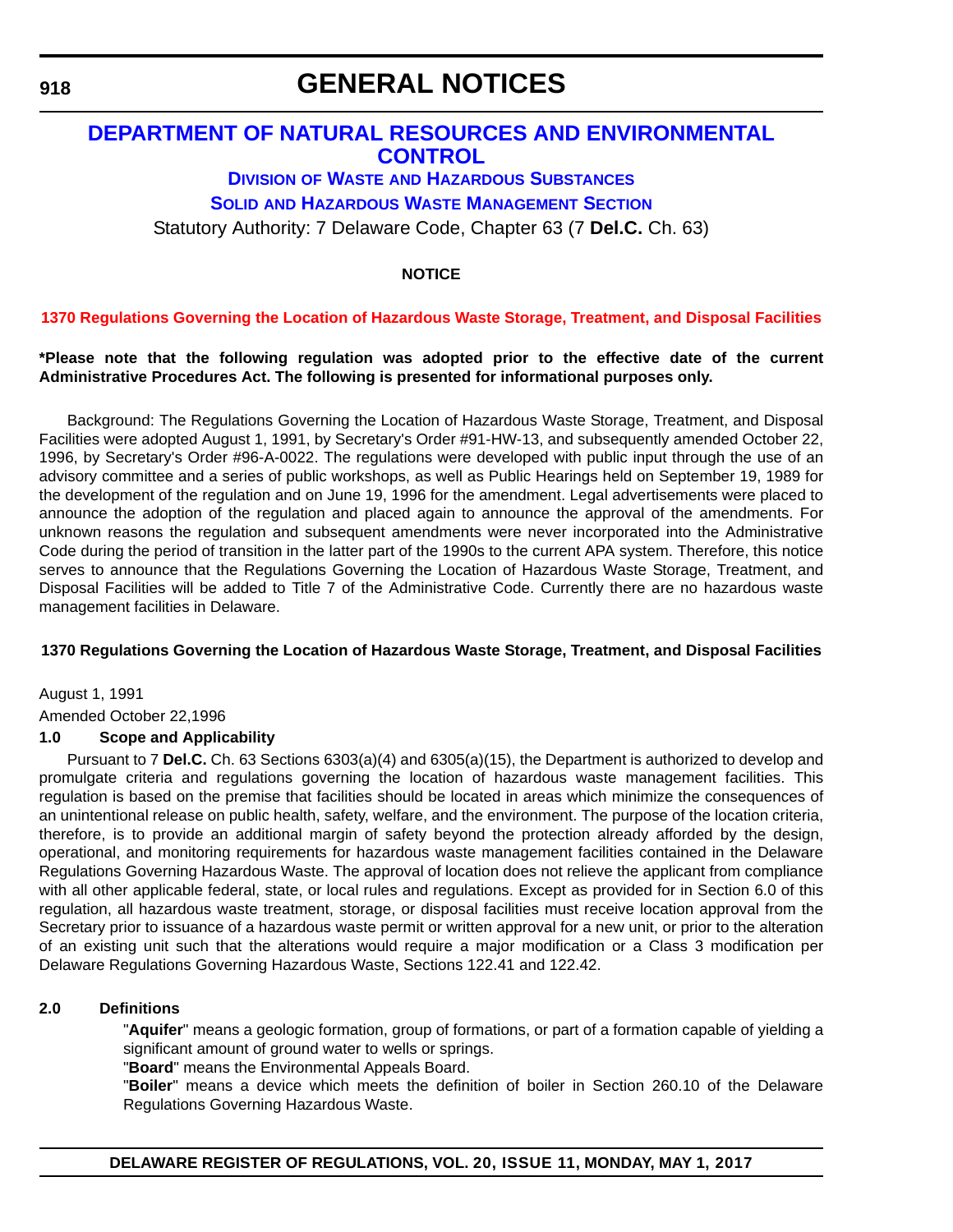# GENERAL NOTICES

## DEPARTMENT OF NATURAL RESOURCES AND ENVIRONMENTAL CONTROL

### DIVISION OF WASTE AND HAZARDOUS SUBSTANCES

### SOLID AND HAZARDOUS WASTE MANAGEMENT SECTION

Statutory Authority: 7 Delaware Code, Chapter 63 (7 **Del.C.** Ch. 63)

**NOTICE**

**1370 Regulations Governing the Location of Hazardous Waste Storage, Treatment, and Disposal Facilities**

**\*Please note that the following regulation was adopted prior to the effective date of the current Administrative Procedures Act. The following is presented for informational purposes only.**

Background: The Regulations Governing the Location of Hazardous Waste Storage, Treatment, and Disposal Facilities were adopted August 1, 1991, by Secretary's Order #91-HW-13, and subsequently amended October 22, 1996, by Secretary's Order #96-A-0022. The regulations were developed with public input through the use of an advisory committee and a series of public workshops, as well as Public Hearings held on September 19, 1989 for the development of the regulation and on June 19, 1996 for the amendment. Legal advertisements were placed to announce the adoption of the regulation and placed again to announce the approval of the amendments. For unknown reasons the regulation and subsequent amendments were never incorporated into the Administrative Code during the period of transition in the latter part of the 1990s to the current APA system. Therefore, this notice serves to announce that the Regulations Governing the Location of Hazardous Waste Storage, Treatment, and Disposal Facilities will be added to Title 7 of the Administrative Code. Currently there are no hazardous waste management facilities in Delaware.

**1370 Regulations Governing the Location of Hazardous Waste Storage, Treatment, and Disposal Facilities**

August 1, 1991

Amended October 22,1996

**1.0 Scope and Applicability**

Pursuant to 7 **Del.C.** Ch. 63 Sections 6303(a)(4) and 6305(a)(15), the Department is authorized to develop and promulgate criteria and regulations governing the location of hazardous waste management facilities. This regulation is based on the premise that facilities should be located in areas which minimize the consequences of an unintentional release on public health, safety, welfare, and the environment. The purpose of the location criteria, therefore, is to provide an additional margin of safety beyond the protection already afforded by the design, operational, and monitoring requirements for hazardous waste management facilities contained in the Delaware Regulations Governing Hazardous Waste. The approval of location does not relieve the applicant from compliance with all other applicable federal, state, or local rules and regulations. Except as provided for in Section 6.0 of this regulation, all hazardous waste treatment, storage, or disposal facilities must receive location approval from the Secretary prior to issuance of a hazardous waste permit or written approval for a new unit, or prior to the alteration of an existing unit such that the alterations would require a major modification or a Class 3 modification per Delaware Regulations Governing Hazardous Waste, Sections 122.41 and 122.42.

**2.0 Definitions**

"**Aquifer**" means a geologic formation, group of formations, or part of a formation capable of yielding a significant amount of ground water to wells or springs.

"**Board**" means the Environmental Appeals Board.

"**Boiler**" means a device which meets the definition of boiler in Section 260.10 of the Delaware Regulations Governing Hazardous Waste.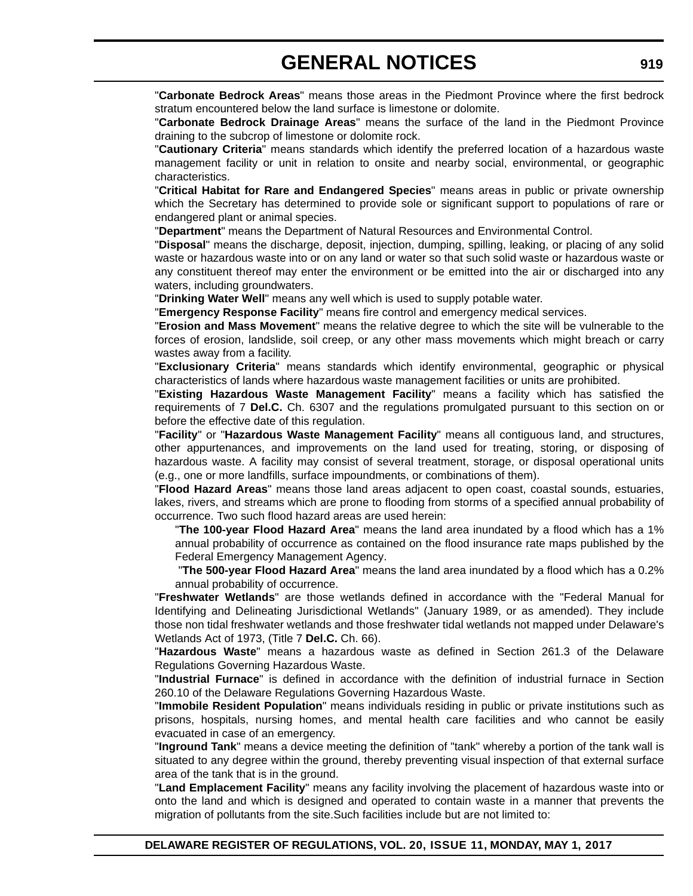"**Carbonate Bedrock Areas**" means those areas in the Piedmont Province where the first bedrock stratum encountered below the land surface is limestone or dolomite.

"**Carbonate Bedrock Drainage Areas**" means the surface of the land in the Piedmont Province draining to the subcrop of limestone or dolomite rock.

"**Cautionary Criteria**" means standards which identify the preferred location of a hazardous waste management facility or unit in relation to onsite and nearby social, environmental, or geographic characteristics.

"**Critical Habitat for Rare and Endangered Species**" means areas in public or private ownership which the Secretary has determined to provide sole or significant support to populations of rare or endangered plant or animal species.

"**Department**" means the Department of Natural Resources and Environmental Control.

"**Disposal**" means the discharge, deposit, injection, dumping, spilling, leaking, or placing of any solid waste or hazardous waste into or on any land or water so that such solid waste or hazardous waste or any constituent thereof may enter the environment or be emitted into the air or discharged into any waters, including groundwaters.

"**Drinking Water Well**" means any well which is used to supply potable water.

"**Emergency Response Facility**" means fire control and emergency medical services.

"**Erosion and Mass Movement**" means the relative degree to which the site will be vulnerable to the forces of erosion, landslide, soil creep, or any other mass movements which might breach or carry wastes away from a facility.

"**Exclusionary Criteria**" means standards which identify environmental, geographic or physical characteristics of lands where hazardous waste management facilities or units are prohibited.

"**Existing Hazardous Waste Management Facility**" means a facility which has satisfied the requirements of 7 **Del.C.** Ch. 6307 and the regulations promulgated pursuant to this section on or before the effective date of this regulation.

"**Facility**" or "**Hazardous Waste Management Facility**" means all contiguous land, and structures, other appurtenances, and improvements on the land used for treating, storing, or disposing of hazardous waste. A facility may consist of several treatment, storage, or disposal operational units (e.g., one or more landfills, surface impoundments, or combinations of them).

"**Flood Hazard Areas**" means those land areas adjacent to open coast, coastal sounds, estuaries, lakes, rivers, and streams which are prone to flooding from storms of a specified annual probability of occurrence. Two such flood hazard areas are used herein:

> "**The 100-year Flood Hazard Area**" means the land area inundated by a flood which has a 1% annual probability of occurrence as contained on the flood insurance rate maps published by the Federal Emergency Management Agency.
>
> "**The 500-year Flood Hazard Area**" means the land area inundated by a flood which has a 0.2% annual probability of occurrence.

"**Freshwater Wetlands**" are those wetlands defined in accordance with the "Federal Manual for Identifying and Delineating Jurisdictional Wetlands" (January 1989, or as amended). They include those non tidal freshwater wetlands and those freshwater tidal wetlands not mapped under Delaware's Wetlands Act of 1973, (Title 7 **Del.C.** Ch. 66).

"**Hazardous Waste**" means a hazardous waste as defined in Section 261.3 of the Delaware Regulations Governing Hazardous Waste.

"**Industrial Furnace**" is defined in accordance with the definition of industrial furnace in Section 260.10 of the Delaware Regulations Governing Hazardous Waste.

"**Immobile Resident Population**" means individuals residing in public or private institutions such as prisons, hospitals, nursing homes, and mental health care facilities and who cannot be easily evacuated in case of an emergency.

"**Inground Tank**" means a device meeting the definition of "tank" whereby a portion of the tank wall is situated to any degree within the ground, thereby preventing visual inspection of that external surface area of the tank that is in the ground.

"**Land Emplacement Facility**" means any facility involving the placement of hazardous waste into or onto the land and which is designed and operated to contain waste in a manner that prevents the migration of pollutants from the site.Such facilities include but are not limited to: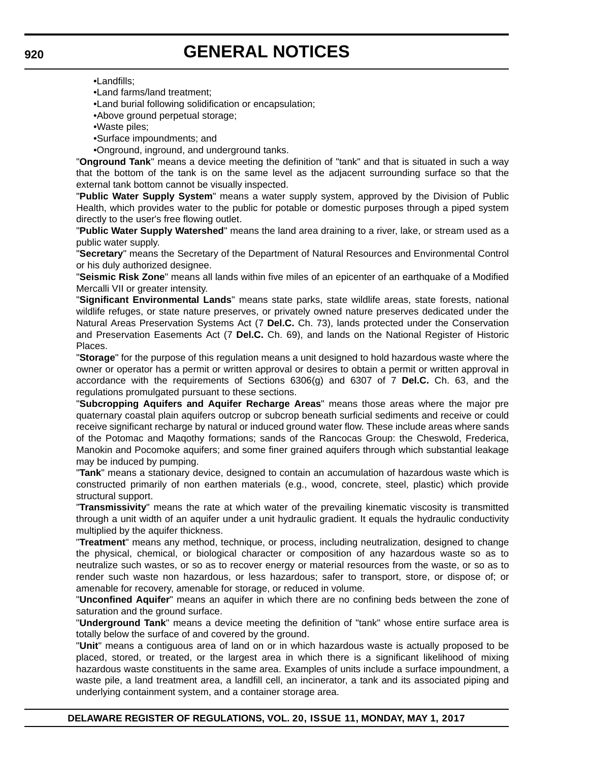- •Landfills;
- •Land farms/land treatment;
- •Land burial following solidification or encapsulation;
- •Above ground perpetual storage;
- •Waste piles;
- •Surface impoundments; and
- •Onground, inground, and underground tanks.

"**Onground Tank**" means a device meeting the definition of "tank" and that is situated in such a way that the bottom of the tank is on the same level as the adjacent surrounding surface so that the external tank bottom cannot be visually inspected.

"**Public Water Supply System**" means a water supply system, approved by the Division of Public Health, which provides water to the public for potable or domestic purposes through a piped system directly to the user's free flowing outlet.

"**Public Water Supply Watershed**" means the land area draining to a river, lake, or stream used as a public water supply.

"**Secretary**" means the Secretary of the Department of Natural Resources and Environmental Control or his duly authorized designee.

"**Seismic Risk Zone**" means all lands within five miles of an epicenter of an earthquake of a Modified Mercalli VII or greater intensity.

"**Significant Environmental Lands**" means state parks, state wildlife areas, state forests, national wildlife refuges, or state nature preserves, or privately owned nature preserves dedicated under the Natural Areas Preservation Systems Act (7 **Del.C.** Ch. 73), lands protected under the Conservation and Preservation Easements Act (7 **Del.C.** Ch. 69), and lands on the National Register of Historic Places.

"**Storage**" for the purpose of this regulation means a unit designed to hold hazardous waste where the owner or operator has a permit or written approval or desires to obtain a permit or written approval in accordance with the requirements of Sections 6306(g) and 6307 of 7 **Del.C.** Ch. 63, and the regulations promulgated pursuant to these sections.

"**Subcropping Aquifers and Aquifer Recharge Areas**" means those areas where the major pre quaternary coastal plain aquifers outcrop or subcrop beneath surficial sediments and receive or could receive significant recharge by natural or induced ground water flow. These include areas where sands of the Potomac and Maqothy formations; sands of the Rancocas Group: the Cheswold, Frederica, Manokin and Pocomoke aquifers; and some finer grained aquifers through which substantial leakage may be induced by pumping.

"**Tank**" means a stationary device, designed to contain an accumulation of hazardous waste which is constructed primarily of non earthen materials (e.g., wood, concrete, steel, plastic) which provide structural support.

"**Transmissivity**" means the rate at which water of the prevailing kinematic viscosity is transmitted through a unit width of an aquifer under a unit hydraulic gradient. It equals the hydraulic conductivity multiplied by the aquifer thickness.

"**Treatment**" means any method, technique, or process, including neutralization, designed to change the physical, chemical, or biological character or composition of any hazardous waste so as to neutralize such wastes, or so as to recover energy or material resources from the waste, or so as to render such waste non hazardous, or less hazardous; safer to transport, store, or dispose of; or amenable for recovery, amenable for storage, or reduced in volume.

"**Unconfined Aquifer**" means an aquifer in which there are no confining beds between the zone of saturation and the ground surface.

"**Underground Tank**" means a device meeting the definition of "tank" whose entire surface area is totally below the surface of and covered by the ground.

"**Unit**" means a contiguous area of land on or in which hazardous waste is actually proposed to be placed, stored, or treated, or the largest area in which there is a significant likelihood of mixing hazardous waste constituents in the same area. Examples of units include a surface impoundment, a waste pile, a land treatment area, a landfill cell, an incinerator, a tank and its associated piping and underlying containment system, and a container storage area.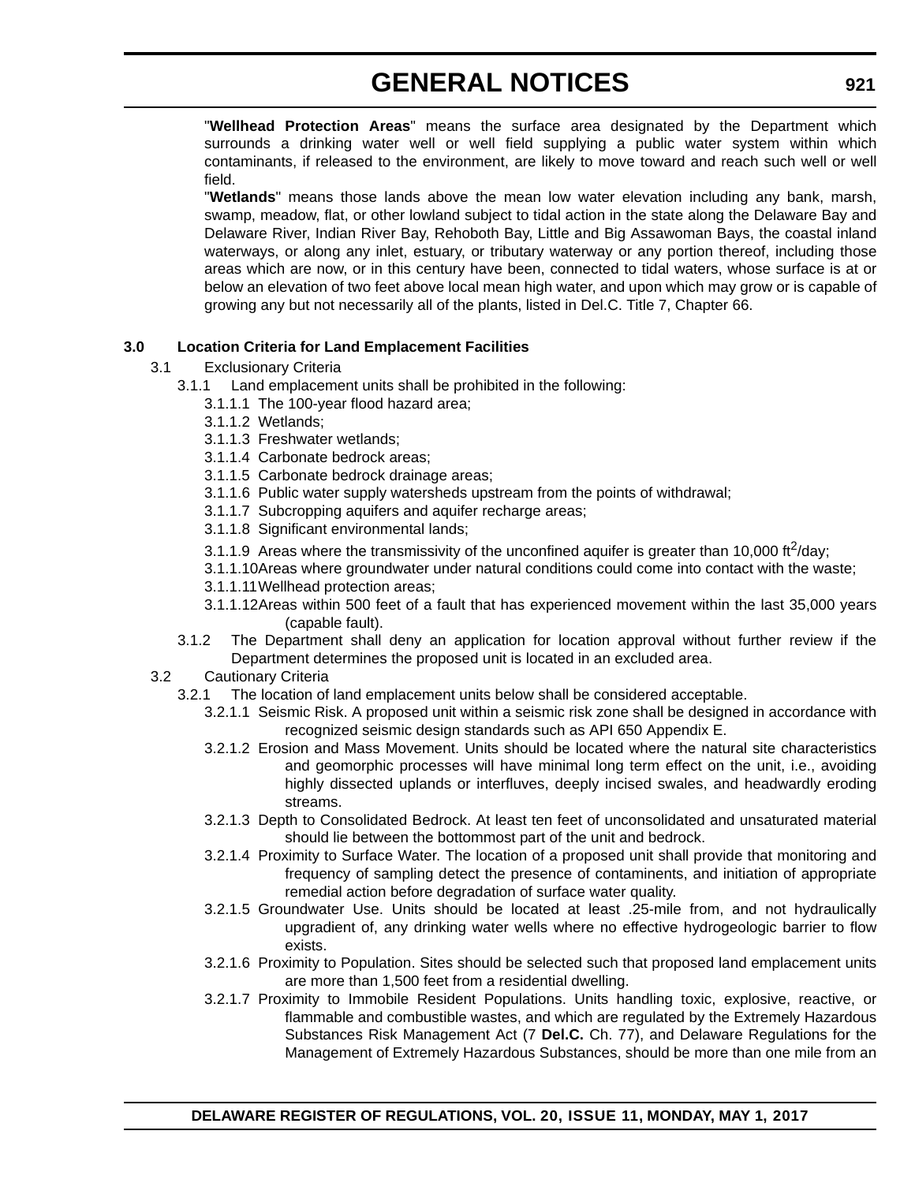"**Wellhead Protection Areas**" means the surface area designated by the Department which surrounds a drinking water well or well field supplying a public water system within which contaminants, if released to the environment, are likely to move toward and reach such well or well field.

"**Wetlands**" means those lands above the mean low water elevation including any bank, marsh, swamp, meadow, flat, or other lowland subject to tidal action in the state along the Delaware Bay and Delaware River, Indian River Bay, Rehoboth Bay, Little and Big Assawoman Bays, the coastal inland waterways, or along any inlet, estuary, or tributary waterway or any portion thereof, including those areas which are now, or in this century have been, connected to tidal waters, whose surface is at or below an elevation of two feet above local mean high water, and upon which may grow or is capable of growing any but not necessarily all of the plants, listed in Del.C. Title 7, Chapter 66.

**3.0 Location Criteria for Land Emplacement Facilities**

3.1 Exclusionary Criteria

3.1.1 Land emplacement units shall be prohibited in the following:

3.1.1.1 The 100-year flood hazard area;

3.1.1.2 Wetlands;

3.1.1.3 Freshwater wetlands;

3.1.1.4 Carbonate bedrock areas;

3.1.1.5 Carbonate bedrock drainage areas;

3.1.1.6 Public water supply watersheds upstream from the points of withdrawal;

3.1.1.7 Subcropping aquifers and aquifer recharge areas;

3.1.1.8 Significant environmental lands;

3.1.1.9 Areas where the transmissivity of the unconfined aquifer is greater than 10,000 $ft^2$/day;

3.1.1.10 Areas where groundwater under natural conditions could come into contact with the waste;

3.1.1.11 Wellhead protection areas;

3.1.1.12 Areas within 500 feet of a fault that has experienced movement within the last 35,000 years (capable fault).

3.1.2 The Department shall deny an application for location approval without further review if the Department determines the proposed unit is located in an excluded area.

3.2 Cautionary Criteria

3.2.1 The location of land emplacement units below shall be considered acceptable.

3.2.1.1 Seismic Risk. A proposed unit within a seismic risk zone shall be designed in accordance with recognized seismic design standards such as API 650 Appendix E.

3.2.1.2 Erosion and Mass Movement. Units should be located where the natural site characteristics and geomorphic processes will have minimal long term effect on the unit, i.e., avoiding highly dissected uplands or interfluves, deeply incised swales, and headwardly eroding streams.

3.2.1.3 Depth to Consolidated Bedrock. At least ten feet of unconsolidated and unsaturated material should lie between the bottommost part of the unit and bedrock.

3.2.1.4 Proximity to Surface Water. The location of a proposed unit shall provide that monitoring and frequency of sampling detect the presence of contaminents, and initiation of appropriate remedial action before degradation of surface water quality.

3.2.1.5 Groundwater Use. Units should be located at least .25-mile from, and not hydraulically upgradient of, any drinking water wells where no effective hydrogeologic barrier to flow exists.

3.2.1.6 Proximity to Population. Sites should be selected such that proposed land emplacement units are more than 1,500 feet from a residential dwelling.

3.2.1.7 Proximity to Immobile Resident Populations. Units handling toxic, explosive, reactive, or flammable and combustible wastes, and which are regulated by the Extremely Hazardous Substances Risk Management Act (7 **Del.C.** Ch. 77), and Delaware Regulations for the Management of Extremely Hazardous Substances, should be more than one mile from an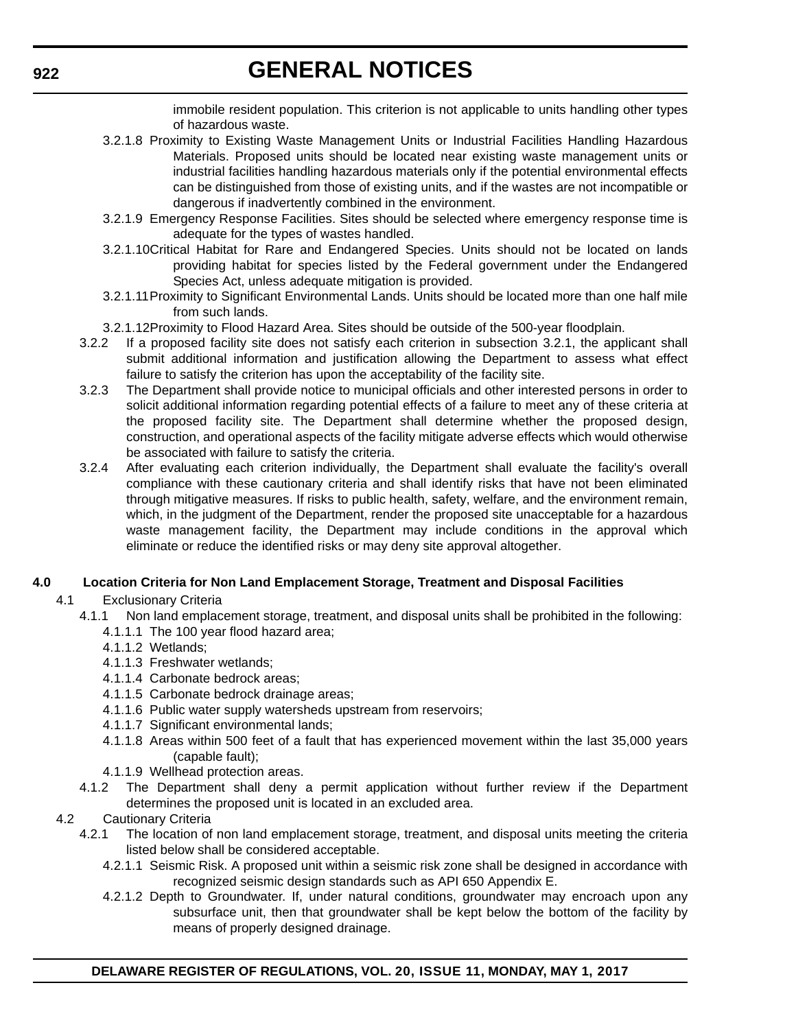immobile resident population. This criterion is not applicable to units handling other types of hazardous waste.

3.2.1.8 Proximity to Existing Waste Management Units or Industrial Facilities Handling Hazardous Materials. Proposed units should be located near existing waste management units or industrial facilities handling hazardous materials only if the potential environmental effects can be distinguished from those of existing units, and if the wastes are not incompatible or dangerous if inadvertently combined in the environment.

3.2.1.9 Emergency Response Facilities. Sites should be selected where emergency response time is adequate for the types of wastes handled.

3.2.1.10 Critical Habitat for Rare and Endangered Species. Units should not be located on lands providing habitat for species listed by the Federal government under the Endangered Species Act, unless adequate mitigation is provided.

3.2.1.11 Proximity to Significant Environmental Lands. Units should be located more than one half mile from such lands.

3.2.1.12 Proximity to Flood Hazard Area. Sites should be outside of the 500-year floodplain.

3.2.2 If a proposed facility site does not satisfy each criterion in subsection 3.2.1, the applicant shall submit additional information and justification allowing the Department to assess what effect failure to satisfy the criterion has upon the acceptability of the facility site.

3.2.3 The Department shall provide notice to municipal officials and other interested persons in order to solicit additional information regarding potential effects of a failure to meet any of these criteria at the proposed facility site. The Department shall determine whether the proposed design, construction, and operational aspects of the facility mitigate adverse effects which would otherwise be associated with failure to satisfy the criteria.

3.2.4 After evaluating each criterion individually, the Department shall evaluate the facility's overall compliance with these cautionary criteria and shall identify risks that have not been eliminated through mitigative measures. If risks to public health, safety, welfare, and the environment remain, which, in the judgment of the Department, render the proposed site unacceptable for a hazardous waste management facility, the Department may include conditions in the approval which eliminate or reduce the identified risks or may deny site approval altogether.

**4.0 Location Criteria for Non Land Emplacement Storage, Treatment and Disposal Facilities**

4.1 Exclusionary Criteria

4.1.1 Non land emplacement storage, treatment, and disposal units shall be prohibited in the following:

4.1.1.1 The 100 year flood hazard area;

4.1.1.2 Wetlands;

4.1.1.3 Freshwater wetlands;

4.1.1.4 Carbonate bedrock areas;

4.1.1.5 Carbonate bedrock drainage areas;

4.1.1.6 Public water supply watersheds upstream from reservoirs;

4.1.1.7 Significant environmental lands;

4.1.1.8 Areas within 500 feet of a fault that has experienced movement within the last 35,000 years (capable fault);

4.1.1.9 Wellhead protection areas.

4.1.2 The Department shall deny a permit application without further review if the Department determines the proposed unit is located in an excluded area.

4.2 Cautionary Criteria

4.2.1 The location of non land emplacement storage, treatment, and disposal units meeting the criteria listed below shall be considered acceptable.

4.2.1.1 Seismic Risk. A proposed unit within a seismic risk zone shall be designed in accordance with recognized seismic design standards such as API 650 Appendix E.

4.2.1.2 Depth to Groundwater. If, under natural conditions, groundwater may encroach upon any subsurface unit, then that groundwater shall be kept below the bottom of the facility by means of properly designed drainage.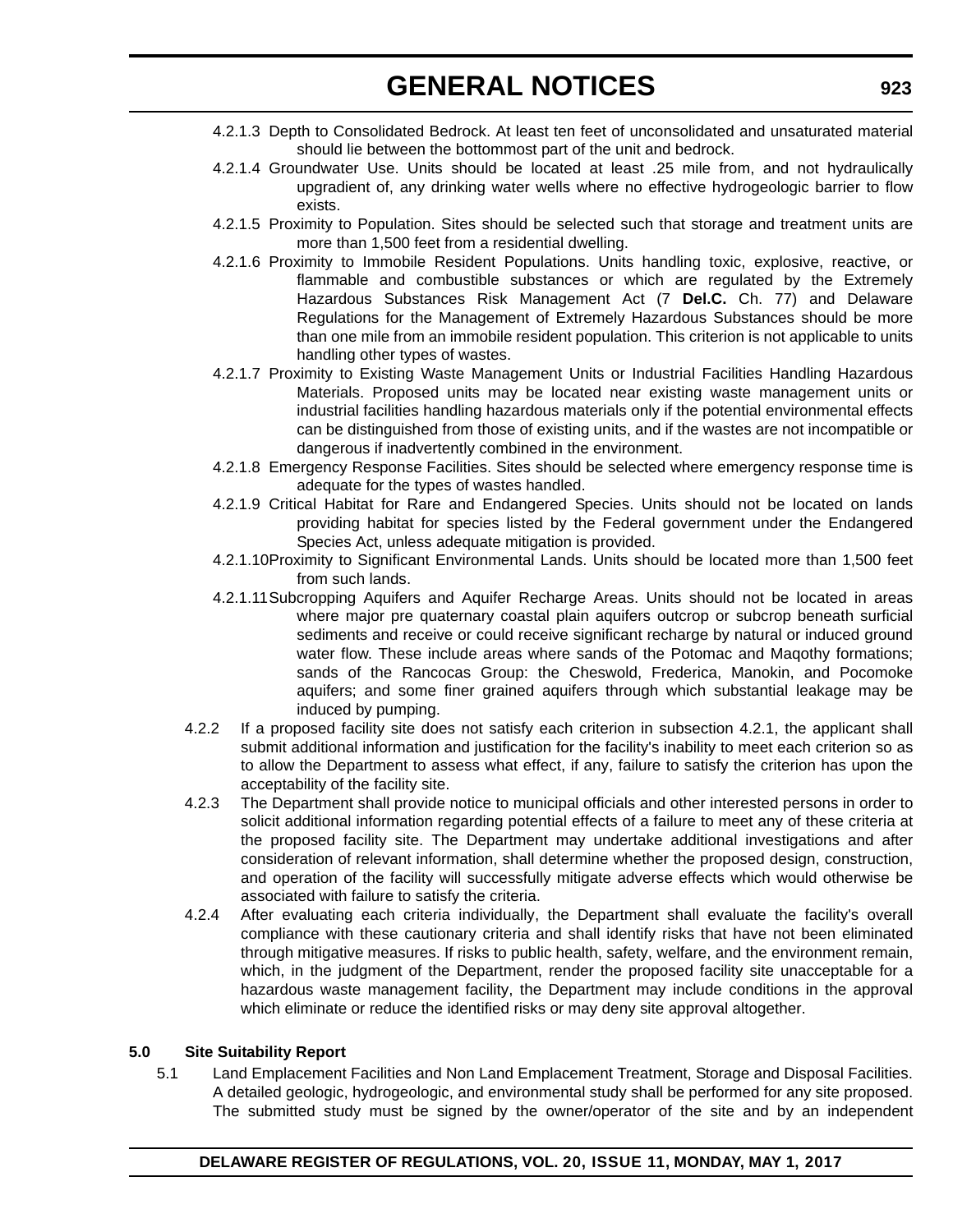4.2.1.3 Depth to Consolidated Bedrock. At least ten feet of unconsolidated and unsaturated material should lie between the bottommost part of the unit and bedrock.

4.2.1.4 Groundwater Use. Units should be located at least .25 mile from, and not hydraulically upgradient of, any drinking water wells where no effective hydrogeologic barrier to flow exists.

4.2.1.5 Proximity to Population. Sites should be selected such that storage and treatment units are more than 1,500 feet from a residential dwelling.

4.2.1.6 Proximity to Immobile Resident Populations. Units handling toxic, explosive, reactive, or flammable and combustible substances or which are regulated by the Extremely Hazardous Substances Risk Management Act (7 **Del.C.** Ch. 77) and Delaware Regulations for the Management of Extremely Hazardous Substances should be more than one mile from an immobile resident population. This criterion is not applicable to units handling other types of wastes.

4.2.1.7 Proximity to Existing Waste Management Units or Industrial Facilities Handling Hazardous Materials. Proposed units may be located near existing waste management units or industrial facilities handling hazardous materials only if the potential environmental effects can be distinguished from those of existing units, and if the wastes are not incompatible or dangerous if inadvertently combined in the environment.

4.2.1.8 Emergency Response Facilities. Sites should be selected where emergency response time is adequate for the types of wastes handled.

4.2.1.9 Critical Habitat for Rare and Endangered Species. Units should not be located on lands providing habitat for species listed by the Federal government under the Endangered Species Act, unless adequate mitigation is provided.

4.2.1.10 Proximity to Significant Environmental Lands. Units should be located more than 1,500 feet from such lands.

4.2.1.11 Subcropping Aquifers and Aquifer Recharge Areas. Units should not be located in areas where major pre quaternary coastal plain aquifers outcrop or subcrop beneath surficial sediments and receive or could receive significant recharge by natural or induced ground water flow. These include areas where sands of the Potomac and Maqothy formations; sands of the Rancocas Group: the Cheswold, Frederica, Manokin, and Pocomoke aquifers; and some finer grained aquifers through which substantial leakage may be induced by pumping.

4.2.2 If a proposed facility site does not satisfy each criterion in subsection 4.2.1, the applicant shall submit additional information and justification for the facility's inability to meet each criterion so as to allow the Department to assess what effect, if any, failure to satisfy the criterion has upon the acceptability of the facility site.

4.2.3 The Department shall provide notice to municipal officials and other interested persons in order to solicit additional information regarding potential effects of a failure to meet any of these criteria at the proposed facility site. The Department may undertake additional investigations and after consideration of relevant information, shall determine whether the proposed design, construction, and operation of the facility will successfully mitigate adverse effects which would otherwise be associated with failure to satisfy the criteria.

4.2.4 After evaluating each criteria individually, the Department shall evaluate the facility's overall compliance with these cautionary criteria and shall identify risks that have not been eliminated through mitigative measures. If risks to public health, safety, welfare, and the environment remain, which, in the judgment of the Department, render the proposed facility site unacceptable for a hazardous waste management facility, the Department may include conditions in the approval which eliminate or reduce the identified risks or may deny site approval altogether.

**5.0 Site Suitability Report**

5.1 Land Emplacement Facilities and Non Land Emplacement Treatment, Storage and Disposal Facilities. A detailed geologic, hydrogeologic, and environmental study shall be performed for any site proposed. The submitted study must be signed by the owner/operator of the site and by an independent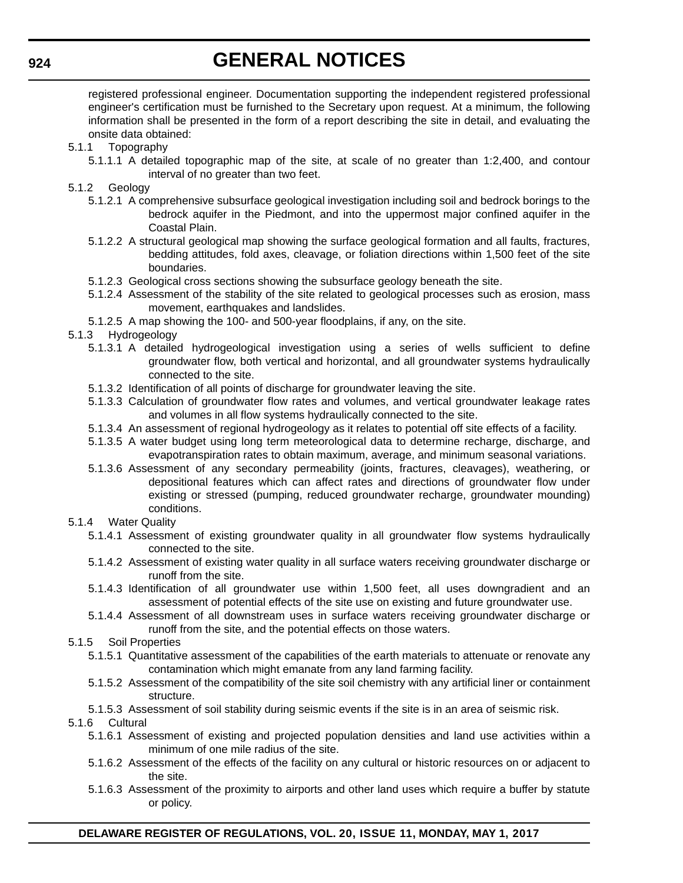registered professional engineer. Documentation supporting the independent registered professional engineer's certification must be furnished to the Secretary upon request. At a minimum, the following information shall be presented in the form of a report describing the site in detail, and evaluating the onsite data obtained:

5.1.1 Topography

5.1.1.1 A detailed topographic map of the site, at scale of no greater than 1:2,400, and contour interval of no greater than two feet.

5.1.2 Geology

5.1.2.1 A comprehensive subsurface geological investigation including soil and bedrock borings to the bedrock aquifer in the Piedmont, and into the uppermost major confined aquifer in the Coastal Plain.

5.1.2.2 A structural geological map showing the surface geological formation and all faults, fractures, bedding attitudes, fold axes, cleavage, or foliation directions within 1,500 feet of the site boundaries.

5.1.2.3 Geological cross sections showing the subsurface geology beneath the site.

5.1.2.4 Assessment of the stability of the site related to geological processes such as erosion, mass movement, earthquakes and landslides.

5.1.2.5 A map showing the 100- and 500-year floodplains, if any, on the site.

5.1.3 Hydrogeology

5.1.3.1 A detailed hydrogeological investigation using a series of wells sufficient to define groundwater flow, both vertical and horizontal, and all groundwater systems hydraulically connected to the site.

5.1.3.2 Identification of all points of discharge for groundwater leaving the site.

5.1.3.3 Calculation of groundwater flow rates and volumes, and vertical groundwater leakage rates and volumes in all flow systems hydraulically connected to the site.

5.1.3.4 An assessment of regional hydrogeology as it relates to potential off site effects of a facility.

5.1.3.5 A water budget using long term meteorological data to determine recharge, discharge, and evapotranspiration rates to obtain maximum, average, and minimum seasonal variations.

5.1.3.6 Assessment of any secondary permeability (joints, fractures, cleavages), weathering, or depositional features which can affect rates and directions of groundwater flow under existing or stressed (pumping, reduced groundwater recharge, groundwater mounding) conditions.

5.1.4 Water Quality

5.1.4.1 Assessment of existing groundwater quality in all groundwater flow systems hydraulically connected to the site.

5.1.4.2 Assessment of existing water quality in all surface waters receiving groundwater discharge or runoff from the site.

5.1.4.3 Identification of all groundwater use within 1,500 feet, all uses downgradient and an assessment of potential effects of the site use on existing and future groundwater use.

5.1.4.4 Assessment of all downstream uses in surface waters receiving groundwater discharge or runoff from the site, and the potential effects on those waters.

5.1.5 Soil Properties

5.1.5.1 Quantitative assessment of the capabilities of the earth materials to attenuate or renovate any contamination which might emanate from any land farming facility.

5.1.5.2 Assessment of the compatibility of the site soil chemistry with any artificial liner or containment structure.

5.1.5.3 Assessment of soil stability during seismic events if the site is in an area of seismic risk.

5.1.6 Cultural

5.1.6.1 Assessment of existing and projected population densities and land use activities within a minimum of one mile radius of the site.

5.1.6.2 Assessment of the effects of the facility on any cultural or historic resources on or adjacent to the site.

5.1.6.3 Assessment of the proximity to airports and other land uses which require a buffer by statute or policy.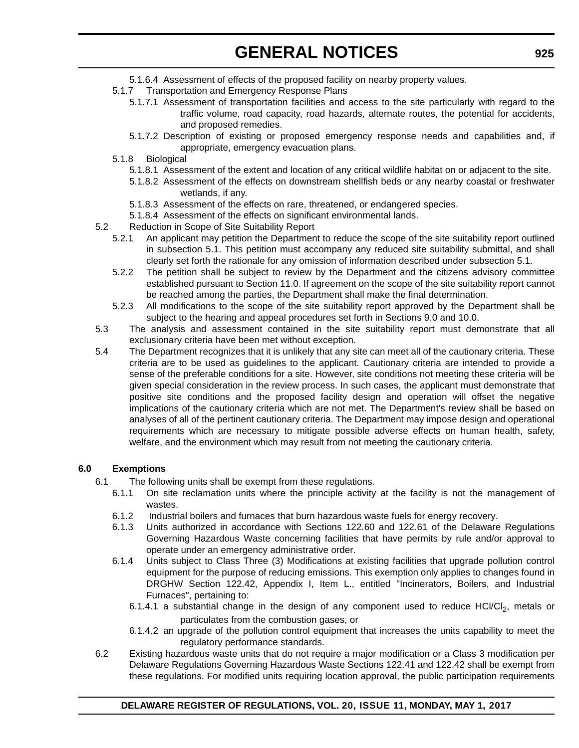5.1.6.4 Assessment of effects of the proposed facility on nearby property values.

5.1.7 Transportation and Emergency Response Plans

5.1.7.1 Assessment of transportation facilities and access to the site particularly with regard to the traffic volume, road capacity, road hazards, alternate routes, the potential for accidents, and proposed remedies.

5.1.7.2 Description of existing or proposed emergency response needs and capabilities and, if appropriate, emergency evacuation plans.

5.1.8 Biological

5.1.8.1 Assessment of the extent and location of any critical wildlife habitat on or adjacent to the site.

5.1.8.2 Assessment of the effects on downstream shellfish beds or any nearby coastal or freshwater wetlands, if any.

5.1.8.3 Assessment of the effects on rare, threatened, or endangered species.

5.1.8.4 Assessment of the effects on significant environmental lands.

5.2 Reduction in Scope of Site Suitability Report

5.2.1 An applicant may petition the Department to reduce the scope of the site suitability report outlined in subsection 5.1. This petition must accompany any reduced site suitability submittal, and shall clearly set forth the rationale for any omission of information described under subsection 5.1.

5.2.2 The petition shall be subject to review by the Department and the citizens advisory committee established pursuant to Section 11.0. If agreement on the scope of the site suitability report cannot be reached among the parties, the Department shall make the final determination.

5.2.3 All modifications to the scope of the site suitability report approved by the Department shall be subject to the hearing and appeal procedures set forth in Sections 9.0 and 10.0.

5.3 The analysis and assessment contained in the site suitability report must demonstrate that all exclusionary criteria have been met without exception.

5.4 The Department recognizes that it is unlikely that any site can meet all of the cautionary criteria. These criteria are to be used as guidelines to the applicant. Cautionary criteria are intended to provide a sense of the preferable conditions for a site. However, site conditions not meeting these criteria will be given special consideration in the review process. In such cases, the applicant must demonstrate that positive site conditions and the proposed facility design and operation will offset the negative implications of the cautionary criteria which are not met. The Department's review shall be based on analyses of all of the pertinent cautionary criteria. The Department may impose design and operational requirements which are necessary to mitigate possible adverse effects on human health, safety, welfare, and the environment which may result from not meeting the cautionary criteria.

**6.0 Exemptions**

6.1 The following units shall be exempt from these regulations.

6.1.1 On site reclamation units where the principle activity at the facility is not the management of wastes.

6.1.2 Industrial boilers and furnaces that burn hazardous waste fuels for energy recovery.

6.1.3 Units authorized in accordance with Sections 122.60 and 122.61 of the Delaware Regulations Governing Hazardous Waste concerning facilities that have permits by rule and/or approval to operate under an emergency administrative order.

6.1.4 Units subject to Class Three (3) Modifications at existing facilities that upgrade pollution control equipment for the purpose of reducing emissions. This exemption only applies to changes found in DRGHW Section 122.42, Appendix I, Item L., entitled "Incinerators, Boilers, and Industrial Furnaces", pertaining to:

6.1.4.1 a substantial change in the design of any component used to reduce $HCl/Cl_2$, metals or particulates from the combustion gases, or

6.1.4.2 an upgrade of the pollution control equipment that increases the units capability to meet the regulatory performance standards.

6.2 Existing hazardous waste units that do not require a major modification or a Class 3 modification per Delaware Regulations Governing Hazardous Waste Sections 122.41 and 122.42 shall be exempt from these regulations. For modified units requiring location approval, the public participation requirements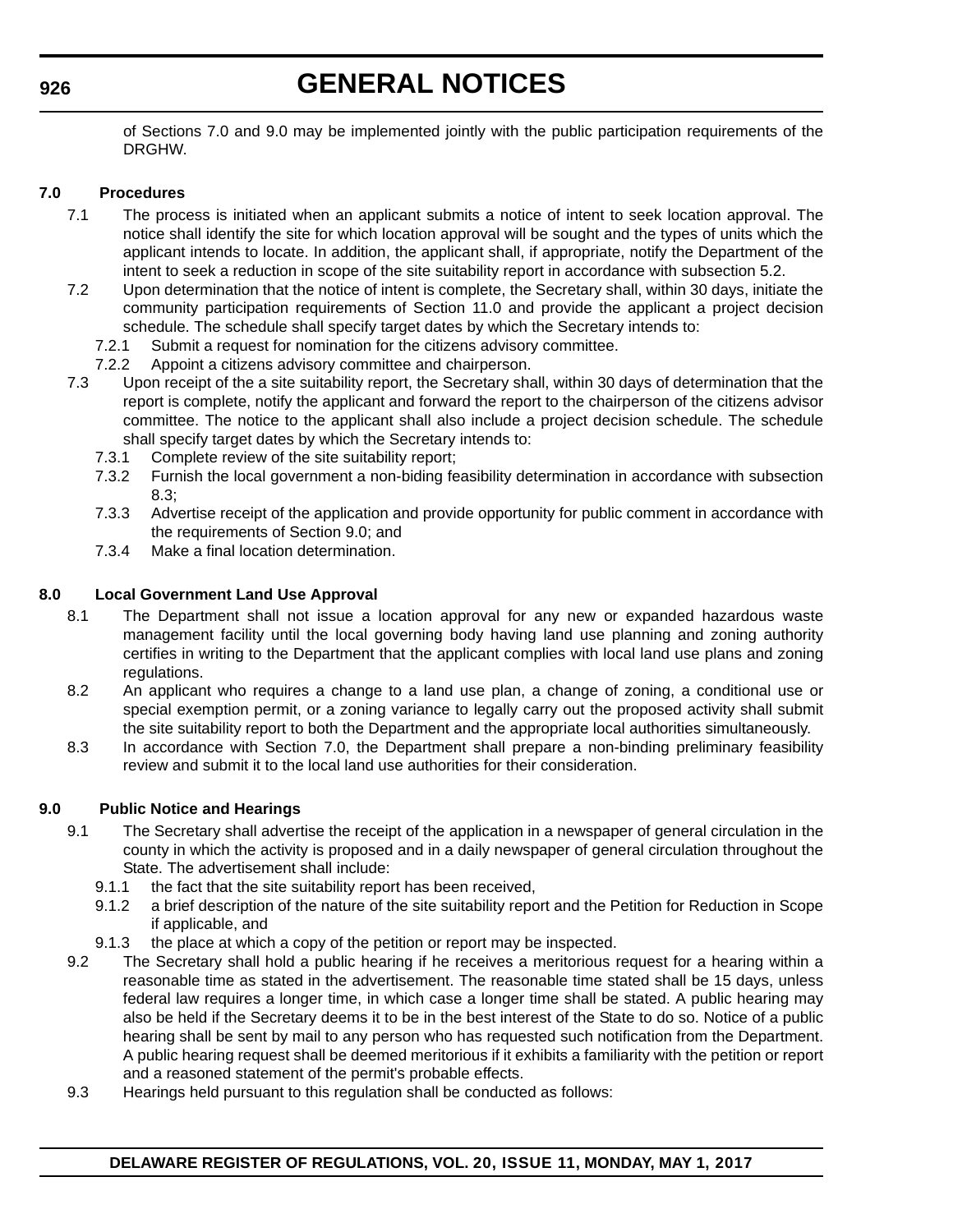of Sections 7.0 and 9.0 may be implemented jointly with the public participation requirements of the DRGHW.

**7.0 Procedures**

7.1 The process is initiated when an applicant submits a notice of intent to seek location approval. The notice shall identify the site for which location approval will be sought and the types of units which the applicant intends to locate. In addition, the applicant shall, if appropriate, notify the Department of the intent to seek a reduction in scope of the site suitability report in accordance with subsection 5.2.

7.2 Upon determination that the notice of intent is complete, the Secretary shall, within 30 days, initiate the community participation requirements of Section 11.0 and provide the applicant a project decision schedule. The schedule shall specify target dates by which the Secretary intends to:

7.2.1 Submit a request for nomination for the citizens advisory committee.

7.2.2 Appoint a citizens advisory committee and chairperson.

7.3 Upon receipt of the a site suitability report, the Secretary shall, within 30 days of determination that the report is complete, notify the applicant and forward the report to the chairperson of the citizens advisor committee. The notice to the applicant shall also include a project decision schedule. The schedule shall specify target dates by which the Secretary intends to:

7.3.1 Complete review of the site suitability report;

7.3.2 Furnish the local government a non-biding feasibility determination in accordance with subsection 8.3;

7.3.3 Advertise receipt of the application and provide opportunity for public comment in accordance with the requirements of Section 9.0; and

7.3.4 Make a final location determination.

**8.0 Local Government Land Use Approval**

8.1 The Department shall not issue a location approval for any new or expanded hazardous waste management facility until the local governing body having land use planning and zoning authority certifies in writing to the Department that the applicant complies with local land use plans and zoning regulations.

8.2 An applicant who requires a change to a land use plan, a change of zoning, a conditional use or special exemption permit, or a zoning variance to legally carry out the proposed activity shall submit the site suitability report to both the Department and the appropriate local authorities simultaneously.

8.3 In accordance with Section 7.0, the Department shall prepare a non-binding preliminary feasibility review and submit it to the local land use authorities for their consideration.

**9.0 Public Notice and Hearings**

9.1 The Secretary shall advertise the receipt of the application in a newspaper of general circulation in the county in which the activity is proposed and in a daily newspaper of general circulation throughout the State. The advertisement shall include:

9.1.1 the fact that the site suitability report has been received,

9.1.2 a brief description of the nature of the site suitability report and the Petition for Reduction in Scope if applicable, and

9.1.3 the place at which a copy of the petition or report may be inspected.

9.2 The Secretary shall hold a public hearing if he receives a meritorious request for a hearing within a reasonable time as stated in the advertisement. The reasonable time stated shall be 15 days, unless federal law requires a longer time, in which case a longer time shall be stated. A public hearing may also be held if the Secretary deems it to be in the best interest of the State to do so. Notice of a public hearing shall be sent by mail to any person who has requested such notification from the Department. A public hearing request shall be deemed meritorious if it exhibits a familiarity with the petition or report and a reasoned statement of the permit's probable effects.

9.3 Hearings held pursuant to this regulation shall be conducted as follows: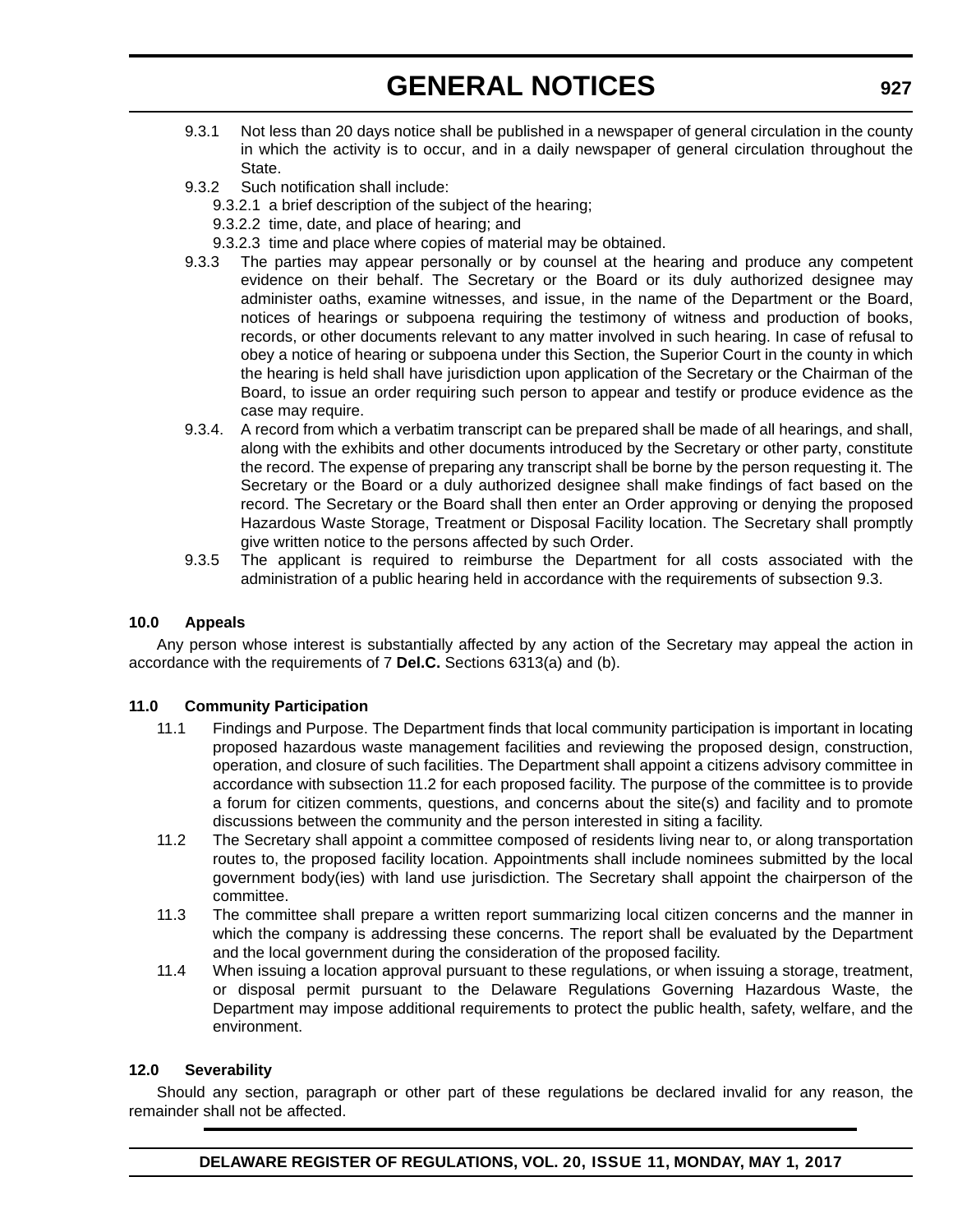9.3.1 Not less than 20 days notice shall be published in a newspaper of general circulation in the county in which the activity is to occur, and in a daily newspaper of general circulation throughout the State.

9.3.2 Such notification shall include:

9.3.2.1 a brief description of the subject of the hearing;

9.3.2.2 time, date, and place of hearing; and

9.3.2.3 time and place where copies of material may be obtained.

9.3.3 The parties may appear personally or by counsel at the hearing and produce any competent evidence on their behalf. The Secretary or the Board or its duly authorized designee may administer oaths, examine witnesses, and issue, in the name of the Department or the Board, notices of hearings or subpoena requiring the testimony of witness and production of books, records, or other documents relevant to any matter involved in such hearing. In case of refusal to obey a notice of hearing or subpoena under this Section, the Superior Court in the county in which the hearing is held shall have jurisdiction upon application of the Secretary or the Chairman of the Board, to issue an order requiring such person to appear and testify or produce evidence as the case may require.

9.3.4. A record from which a verbatim transcript can be prepared shall be made of all hearings, and shall, along with the exhibits and other documents introduced by the Secretary or other party, constitute the record. The expense of preparing any transcript shall be borne by the person requesting it. The Secretary or the Board or a duly authorized designee shall make findings of fact based on the record. The Secretary or the Board shall then enter an Order approving or denying the proposed Hazardous Waste Storage, Treatment or Disposal Facility location. The Secretary shall promptly give written notice to the persons affected by such Order.

9.3.5 The applicant is required to reimburse the Department for all costs associated with the administration of a public hearing held in accordance with the requirements of subsection 9.3.

**10.0 Appeals**

Any person whose interest is substantially affected by any action of the Secretary may appeal the action in accordance with the requirements of 7 **Del.C.** Sections 6313(a) and (b).

**11.0 Community Participation**

11.1 Findings and Purpose. The Department finds that local community participation is important in locating proposed hazardous waste management facilities and reviewing the proposed design, construction, operation, and closure of such facilities. The Department shall appoint a citizens advisory committee in accordance with subsection 11.2 for each proposed facility. The purpose of the committee is to provide a forum for citizen comments, questions, and concerns about the site(s) and facility and to promote discussions between the community and the person interested in siting a facility.

11.2 The Secretary shall appoint a committee composed of residents living near to, or along transportation routes to, the proposed facility location. Appointments shall include nominees submitted by the local government body(ies) with land use jurisdiction. The Secretary shall appoint the chairperson of the committee.

11.3 The committee shall prepare a written report summarizing local citizen concerns and the manner in which the company is addressing these concerns. The report shall be evaluated by the Department and the local government during the consideration of the proposed facility.

11.4 When issuing a location approval pursuant to these regulations, or when issuing a storage, treatment, or disposal permit pursuant to the Delaware Regulations Governing Hazardous Waste, the Department may impose additional requirements to protect the public health, safety, welfare, and the environment.

**12.0 Severability**

Should any section, paragraph or other part of these regulations be declared invalid for any reason, the remainder shall not be affected.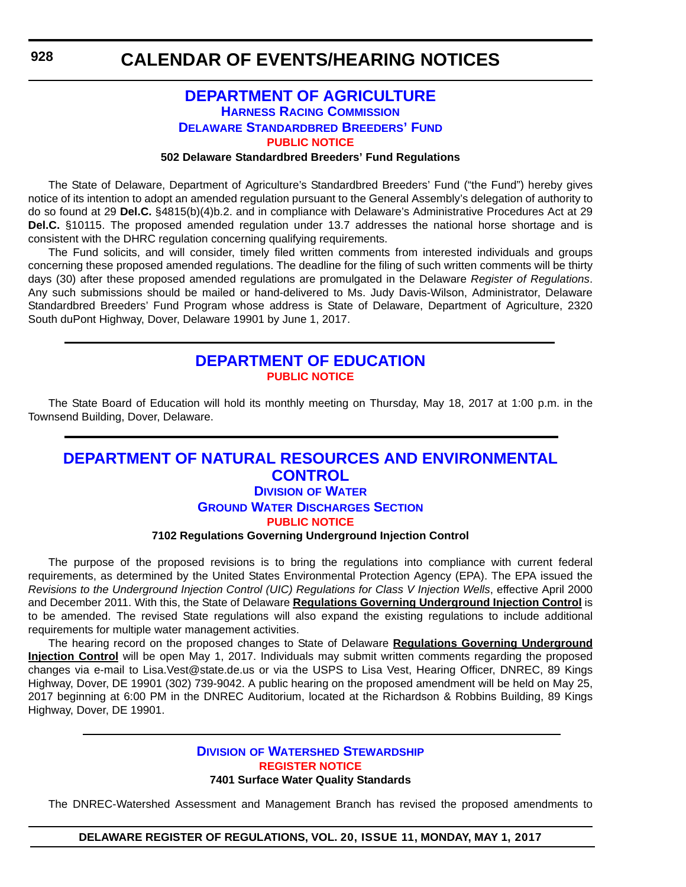# CALENDAR OF EVENTS/HEARING NOTICES

## DEPARTMENT OF AGRICULTURE

### HARNESS RACING COMMISSION

### DELAWARE STANDARDBRED BREEDERS' FUND

### PUBLIC NOTICE

**502 Delaware Standardbred Breeders' Fund Regulations**

The State of Delaware, Department of Agriculture's Standardbred Breeders' Fund ("the Fund") hereby gives notice of its intention to adopt an amended regulation pursuant to the General Assembly's delegation of authority to do so found at 29 **Del.C.** §4815(b)(4)b.2. and in compliance with Delaware's Administrative Procedures Act at 29 **Del.C.** §10115. The proposed amended regulation under 13.7 addresses the national horse shortage and is consistent with the DHRC regulation concerning qualifying requirements.

The Fund solicits, and will consider, timely filed written comments from interested individuals and groups concerning these proposed amended regulations. The deadline for the filing of such written comments will be thirty days (30) after these proposed amended regulations are promulgated in the Delaware *Register of Regulations*. Any such submissions should be mailed or hand-delivered to Ms. Judy Davis-Wilson, Administrator, Delaware Standardbred Breeders' Fund Program whose address is State of Delaware, Department of Agriculture, 2320 South duPont Highway, Dover, Delaware 19901 by June 1, 2017.

## DEPARTMENT OF EDUCATION

### PUBLIC NOTICE

The State Board of Education will hold its monthly meeting on Thursday, May 18, 2017 at 1:00 p.m. in the Townsend Building, Dover, Delaware.

## DEPARTMENT OF NATURAL RESOURCES AND ENVIRONMENTAL CONTROL

### DIVISION OF WATER

### GROUND WATER DISCHARGES SECTION

### PUBLIC NOTICE

**7102 Regulations Governing Underground Injection Control**

The purpose of the proposed revisions is to bring the regulations into compliance with current federal requirements, as determined by the United States Environmental Protection Agency (EPA). The EPA issued the *Revisions to the Underground Injection Control (UIC) Regulations for Class V Injection Wells*, effective April 2000 and December 2011. With this, the State of Delaware **Regulations Governing Underground Injection Control** is to be amended. The revised State regulations will also expand the existing regulations to include additional requirements for multiple water management activities.

The hearing record on the proposed changes to State of Delaware **Regulations Governing Underground Injection Control** will be open May 1, 2017. Individuals may submit written comments regarding the proposed changes via e-mail to Lisa.Vest@state.de.us or via the USPS to Lisa Vest, Hearing Officer, DNREC, 89 Kings Highway, Dover, DE 19901 (302) 739-9042. A public hearing on the proposed amendment will be held on May 25, 2017 beginning at 6:00 PM in the DNREC Auditorium, located at the Richardson & Robbins Building, 89 Kings Highway, Dover, DE 19901.

### DIVISION OF WATERSHED STEWARDSHIP

### REGISTER NOTICE

**7401 Surface Water Quality Standards**

The DNREC-Watershed Assessment and Management Branch has revised the proposed amendments to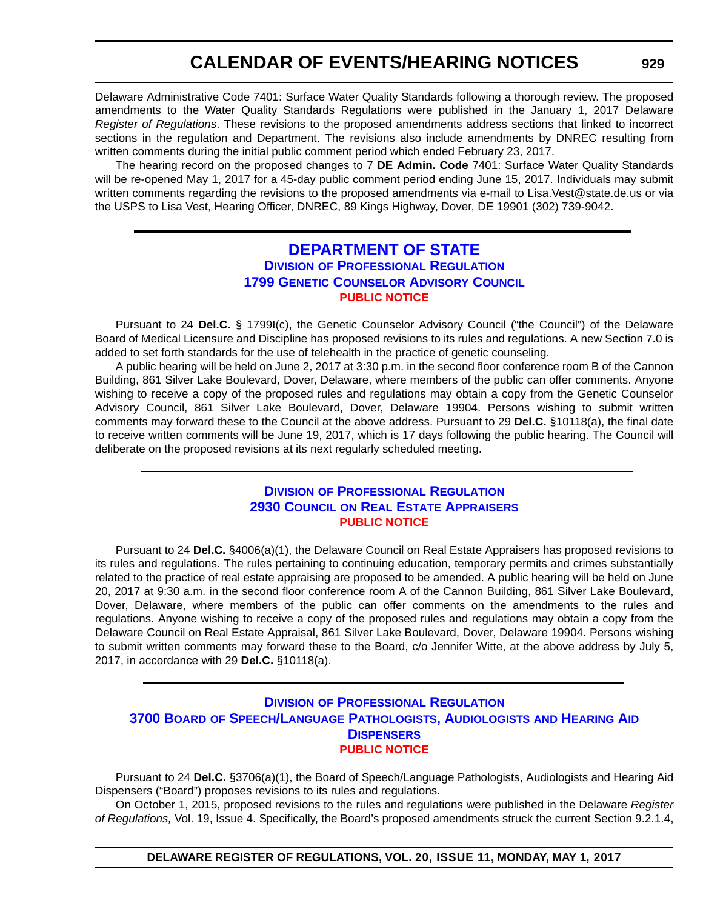Delaware Administrative Code 7401: Surface Water Quality Standards following a thorough review. The proposed amendments to the Water Quality Standards Regulations were published in the January 1, 2017 Delaware *Register of Regulations*. These revisions to the proposed amendments address sections that linked to incorrect sections in the regulation and Department. The revisions also include amendments by DNREC resulting from written comments during the initial public comment period which ended February 23, 2017.

The hearing record on the proposed changes to 7 **DE Admin. Code** 7401: Surface Water Quality Standards will be re-opened May 1, 2017 for a 45-day public comment period ending June 15, 2017. Individuals may submit written comments regarding the revisions to the proposed amendments via e-mail to Lisa.Vest@state.de.us or via the USPS to Lisa Vest, Hearing Officer, DNREC, 89 Kings Highway, Dover, DE 19901 (302) 739-9042.

---

## DEPARTMENT OF STATE

### Division of Professional Regulation

### 1799 Genetic Counselor Advisory Council

### PUBLIC NOTICE

Pursuant to 24 **Del.C.** § 1799I(c), the Genetic Counselor Advisory Council ("the Council") of the Delaware Board of Medical Licensure and Discipline has proposed revisions to its rules and regulations. A new Section 7.0 is added to set forth standards for the use of telehealth in the practice of genetic counseling.

A public hearing will be held on June 2, 2017 at 3:30 p.m. in the second floor conference room B of the Cannon Building, 861 Silver Lake Boulevard, Dover, Delaware, where members of the public can offer comments. Anyone wishing to receive a copy of the proposed rules and regulations may obtain a copy from the Genetic Counselor Advisory Council, 861 Silver Lake Boulevard, Dover, Delaware 19904. Persons wishing to submit written comments may forward these to the Council at the above address. Pursuant to 29 **Del.C.** §10118(a), the final date to receive written comments will be June 19, 2017, which is 17 days following the public hearing. The Council will deliberate on the proposed revisions at its next regularly scheduled meeting.

---

### Division of Professional Regulation

### 2930 Council on Real Estate Appraisers

### PUBLIC NOTICE

Pursuant to 24 **Del.C.** §4006(a)(1), the Delaware Council on Real Estate Appraisers has proposed revisions to its rules and regulations. The rules pertaining to continuing education, temporary permits and crimes substantially related to the practice of real estate appraising are proposed to be amended. A public hearing will be held on June 20, 2017 at 9:30 a.m. in the second floor conference room A of the Cannon Building, 861 Silver Lake Boulevard, Dover, Delaware, where members of the public can offer comments on the amendments to the rules and regulations. Anyone wishing to receive a copy of the proposed rules and regulations may obtain a copy from the Delaware Council on Real Estate Appraisal, 861 Silver Lake Boulevard, Dover, Delaware 19904. Persons wishing to submit written comments may forward these to the Board, c/o Jennifer Witte, at the above address by July 5, 2017, in accordance with 29 **Del.C.** §10118(a).

---

### Division of Professional Regulation

### 3700 Board of Speech/Language Pathologists, Audiologists and Hearing Aid Dispensers

### PUBLIC NOTICE

Pursuant to 24 **Del.C.** §3706(a)(1), the Board of Speech/Language Pathologists, Audiologists and Hearing Aid Dispensers ("Board") proposes revisions to its rules and regulations.

On October 1, 2015, proposed revisions to the rules and regulations were published in the Delaware *Register of Regulations,* Vol. 19, Issue 4. Specifically, the Board's proposed amendments struck the current Section 9.2.1.4,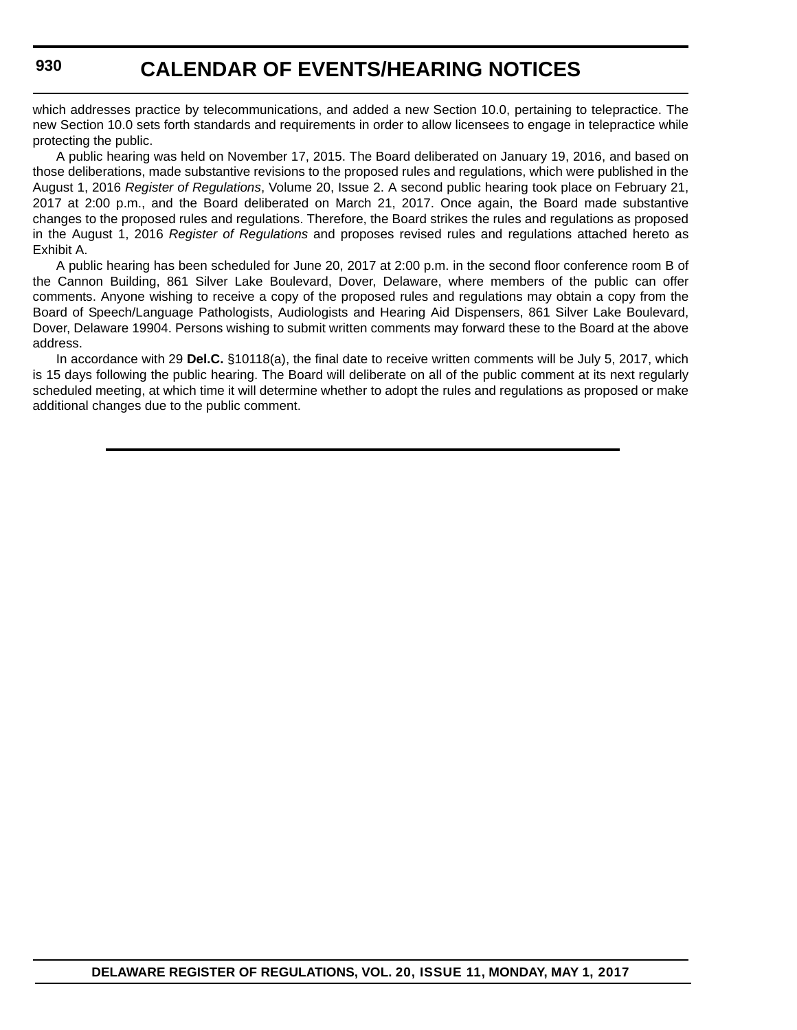which addresses practice by telecommunications, and added a new Section 10.0, pertaining to telepractice. The new Section 10.0 sets forth standards and requirements in order to allow licensees to engage in telepractice while protecting the public.

A public hearing was held on November 17, 2015. The Board deliberated on January 19, 2016, and based on those deliberations, made substantive revisions to the proposed rules and regulations, which were published in the August 1, 2016 *Register of Regulations*, Volume 20, Issue 2. A second public hearing took place on February 21, 2017 at 2:00 p.m., and the Board deliberated on March 21, 2017. Once again, the Board made substantive changes to the proposed rules and regulations. Therefore, the Board strikes the rules and regulations as proposed in the August 1, 2016 *Register of Regulations* and proposes revised rules and regulations attached hereto as Exhibit A.

A public hearing has been scheduled for June 20, 2017 at 2:00 p.m. in the second floor conference room B of the Cannon Building, 861 Silver Lake Boulevard, Dover, Delaware, where members of the public can offer comments. Anyone wishing to receive a copy of the proposed rules and regulations may obtain a copy from the Board of Speech/Language Pathologists, Audiologists and Hearing Aid Dispensers, 861 Silver Lake Boulevard, Dover, Delaware 19904. Persons wishing to submit written comments may forward these to the Board at the above address.

In accordance with 29 **Del.C.** §10118(a), the final date to receive written comments will be July 5, 2017, which is 15 days following the public hearing. The Board will deliberate on all of the public comment at its next regularly scheduled meeting, at which time it will determine whether to adopt the rules and regulations as proposed or make additional changes due to the public comment.